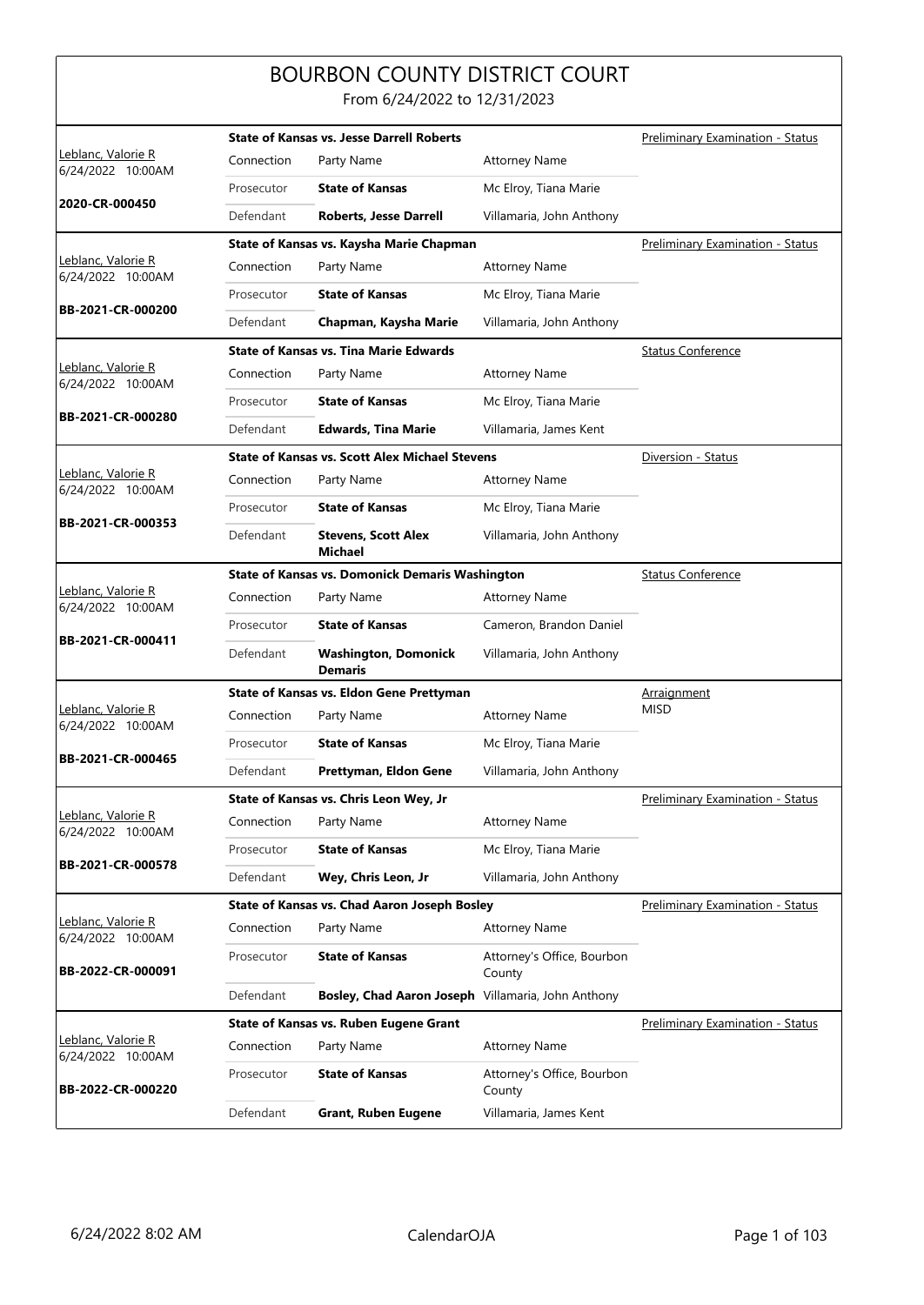# BOURBON COUNTY DISTRICT COURT

From 6/24/2022 to 12/31/2023

| Judge / Date / Case | Case Title | | | Hearing Type |
|---|---|---|---|---|
| Leblanc, Valorie R<br>6/24/2022 10:00AM<br>**2020-CR-000450** | **State of Kansas vs. Jesse Darrell Roberts** | | | Preliminary Examination - Status |
| | Connection | Party Name | Attorney Name | |
| | Prosecutor | **State of Kansas** | Mc Elroy, Tiana Marie | |
| | Defendant | **Roberts, Jesse Darrell** | Villamaria, John Anthony | |
| Leblanc, Valorie R<br>6/24/2022 10:00AM<br>**BB-2021-CR-000200** | **State of Kansas vs. Kaysha Marie Chapman** | | | Preliminary Examination - Status |
| | Connection | Party Name | Attorney Name | |
| | Prosecutor | **State of Kansas** | Mc Elroy, Tiana Marie | |
| | Defendant | **Chapman, Kaysha Marie** | Villamaria, John Anthony | |
| Leblanc, Valorie R<br>6/24/2022 10:00AM<br>**BB-2021-CR-000280** | **State of Kansas vs. Tina Marie Edwards** | | | Status Conference |
| | Connection | Party Name | Attorney Name | |
| | Prosecutor | **State of Kansas** | Mc Elroy, Tiana Marie | |
| | Defendant | **Edwards, Tina Marie** | Villamaria, James Kent | |
| Leblanc, Valorie R<br>6/24/2022 10:00AM<br>**BB-2021-CR-000353** | **State of Kansas vs. Scott Alex Michael Stevens** | | | Diversion - Status |
| | Connection | Party Name | Attorney Name | |
| | Prosecutor | **State of Kansas** | Mc Elroy, Tiana Marie | |
| | Defendant | **Stevens, Scott Alex Michael** | Villamaria, John Anthony | |
| Leblanc, Valorie R<br>6/24/2022 10:00AM<br>**BB-2021-CR-000411** | **State of Kansas vs. Domonick Demaris Washington** | | | Status Conference |
| | Connection | Party Name | Attorney Name | |
| | Prosecutor | **State of Kansas** | Cameron, Brandon Daniel | |
| | Defendant | **Washington, Domonick Demaris** | Villamaria, John Anthony | |
| Leblanc, Valorie R<br>6/24/2022 10:00AM<br>**BB-2021-CR-000465** | **State of Kansas vs. Eldon Gene Prettyman** | | | Arraignment<br>MISD |
| | Connection | Party Name | Attorney Name | |
| | Prosecutor | **State of Kansas** | Mc Elroy, Tiana Marie | |
| | Defendant | **Prettyman, Eldon Gene** | Villamaria, John Anthony | |
| Leblanc, Valorie R<br>6/24/2022 10:00AM<br>**BB-2021-CR-000578** | **State of Kansas vs. Chris Leon Wey, Jr** | | | Preliminary Examination - Status |
| | Connection | Party Name | Attorney Name | |
| | Prosecutor | **State of Kansas** | Mc Elroy, Tiana Marie | |
| | Defendant | **Wey, Chris Leon, Jr** | Villamaria, John Anthony | |
| Leblanc, Valorie R<br>6/24/2022 10:00AM<br>**BB-2022-CR-000091** | **State of Kansas vs. Chad Aaron Joseph Bosley** | | | Preliminary Examination - Status |
| | Connection | Party Name | Attorney Name | |
| | Prosecutor | **State of Kansas** | Attorney's Office, Bourbon County | |
| | Defendant | **Bosley, Chad Aaron Joseph** | Villamaria, John Anthony | |
| Leblanc, Valorie R<br>6/24/2022 10:00AM<br>**BB-2022-CR-000220** | **State of Kansas vs. Ruben Eugene Grant** | | | Preliminary Examination - Status |
| | Connection | Party Name | Attorney Name | |
| | Prosecutor | **State of Kansas** | Attorney's Office, Bourbon County | |
| | Defendant | **Grant, Ruben Eugene** | Villamaria, James Kent | |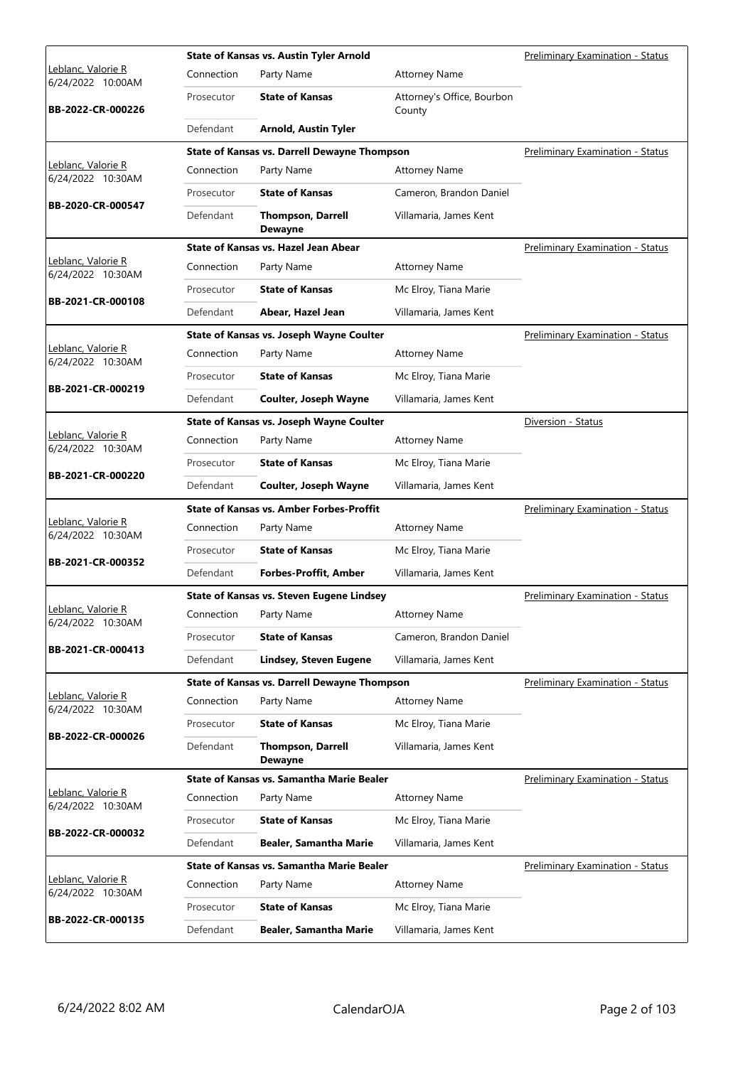| Judge / Date / Case | | Case Title | | Hearing Type |
|---|---|---|---|---|
| Leblanc, Valorie R 6/24/2022 10:00AM **BB-2022-CR-000226** | | **State of Kansas vs. Austin Tyler Arnold** | | Preliminary Examination - Status |
| | Connection | Party Name | Attorney Name | |
| | Prosecutor | **State of Kansas** | Attorney's Office, Bourbon County | |
| | Defendant | **Arnold, Austin Tyler** | | |
| Leblanc, Valorie R 6/24/2022 10:30AM **BB-2020-CR-000547** | | **State of Kansas vs. Darrell Dewayne Thompson** | | Preliminary Examination - Status |
| | Connection | Party Name | Attorney Name | |
| | Prosecutor | **State of Kansas** | Cameron, Brandon Daniel | |
| | Defendant | **Thompson, Darrell Dewayne** | Villamaria, James Kent | |
| Leblanc, Valorie R 6/24/2022 10:30AM **BB-2021-CR-000108** | | **State of Kansas vs. Hazel Jean Abear** | | Preliminary Examination - Status |
| | Connection | Party Name | Attorney Name | |
| | Prosecutor | **State of Kansas** | Mc Elroy, Tiana Marie | |
| | Defendant | **Abear, Hazel Jean** | Villamaria, James Kent | |
| Leblanc, Valorie R 6/24/2022 10:30AM **BB-2021-CR-000219** | | **State of Kansas vs. Joseph Wayne Coulter** | | Preliminary Examination - Status |
| | Connection | Party Name | Attorney Name | |
| | Prosecutor | **State of Kansas** | Mc Elroy, Tiana Marie | |
| | Defendant | **Coulter, Joseph Wayne** | Villamaria, James Kent | |
| Leblanc, Valorie R 6/24/2022 10:30AM **BB-2021-CR-000220** | | **State of Kansas vs. Joseph Wayne Coulter** | | Diversion - Status |
| | Connection | Party Name | Attorney Name | |
| | Prosecutor | **State of Kansas** | Mc Elroy, Tiana Marie | |
| | Defendant | **Coulter, Joseph Wayne** | Villamaria, James Kent | |
| Leblanc, Valorie R 6/24/2022 10:30AM **BB-2021-CR-000352** | | **State of Kansas vs. Amber Forbes-Proffit** | | Preliminary Examination - Status |
| | Connection | Party Name | Attorney Name | |
| | Prosecutor | **State of Kansas** | Mc Elroy, Tiana Marie | |
| | Defendant | **Forbes-Proffit, Amber** | Villamaria, James Kent | |
| Leblanc, Valorie R 6/24/2022 10:30AM **BB-2021-CR-000413** | | **State of Kansas vs. Steven Eugene Lindsey** | | Preliminary Examination - Status |
| | Connection | Party Name | Attorney Name | |
| | Prosecutor | **State of Kansas** | Cameron, Brandon Daniel | |
| | Defendant | **Lindsey, Steven Eugene** | Villamaria, James Kent | |
| Leblanc, Valorie R 6/24/2022 10:30AM **BB-2022-CR-000026** | | **State of Kansas vs. Darrell Dewayne Thompson** | | Preliminary Examination - Status |
| | Connection | Party Name | Attorney Name | |
| | Prosecutor | **State of Kansas** | Mc Elroy, Tiana Marie | |
| | Defendant | **Thompson, Darrell Dewayne** | Villamaria, James Kent | |
| Leblanc, Valorie R 6/24/2022 10:30AM **BB-2022-CR-000032** | | **State of Kansas vs. Samantha Marie Bealer** | | Preliminary Examination - Status |
| | Connection | Party Name | Attorney Name | |
| | Prosecutor | **State of Kansas** | Mc Elroy, Tiana Marie | |
| | Defendant | **Bealer, Samantha Marie** | Villamaria, James Kent | |
| Leblanc, Valorie R 6/24/2022 10:30AM **BB-2022-CR-000135** | | **State of Kansas vs. Samantha Marie Bealer** | | Preliminary Examination - Status |
| | Connection | Party Name | Attorney Name | |
| | Prosecutor | **State of Kansas** | Mc Elroy, Tiana Marie | |
| | Defendant | **Bealer, Samantha Marie** | Villamaria, James Kent | |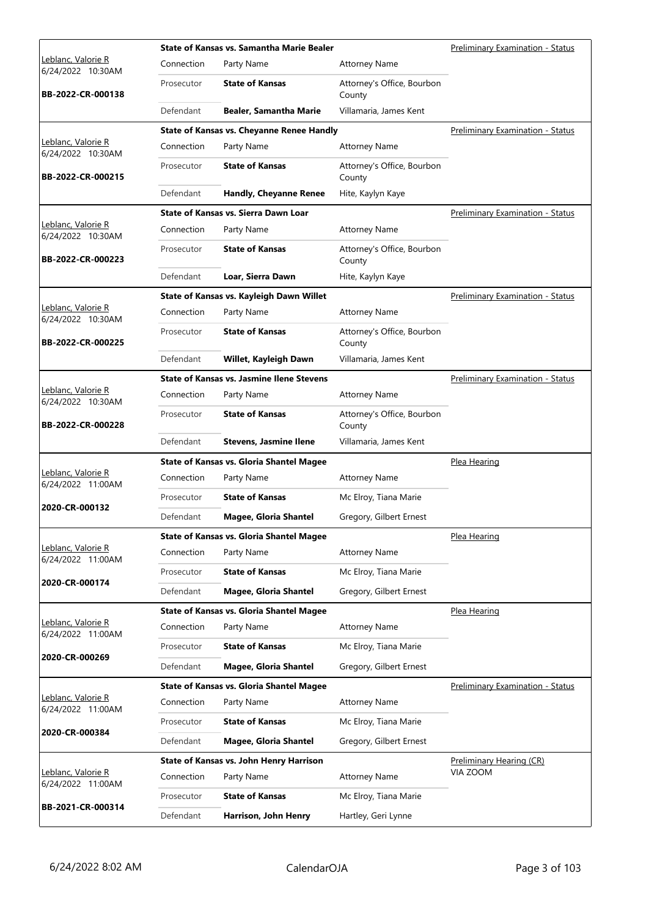| Judge / Date / Case | Connection | Party Name | Attorney Name | Hearing Type |
|---|---|---|---|---|
| Leblanc, Valorie R 6/24/2022 10:30AM **BB-2022-CR-000138** | | **State of Kansas vs. Samantha Marie Bealer** | | Preliminary Examination - Status |
| | Prosecutor | **State of Kansas** | Attorney's Office, Bourbon County | |
| | Defendant | **Bealer, Samantha Marie** | Villamaria, James Kent | |
| Leblanc, Valorie R 6/24/2022 10:30AM **BB-2022-CR-000215** | | **State of Kansas vs. Cheyanne Renee Handly** | | Preliminary Examination - Status |
| | Prosecutor | **State of Kansas** | Attorney's Office, Bourbon County | |
| | Defendant | **Handly, Cheyanne Renee** | Hite, Kaylyn Kaye | |
| Leblanc, Valorie R 6/24/2022 10:30AM **BB-2022-CR-000223** | | **State of Kansas vs. Sierra Dawn Loar** | | Preliminary Examination - Status |
| | Prosecutor | **State of Kansas** | Attorney's Office, Bourbon County | |
| | Defendant | **Loar, Sierra Dawn** | Hite, Kaylyn Kaye | |
| Leblanc, Valorie R 6/24/2022 10:30AM **BB-2022-CR-000225** | | **State of Kansas vs. Kayleigh Dawn Willet** | | Preliminary Examination - Status |
| | Prosecutor | **State of Kansas** | Attorney's Office, Bourbon County | |
| | Defendant | **Willet, Kayleigh Dawn** | Villamaria, James Kent | |
| Leblanc, Valorie R 6/24/2022 10:30AM **BB-2022-CR-000228** | | **State of Kansas vs. Jasmine Ilene Stevens** | | Preliminary Examination - Status |
| | Prosecutor | **State of Kansas** | Attorney's Office, Bourbon County | |
| | Defendant | **Stevens, Jasmine Ilene** | Villamaria, James Kent | |
| Leblanc, Valorie R 6/24/2022 11:00AM **2020-CR-000132** | | **State of Kansas vs. Gloria Shantel Magee** | | Plea Hearing |
| | Prosecutor | **State of Kansas** | Mc Elroy, Tiana Marie | |
| | Defendant | **Magee, Gloria Shantel** | Gregory, Gilbert Ernest | |
| Leblanc, Valorie R 6/24/2022 11:00AM **2020-CR-000174** | | **State of Kansas vs. Gloria Shantel Magee** | | Plea Hearing |
| | Prosecutor | **State of Kansas** | Mc Elroy, Tiana Marie | |
| | Defendant | **Magee, Gloria Shantel** | Gregory, Gilbert Ernest | |
| Leblanc, Valorie R 6/24/2022 11:00AM **2020-CR-000269** | | **State of Kansas vs. Gloria Shantel Magee** | | Plea Hearing |
| | Prosecutor | **State of Kansas** | Mc Elroy, Tiana Marie | |
| | Defendant | **Magee, Gloria Shantel** | Gregory, Gilbert Ernest | |
| Leblanc, Valorie R 6/24/2022 11:00AM **2020-CR-000384** | | **State of Kansas vs. Gloria Shantel Magee** | | Preliminary Examination - Status |
| | Prosecutor | **State of Kansas** | Mc Elroy, Tiana Marie | |
| | Defendant | **Magee, Gloria Shantel** | Gregory, Gilbert Ernest | |
| Leblanc, Valorie R 6/24/2022 11:00AM **BB-2021-CR-000314** | | **State of Kansas vs. John Henry Harrison** | | Preliminary Hearing (CR) VIA ZOOM |
| | Prosecutor | **State of Kansas** | Mc Elroy, Tiana Marie | |
| | Defendant | **Harrison, John Henry** | Hartley, Geri Lynne | |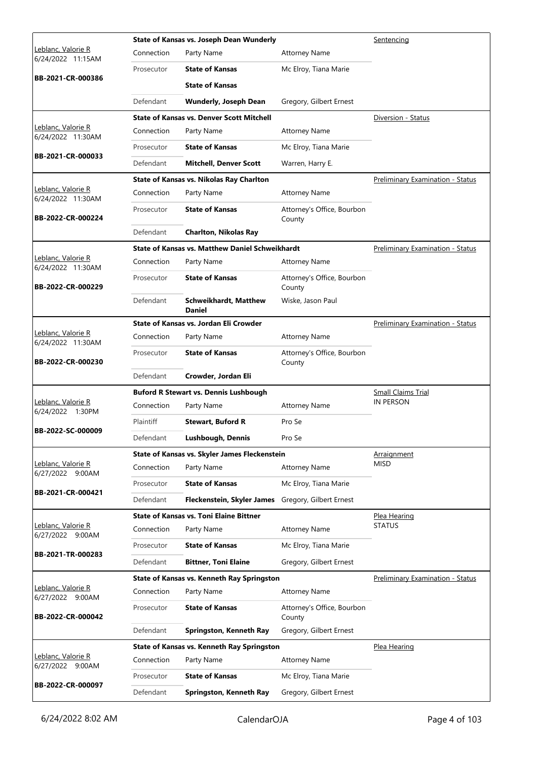| Judge / Date / Case | Case Title | Connection | Party Name | Attorney Name | Hearing Type |
|---|---|---|---|---|---|
| Leblanc, Valorie R 6/24/2022 11:15AM **BB-2021-CR-000386** | **State of Kansas vs. Joseph Dean Wunderly** | Connection | Party Name | Attorney Name | Sentencing |
| | | Prosecutor | **State of Kansas** | Mc Elroy, Tiana Marie | |
| | | | **State of Kansas** | | |
| | | Defendant | **Wunderly, Joseph Dean** | Gregory, Gilbert Ernest | |
| Leblanc, Valorie R 6/24/2022 11:30AM **BB-2021-CR-000033** | **State of Kansas vs. Denver Scott Mitchell** | Connection | Party Name | Attorney Name | Diversion - Status |
| | | Prosecutor | **State of Kansas** | Mc Elroy, Tiana Marie | |
| | | Defendant | **Mitchell, Denver Scott** | Warren, Harry E. | |
| Leblanc, Valorie R 6/24/2022 11:30AM **BB-2022-CR-000224** | **State of Kansas vs. Nikolas Ray Charlton** | Connection | Party Name | Attorney Name | Preliminary Examination - Status |
| | | Prosecutor | **State of Kansas** | Attorney's Office, Bourbon County | |
| | | Defendant | **Charlton, Nikolas Ray** | | |
| Leblanc, Valorie R 6/24/2022 11:30AM **BB-2022-CR-000229** | **State of Kansas vs. Matthew Daniel Schweikhardt** | Connection | Party Name | Attorney Name | Preliminary Examination - Status |
| | | Prosecutor | **State of Kansas** | Attorney's Office, Bourbon County | |
| | | Defendant | **Schweikhardt, Matthew Daniel** | Wiske, Jason Paul | |
| Leblanc, Valorie R 6/24/2022 11:30AM **BB-2022-CR-000230** | **State of Kansas vs. Jordan Eli Crowder** | Connection | Party Name | Attorney Name | Preliminary Examination - Status |
| | | Prosecutor | **State of Kansas** | Attorney's Office, Bourbon County | |
| | | Defendant | **Crowder, Jordan Eli** | | |
| Leblanc, Valorie R 6/24/2022 1:30PM **BB-2022-SC-000009** | **Buford R Stewart vs. Dennis Lushbough** | Connection | Party Name | Attorney Name | Small Claims Trial IN PERSON |
| | | Plaintiff | **Stewart, Buford R** | Pro Se | |
| | | Defendant | **Lushbough, Dennis** | Pro Se | |
| Leblanc, Valorie R 6/27/2022 9:00AM **BB-2021-CR-000421** | **State of Kansas vs. Skyler James Fleckenstein** | Connection | Party Name | Attorney Name | Arraignment MISD |
| | | Prosecutor | **State of Kansas** | Mc Elroy, Tiana Marie | |
| | | Defendant | **Fleckenstein, Skyler James** | Gregory, Gilbert Ernest | |
| Leblanc, Valorie R 6/27/2022 9:00AM **BB-2021-TR-000283** | **State of Kansas vs. Toni Elaine Bittner** | Connection | Party Name | Attorney Name | Plea Hearing STATUS |
| | | Prosecutor | **State of Kansas** | Mc Elroy, Tiana Marie | |
| | | Defendant | **Bittner, Toni Elaine** | Gregory, Gilbert Ernest | |
| Leblanc, Valorie R 6/27/2022 9:00AM **BB-2022-CR-000042** | **State of Kansas vs. Kenneth Ray Springston** | Connection | Party Name | Attorney Name | Preliminary Examination - Status |
| | | Prosecutor | **State of Kansas** | Attorney's Office, Bourbon County | |
| | | Defendant | **Springston, Kenneth Ray** | Gregory, Gilbert Ernest | |
| Leblanc, Valorie R 6/27/2022 9:00AM **BB-2022-CR-000097** | **State of Kansas vs. Kenneth Ray Springston** | Connection | Party Name | Attorney Name | Plea Hearing |
| | | Prosecutor | **State of Kansas** | Mc Elroy, Tiana Marie | |
| | | Defendant | **Springston, Kenneth Ray** | Gregory, Gilbert Ernest | |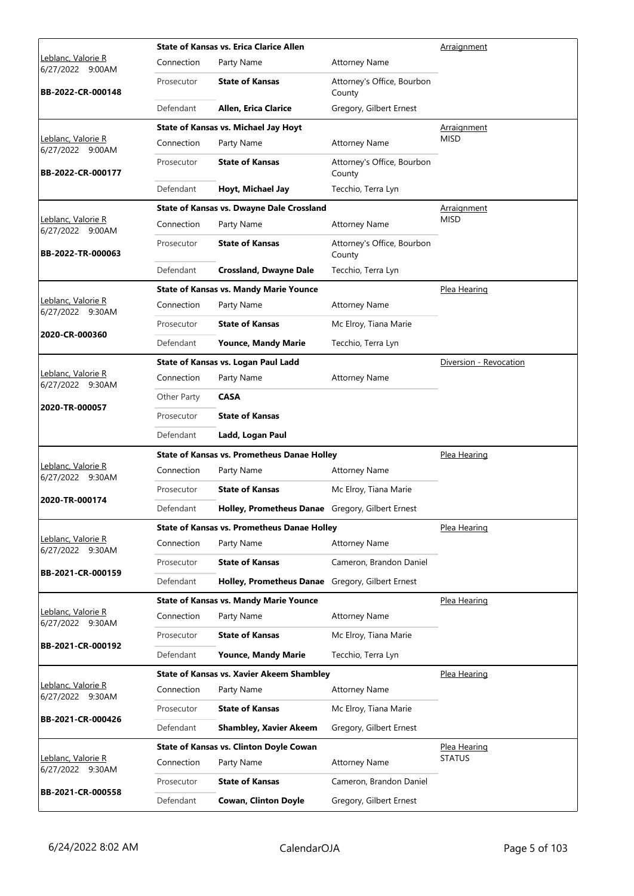| Judge / Date / Case | Connection | Party Name | Attorney Name | Hearing Type |
|---|---|---|---|---|
| Leblanc, Valorie R 6/27/2022 9:00AM **BB-2022-CR-000148** | **State of Kansas vs. Erica Clarice Allen** | | | Arraignment |
| | Prosecutor | **State of Kansas** | Attorney's Office, Bourbon County | |
| | Defendant | **Allen, Erica Clarice** | Gregory, Gilbert Ernest | |
| Leblanc, Valorie R 6/27/2022 9:00AM **BB-2022-CR-000177** | **State of Kansas vs. Michael Jay Hoyt** | | | Arraignment MISD |
| | Prosecutor | **State of Kansas** | Attorney's Office, Bourbon County | |
| | Defendant | **Hoyt, Michael Jay** | Tecchio, Terra Lyn | |
| Leblanc, Valorie R 6/27/2022 9:00AM **BB-2022-TR-000063** | **State of Kansas vs. Dwayne Dale Crossland** | | | Arraignment MISD |
| | Prosecutor | **State of Kansas** | Attorney's Office, Bourbon County | |
| | Defendant | **Crossland, Dwayne Dale** | Tecchio, Terra Lyn | |
| Leblanc, Valorie R 6/27/2022 9:30AM **2020-CR-000360** | **State of Kansas vs. Mandy Marie Younce** | | | Plea Hearing |
| | Prosecutor | **State of Kansas** | Mc Elroy, Tiana Marie | |
| | Defendant | **Younce, Mandy Marie** | Tecchio, Terra Lyn | |
| Leblanc, Valorie R 6/27/2022 9:30AM **2020-TR-000057** | **State of Kansas vs. Logan Paul Ladd** | | | Diversion - Revocation |
| | Other Party | **CASA** | | |
| | Prosecutor | **State of Kansas** | | |
| | Defendant | **Ladd, Logan Paul** | | |
| Leblanc, Valorie R 6/27/2022 9:30AM **2020-TR-000174** | **State of Kansas vs. Prometheus Danae Holley** | | | Plea Hearing |
| | Prosecutor | **State of Kansas** | Mc Elroy, Tiana Marie | |
| | Defendant | **Holley, Prometheus Danae** | Gregory, Gilbert Ernest | |
| Leblanc, Valorie R 6/27/2022 9:30AM **BB-2021-CR-000159** | **State of Kansas vs. Prometheus Danae Holley** | | | Plea Hearing |
| | Prosecutor | **State of Kansas** | Cameron, Brandon Daniel | |
| | Defendant | **Holley, Prometheus Danae** | Gregory, Gilbert Ernest | |
| Leblanc, Valorie R 6/27/2022 9:30AM **BB-2021-CR-000192** | **State of Kansas vs. Mandy Marie Younce** | | | Plea Hearing |
| | Prosecutor | **State of Kansas** | Mc Elroy, Tiana Marie | |
| | Defendant | **Younce, Mandy Marie** | Tecchio, Terra Lyn | |
| Leblanc, Valorie R 6/27/2022 9:30AM **BB-2021-CR-000426** | **State of Kansas vs. Xavier Akeem Shambley** | | | Plea Hearing |
| | Prosecutor | **State of Kansas** | Mc Elroy, Tiana Marie | |
| | Defendant | **Shambley, Xavier Akeem** | Gregory, Gilbert Ernest | |
| Leblanc, Valorie R 6/27/2022 9:30AM **BB-2021-CR-000558** | **State of Kansas vs. Clinton Doyle Cowan** | | | Plea Hearing STATUS |
| | Prosecutor | **State of Kansas** | Cameron, Brandon Daniel | |
| | Defendant | **Cowan, Clinton Doyle** | Gregory, Gilbert Ernest | |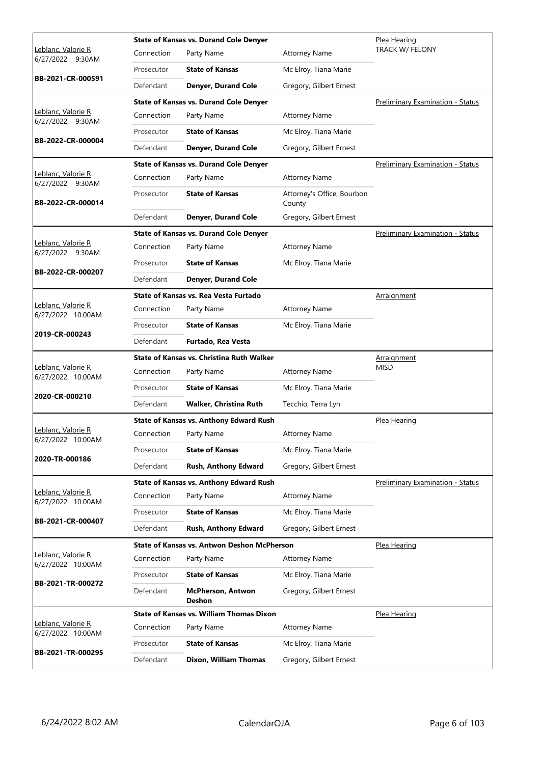| Judge / Date / Case | Case Title | Connection | Party Name | Attorney Name | Hearing Type |
|---|---|---|---|---|---|
| Leblanc, Valorie R 6/27/2022 9:30AM BB-2021-CR-000591 | State of Kansas vs. Durand Cole Denyer | Prosecutor | **State of Kansas** | Mc Elroy, Tiana Marie | Plea Hearing TRACK W/ FELONY |
| | | Defendant | **Denyer, Durand Cole** | Gregory, Gilbert Ernest | |
| Leblanc, Valorie R 6/27/2022 9:30AM BB-2022-CR-000004 | State of Kansas vs. Durand Cole Denyer | Prosecutor | **State of Kansas** | Mc Elroy, Tiana Marie | Preliminary Examination - Status |
| | | Defendant | **Denyer, Durand Cole** | Gregory, Gilbert Ernest | |
| Leblanc, Valorie R 6/27/2022 9:30AM BB-2022-CR-000014 | State of Kansas vs. Durand Cole Denyer | Prosecutor | **State of Kansas** | Attorney's Office, Bourbon County | Preliminary Examination - Status |
| | | Defendant | **Denyer, Durand Cole** | Gregory, Gilbert Ernest | |
| Leblanc, Valorie R 6/27/2022 9:30AM BB-2022-CR-000207 | State of Kansas vs. Durand Cole Denyer | Prosecutor | **State of Kansas** | Mc Elroy, Tiana Marie | Preliminary Examination - Status |
| | | Defendant | **Denyer, Durand Cole** | | |
| Leblanc, Valorie R 6/27/2022 10:00AM 2019-CR-000243 | State of Kansas vs. Rea Vesta Furtado | Prosecutor | **State of Kansas** | Mc Elroy, Tiana Marie | Arraignment |
| | | Defendant | **Furtado, Rea Vesta** | | |
| Leblanc, Valorie R 6/27/2022 10:00AM 2020-CR-000210 | State of Kansas vs. Christina Ruth Walker | Prosecutor | **State of Kansas** | Mc Elroy, Tiana Marie | Arraignment MISD |
| | | Defendant | **Walker, Christina Ruth** | Tecchio, Terra Lyn | |
| Leblanc, Valorie R 6/27/2022 10:00AM 2020-TR-000186 | State of Kansas vs. Anthony Edward Rush | Prosecutor | **State of Kansas** | Mc Elroy, Tiana Marie | Plea Hearing |
| | | Defendant | **Rush, Anthony Edward** | Gregory, Gilbert Ernest | |
| Leblanc, Valorie R 6/27/2022 10:00AM BB-2021-CR-000407 | State of Kansas vs. Anthony Edward Rush | Prosecutor | **State of Kansas** | Mc Elroy, Tiana Marie | Preliminary Examination - Status |
| | | Defendant | **Rush, Anthony Edward** | Gregory, Gilbert Ernest | |
| Leblanc, Valorie R 6/27/2022 10:00AM BB-2021-TR-000272 | State of Kansas vs. Antwon Deshon McPherson | Prosecutor | **State of Kansas** | Mc Elroy, Tiana Marie | Plea Hearing |
| | | Defendant | **McPherson, Antwon Deshon** | Gregory, Gilbert Ernest | |
| Leblanc, Valorie R 6/27/2022 10:00AM BB-2021-TR-000295 | State of Kansas vs. William Thomas Dixon | Prosecutor | **State of Kansas** | Mc Elroy, Tiana Marie | Plea Hearing |
| | | Defendant | **Dixon, William Thomas** | Gregory, Gilbert Ernest | |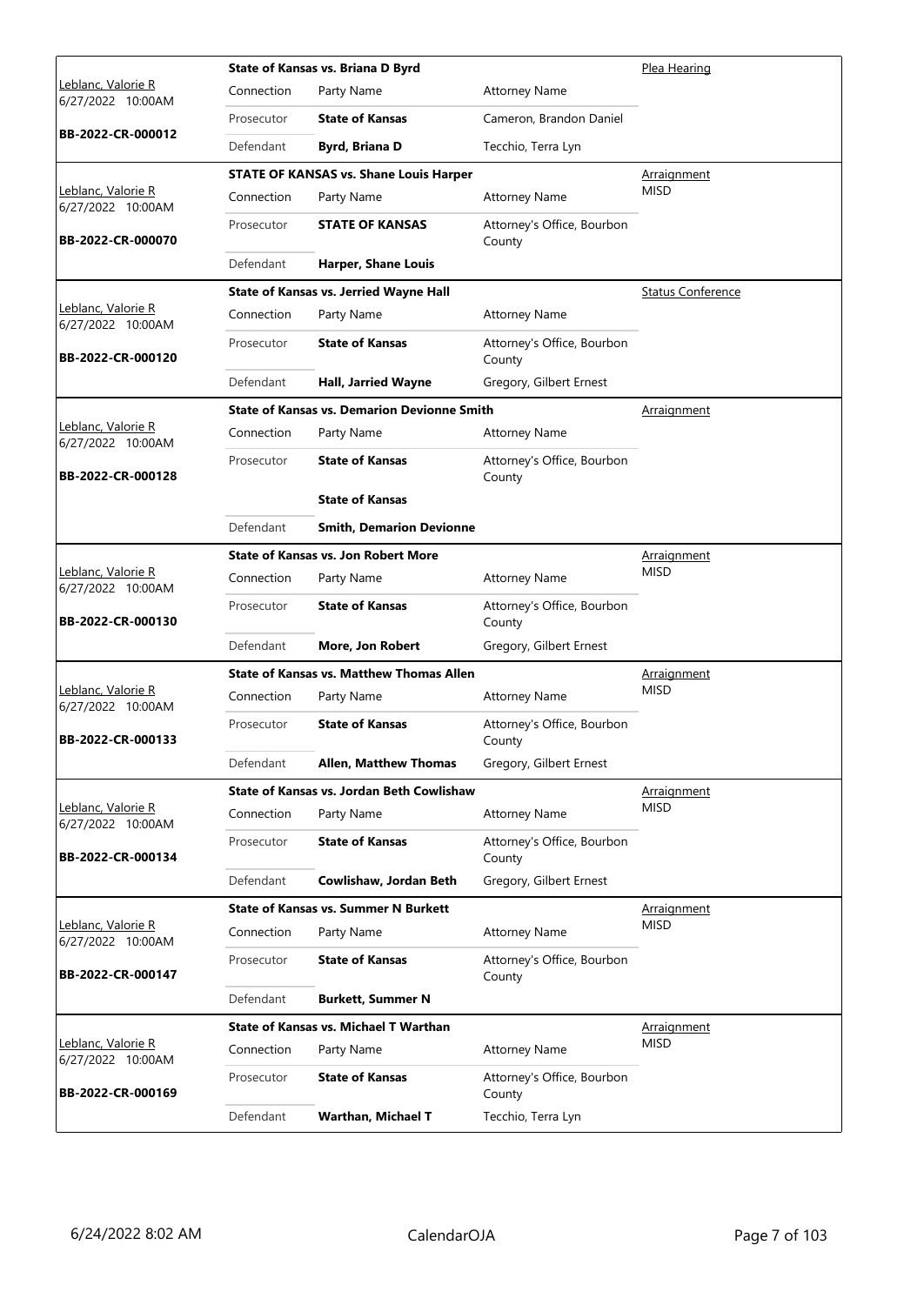| | State of Kansas vs. Briana D Byrd | | | Plea Hearing |
|---|---|---|---|---|
| Leblanc, Valorie R 6/27/2022 10:00AM | Connection | Party Name | Attorney Name | |
| | Prosecutor | **State of Kansas** | Cameron, Brandon Daniel | |
| **BB-2022-CR-000012** | Defendant | **Byrd, Briana D** | Tecchio, Terra Lyn | |

| | STATE OF KANSAS vs. Shane Louis Harper | | | Arraignment MISD |
|---|---|---|---|---|
| Leblanc, Valorie R 6/27/2022 10:00AM | Connection | Party Name | Attorney Name | |
| **BB-2022-CR-000070** | Prosecutor | **STATE OF KANSAS** | Attorney's Office, Bourbon County | |
| | Defendant | **Harper, Shane Louis** | | |

| | State of Kansas vs. Jerried Wayne Hall | | | Status Conference |
|---|---|---|---|---|
| Leblanc, Valorie R 6/27/2022 10:00AM | Connection | Party Name | Attorney Name | |
| **BB-2022-CR-000120** | Prosecutor | **State of Kansas** | Attorney's Office, Bourbon County | |
| | Defendant | **Hall, Jarried Wayne** | Gregory, Gilbert Ernest | |

| | State of Kansas vs. Demarion Devionne Smith | | | Arraignment |
|---|---|---|---|---|
| Leblanc, Valorie R 6/27/2022 10:00AM | Connection | Party Name | Attorney Name | |
| **BB-2022-CR-000128** | Prosecutor | **State of Kansas** | Attorney's Office, Bourbon County | |
| | | **State of Kansas** | | |
| | Defendant | **Smith, Demarion Devionne** | | |

| | State of Kansas vs. Jon Robert More | | | Arraignment MISD |
|---|---|---|---|---|
| Leblanc, Valorie R 6/27/2022 10:00AM | Connection | Party Name | Attorney Name | |
| **BB-2022-CR-000130** | Prosecutor | **State of Kansas** | Attorney's Office, Bourbon County | |
| | Defendant | **More, Jon Robert** | Gregory, Gilbert Ernest | |

| | State of Kansas vs. Matthew Thomas Allen | | | Arraignment MISD |
|---|---|---|---|---|
| Leblanc, Valorie R 6/27/2022 10:00AM | Connection | Party Name | Attorney Name | |
| **BB-2022-CR-000133** | Prosecutor | **State of Kansas** | Attorney's Office, Bourbon County | |
| | Defendant | **Allen, Matthew Thomas** | Gregory, Gilbert Ernest | |

| | State of Kansas vs. Jordan Beth Cowlishaw | | | Arraignment MISD |
|---|---|---|---|---|
| Leblanc, Valorie R 6/27/2022 10:00AM | Connection | Party Name | Attorney Name | |
| **BB-2022-CR-000134** | Prosecutor | **State of Kansas** | Attorney's Office, Bourbon County | |
| | Defendant | **Cowlishaw, Jordan Beth** | Gregory, Gilbert Ernest | |

| | State of Kansas vs. Summer N Burkett | | | Arraignment MISD |
|---|---|---|---|---|
| Leblanc, Valorie R 6/27/2022 10:00AM | Connection | Party Name | Attorney Name | |
| **BB-2022-CR-000147** | Prosecutor | **State of Kansas** | Attorney's Office, Bourbon County | |
| | Defendant | **Burkett, Summer N** | | |

| | State of Kansas vs. Michael T Warthan | | | Arraignment MISD |
|---|---|---|---|---|
| Leblanc, Valorie R 6/27/2022 10:00AM | Connection | Party Name | Attorney Name | |
| **BB-2022-CR-000169** | Prosecutor | **State of Kansas** | Attorney's Office, Bourbon County | |
| | Defendant | **Warthan, Michael T** | Tecchio, Terra Lyn | |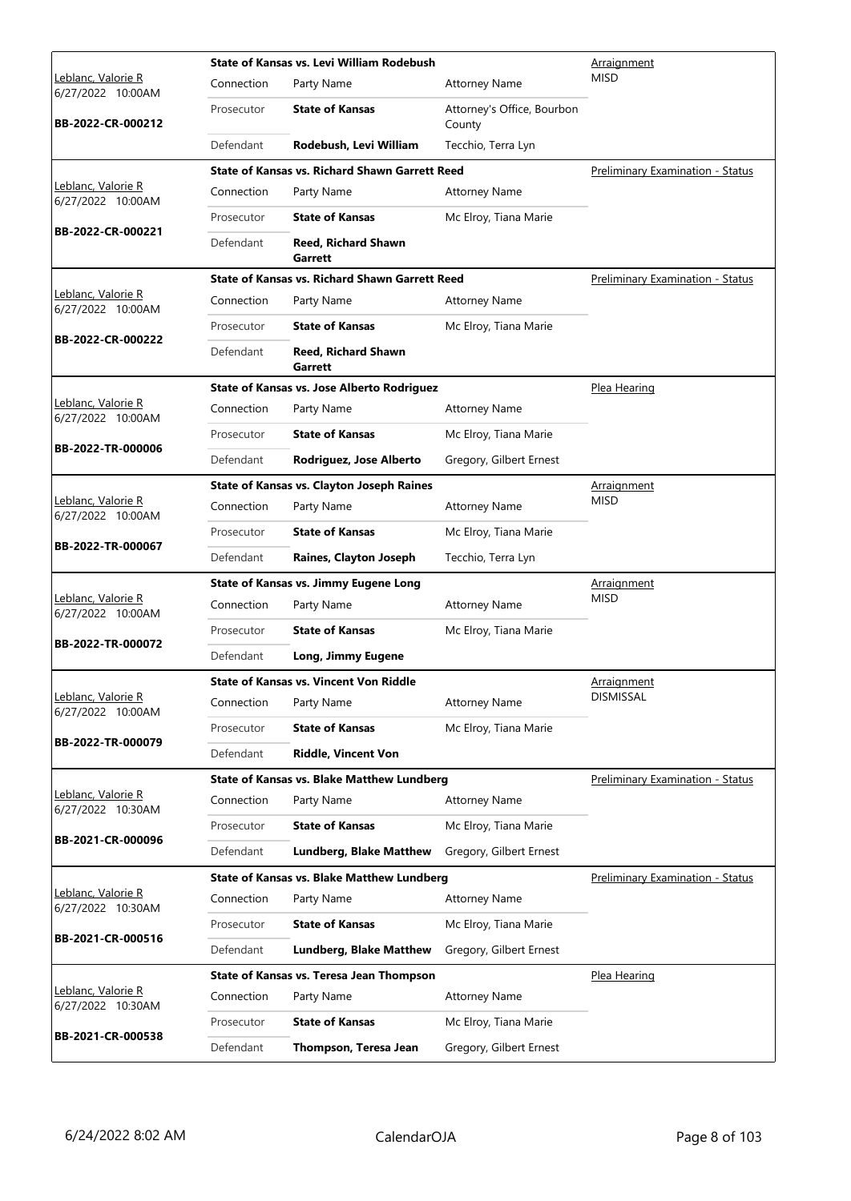| Judge / Date / Case | Case Title | | | Hearing |
|---|---|---|---|---|
| Leblanc, Valorie R<br>6/27/2022 10:00AM<br>**BB-2022-CR-000212** | **State of Kansas vs. Levi William Rodebush** | | | Arraignment<br>MISD |
| | Connection | Party Name | Attorney Name | |
| | Prosecutor | **State of Kansas** | Attorney's Office, Bourbon County | |
| | Defendant | **Rodebush, Levi William** | Tecchio, Terra Lyn | |
| Leblanc, Valorie R<br>6/27/2022 10:00AM<br>**BB-2022-CR-000221** | **State of Kansas vs. Richard Shawn Garrett Reed** | | | Preliminary Examination - Status |
| | Connection | Party Name | Attorney Name | |
| | Prosecutor | **State of Kansas** | Mc Elroy, Tiana Marie | |
| | Defendant | **Reed, Richard Shawn Garrett** | | |
| Leblanc, Valorie R<br>6/27/2022 10:00AM<br>**BB-2022-CR-000222** | **State of Kansas vs. Richard Shawn Garrett Reed** | | | Preliminary Examination - Status |
| | Connection | Party Name | Attorney Name | |
| | Prosecutor | **State of Kansas** | Mc Elroy, Tiana Marie | |
| | Defendant | **Reed, Richard Shawn Garrett** | | |
| Leblanc, Valorie R<br>6/27/2022 10:00AM<br>**BB-2022-TR-000006** | **State of Kansas vs. Jose Alberto Rodriguez** | | | Plea Hearing |
| | Connection | Party Name | Attorney Name | |
| | Prosecutor | **State of Kansas** | Mc Elroy, Tiana Marie | |
| | Defendant | **Rodriguez, Jose Alberto** | Gregory, Gilbert Ernest | |
| Leblanc, Valorie R<br>6/27/2022 10:00AM<br>**BB-2022-TR-000067** | **State of Kansas vs. Clayton Joseph Raines** | | | Arraignment<br>MISD |
| | Connection | Party Name | Attorney Name | |
| | Prosecutor | **State of Kansas** | Mc Elroy, Tiana Marie | |
| | Defendant | **Raines, Clayton Joseph** | Tecchio, Terra Lyn | |
| Leblanc, Valorie R<br>6/27/2022 10:00AM<br>**BB-2022-TR-000072** | **State of Kansas vs. Jimmy Eugene Long** | | | Arraignment<br>MISD |
| | Connection | Party Name | Attorney Name | |
| | Prosecutor | **State of Kansas** | Mc Elroy, Tiana Marie | |
| | Defendant | **Long, Jimmy Eugene** | | |
| Leblanc, Valorie R<br>6/27/2022 10:00AM<br>**BB-2022-TR-000079** | **State of Kansas vs. Vincent Von Riddle** | | | Arraignment<br>DISMISSAL |
| | Connection | Party Name | Attorney Name | |
| | Prosecutor | **State of Kansas** | Mc Elroy, Tiana Marie | |
| | Defendant | **Riddle, Vincent Von** | | |
| Leblanc, Valorie R<br>6/27/2022 10:30AM<br>**BB-2021-CR-000096** | **State of Kansas vs. Blake Matthew Lundberg** | | | Preliminary Examination - Status |
| | Connection | Party Name | Attorney Name | |
| | Prosecutor | **State of Kansas** | Mc Elroy, Tiana Marie | |
| | Defendant | **Lundberg, Blake Matthew** | Gregory, Gilbert Ernest | |
| Leblanc, Valorie R<br>6/27/2022 10:30AM<br>**BB-2021-CR-000516** | **State of Kansas vs. Blake Matthew Lundberg** | | | Preliminary Examination - Status |
| | Connection | Party Name | Attorney Name | |
| | Prosecutor | **State of Kansas** | Mc Elroy, Tiana Marie | |
| | Defendant | **Lundberg, Blake Matthew** | Gregory, Gilbert Ernest | |
| Leblanc, Valorie R<br>6/27/2022 10:30AM<br>**BB-2021-CR-000538** | **State of Kansas vs. Teresa Jean Thompson** | | | Plea Hearing |
| | Connection | Party Name | Attorney Name | |
| | Prosecutor | **State of Kansas** | Mc Elroy, Tiana Marie | |
| | Defendant | **Thompson, Teresa Jean** | Gregory, Gilbert Ernest | |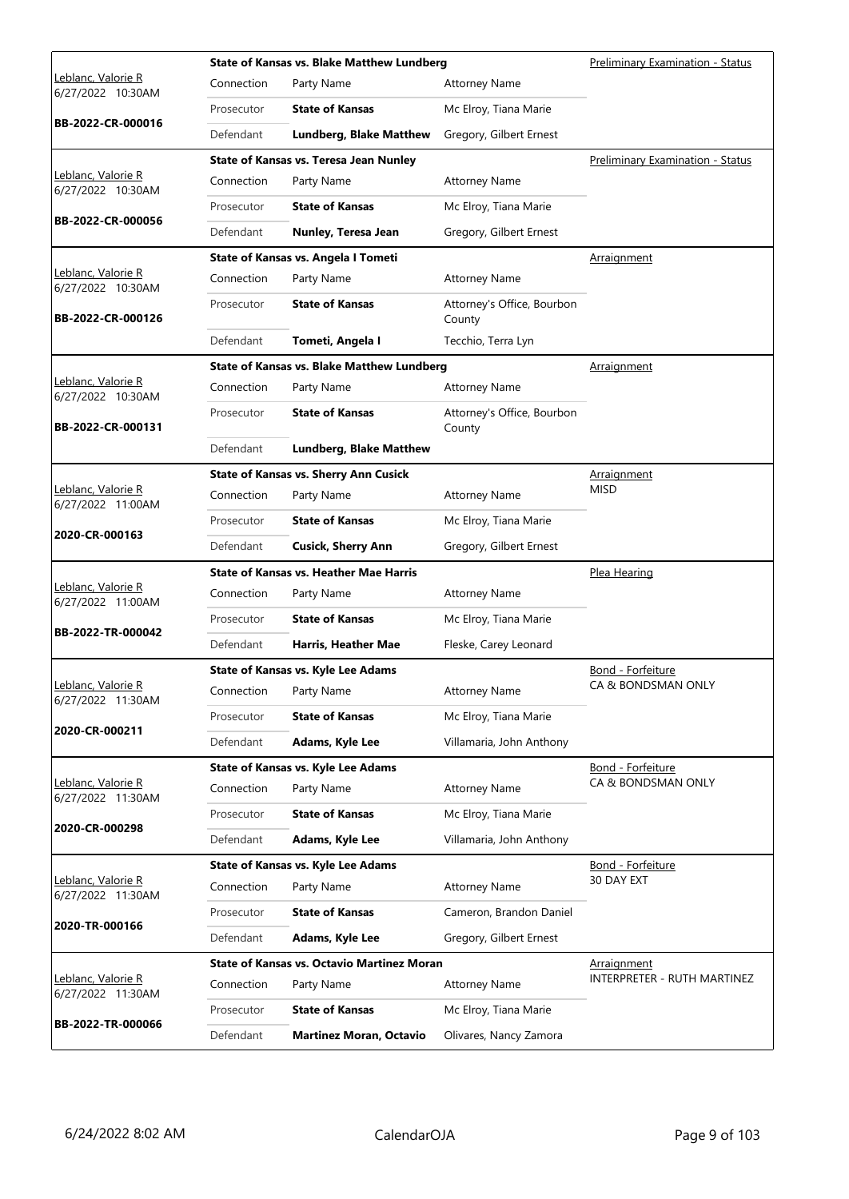| Judge / Date / Case | Case Title | | | Hearing Type |
|---|---|---|---|---|
| Leblanc, Valorie R 6/27/2022 10:30AM **BB-2022-CR-000016** | **State of Kansas vs. Blake Matthew Lundberg** | | | Preliminary Examination - Status |
| | Connection | Party Name | Attorney Name | |
| | Prosecutor | **State of Kansas** | Mc Elroy, Tiana Marie | |
| | Defendant | **Lundberg, Blake Matthew** | Gregory, Gilbert Ernest | |
| Leblanc, Valorie R 6/27/2022 10:30AM **BB-2022-CR-000056** | **State of Kansas vs. Teresa Jean Nunley** | | | Preliminary Examination - Status |
| | Connection | Party Name | Attorney Name | |
| | Prosecutor | **State of Kansas** | Mc Elroy, Tiana Marie | |
| | Defendant | **Nunley, Teresa Jean** | Gregory, Gilbert Ernest | |
| Leblanc, Valorie R 6/27/2022 10:30AM **BB-2022-CR-000126** | **State of Kansas vs. Angela I Tometi** | | | Arraignment |
| | Connection | Party Name | Attorney Name | |
| | Prosecutor | **State of Kansas** | Attorney's Office, Bourbon County | |
| | Defendant | **Tometi, Angela I** | Tecchio, Terra Lyn | |
| Leblanc, Valorie R 6/27/2022 10:30AM **BB-2022-CR-000131** | **State of Kansas vs. Blake Matthew Lundberg** | | | Arraignment |
| | Connection | Party Name | Attorney Name | |
| | Prosecutor | **State of Kansas** | Attorney's Office, Bourbon County | |
| | Defendant | **Lundberg, Blake Matthew** | | |
| Leblanc, Valorie R 6/27/2022 11:00AM **2020-CR-000163** | **State of Kansas vs. Sherry Ann Cusick** | | | Arraignment MISD |
| | Connection | Party Name | Attorney Name | |
| | Prosecutor | **State of Kansas** | Mc Elroy, Tiana Marie | |
| | Defendant | **Cusick, Sherry Ann** | Gregory, Gilbert Ernest | |
| Leblanc, Valorie R 6/27/2022 11:00AM **BB-2022-TR-000042** | **State of Kansas vs. Heather Mae Harris** | | | Plea Hearing |
| | Connection | Party Name | Attorney Name | |
| | Prosecutor | **State of Kansas** | Mc Elroy, Tiana Marie | |
| | Defendant | **Harris, Heather Mae** | Fleske, Carey Leonard | |
| Leblanc, Valorie R 6/27/2022 11:30AM **2020-CR-000211** | **State of Kansas vs. Kyle Lee Adams** | | | Bond - Forfeiture CA & BONDSMAN ONLY |
| | Connection | Party Name | Attorney Name | |
| | Prosecutor | **State of Kansas** | Mc Elroy, Tiana Marie | |
| | Defendant | **Adams, Kyle Lee** | Villamaria, John Anthony | |
| Leblanc, Valorie R 6/27/2022 11:30AM **2020-CR-000298** | **State of Kansas vs. Kyle Lee Adams** | | | Bond - Forfeiture CA & BONDSMAN ONLY |
| | Connection | Party Name | Attorney Name | |
| | Prosecutor | **State of Kansas** | Mc Elroy, Tiana Marie | |
| | Defendant | **Adams, Kyle Lee** | Villamaria, John Anthony | |
| Leblanc, Valorie R 6/27/2022 11:30AM **2020-TR-000166** | **State of Kansas vs. Kyle Lee Adams** | | | Bond - Forfeiture 30 DAY EXT |
| | Connection | Party Name | Attorney Name | |
| | Prosecutor | **State of Kansas** | Cameron, Brandon Daniel | |
| | Defendant | **Adams, Kyle Lee** | Gregory, Gilbert Ernest | |
| Leblanc, Valorie R 6/27/2022 11:30AM **BB-2022-TR-000066** | **State of Kansas vs. Octavio Martinez Moran** | | | Arraignment INTERPRETER - RUTH MARTINEZ |
| | Connection | Party Name | Attorney Name | |
| | Prosecutor | **State of Kansas** | Mc Elroy, Tiana Marie | |
| | Defendant | **Martinez Moran, Octavio** | Olivares, Nancy Zamora | |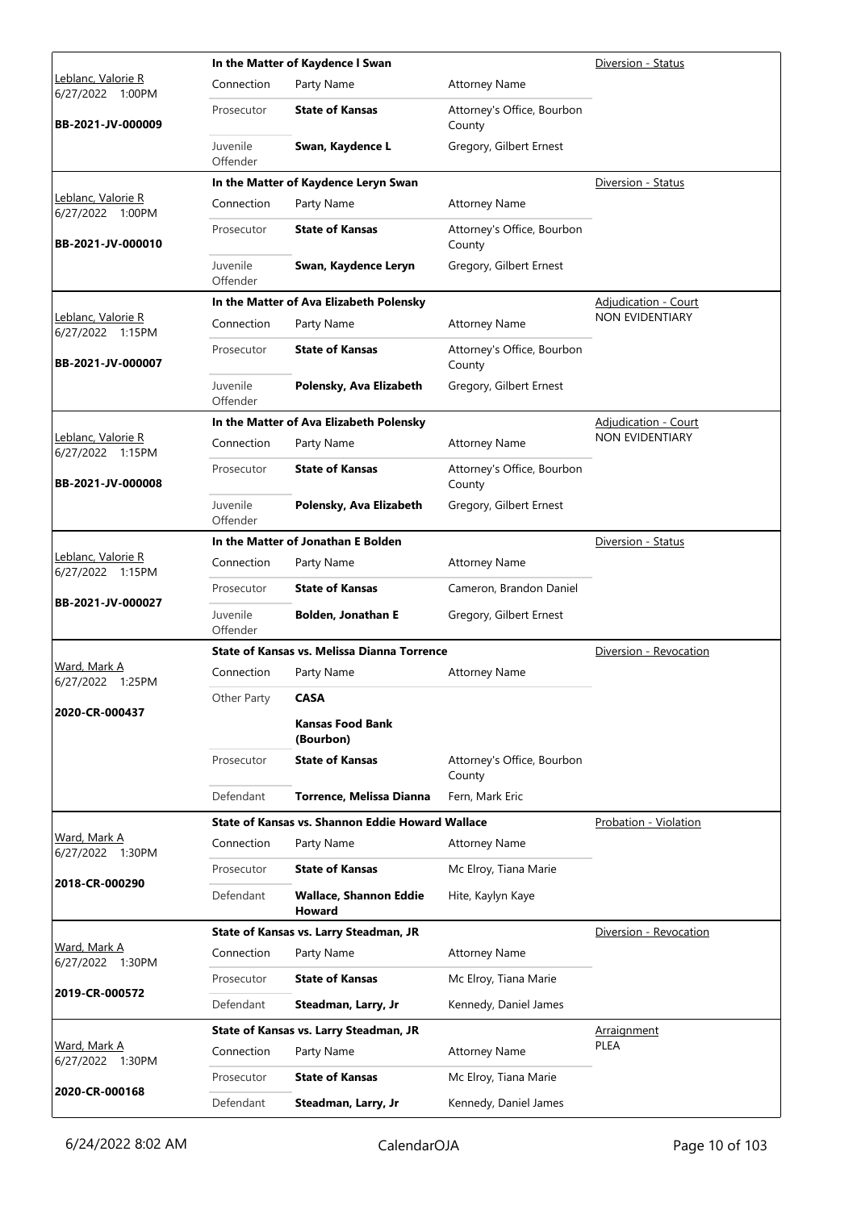| Judge / Date / Case | Case Title | Connection | Party Name | Attorney Name | Hearing Type |
|---|---|---|---|---|---|
| Leblanc, Valorie R 6/27/2022 1:00PM **BB-2021-JV-000009** | **In the Matter of Kaydence l Swan** | Connection | Party Name | Attorney Name | Diversion - Status |
| | | Prosecutor | **State of Kansas** | Attorney's Office, Bourbon County | |
| | | Juvenile Offender | **Swan, Kaydence L** | Gregory, Gilbert Ernest | |
| Leblanc, Valorie R 6/27/2022 1:00PM **BB-2021-JV-000010** | **In the Matter of Kaydence Leryn Swan** | Connection | Party Name | Attorney Name | Diversion - Status |
| | | Prosecutor | **State of Kansas** | Attorney's Office, Bourbon County | |
| | | Juvenile Offender | **Swan, Kaydence Leryn** | Gregory, Gilbert Ernest | |
| Leblanc, Valorie R 6/27/2022 1:15PM **BB-2021-JV-000007** | **In the Matter of Ava Elizabeth Polensky** | Connection | Party Name | Attorney Name | Adjudication - Court NON EVIDENTIARY |
| | | Prosecutor | **State of Kansas** | Attorney's Office, Bourbon County | |
| | | Juvenile Offender | **Polensky, Ava Elizabeth** | Gregory, Gilbert Ernest | |
| Leblanc, Valorie R 6/27/2022 1:15PM **BB-2021-JV-000008** | **In the Matter of Ava Elizabeth Polensky** | Connection | Party Name | Attorney Name | Adjudication - Court NON EVIDENTIARY |
| | | Prosecutor | **State of Kansas** | Attorney's Office, Bourbon County | |
| | | Juvenile Offender | **Polensky, Ava Elizabeth** | Gregory, Gilbert Ernest | |
| Leblanc, Valorie R 6/27/2022 1:15PM **BB-2021-JV-000027** | **In the Matter of Jonathan E Bolden** | Connection | Party Name | Attorney Name | Diversion - Status |
| | | Prosecutor | **State of Kansas** | Cameron, Brandon Daniel | |
| | | Juvenile Offender | **Bolden, Jonathan E** | Gregory, Gilbert Ernest | |
| Ward, Mark A 6/27/2022 1:25PM **2020-CR-000437** | **State of Kansas vs. Melissa Dianna Torrence** | Connection | Party Name | Attorney Name | Diversion - Revocation |
| | | Other Party | **CASA** | | |
| | | | **Kansas Food Bank (Bourbon)** | | |
| | | Prosecutor | **State of Kansas** | Attorney's Office, Bourbon County | |
| | | Defendant | **Torrence, Melissa Dianna** | Fern, Mark Eric | |
| Ward, Mark A 6/27/2022 1:30PM **2018-CR-000290** | **State of Kansas vs. Shannon Eddie Howard Wallace** | Connection | Party Name | Attorney Name | Probation - Violation |
| | | Prosecutor | **State of Kansas** | Mc Elroy, Tiana Marie | |
| | | Defendant | **Wallace, Shannon Eddie Howard** | Hite, Kaylyn Kaye | |
| Ward, Mark A 6/27/2022 1:30PM **2019-CR-000572** | **State of Kansas vs. Larry Steadman, JR** | Connection | Party Name | Attorney Name | Diversion - Revocation |
| | | Prosecutor | **State of Kansas** | Mc Elroy, Tiana Marie | |
| | | Defendant | **Steadman, Larry, Jr** | Kennedy, Daniel James | |
| Ward, Mark A 6/27/2022 1:30PM **2020-CR-000168** | **State of Kansas vs. Larry Steadman, JR** | Connection | Party Name | Attorney Name | Arraignment PLEA |
| | | Prosecutor | **State of Kansas** | Mc Elroy, Tiana Marie | |
| | | Defendant | **Steadman, Larry, Jr** | Kennedy, Daniel James | |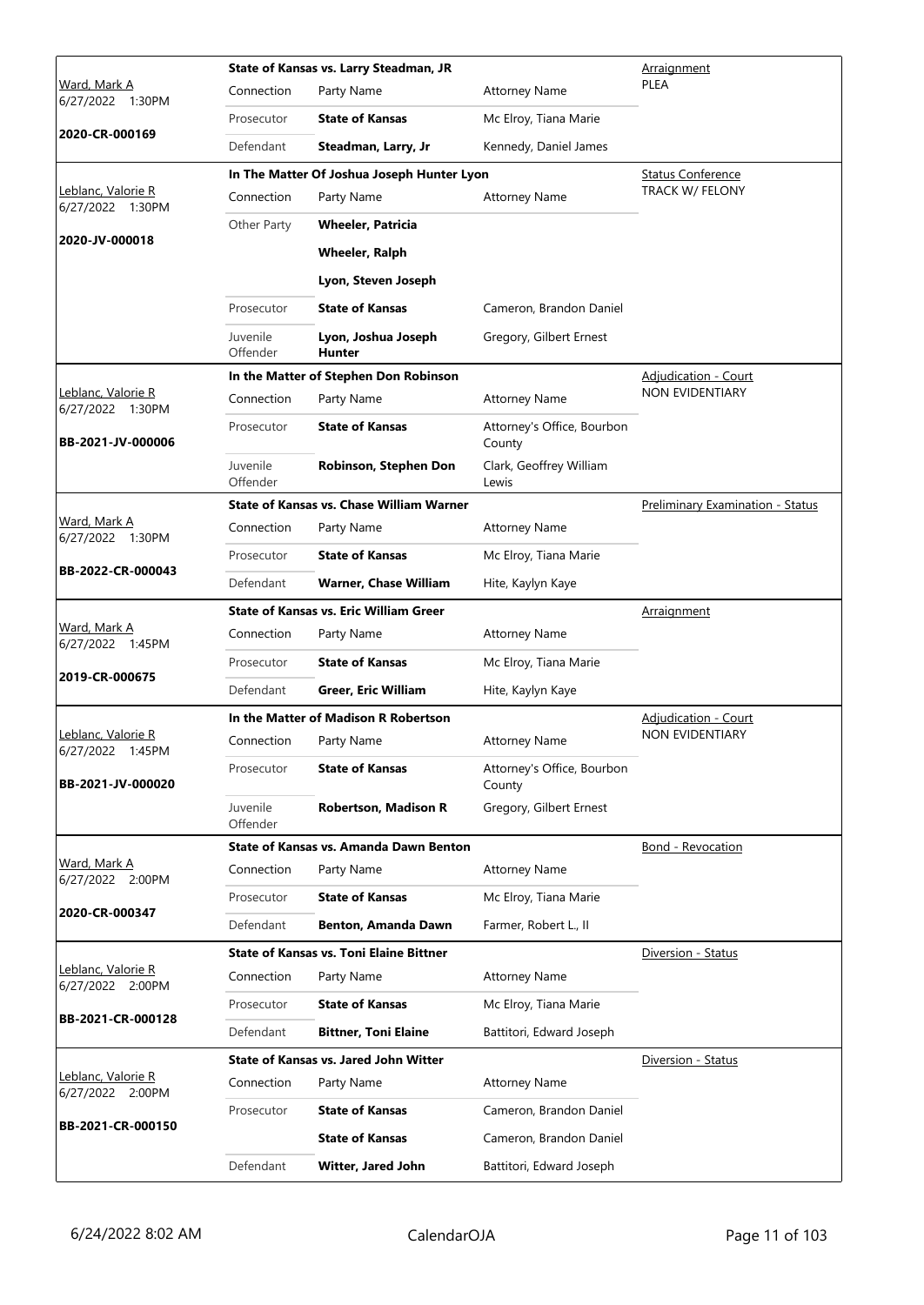| Judge / Date / Case | Connection | Party Name | Attorney Name | Hearing |
|---|---|---|---|---|
| Ward, Mark A 6/27/2022 1:30PM **2020-CR-000169** | **State of Kansas vs. Larry Steadman, JR** | | | Arraignment PLEA |
| | Connection | Party Name | Attorney Name | |
| | Prosecutor | **State of Kansas** | Mc Elroy, Tiana Marie | |
| | Defendant | **Steadman, Larry, Jr** | Kennedy, Daniel James | |
| Leblanc, Valorie R 6/27/2022 1:30PM **2020-JV-000018** | **In The Matter Of Joshua Joseph Hunter Lyon** | | | Status Conference TRACK W/ FELONY |
| | Connection | Party Name | Attorney Name | |
| | Other Party | **Wheeler, Patricia** | | |
| | | **Wheeler, Ralph** | | |
| | | **Lyon, Steven Joseph** | | |
| | Prosecutor | **State of Kansas** | Cameron, Brandon Daniel | |
| | Juvenile Offender | **Lyon, Joshua Joseph Hunter** | Gregory, Gilbert Ernest | |
| Leblanc, Valorie R 6/27/2022 1:30PM **BB-2021-JV-000006** | **In the Matter of Stephen Don Robinson** | | | Adjudication - Court NON EVIDENTIARY |
| | Connection | Party Name | Attorney Name | |
| | Prosecutor | **State of Kansas** | Attorney's Office, Bourbon County | |
| | Juvenile Offender | **Robinson, Stephen Don** | Clark, Geoffrey William Lewis | |
| Ward, Mark A 6/27/2022 1:30PM **BB-2022-CR-000043** | **State of Kansas vs. Chase William Warner** | | | Preliminary Examination - Status |
| | Connection | Party Name | Attorney Name | |
| | Prosecutor | **State of Kansas** | Mc Elroy, Tiana Marie | |
| | Defendant | **Warner, Chase William** | Hite, Kaylyn Kaye | |
| Ward, Mark A 6/27/2022 1:45PM **2019-CR-000675** | **State of Kansas vs. Eric William Greer** | | | Arraignment |
| | Connection | Party Name | Attorney Name | |
| | Prosecutor | **State of Kansas** | Mc Elroy, Tiana Marie | |
| | Defendant | **Greer, Eric William** | Hite, Kaylyn Kaye | |
| Leblanc, Valorie R 6/27/2022 1:45PM **BB-2021-JV-000020** | **In the Matter of Madison R Robertson** | | | Adjudication - Court NON EVIDENTIARY |
| | Connection | Party Name | Attorney Name | |
| | Prosecutor | **State of Kansas** | Attorney's Office, Bourbon County | |
| | Juvenile Offender | **Robertson, Madison R** | Gregory, Gilbert Ernest | |
| Ward, Mark A 6/27/2022 2:00PM **2020-CR-000347** | **State of Kansas vs. Amanda Dawn Benton** | | | Bond - Revocation |
| | Connection | Party Name | Attorney Name | |
| | Prosecutor | **State of Kansas** | Mc Elroy, Tiana Marie | |
| | Defendant | **Benton, Amanda Dawn** | Farmer, Robert L., II | |
| Leblanc, Valorie R 6/27/2022 2:00PM **BB-2021-CR-000128** | **State of Kansas vs. Toni Elaine Bittner** | | | Diversion - Status |
| | Connection | Party Name | Attorney Name | |
| | Prosecutor | **State of Kansas** | Mc Elroy, Tiana Marie | |
| | Defendant | **Bittner, Toni Elaine** | Battitori, Edward Joseph | |
| Leblanc, Valorie R 6/27/2022 2:00PM **BB-2021-CR-000150** | **State of Kansas vs. Jared John Witter** | | | Diversion - Status |
| | Connection | Party Name | Attorney Name | |
| | Prosecutor | **State of Kansas** | Cameron, Brandon Daniel | |
| | | **State of Kansas** | Cameron, Brandon Daniel | |
| | Defendant | **Witter, Jared John** | Battitori, Edward Joseph | |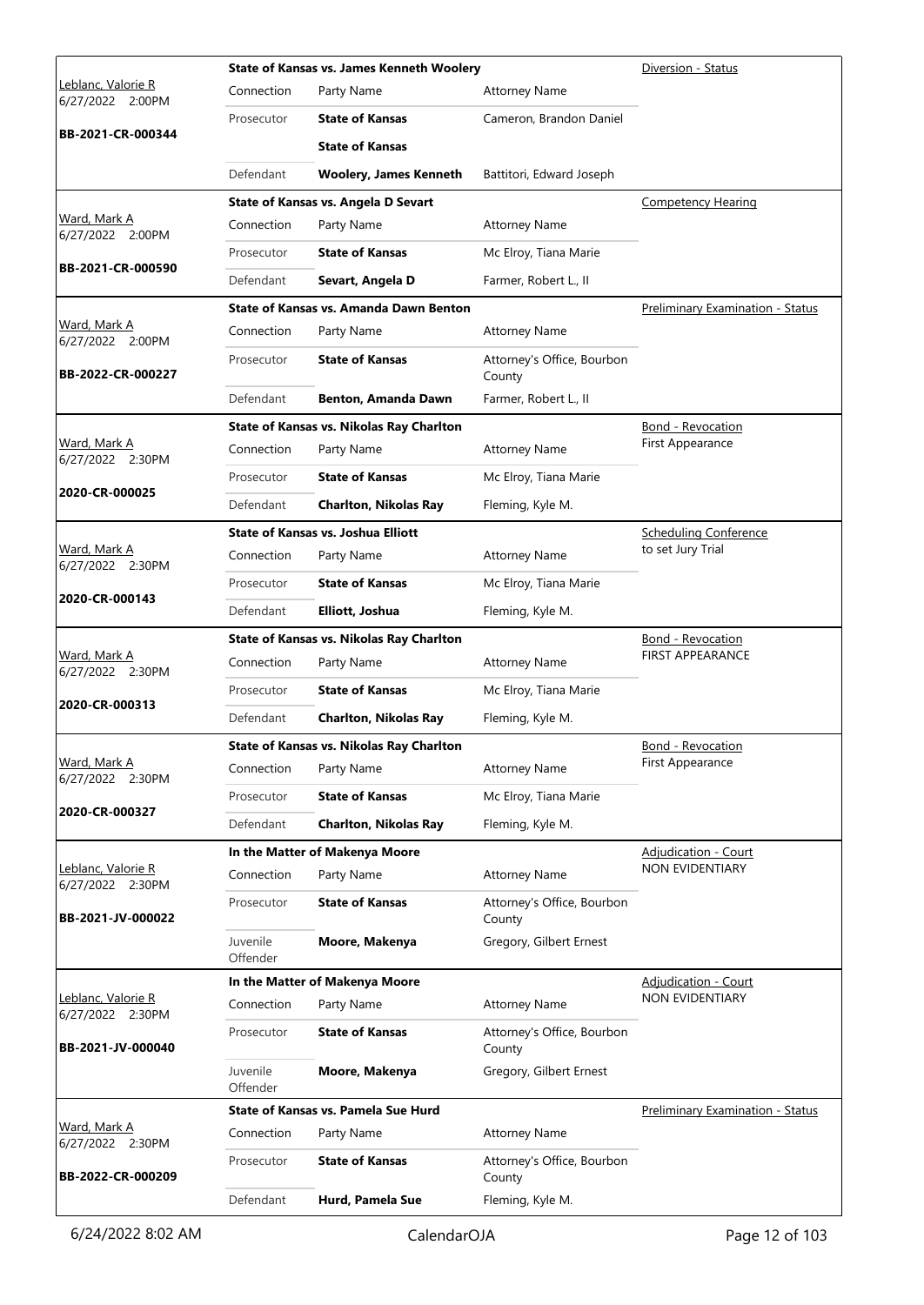| Judge / Date / Case | Case Title | Connection | Party Name | Attorney Name | Hearing Type |
|---|---|---|---|---|---|
| Leblanc, Valorie R 6/27/2022 2:00PM **BB-2021-CR-000344** | **State of Kansas vs. James Kenneth Woolery** | Prosecutor | **State of Kansas** | Cameron, Brandon Daniel | Diversion - Status |
| | | | **State of Kansas** | | |
| | | Defendant | **Woolery, James Kenneth** | Battitori, Edward Joseph | |
| Ward, Mark A 6/27/2022 2:00PM **BB-2021-CR-000590** | **State of Kansas vs. Angela D Sevart** | Prosecutor | **State of Kansas** | Mc Elroy, Tiana Marie | Competency Hearing |
| | | Defendant | **Sevart, Angela D** | Farmer, Robert L., II | |
| Ward, Mark A 6/27/2022 2:00PM **BB-2022-CR-000227** | **State of Kansas vs. Amanda Dawn Benton** | Prosecutor | **State of Kansas** | Attorney's Office, Bourbon County | Preliminary Examination - Status |
| | | Defendant | **Benton, Amanda Dawn** | Farmer, Robert L., II | |
| Ward, Mark A 6/27/2022 2:30PM **2020-CR-000025** | **State of Kansas vs. Nikolas Ray Charlton** | Prosecutor | **State of Kansas** | Mc Elroy, Tiana Marie | Bond - Revocation First Appearance |
| | | Defendant | **Charlton, Nikolas Ray** | Fleming, Kyle M. | |
| Ward, Mark A 6/27/2022 2:30PM **2020-CR-000143** | **State of Kansas vs. Joshua Elliott** | Prosecutor | **State of Kansas** | Mc Elroy, Tiana Marie | Scheduling Conference to set Jury Trial |
| | | Defendant | **Elliott, Joshua** | Fleming, Kyle M. | |
| Ward, Mark A 6/27/2022 2:30PM **2020-CR-000313** | **State of Kansas vs. Nikolas Ray Charlton** | Prosecutor | **State of Kansas** | Mc Elroy, Tiana Marie | Bond - Revocation FIRST APPEARANCE |
| | | Defendant | **Charlton, Nikolas Ray** | Fleming, Kyle M. | |
| Ward, Mark A 6/27/2022 2:30PM **2020-CR-000327** | **State of Kansas vs. Nikolas Ray Charlton** | Prosecutor | **State of Kansas** | Mc Elroy, Tiana Marie | Bond - Revocation First Appearance |
| | | Defendant | **Charlton, Nikolas Ray** | Fleming, Kyle M. | |
| Leblanc, Valorie R 6/27/2022 2:30PM **BB-2021-JV-000022** | **In the Matter of Makenya Moore** | Prosecutor | **State of Kansas** | Attorney's Office, Bourbon County | Adjudication - Court NON EVIDENTIARY |
| | | Juvenile Offender | **Moore, Makenya** | Gregory, Gilbert Ernest | |
| Leblanc, Valorie R 6/27/2022 2:30PM **BB-2021-JV-000040** | **In the Matter of Makenya Moore** | Prosecutor | **State of Kansas** | Attorney's Office, Bourbon County | Adjudication - Court NON EVIDENTIARY |
| | | Juvenile Offender | **Moore, Makenya** | Gregory, Gilbert Ernest | |
| Ward, Mark A 6/27/2022 2:30PM **BB-2022-CR-000209** | **State of Kansas vs. Pamela Sue Hurd** | Prosecutor | **State of Kansas** | Attorney's Office, Bourbon County | Preliminary Examination - Status |
| | | Defendant | **Hurd, Pamela Sue** | Fleming, Kyle M. | |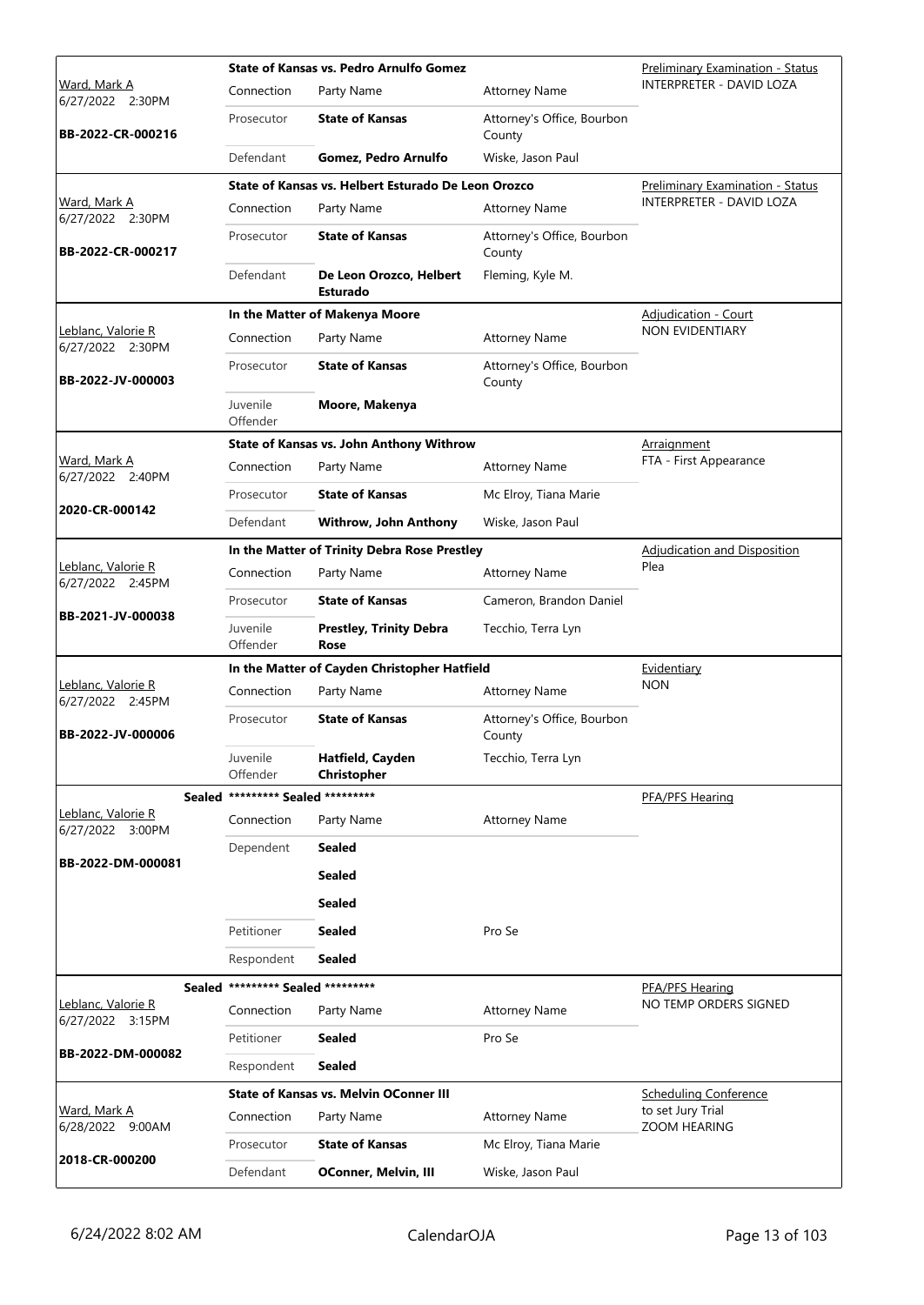| Judge / Date / Case | Case Title | | | Hearing |
|---|---|---|---|---|
| Ward, Mark A<br>6/27/2022 2:30PM<br>**BB-2022-CR-000216** | **State of Kansas vs. Pedro Arnulfo Gomez** | | | Preliminary Examination - Status<br>INTERPRETER - DAVID LOZA |
| | Connection | Party Name | Attorney Name | |
| | Prosecutor | **State of Kansas** | Attorney's Office, Bourbon County | |
| | Defendant | **Gomez, Pedro Arnulfo** | Wiske, Jason Paul | |
| Ward, Mark A<br>6/27/2022 2:30PM<br>**BB-2022-CR-000217** | **State of Kansas vs. Helbert Esturado De Leon Orozco** | | | Preliminary Examination - Status<br>INTERPRETER - DAVID LOZA |
| | Connection | Party Name | Attorney Name | |
| | Prosecutor | **State of Kansas** | Attorney's Office, Bourbon County | |
| | Defendant | **De Leon Orozco, Helbert Esturado** | Fleming, Kyle M. | |
| Leblanc, Valorie R<br>6/27/2022 2:30PM<br>**BB-2022-JV-000003** | **In the Matter of Makenya Moore** | | | Adjudication - Court<br>NON EVIDENTIARY |
| | Connection | Party Name | Attorney Name | |
| | Prosecutor | **State of Kansas** | Attorney's Office, Bourbon County | |
| | Juvenile Offender | **Moore, Makenya** | | |
| Ward, Mark A<br>6/27/2022 2:40PM<br>**2020-CR-000142** | **State of Kansas vs. John Anthony Withrow** | | | Arraignment<br>FTA - First Appearance |
| | Connection | Party Name | Attorney Name | |
| | Prosecutor | **State of Kansas** | Mc Elroy, Tiana Marie | |
| | Defendant | **Withrow, John Anthony** | Wiske, Jason Paul | |
| Leblanc, Valorie R<br>6/27/2022 2:45PM<br>**BB-2021-JV-000038** | **In the Matter of Trinity Debra Rose Prestley** | | | Adjudication and Disposition<br>Plea |
| | Connection | Party Name | Attorney Name | |
| | Prosecutor | **State of Kansas** | Cameron, Brandon Daniel | |
| | Juvenile Offender | **Prestley, Trinity Debra Rose** | Tecchio, Terra Lyn | |
| Leblanc, Valorie R<br>6/27/2022 2:45PM<br>**BB-2022-JV-000006** | **In the Matter of Cayden Christopher Hatfield** | | | Evidentiary<br>NON |
| | Connection | Party Name | Attorney Name | |
| | Prosecutor | **State of Kansas** | Attorney's Office, Bourbon County | |
| | Juvenile Offender | **Hatfield, Cayden Christopher** | Tecchio, Terra Lyn | |
| **Sealed**<br>Leblanc, Valorie R<br>6/27/2022 3:00PM<br>**BB-2022-DM-000081** | **\*\*\*\*\*\*\*\*\* Sealed \*\*\*\*\*\*\*\*\*** | | | PFA/PFS Hearing |
| | Connection | Party Name | Attorney Name | |
| | Dependent | **Sealed** | | |
| | | **Sealed** | | |
| | | **Sealed** | | |
| | Petitioner | **Sealed** | Pro Se | |
| | Respondent | **Sealed** | | |
| **Sealed**<br>Leblanc, Valorie R<br>6/27/2022 3:15PM<br>**BB-2022-DM-000082** | **\*\*\*\*\*\*\*\*\* Sealed \*\*\*\*\*\*\*\*\*** | | | PFA/PFS Hearing<br>NO TEMP ORDERS SIGNED |
| | Connection | Party Name | Attorney Name | |
| | Petitioner | **Sealed** | Pro Se | |
| | Respondent | **Sealed** | | |
| Ward, Mark A<br>6/28/2022 9:00AM<br>**2018-CR-000200** | **State of Kansas vs. Melvin OConner III** | | | Scheduling Conference<br>to set Jury Trial<br>ZOOM HEARING |
| | Connection | Party Name | Attorney Name | |
| | Prosecutor | **State of Kansas** | Mc Elroy, Tiana Marie | |
| | Defendant | **OConner, Melvin, III** | Wiske, Jason Paul | |

6/24/2022 8:02 AM CalendarOJA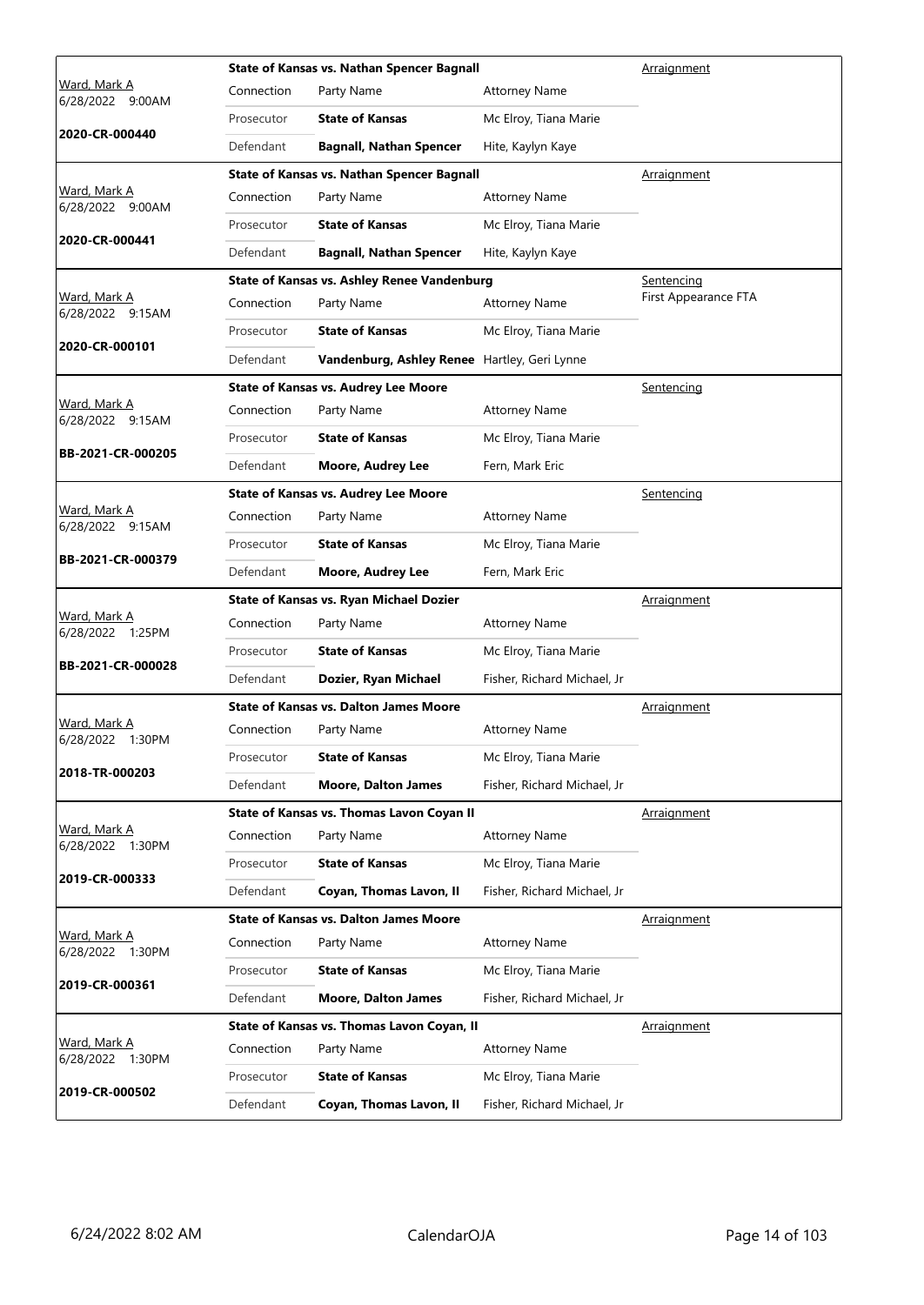| Judge / Date / Case | Case Title | Connection | Party Name | Attorney Name | Hearing Type |
|---|---|---|---|---|---|
| Ward, Mark A 6/28/2022 9:00AM **2020-CR-000440** | **State of Kansas vs. Nathan Spencer Bagnall** | Prosecutor | **State of Kansas** | Mc Elroy, Tiana Marie | Arraignment |
| | | Defendant | **Bagnall, Nathan Spencer** | Hite, Kaylyn Kaye | |
| Ward, Mark A 6/28/2022 9:00AM **2020-CR-000441** | **State of Kansas vs. Nathan Spencer Bagnall** | Prosecutor | **State of Kansas** | Mc Elroy, Tiana Marie | Arraignment |
| | | Defendant | **Bagnall, Nathan Spencer** | Hite, Kaylyn Kaye | |
| Ward, Mark A 6/28/2022 9:15AM **2020-CR-000101** | **State of Kansas vs. Ashley Renee Vandenburg** | Prosecutor | **State of Kansas** | Mc Elroy, Tiana Marie | Sentencing First Appearance FTA |
| | | Defendant | **Vandenburg, Ashley Renee** | Hartley, Geri Lynne | |
| Ward, Mark A 6/28/2022 9:15AM **BB-2021-CR-000205** | **State of Kansas vs. Audrey Lee Moore** | Prosecutor | **State of Kansas** | Mc Elroy, Tiana Marie | Sentencing |
| | | Defendant | **Moore, Audrey Lee** | Fern, Mark Eric | |
| Ward, Mark A 6/28/2022 9:15AM **BB-2021-CR-000379** | **State of Kansas vs. Audrey Lee Moore** | Prosecutor | **State of Kansas** | Mc Elroy, Tiana Marie | Sentencing |
| | | Defendant | **Moore, Audrey Lee** | Fern, Mark Eric | |
| Ward, Mark A 6/28/2022 1:25PM **BB-2021-CR-000028** | **State of Kansas vs. Ryan Michael Dozier** | Prosecutor | **State of Kansas** | Mc Elroy, Tiana Marie | Arraignment |
| | | Defendant | **Dozier, Ryan Michael** | Fisher, Richard Michael, Jr | |
| Ward, Mark A 6/28/2022 1:30PM **2018-TR-000203** | **State of Kansas vs. Dalton James Moore** | Prosecutor | **State of Kansas** | Mc Elroy, Tiana Marie | Arraignment |
| | | Defendant | **Moore, Dalton James** | Fisher, Richard Michael, Jr | |
| Ward, Mark A 6/28/2022 1:30PM **2019-CR-000333** | **State of Kansas vs. Thomas Lavon Coyan II** | Prosecutor | **State of Kansas** | Mc Elroy, Tiana Marie | Arraignment |
| | | Defendant | **Coyan, Thomas Lavon, II** | Fisher, Richard Michael, Jr | |
| Ward, Mark A 6/28/2022 1:30PM **2019-CR-000361** | **State of Kansas vs. Dalton James Moore** | Prosecutor | **State of Kansas** | Mc Elroy, Tiana Marie | Arraignment |
| | | Defendant | **Moore, Dalton James** | Fisher, Richard Michael, Jr | |
| Ward, Mark A 6/28/2022 1:30PM **2019-CR-000502** | **State of Kansas vs. Thomas Lavon Coyan, II** | Prosecutor | **State of Kansas** | Mc Elroy, Tiana Marie | Arraignment |
| | | Defendant | **Coyan, Thomas Lavon, II** | Fisher, Richard Michael, Jr | |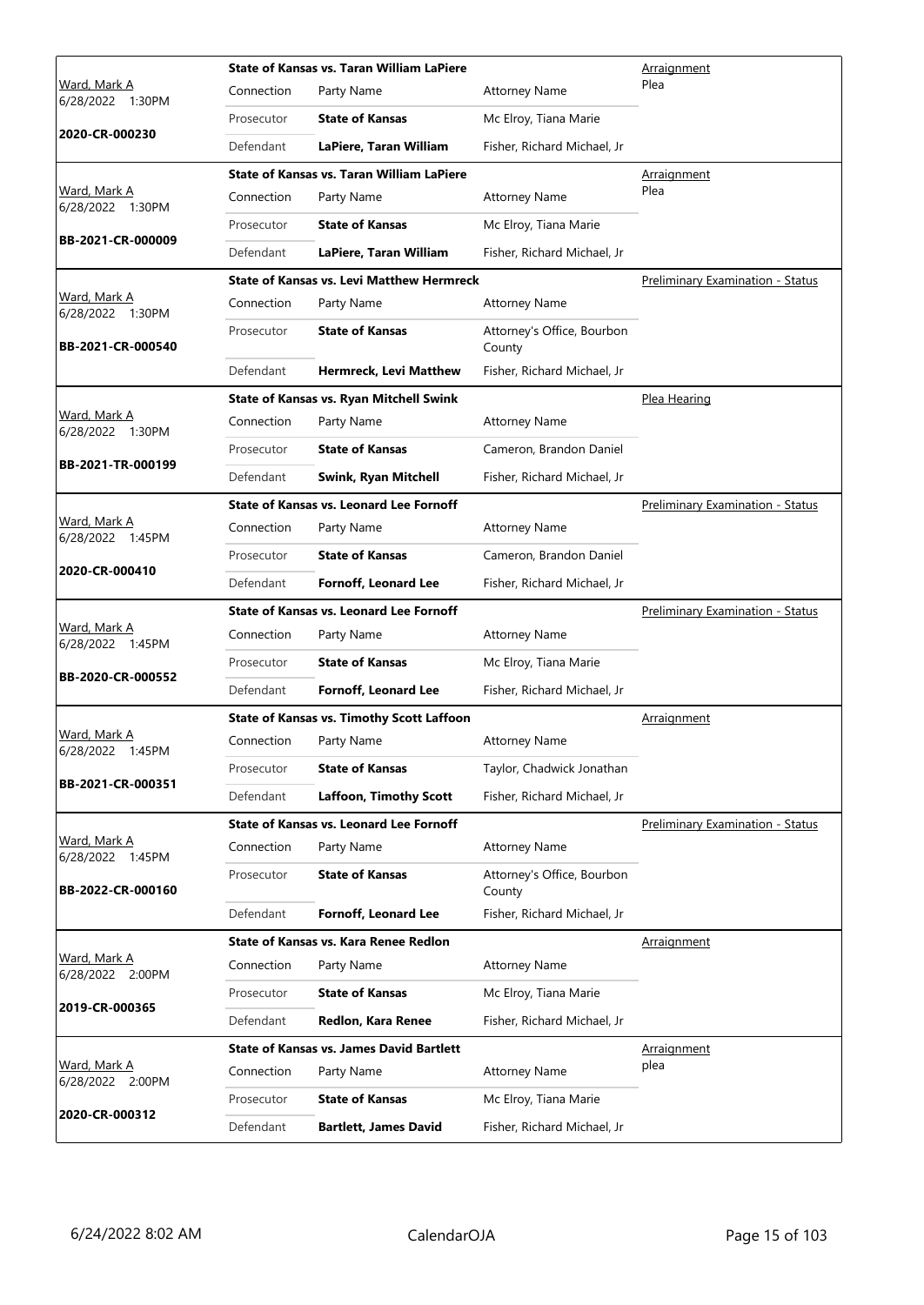| Judge / Date / Case | Connection | Party Name | Attorney Name | Hearing |
|---|---|---|---|---|
| Ward, Mark A 6/28/2022 1:30PM **2020-CR-000230** | **State of Kansas vs. Taran William LaPiere** | | | Arraignment Plea |
| | Prosecutor | **State of Kansas** | Mc Elroy, Tiana Marie | |
| | Defendant | **LaPiere, Taran William** | Fisher, Richard Michael, Jr | |
| Ward, Mark A 6/28/2022 1:30PM **BB-2021-CR-000009** | **State of Kansas vs. Taran William LaPiere** | | | Arraignment Plea |
| | Prosecutor | **State of Kansas** | Mc Elroy, Tiana Marie | |
| | Defendant | **LaPiere, Taran William** | Fisher, Richard Michael, Jr | |
| Ward, Mark A 6/28/2022 1:30PM **BB-2021-CR-000540** | **State of Kansas vs. Levi Matthew Hermreck** | | | Preliminary Examination - Status |
| | Prosecutor | **State of Kansas** | Attorney's Office, Bourbon County | |
| | Defendant | **Hermreck, Levi Matthew** | Fisher, Richard Michael, Jr | |
| Ward, Mark A 6/28/2022 1:30PM **BB-2021-TR-000199** | **State of Kansas vs. Ryan Mitchell Swink** | | | Plea Hearing |
| | Prosecutor | **State of Kansas** | Cameron, Brandon Daniel | |
| | Defendant | **Swink, Ryan Mitchell** | Fisher, Richard Michael, Jr | |
| Ward, Mark A 6/28/2022 1:45PM **2020-CR-000410** | **State of Kansas vs. Leonard Lee Fornoff** | | | Preliminary Examination - Status |
| | Prosecutor | **State of Kansas** | Cameron, Brandon Daniel | |
| | Defendant | **Fornoff, Leonard Lee** | Fisher, Richard Michael, Jr | |
| Ward, Mark A 6/28/2022 1:45PM **BB-2020-CR-000552** | **State of Kansas vs. Leonard Lee Fornoff** | | | Preliminary Examination - Status |
| | Prosecutor | **State of Kansas** | Mc Elroy, Tiana Marie | |
| | Defendant | **Fornoff, Leonard Lee** | Fisher, Richard Michael, Jr | |
| Ward, Mark A 6/28/2022 1:45PM **BB-2021-CR-000351** | **State of Kansas vs. Timothy Scott Laffoon** | | | Arraignment |
| | Prosecutor | **State of Kansas** | Taylor, Chadwick Jonathan | |
| | Defendant | **Laffoon, Timothy Scott** | Fisher, Richard Michael, Jr | |
| Ward, Mark A 6/28/2022 1:45PM **BB-2022-CR-000160** | **State of Kansas vs. Leonard Lee Fornoff** | | | Preliminary Examination - Status |
| | Prosecutor | **State of Kansas** | Attorney's Office, Bourbon County | |
| | Defendant | **Fornoff, Leonard Lee** | Fisher, Richard Michael, Jr | |
| Ward, Mark A 6/28/2022 2:00PM **2019-CR-000365** | **State of Kansas vs. Kara Renee Redlon** | | | Arraignment |
| | Prosecutor | **State of Kansas** | Mc Elroy, Tiana Marie | |
| | Defendant | **Redlon, Kara Renee** | Fisher, Richard Michael, Jr | |
| Ward, Mark A 6/28/2022 2:00PM **2020-CR-000312** | **State of Kansas vs. James David Bartlett** | | | Arraignment plea |
| | Prosecutor | **State of Kansas** | Mc Elroy, Tiana Marie | |
| | Defendant | **Bartlett, James David** | Fisher, Richard Michael, Jr | |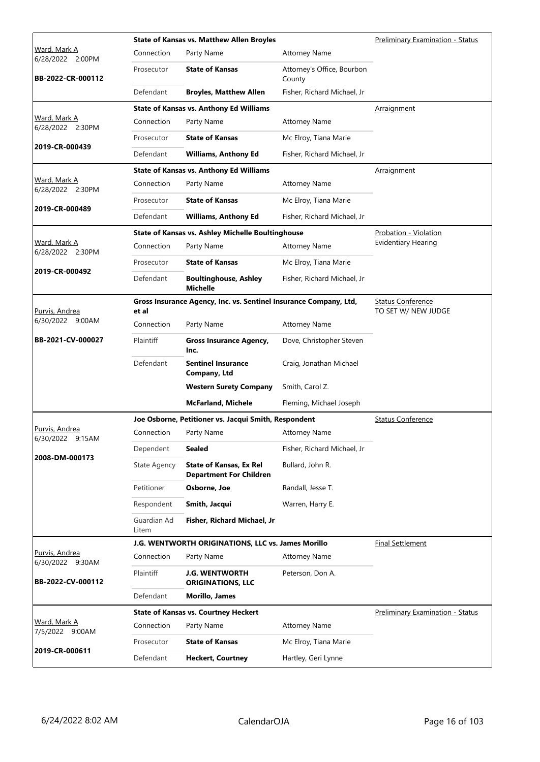| Judge / Date / Case | Case Title | | | Hearing Type |
|---|---|---|---|---|
| Ward, Mark A<br>6/28/2022 2:00PM<br>**BB-2022-CR-000112** | **State of Kansas vs. Matthew Allen Broyles** | | | Preliminary Examination - Status |
| | Connection | Party Name | Attorney Name | |
| | Prosecutor | **State of Kansas** | Attorney's Office, Bourbon County | |
| | Defendant | **Broyles, Matthew Allen** | Fisher, Richard Michael, Jr | |
| Ward, Mark A<br>6/28/2022 2:30PM<br>**2019-CR-000439** | **State of Kansas vs. Anthony Ed Williams** | | | Arraignment |
| | Connection | Party Name | Attorney Name | |
| | Prosecutor | **State of Kansas** | Mc Elroy, Tiana Marie | |
| | Defendant | **Williams, Anthony Ed** | Fisher, Richard Michael, Jr | |
| Ward, Mark A<br>6/28/2022 2:30PM<br>**2019-CR-000489** | **State of Kansas vs. Anthony Ed Williams** | | | Arraignment |
| | Connection | Party Name | Attorney Name | |
| | Prosecutor | **State of Kansas** | Mc Elroy, Tiana Marie | |
| | Defendant | **Williams, Anthony Ed** | Fisher, Richard Michael, Jr | |
| Ward, Mark A<br>6/28/2022 2:30PM<br>**2019-CR-000492** | **State of Kansas vs. Ashley Michelle Boultinghouse** | | | Probation - Violation Evidentiary Hearing |
| | Connection | Party Name | Attorney Name | |
| | Prosecutor | **State of Kansas** | Mc Elroy, Tiana Marie | |
| | Defendant | **Boultinghouse, Ashley Michelle** | Fisher, Richard Michael, Jr | |
| Purvis, Andrea<br>6/30/2022 9:00AM<br>**BB-2021-CV-000027** | **Gross Insurance Agency, Inc. vs. Sentinel Insurance Company, Ltd, et al** | | | Status Conference<br>TO SET W/ NEW JUDGE |
| | Connection | Party Name | Attorney Name | |
| | Plaintiff | **Gross Insurance Agency, Inc.** | Dove, Christopher Steven | |
| | Defendant | **Sentinel Insurance Company, Ltd** | Craig, Jonathan Michael | |
| | | **Western Surety Company** | Smith, Carol Z. | |
| | | **McFarland, Michele** | Fleming, Michael Joseph | |
| Purvis, Andrea<br>6/30/2022 9:15AM<br>**2008-DM-000173** | **Joe Osborne, Petitioner vs. Jacqui Smith, Respondent** | | | Status Conference |
| | Connection | Party Name | Attorney Name | |
| | Dependent | **Sealed** | Fisher, Richard Michael, Jr | |
| | State Agency | **State of Kansas, Ex Rel Department For Children** | Bullard, John R. | |
| | Petitioner | **Osborne, Joe** | Randall, Jesse T. | |
| | Respondent | **Smith, Jacqui** | Warren, Harry E. | |
| | Guardian Ad Litem | **Fisher, Richard Michael, Jr** | | |
| Purvis, Andrea<br>6/30/2022 9:30AM<br>**BB-2022-CV-000112** | **J.G. WENTWORTH ORIGINATIONS, LLC vs. James Morillo** | | | Final Settlement |
| | Connection | Party Name | Attorney Name | |
| | Plaintiff | **J.G. WENTWORTH ORIGINATIONS, LLC** | Peterson, Don A. | |
| | Defendant | **Morillo, James** | | |
| Ward, Mark A<br>7/5/2022 9:00AM<br>**2019-CR-000611** | **State of Kansas vs. Courtney Heckert** | | | Preliminary Examination - Status |
| | Connection | Party Name | Attorney Name | |
| | Prosecutor | **State of Kansas** | Mc Elroy, Tiana Marie | |
| | Defendant | **Heckert, Courtney** | Hartley, Geri Lynne | |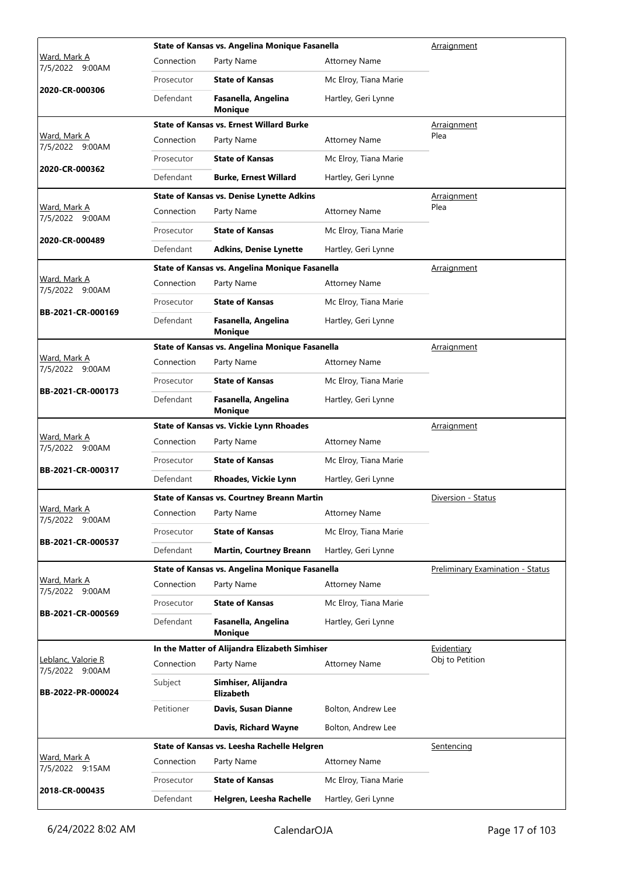| Judge / Date / Case | Case Title | | | Hearing |
|---|---|---|---|---|
| Ward, Mark A<br>7/5/2022 9:00AM<br>**2020-CR-000306** | **State of Kansas vs. Angelina Monique Fasanella** | | | Arraignment |
| | Connection | Party Name | Attorney Name | |
| | Prosecutor | **State of Kansas** | Mc Elroy, Tiana Marie | |
| | Defendant | **Fasanella, Angelina Monique** | Hartley, Geri Lynne | |
| Ward, Mark A<br>7/5/2022 9:00AM<br>**2020-CR-000362** | **State of Kansas vs. Ernest Willard Burke** | | | Arraignment<br>Plea |
| | Connection | Party Name | Attorney Name | |
| | Prosecutor | **State of Kansas** | Mc Elroy, Tiana Marie | |
| | Defendant | **Burke, Ernest Willard** | Hartley, Geri Lynne | |
| Ward, Mark A<br>7/5/2022 9:00AM<br>**2020-CR-000489** | **State of Kansas vs. Denise Lynette Adkins** | | | Arraignment<br>Plea |
| | Connection | Party Name | Attorney Name | |
| | Prosecutor | **State of Kansas** | Mc Elroy, Tiana Marie | |
| | Defendant | **Adkins, Denise Lynette** | Hartley, Geri Lynne | |
| Ward, Mark A<br>7/5/2022 9:00AM<br>**BB-2021-CR-000169** | **State of Kansas vs. Angelina Monique Fasanella** | | | Arraignment |
| | Connection | Party Name | Attorney Name | |
| | Prosecutor | **State of Kansas** | Mc Elroy, Tiana Marie | |
| | Defendant | **Fasanella, Angelina Monique** | Hartley, Geri Lynne | |
| Ward, Mark A<br>7/5/2022 9:00AM<br>**BB-2021-CR-000173** | **State of Kansas vs. Angelina Monique Fasanella** | | | Arraignment |
| | Connection | Party Name | Attorney Name | |
| | Prosecutor | **State of Kansas** | Mc Elroy, Tiana Marie | |
| | Defendant | **Fasanella, Angelina Monique** | Hartley, Geri Lynne | |
| Ward, Mark A<br>7/5/2022 9:00AM<br>**BB-2021-CR-000317** | **State of Kansas vs. Vickie Lynn Rhoades** | | | Arraignment |
| | Connection | Party Name | Attorney Name | |
| | Prosecutor | **State of Kansas** | Mc Elroy, Tiana Marie | |
| | Defendant | **Rhoades, Vickie Lynn** | Hartley, Geri Lynne | |
| Ward, Mark A<br>7/5/2022 9:00AM<br>**BB-2021-CR-000537** | **State of Kansas vs. Courtney Breann Martin** | | | Diversion - Status |
| | Connection | Party Name | Attorney Name | |
| | Prosecutor | **State of Kansas** | Mc Elroy, Tiana Marie | |
| | Defendant | **Martin, Courtney Breann** | Hartley, Geri Lynne | |
| Ward, Mark A<br>7/5/2022 9:00AM<br>**BB-2021-CR-000569** | **State of Kansas vs. Angelina Monique Fasanella** | | | Preliminary Examination - Status |
| | Connection | Party Name | Attorney Name | |
| | Prosecutor | **State of Kansas** | Mc Elroy, Tiana Marie | |
| | Defendant | **Fasanella, Angelina Monique** | Hartley, Geri Lynne | |
| Leblanc, Valorie R<br>7/5/2022 9:00AM<br>**BB-2022-PR-000024** | **In the Matter of Alijandra Elizabeth Simhiser** | | | Evidentiary<br>Obj to Petition |
| | Connection | Party Name | Attorney Name | |
| | Subject | **Simhiser, Alijandra Elizabeth** | | |
| | Petitioner | **Davis, Susan Dianne** | Bolton, Andrew Lee | |
| | | **Davis, Richard Wayne** | Bolton, Andrew Lee | |
| Ward, Mark A<br>7/5/2022 9:15AM<br>**2018-CR-000435** | **State of Kansas vs. Leesha Rachelle Helgren** | | | Sentencing |
| | Connection | Party Name | Attorney Name | |
| | Prosecutor | **State of Kansas** | Mc Elroy, Tiana Marie | |
| | Defendant | **Helgren, Leesha Rachelle** | Hartley, Geri Lynne | |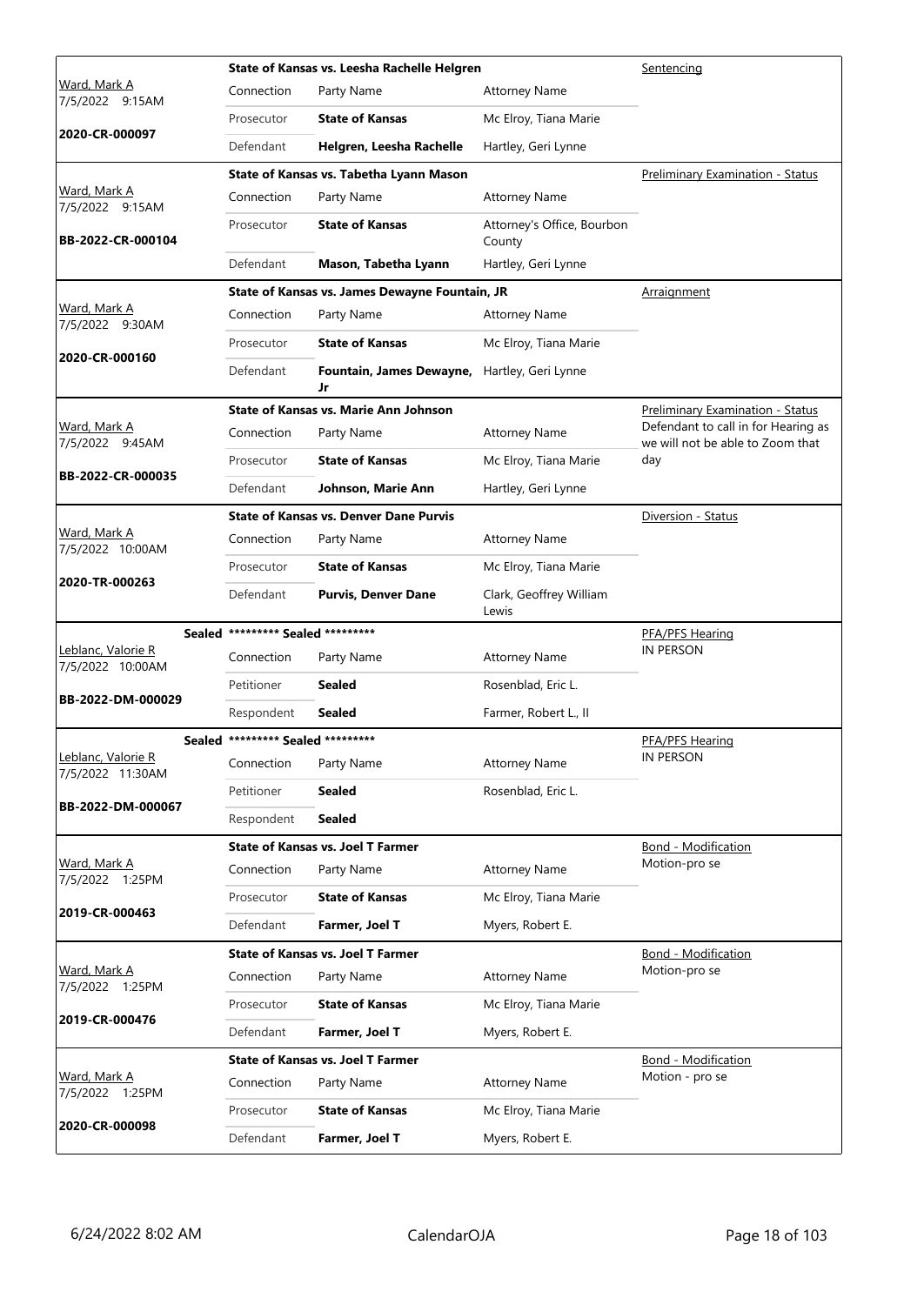| Judge / Date / Case | Connection | Party Name | Attorney Name | Hearing |
|---|---|---|---|---|
| Ward, Mark A 7/5/2022 9:15AM **2020-CR-000097** | **State of Kansas vs. Leesha Rachelle Helgren** | | | Sentencing |
| | Connection | Party Name | Attorney Name | |
| | Prosecutor | **State of Kansas** | Mc Elroy, Tiana Marie | |
| | Defendant | **Helgren, Leesha Rachelle** | Hartley, Geri Lynne | |
| Ward, Mark A 7/5/2022 9:15AM **BB-2022-CR-000104** | **State of Kansas vs. Tabetha Lyann Mason** | | | Preliminary Examination - Status |
| | Connection | Party Name | Attorney Name | |
| | Prosecutor | **State of Kansas** | Attorney's Office, Bourbon County | |
| | Defendant | **Mason, Tabetha Lyann** | Hartley, Geri Lynne | |
| Ward, Mark A 7/5/2022 9:30AM **2020-CR-000160** | **State of Kansas vs. James Dewayne Fountain, JR** | | | Arraignment |
| | Connection | Party Name | Attorney Name | |
| | Prosecutor | **State of Kansas** | Mc Elroy, Tiana Marie | |
| | Defendant | **Fountain, James Dewayne, Jr** | Hartley, Geri Lynne | |
| Ward, Mark A 7/5/2022 9:45AM **BB-2022-CR-000035** | **State of Kansas vs. Marie Ann Johnson** | | | Preliminary Examination - Status Defendant to call in for Hearing as we will not be able to Zoom that day |
| | Connection | Party Name | Attorney Name | |
| | Prosecutor | **State of Kansas** | Mc Elroy, Tiana Marie | |
| | Defendant | **Johnson, Marie Ann** | Hartley, Geri Lynne | |
| Ward, Mark A 7/5/2022 10:00AM **2020-TR-000263** | **State of Kansas vs. Denver Dane Purvis** | | | Diversion - Status |
| | Connection | Party Name | Attorney Name | |
| | Prosecutor | **State of Kansas** | Mc Elroy, Tiana Marie | |
| | Defendant | **Purvis, Denver Dane** | Clark, Geoffrey William Lewis | |
| Leblanc, Valorie R 7/5/2022 10:00AM **BB-2022-DM-000029** | **Sealed ********* Sealed ********* | | | PFA/PFS Hearing IN PERSON |
| | Connection | Party Name | Attorney Name | |
| | Petitioner | **Sealed** | Rosenblad, Eric L. | |
| | Respondent | **Sealed** | Farmer, Robert L., II | |
| Leblanc, Valorie R 7/5/2022 11:30AM **BB-2022-DM-000067** | **Sealed ********* Sealed ********* | | | PFA/PFS Hearing IN PERSON |
| | Connection | Party Name | Attorney Name | |
| | Petitioner | **Sealed** | Rosenblad, Eric L. | |
| | Respondent | **Sealed** | | |
| Ward, Mark A 7/5/2022 1:25PM **2019-CR-000463** | **State of Kansas vs. Joel T Farmer** | | | Bond - Modification Motion-pro se |
| | Connection | Party Name | Attorney Name | |
| | Prosecutor | **State of Kansas** | Mc Elroy, Tiana Marie | |
| | Defendant | **Farmer, Joel T** | Myers, Robert E. | |
| Ward, Mark A 7/5/2022 1:25PM **2019-CR-000476** | **State of Kansas vs. Joel T Farmer** | | | Bond - Modification Motion-pro se |
| | Connection | Party Name | Attorney Name | |
| | Prosecutor | **State of Kansas** | Mc Elroy, Tiana Marie | |
| | Defendant | **Farmer, Joel T** | Myers, Robert E. | |
| Ward, Mark A 7/5/2022 1:25PM **2020-CR-000098** | **State of Kansas vs. Joel T Farmer** | | | Bond - Modification Motion - pro se |
| | Connection | Party Name | Attorney Name | |
| | Prosecutor | **State of Kansas** | Mc Elroy, Tiana Marie | |
| | Defendant | **Farmer, Joel T** | Myers, Robert E. | |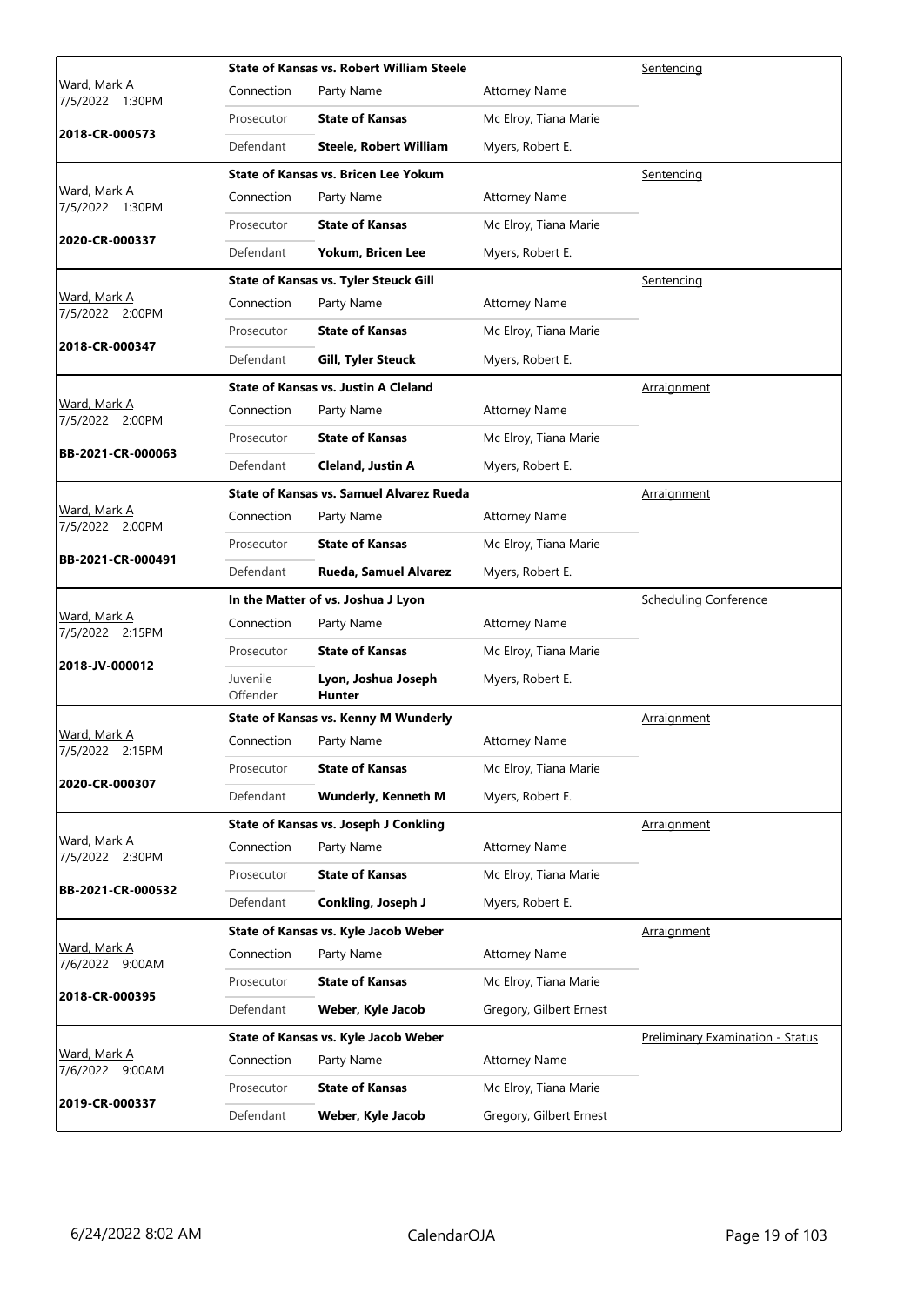| Judge / Date / Case | Connection | Party Name | Attorney Name | Hearing Type |
|---|---|---|---|---|
| Ward, Mark A 7/5/2022 1:30PM **2018-CR-000573** | **State of Kansas vs. Robert William Steele** | | | Sentencing |
| | Prosecutor | **State of Kansas** | Mc Elroy, Tiana Marie | |
| | Defendant | **Steele, Robert William** | Myers, Robert E. | |
| Ward, Mark A 7/5/2022 1:30PM **2020-CR-000337** | **State of Kansas vs. Bricen Lee Yokum** | | | Sentencing |
| | Prosecutor | **State of Kansas** | Mc Elroy, Tiana Marie | |
| | Defendant | **Yokum, Bricen Lee** | Myers, Robert E. | |
| Ward, Mark A 7/5/2022 2:00PM **2018-CR-000347** | **State of Kansas vs. Tyler Steuck Gill** | | | Sentencing |
| | Prosecutor | **State of Kansas** | Mc Elroy, Tiana Marie | |
| | Defendant | **Gill, Tyler Steuck** | Myers, Robert E. | |
| Ward, Mark A 7/5/2022 2:00PM **BB-2021-CR-000063** | **State of Kansas vs. Justin A Cleland** | | | Arraignment |
| | Prosecutor | **State of Kansas** | Mc Elroy, Tiana Marie | |
| | Defendant | **Cleland, Justin A** | Myers, Robert E. | |
| Ward, Mark A 7/5/2022 2:00PM **BB-2021-CR-000491** | **State of Kansas vs. Samuel Alvarez Rueda** | | | Arraignment |
| | Prosecutor | **State of Kansas** | Mc Elroy, Tiana Marie | |
| | Defendant | **Rueda, Samuel Alvarez** | Myers, Robert E. | |
| Ward, Mark A 7/5/2022 2:15PM **2018-JV-000012** | **In the Matter of vs. Joshua J Lyon** | | | Scheduling Conference |
| | Prosecutor | **State of Kansas** | Mc Elroy, Tiana Marie | |
| | Juvenile Offender | **Lyon, Joshua Joseph Hunter** | Myers, Robert E. | |
| Ward, Mark A 7/5/2022 2:15PM **2020-CR-000307** | **State of Kansas vs. Kenny M Wunderly** | | | Arraignment |
| | Prosecutor | **State of Kansas** | Mc Elroy, Tiana Marie | |
| | Defendant | **Wunderly, Kenneth M** | Myers, Robert E. | |
| Ward, Mark A 7/5/2022 2:30PM **BB-2021-CR-000532** | **State of Kansas vs. Joseph J Conkling** | | | Arraignment |
| | Prosecutor | **State of Kansas** | Mc Elroy, Tiana Marie | |
| | Defendant | **Conkling, Joseph J** | Myers, Robert E. | |
| Ward, Mark A 7/6/2022 9:00AM **2018-CR-000395** | **State of Kansas vs. Kyle Jacob Weber** | | | Arraignment |
| | Prosecutor | **State of Kansas** | Mc Elroy, Tiana Marie | |
| | Defendant | **Weber, Kyle Jacob** | Gregory, Gilbert Ernest | |
| Ward, Mark A 7/6/2022 9:00AM **2019-CR-000337** | **State of Kansas vs. Kyle Jacob Weber** | | | Preliminary Examination - Status |
| | Prosecutor | **State of Kansas** | Mc Elroy, Tiana Marie | |
| | Defendant | **Weber, Kyle Jacob** | Gregory, Gilbert Ernest | |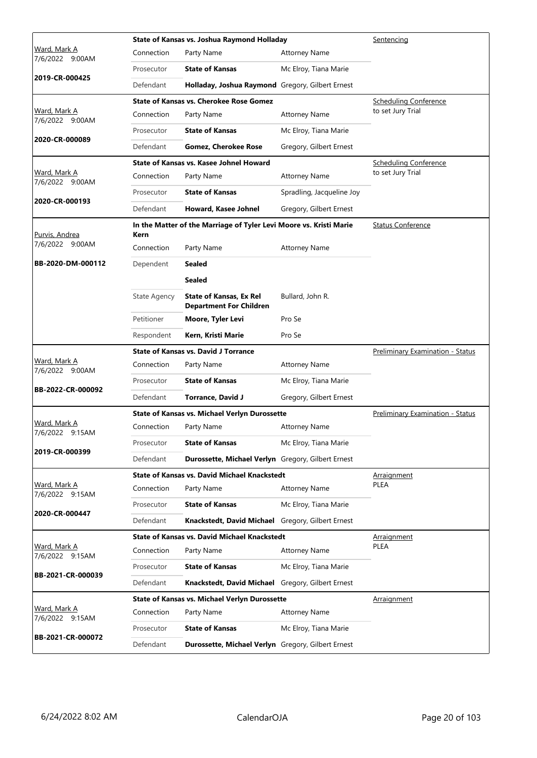| Judge / Date / Case | Case Title | | | Hearing Type |
|---|---|---|---|---|
| Ward, Mark A<br>7/6/2022 9:00AM<br>**2019-CR-000425** | **State of Kansas vs. Joshua Raymond Holladay** | | | Sentencing |
| | Connection | Party Name | Attorney Name | |
| | Prosecutor | **State of Kansas** | Mc Elroy, Tiana Marie | |
| | Defendant | **Holladay, Joshua Raymond** | Gregory, Gilbert Ernest | |
| Ward, Mark A<br>7/6/2022 9:00AM<br>**2020-CR-000089** | **State of Kansas vs. Cherokee Rose Gomez** | | | Scheduling Conference<br>to set Jury Trial |
| | Connection | Party Name | Attorney Name | |
| | Prosecutor | **State of Kansas** | Mc Elroy, Tiana Marie | |
| | Defendant | **Gomez, Cherokee Rose** | Gregory, Gilbert Ernest | |
| Ward, Mark A<br>7/6/2022 9:00AM<br>**2020-CR-000193** | **State of Kansas vs. Kasee Johnel Howard** | | | Scheduling Conference<br>to set Jury Trial |
| | Connection | Party Name | Attorney Name | |
| | Prosecutor | **State of Kansas** | Spradling, Jacqueline Joy | |
| | Defendant | **Howard, Kasee Johnel** | Gregory, Gilbert Ernest | |
| Purvis, Andrea<br>7/6/2022 9:00AM<br>**BB-2020-DM-000112** | **In the Matter of the Marriage of Tyler Levi Moore vs. Kristi Marie Kern** | | | Status Conference |
| | Connection | Party Name | Attorney Name | |
| | Dependent | **Sealed** | | |
| | | **Sealed** | | |
| | State Agency | **State of Kansas, Ex Rel Department For Children** | Bullard, John R. | |
| | Petitioner | **Moore, Tyler Levi** | Pro Se | |
| | Respondent | **Kern, Kristi Marie** | Pro Se | |
| Ward, Mark A<br>7/6/2022 9:00AM<br>**BB-2022-CR-000092** | **State of Kansas vs. David J Torrance** | | | Preliminary Examination - Status |
| | Connection | Party Name | Attorney Name | |
| | Prosecutor | **State of Kansas** | Mc Elroy, Tiana Marie | |
| | Defendant | **Torrance, David J** | Gregory, Gilbert Ernest | |
| Ward, Mark A<br>7/6/2022 9:15AM<br>**2019-CR-000399** | **State of Kansas vs. Michael Verlyn Durossette** | | | Preliminary Examination - Status |
| | Connection | Party Name | Attorney Name | |
| | Prosecutor | **State of Kansas** | Mc Elroy, Tiana Marie | |
| | Defendant | **Durossette, Michael Verlyn** | Gregory, Gilbert Ernest | |
| Ward, Mark A<br>7/6/2022 9:15AM<br>**2020-CR-000447** | **State of Kansas vs. David Michael Knackstedt** | | | Arraignment<br>PLEA |
| | Connection | Party Name | Attorney Name | |
| | Prosecutor | **State of Kansas** | Mc Elroy, Tiana Marie | |
| | Defendant | **Knackstedt, David Michael** | Gregory, Gilbert Ernest | |
| Ward, Mark A<br>7/6/2022 9:15AM<br>**BB-2021-CR-000039** | **State of Kansas vs. David Michael Knackstedt** | | | Arraignment<br>PLEA |
| | Connection | Party Name | Attorney Name | |
| | Prosecutor | **State of Kansas** | Mc Elroy, Tiana Marie | |
| | Defendant | **Knackstedt, David Michael** | Gregory, Gilbert Ernest | |
| Ward, Mark A<br>7/6/2022 9:15AM<br>**BB-2021-CR-000072** | **State of Kansas vs. Michael Verlyn Durossette** | | | Arraignment |
| | Connection | Party Name | Attorney Name | |
| | Prosecutor | **State of Kansas** | Mc Elroy, Tiana Marie | |
| | Defendant | **Durossette, Michael Verlyn** | Gregory, Gilbert Ernest | |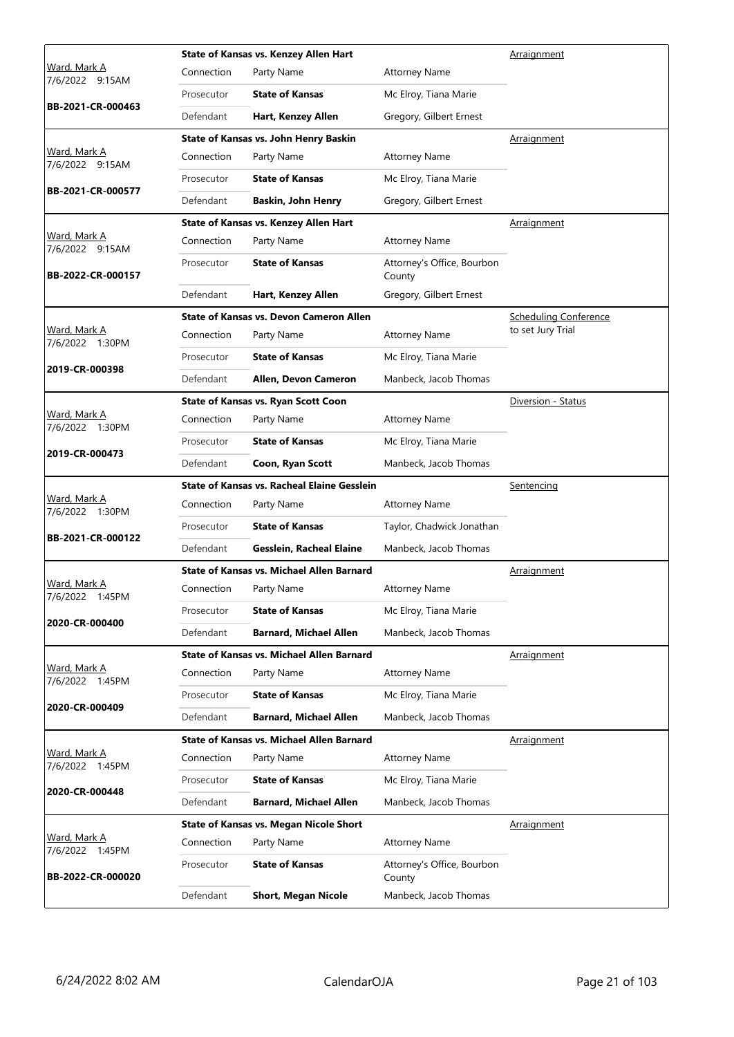| Judge / Date / Case | Case Title | Connection | Party Name | Attorney Name | Hearing Type |
|---|---|---|---|---|---|
| Ward, Mark A 7/6/2022 9:15AM **BB-2021-CR-000463** | **State of Kansas vs. Kenzey Allen Hart** | Prosecutor | **State of Kansas** | Mc Elroy, Tiana Marie | Arraignment |
| | | Defendant | **Hart, Kenzey Allen** | Gregory, Gilbert Ernest | |
| Ward, Mark A 7/6/2022 9:15AM **BB-2021-CR-000577** | **State of Kansas vs. John Henry Baskin** | Prosecutor | **State of Kansas** | Mc Elroy, Tiana Marie | Arraignment |
| | | Defendant | **Baskin, John Henry** | Gregory, Gilbert Ernest | |
| Ward, Mark A 7/6/2022 9:15AM **BB-2022-CR-000157** | **State of Kansas vs. Kenzey Allen Hart** | Prosecutor | **State of Kansas** | Attorney's Office, Bourbon County | Arraignment |
| | | Defendant | **Hart, Kenzey Allen** | Gregory, Gilbert Ernest | |
| Ward, Mark A 7/6/2022 1:30PM **2019-CR-000398** | **State of Kansas vs. Devon Cameron Allen** | Prosecutor | **State of Kansas** | Mc Elroy, Tiana Marie | Scheduling Conference to set Jury Trial |
| | | Defendant | **Allen, Devon Cameron** | Manbeck, Jacob Thomas | |
| Ward, Mark A 7/6/2022 1:30PM **2019-CR-000473** | **State of Kansas vs. Ryan Scott Coon** | Prosecutor | **State of Kansas** | Mc Elroy, Tiana Marie | Diversion - Status |
| | | Defendant | **Coon, Ryan Scott** | Manbeck, Jacob Thomas | |
| Ward, Mark A 7/6/2022 1:30PM **BB-2021-CR-000122** | **State of Kansas vs. Racheal Elaine Gesslein** | Prosecutor | **State of Kansas** | Taylor, Chadwick Jonathan | Sentencing |
| | | Defendant | **Gesslein, Racheal Elaine** | Manbeck, Jacob Thomas | |
| Ward, Mark A 7/6/2022 1:45PM **2020-CR-000400** | **State of Kansas vs. Michael Allen Barnard** | Prosecutor | **State of Kansas** | Mc Elroy, Tiana Marie | Arraignment |
| | | Defendant | **Barnard, Michael Allen** | Manbeck, Jacob Thomas | |
| Ward, Mark A 7/6/2022 1:45PM **2020-CR-000409** | **State of Kansas vs. Michael Allen Barnard** | Prosecutor | **State of Kansas** | Mc Elroy, Tiana Marie | Arraignment |
| | | Defendant | **Barnard, Michael Allen** | Manbeck, Jacob Thomas | |
| Ward, Mark A 7/6/2022 1:45PM **2020-CR-000448** | **State of Kansas vs. Michael Allen Barnard** | Prosecutor | **State of Kansas** | Mc Elroy, Tiana Marie | Arraignment |
| | | Defendant | **Barnard, Michael Allen** | Manbeck, Jacob Thomas | |
| Ward, Mark A 7/6/2022 1:45PM **BB-2022-CR-000020** | **State of Kansas vs. Megan Nicole Short** | Prosecutor | **State of Kansas** | Attorney's Office, Bourbon County | Arraignment |
| | | Defendant | **Short, Megan Nicole** | Manbeck, Jacob Thomas | |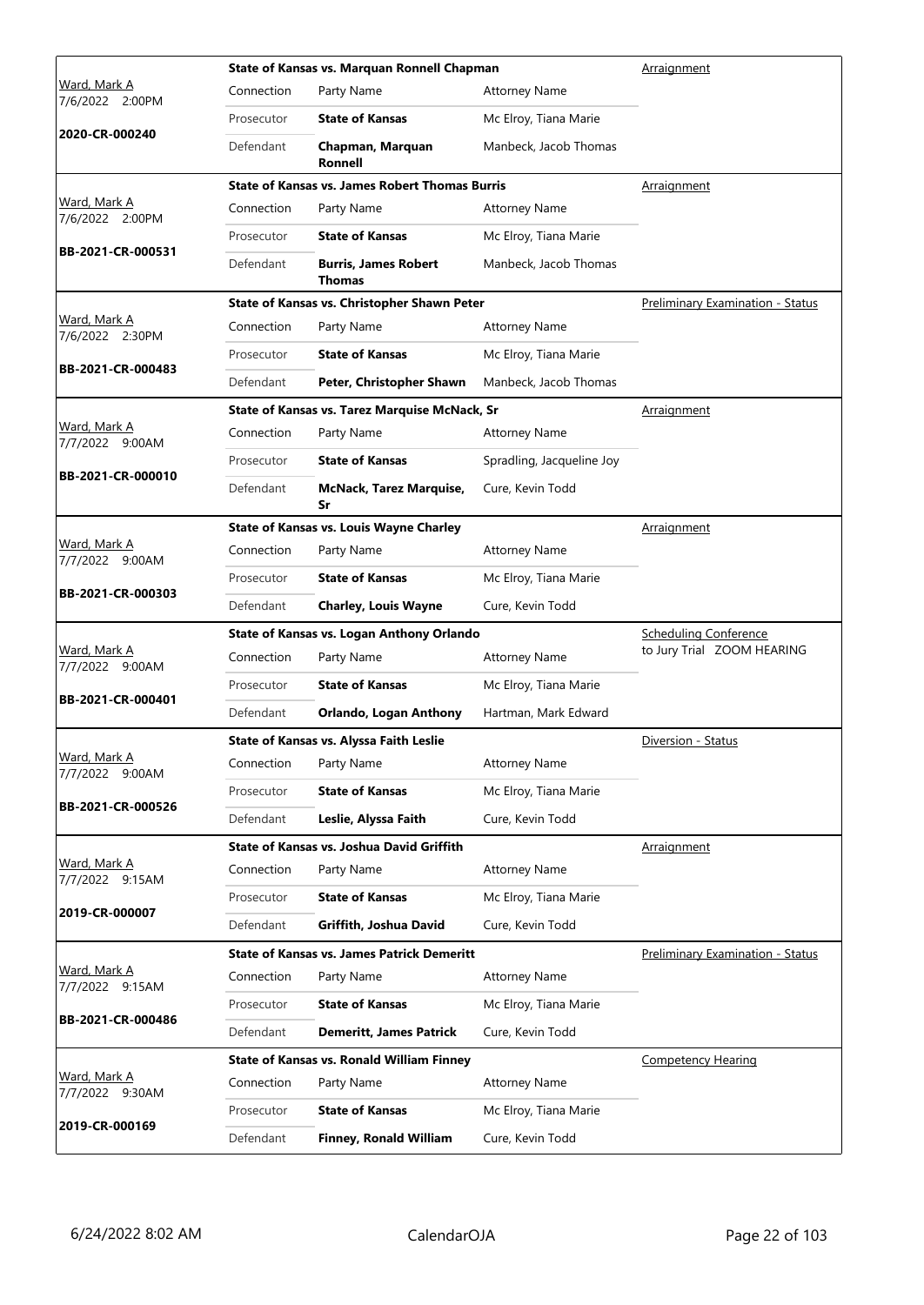| Judge / Date / Case | Connection | Party Name | Attorney Name | Hearing Type |
|---|---|---|---|---|
| Ward, Mark A 7/6/2022 2:00PM | **State of Kansas vs. Marquan Ronnell Chapman** | | | Arraignment |
| | Connection | Party Name | Attorney Name | |
| | Prosecutor | **State of Kansas** | Mc Elroy, Tiana Marie | |
| **2020-CR-000240** | Defendant | **Chapman, Marquan Ronnell** | Manbeck, Jacob Thomas | |
| Ward, Mark A 7/6/2022 2:00PM | **State of Kansas vs. James Robert Thomas Burris** | | | Arraignment |
| | Connection | Party Name | Attorney Name | |
| | Prosecutor | **State of Kansas** | Mc Elroy, Tiana Marie | |
| **BB-2021-CR-000531** | Defendant | **Burris, James Robert Thomas** | Manbeck, Jacob Thomas | |
| Ward, Mark A 7/6/2022 2:30PM | **State of Kansas vs. Christopher Shawn Peter** | | | Preliminary Examination - Status |
| | Connection | Party Name | Attorney Name | |
| | Prosecutor | **State of Kansas** | Mc Elroy, Tiana Marie | |
| **BB-2021-CR-000483** | Defendant | **Peter, Christopher Shawn** | Manbeck, Jacob Thomas | |
| Ward, Mark A 7/7/2022 9:00AM | **State of Kansas vs. Tarez Marquise McNack, Sr** | | | Arraignment |
| | Connection | Party Name | Attorney Name | |
| | Prosecutor | **State of Kansas** | Spradling, Jacqueline Joy | |
| **BB-2021-CR-000010** | Defendant | **McNack, Tarez Marquise, Sr** | Cure, Kevin Todd | |
| Ward, Mark A 7/7/2022 9:00AM | **State of Kansas vs. Louis Wayne Charley** | | | Arraignment |
| | Connection | Party Name | Attorney Name | |
| | Prosecutor | **State of Kansas** | Mc Elroy, Tiana Marie | |
| **BB-2021-CR-000303** | Defendant | **Charley, Louis Wayne** | Cure, Kevin Todd | |
| Ward, Mark A 7/7/2022 9:00AM | **State of Kansas vs. Logan Anthony Orlando** | | | Scheduling Conference to Jury Trial ZOOM HEARING |
| | Connection | Party Name | Attorney Name | |
| | Prosecutor | **State of Kansas** | Mc Elroy, Tiana Marie | |
| **BB-2021-CR-000401** | Defendant | **Orlando, Logan Anthony** | Hartman, Mark Edward | |
| Ward, Mark A 7/7/2022 9:00AM | **State of Kansas vs. Alyssa Faith Leslie** | | | Diversion - Status |
| | Connection | Party Name | Attorney Name | |
| | Prosecutor | **State of Kansas** | Mc Elroy, Tiana Marie | |
| **BB-2021-CR-000526** | Defendant | **Leslie, Alyssa Faith** | Cure, Kevin Todd | |
| Ward, Mark A 7/7/2022 9:15AM | **State of Kansas vs. Joshua David Griffith** | | | Arraignment |
| | Connection | Party Name | Attorney Name | |
| | Prosecutor | **State of Kansas** | Mc Elroy, Tiana Marie | |
| **2019-CR-000007** | Defendant | **Griffith, Joshua David** | Cure, Kevin Todd | |
| Ward, Mark A 7/7/2022 9:15AM | **State of Kansas vs. James Patrick Demeritt** | | | Preliminary Examination - Status |
| | Connection | Party Name | Attorney Name | |
| | Prosecutor | **State of Kansas** | Mc Elroy, Tiana Marie | |
| **BB-2021-CR-000486** | Defendant | **Demeritt, James Patrick** | Cure, Kevin Todd | |
| Ward, Mark A 7/7/2022 9:30AM | **State of Kansas vs. Ronald William Finney** | | | Competency Hearing |
| | Connection | Party Name | Attorney Name | |
| | Prosecutor | **State of Kansas** | Mc Elroy, Tiana Marie | |
| **2019-CR-000169** | Defendant | **Finney, Ronald William** | Cure, Kevin Todd | |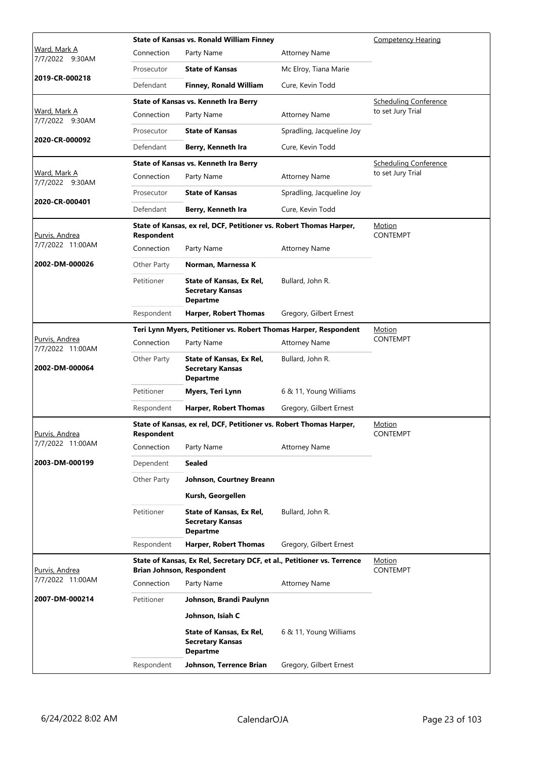| Judge / Date / Case | Case Title | | | Hearing Type |
|---|---|---|---|---|
| Ward, Mark A<br>7/7/2022 9:30AM<br>**2019-CR-000218** | **State of Kansas vs. Ronald William Finney** | | | Competency Hearing |
| | Connection | Party Name | Attorney Name | |
| | Prosecutor | **State of Kansas** | Mc Elroy, Tiana Marie | |
| | Defendant | **Finney, Ronald William** | Cure, Kevin Todd | |
| Ward, Mark A<br>7/7/2022 9:30AM<br>**2020-CR-000092** | **State of Kansas vs. Kenneth Ira Berry** | | | Scheduling Conference to set Jury Trial |
| | Connection | Party Name | Attorney Name | |
| | Prosecutor | **State of Kansas** | Spradling, Jacqueline Joy | |
| | Defendant | **Berry, Kenneth Ira** | Cure, Kevin Todd | |
| Ward, Mark A<br>7/7/2022 9:30AM<br>**2020-CR-000401** | **State of Kansas vs. Kenneth Ira Berry** | | | Scheduling Conference to set Jury Trial |
| | Connection | Party Name | Attorney Name | |
| | Prosecutor | **State of Kansas** | Spradling, Jacqueline Joy | |
| | Defendant | **Berry, Kenneth Ira** | Cure, Kevin Todd | |
| Purvis, Andrea<br>7/7/2022 11:00AM<br>**2002-DM-000026** | **State of Kansas, ex rel, DCF, Petitioner vs. Robert Thomas Harper, Respondent** | | | Motion CONTEMPT |
| | Connection | Party Name | Attorney Name | |
| | Other Party | **Norman, Marnessa K** | | |
| | Petitioner | **State of Kansas, Ex Rel, Secretary Kansas Departme** | Bullard, John R. | |
| | Respondent | **Harper, Robert Thomas** | Gregory, Gilbert Ernest | |
| Purvis, Andrea<br>7/7/2022 11:00AM<br>**2002-DM-000064** | **Teri Lynn Myers, Petitioner vs. Robert Thomas Harper, Respondent** | | | Motion CONTEMPT |
| | Connection | Party Name | Attorney Name | |
| | Other Party | **State of Kansas, Ex Rel, Secretary Kansas Departme** | Bullard, John R. | |
| | Petitioner | **Myers, Teri Lynn** | 6 & 11, Young Williams | |
| | Respondent | **Harper, Robert Thomas** | Gregory, Gilbert Ernest | |
| Purvis, Andrea<br>7/7/2022 11:00AM<br>**2003-DM-000199** | **State of Kansas, ex rel, DCF, Petitioner vs. Robert Thomas Harper, Respondent** | | | Motion CONTEMPT |
| | Connection | Party Name | Attorney Name | |
| | Dependent | **Sealed** | | |
| | Other Party | **Johnson, Courtney Breann** | | |
| | | **Kursh, Georgellen** | | |
| | Petitioner | **State of Kansas, Ex Rel, Secretary Kansas Departme** | Bullard, John R. | |
| | Respondent | **Harper, Robert Thomas** | Gregory, Gilbert Ernest | |
| Purvis, Andrea<br>7/7/2022 11:00AM<br>**2007-DM-000214** | **State of Kansas, Ex Rel, Secretary DCF, et al., Petitioner vs. Terrence Brian Johnson, Respondent** | | | Motion CONTEMPT |
| | Connection | Party Name | Attorney Name | |
| | Petitioner | **Johnson, Brandi Paulynn** | | |
| | | **Johnson, Isiah C** | | |
| | | **State of Kansas, Ex Rel, Secretary Kansas Departme** | 6 & 11, Young Williams | |
| | Respondent | **Johnson, Terrence Brian** | Gregory, Gilbert Ernest | |

6/24/2022 8:02 AM CalendarOJA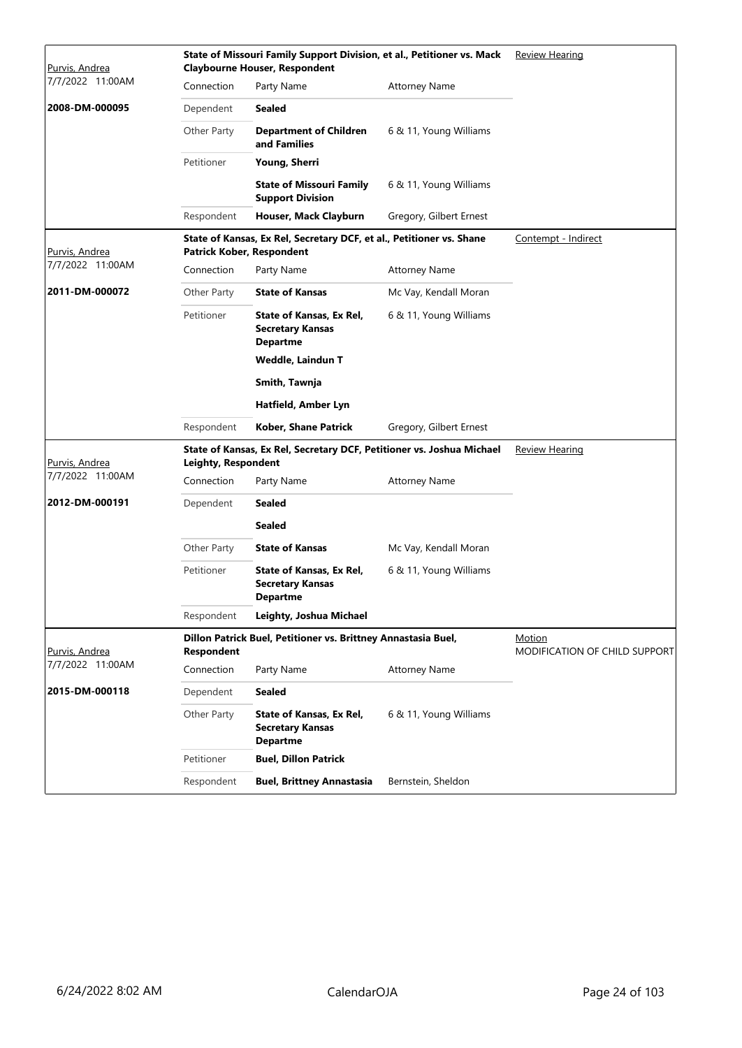| Judge / Date / Case | Case Title | | | Hearing Type |
|---|---|---|---|---|
| Purvis, Andrea | **State of Missouri Family Support Division, et al., Petitioner vs. Mack Claybourne Houser, Respondent** | | | Review Hearing |
| 7/7/2022 11:00AM | Connection | Party Name | Attorney Name | |
| **2008-DM-000095** | Dependent | **Sealed** | | |
| | Other Party | **Department of Children and Families** | 6 & 11, Young Williams | |
| | Petitioner | **Young, Sherri** | | |
| | | **State of Missouri Family Support Division** | 6 & 11, Young Williams | |
| | Respondent | **Houser, Mack Clayburn** | Gregory, Gilbert Ernest | |

| Judge / Date / Case | Case Title | | | Hearing Type |
|---|---|---|---|---|
| Purvis, Andrea | **State of Kansas, Ex Rel, Secretary DCF, et al., Petitioner vs. Shane Patrick Kober, Respondent** | | | Contempt - Indirect |
| 7/7/2022 11:00AM | Connection | Party Name | Attorney Name | |
| **2011-DM-000072** | Other Party | **State of Kansas** | Mc Vay, Kendall Moran | |
| | Petitioner | **State of Kansas, Ex Rel, Secretary Kansas Departme** | 6 & 11, Young Williams | |
| | | **Weddle, Laindun T** | | |
| | | **Smith, Tawnja** | | |
| | | **Hatfield, Amber Lyn** | | |
| | Respondent | **Kober, Shane Patrick** | Gregory, Gilbert Ernest | |

| Judge / Date / Case | Case Title | | | Hearing Type |
|---|---|---|---|---|
| Purvis, Andrea | **State of Kansas, Ex Rel, Secretary DCF, Petitioner vs. Joshua Michael Leighty, Respondent** | | | Review Hearing |
| 7/7/2022 11:00AM | Connection | Party Name | Attorney Name | |
| **2012-DM-000191** | Dependent | **Sealed** | | |
| | | **Sealed** | | |
| | Other Party | **State of Kansas** | Mc Vay, Kendall Moran | |
| | Petitioner | **State of Kansas, Ex Rel, Secretary Kansas Departme** | 6 & 11, Young Williams | |
| | Respondent | **Leighty, Joshua Michael** | | |

| Judge / Date / Case | Case Title | | | Hearing Type |
|---|---|---|---|---|
| Purvis, Andrea | **Dillon Patrick Buel, Petitioner vs. Brittney Annastasia Buel, Respondent** | | | Motion MODIFICATION OF CHILD SUPPORT |
| 7/7/2022 11:00AM | Connection | Party Name | Attorney Name | |
| **2015-DM-000118** | Dependent | **Sealed** | | |
| | Other Party | **State of Kansas, Ex Rel, Secretary Kansas Departme** | 6 & 11, Young Williams | |
| | Petitioner | **Buel, Dillon Patrick** | | |
| | Respondent | **Buel, Brittney Annastasia** | Bernstein, Sheldon | |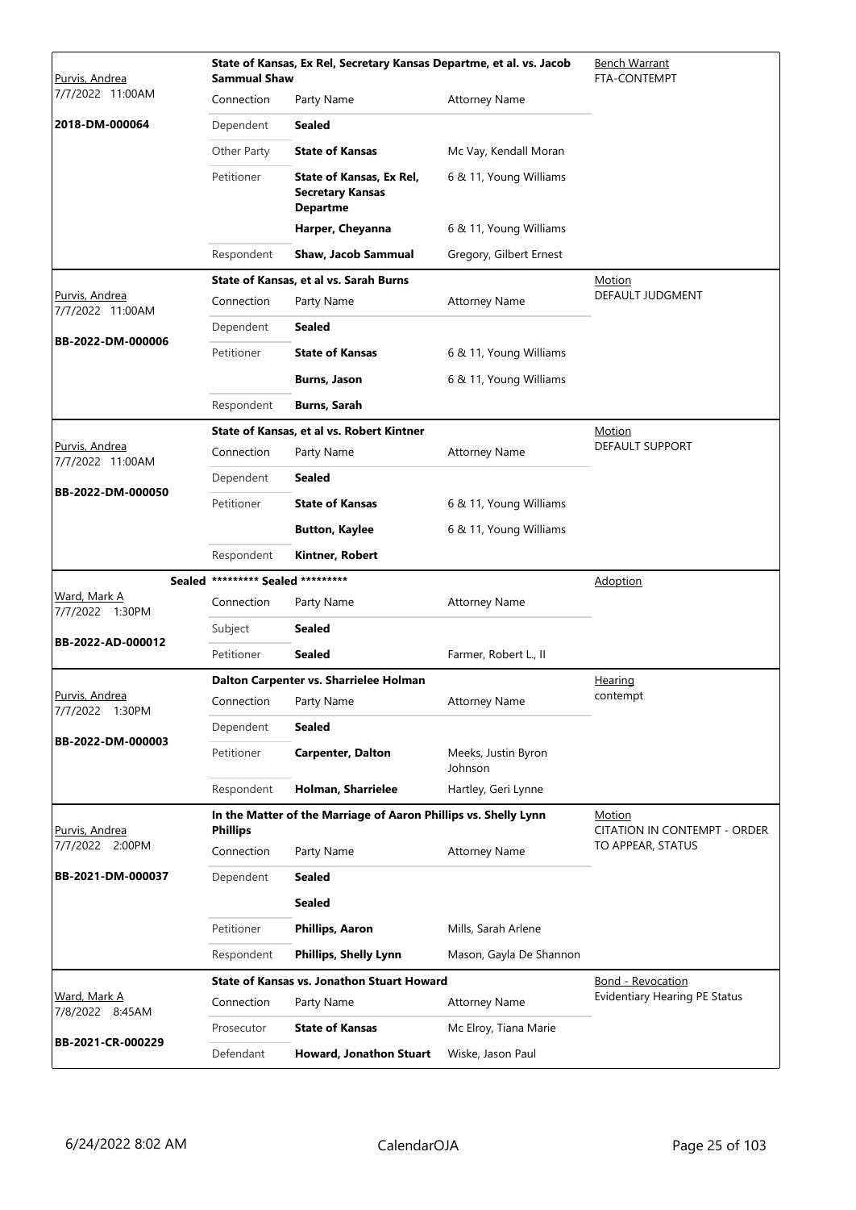| Judge / Date / Case | Case Title | Connection | Party Name | Attorney Name | Type |
|---|---|---|---|---|---|
| Purvis, Andrea<br>7/7/2022 11:00AM<br>**2018-DM-000064** | **State of Kansas, Ex Rel, Secretary Kansas Departme, et al. vs. Jacob Sammual Shaw** | | | | Bench Warrant<br>FTA-CONTEMPT |
| | | Dependent | **Sealed** | | |
| | | Other Party | **State of Kansas** | Mc Vay, Kendall Moran | |
| | | Petitioner | **State of Kansas, Ex Rel, Secretary Kansas Departme** | 6 & 11, Young Williams | |
| | | | **Harper, Cheyanna** | 6 & 11, Young Williams | |
| | | Respondent | **Shaw, Jacob Sammual** | Gregory, Gilbert Ernest | |
| Purvis, Andrea<br>7/7/2022 11:00AM<br>**BB-2022-DM-000006** | **State of Kansas, et al vs. Sarah Burns** | | | | Motion<br>DEFAULT JUDGMENT |
| | | Dependent | **Sealed** | | |
| | | Petitioner | **State of Kansas** | 6 & 11, Young Williams | |
| | | | **Burns, Jason** | 6 & 11, Young Williams | |
| | | Respondent | **Burns, Sarah** | | |
| Purvis, Andrea<br>7/7/2022 11:00AM<br>**BB-2022-DM-000050** | **State of Kansas, et al vs. Robert Kintner** | | | | Motion<br>DEFAULT SUPPORT |
| | | Dependent | **Sealed** | | |
| | | Petitioner | **State of Kansas** | 6 & 11, Young Williams | |
| | | | **Button, Kaylee** | 6 & 11, Young Williams | |
| | | Respondent | **Kintner, Robert** | | |
| Sealed<br>Ward, Mark A<br>7/7/2022 1:30PM<br>**BB-2022-AD-000012** | **********Sealed ********** | | | | Adoption |
| | | Subject | **Sealed** | | |
| | | Petitioner | **Sealed** | Farmer, Robert L., II | |
| Purvis, Andrea<br>7/7/2022 1:30PM<br>**BB-2022-DM-000003** | **Dalton Carpenter vs. Sharrielee Holman** | | | | Hearing<br>contempt |
| | | Dependent | **Sealed** | | |
| | | Petitioner | **Carpenter, Dalton** | Meeks, Justin Byron Johnson | |
| | | Respondent | **Holman, Sharrielee** | Hartley, Geri Lynne | |
| Purvis, Andrea<br>7/7/2022 2:00PM<br>**BB-2021-DM-000037** | **In the Matter of the Marriage of Aaron Phillips vs. Shelly Lynn Phillips** | | | | Motion<br>CITATION IN CONTEMPT - ORDER TO APPEAR, STATUS |
| | | Dependent | **Sealed** | | |
| | | | **Sealed** | | |
| | | Petitioner | **Phillips, Aaron** | Mills, Sarah Arlene | |
| | | Respondent | **Phillips, Shelly Lynn** | Mason, Gayla De Shannon | |
| Ward, Mark A<br>7/8/2022 8:45AM<br>**BB-2021-CR-000229** | **State of Kansas vs. Jonathon Stuart Howard** | | | | Bond - Revocation<br>Evidentiary Hearing PE Status |
| | | Prosecutor | **State of Kansas** | Mc Elroy, Tiana Marie | |
| | | Defendant | **Howard, Jonathon Stuart** | Wiske, Jason Paul | |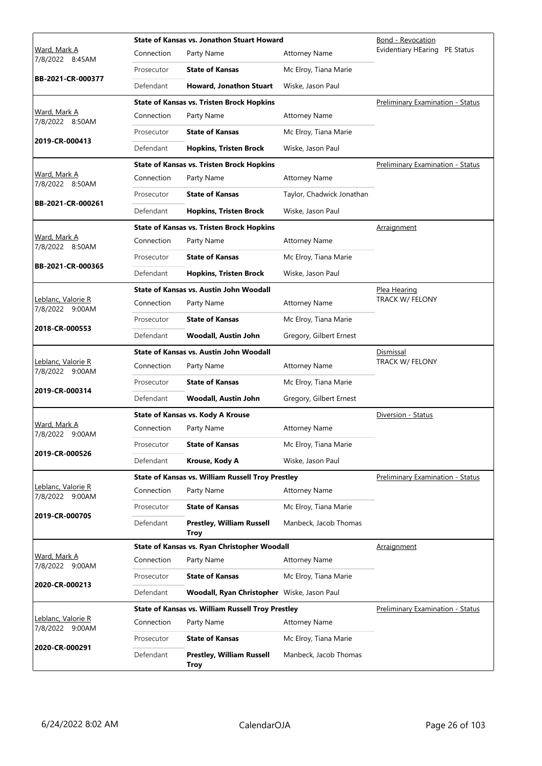| Judge / Time / Case | Case Title | Connection | Party Name | Attorney Name | Hearing Type |
|---|---|---|---|---|---|
| Ward, Mark A 7/8/2022 8:45AM BB-2021-CR-000377 | State of Kansas vs. Jonathon Stuart Howard | Prosecutor | **State of Kansas** | Mc Elroy, Tiana Marie | Bond - Revocation Evidentiary HEaring PE Status |
| | | Defendant | **Howard, Jonathon Stuart** | Wiske, Jason Paul | |
| Ward, Mark A 7/8/2022 8:50AM 2019-CR-000413 | State of Kansas vs. Tristen Brock Hopkins | Prosecutor | **State of Kansas** | Mc Elroy, Tiana Marie | Preliminary Examination - Status |
| | | Defendant | **Hopkins, Tristen Brock** | Wiske, Jason Paul | |
| Ward, Mark A 7/8/2022 8:50AM BB-2021-CR-000261 | State of Kansas vs. Tristen Brock Hopkins | Prosecutor | **State of Kansas** | Taylor, Chadwick Jonathan | Preliminary Examination - Status |
| | | Defendant | **Hopkins, Tristen Brock** | Wiske, Jason Paul | |
| Ward, Mark A 7/8/2022 8:50AM BB-2021-CR-000365 | State of Kansas vs. Tristen Brock Hopkins | Prosecutor | **State of Kansas** | Mc Elroy, Tiana Marie | Arraignment |
| | | Defendant | **Hopkins, Tristen Brock** | Wiske, Jason Paul | |
| Leblanc, Valorie R 7/8/2022 9:00AM 2018-CR-000553 | State of Kansas vs. Austin John Woodall | Prosecutor | **State of Kansas** | Mc Elroy, Tiana Marie | Plea Hearing TRACK W/ FELONY |
| | | Defendant | **Woodall, Austin John** | Gregory, Gilbert Ernest | |
| Leblanc, Valorie R 7/8/2022 9:00AM 2019-CR-000314 | State of Kansas vs. Austin John Woodall | Prosecutor | **State of Kansas** | Mc Elroy, Tiana Marie | Dismissal TRACK W/ FELONY |
| | | Defendant | **Woodall, Austin John** | Gregory, Gilbert Ernest | |
| Ward, Mark A 7/8/2022 9:00AM 2019-CR-000526 | State of Kansas vs. Kody A Krouse | Prosecutor | **State of Kansas** | Mc Elroy, Tiana Marie | Diversion - Status |
| | | Defendant | **Krouse, Kody A** | Wiske, Jason Paul | |
| Leblanc, Valorie R 7/8/2022 9:00AM 2019-CR-000705 | State of Kansas vs. William Russell Troy Prestley | Prosecutor | **State of Kansas** | Mc Elroy, Tiana Marie | Preliminary Examination - Status |
| | | Defendant | **Prestley, William Russell Troy** | Manbeck, Jacob Thomas | |
| Ward, Mark A 7/8/2022 9:00AM 2020-CR-000213 | State of Kansas vs. Ryan Christopher Woodall | Prosecutor | **State of Kansas** | Mc Elroy, Tiana Marie | Arraignment |
| | | Defendant | **Woodall, Ryan Christopher** | Wiske, Jason Paul | |
| Leblanc, Valorie R 7/8/2022 9:00AM 2020-CR-000291 | State of Kansas vs. William Russell Troy Prestley | Prosecutor | **State of Kansas** | Mc Elroy, Tiana Marie | Preliminary Examination - Status |
| | | Defendant | **Prestley, William Russell Troy** | Manbeck, Jacob Thomas | |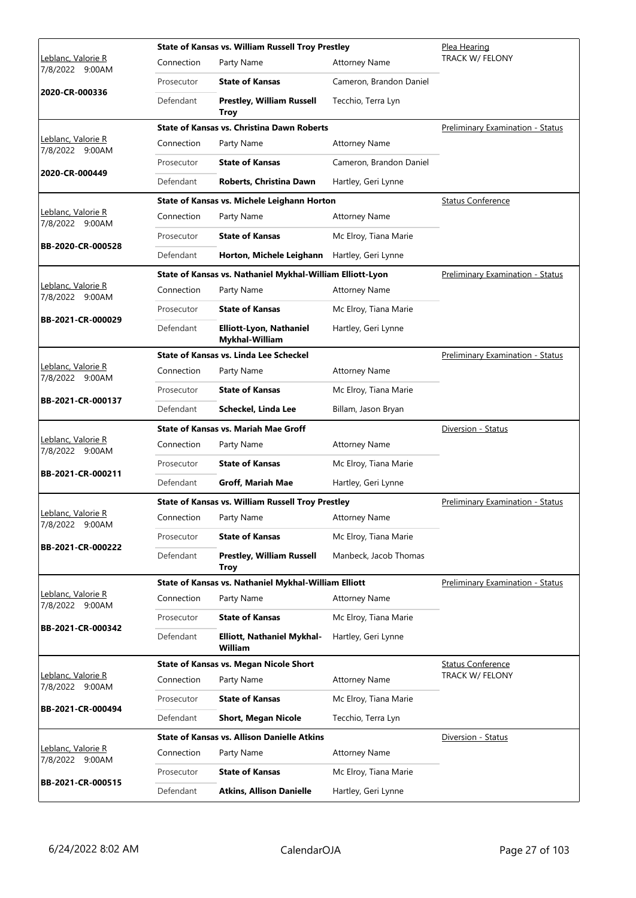| Judge / Date | Case | Connection | Party Name | Attorney Name | Hearing Type |
|---|---|---|---|---|---|
| Leblanc, Valorie R 7/8/2022 9:00AM | **State of Kansas vs. William Russell Troy Prestley** | | | | Plea Hearing TRACK W/ FELONY |
| **2020-CR-000336** | | Connection | Party Name | Attorney Name | |
| | | Prosecutor | **State of Kansas** | Cameron, Brandon Daniel | |
| | | Defendant | **Prestley, William Russell Troy** | Tecchio, Terra Lyn | |
| Leblanc, Valorie R 7/8/2022 9:00AM | **State of Kansas vs. Christina Dawn Roberts** | | | | Preliminary Examination - Status |
| **2020-CR-000449** | | Connection | Party Name | Attorney Name | |
| | | Prosecutor | **State of Kansas** | Cameron, Brandon Daniel | |
| | | Defendant | **Roberts, Christina Dawn** | Hartley, Geri Lynne | |
| Leblanc, Valorie R 7/8/2022 9:00AM | **State of Kansas vs. Michele Leighann Horton** | | | | Status Conference |
| **BB-2020-CR-000528** | | Connection | Party Name | Attorney Name | |
| | | Prosecutor | **State of Kansas** | Mc Elroy, Tiana Marie | |
| | | Defendant | **Horton, Michele Leighann** | Hartley, Geri Lynne | |
| Leblanc, Valorie R 7/8/2022 9:00AM | **State of Kansas vs. Nathaniel Mykhal-William Elliott-Lyon** | | | | Preliminary Examination - Status |
| **BB-2021-CR-000029** | | Connection | Party Name | Attorney Name | |
| | | Prosecutor | **State of Kansas** | Mc Elroy, Tiana Marie | |
| | | Defendant | **Elliott-Lyon, Nathaniel Mykhal-William** | Hartley, Geri Lynne | |
| Leblanc, Valorie R 7/8/2022 9:00AM | **State of Kansas vs. Linda Lee Scheckel** | | | | Preliminary Examination - Status |
| **BB-2021-CR-000137** | | Connection | Party Name | Attorney Name | |
| | | Prosecutor | **State of Kansas** | Mc Elroy, Tiana Marie | |
| | | Defendant | **Scheckel, Linda Lee** | Billam, Jason Bryan | |
| Leblanc, Valorie R 7/8/2022 9:00AM | **State of Kansas vs. Mariah Mae Groff** | | | | Diversion - Status |
| **BB-2021-CR-000211** | | Connection | Party Name | Attorney Name | |
| | | Prosecutor | **State of Kansas** | Mc Elroy, Tiana Marie | |
| | | Defendant | **Groff, Mariah Mae** | Hartley, Geri Lynne | |
| Leblanc, Valorie R 7/8/2022 9:00AM | **State of Kansas vs. William Russell Troy Prestley** | | | | Preliminary Examination - Status |
| **BB-2021-CR-000222** | | Connection | Party Name | Attorney Name | |
| | | Prosecutor | **State of Kansas** | Mc Elroy, Tiana Marie | |
| | | Defendant | **Prestley, William Russell Troy** | Manbeck, Jacob Thomas | |
| Leblanc, Valorie R 7/8/2022 9:00AM | **State of Kansas vs. Nathaniel Mykhal-William Elliott** | | | | Preliminary Examination - Status |
| **BB-2021-CR-000342** | | Connection | Party Name | Attorney Name | |
| | | Prosecutor | **State of Kansas** | Mc Elroy, Tiana Marie | |
| | | Defendant | **Elliott, Nathaniel Mykhal-William** | Hartley, Geri Lynne | |
| Leblanc, Valorie R 7/8/2022 9:00AM | **State of Kansas vs. Megan Nicole Short** | | | | Status Conference TRACK W/ FELONY |
| **BB-2021-CR-000494** | | Connection | Party Name | Attorney Name | |
| | | Prosecutor | **State of Kansas** | Mc Elroy, Tiana Marie | |
| | | Defendant | **Short, Megan Nicole** | Tecchio, Terra Lyn | |
| Leblanc, Valorie R 7/8/2022 9:00AM | **State of Kansas vs. Allison Danielle Atkins** | | | | Diversion - Status |
| **BB-2021-CR-000515** | | Connection | Party Name | Attorney Name | |
| | | Prosecutor | **State of Kansas** | Mc Elroy, Tiana Marie | |
| | | Defendant | **Atkins, Allison Danielle** | Hartley, Geri Lynne | |

6/24/2022 8:02 AM CalendarOJA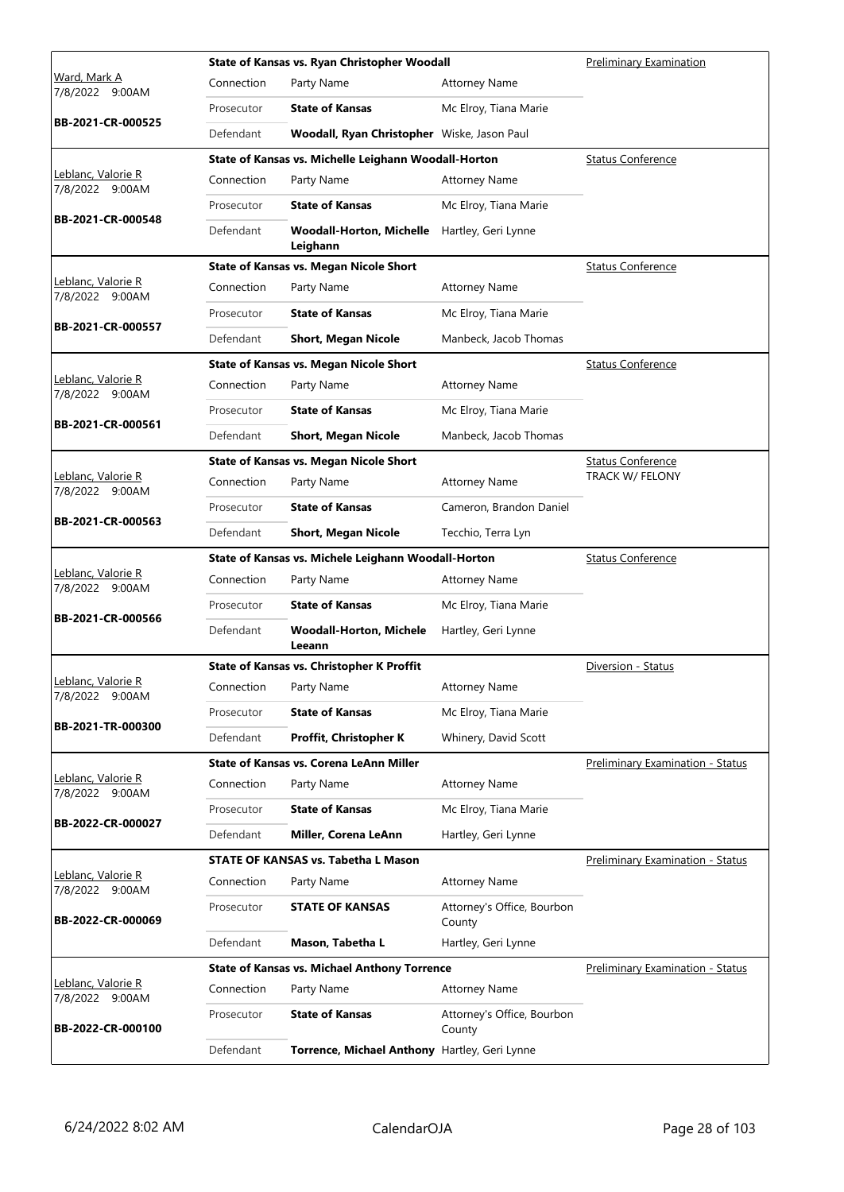| Judge / Date / Case | Connection | Party Name | Attorney Name | Hearing Type |
|---|---|---|---|---|
| | | **State of Kansas vs. Ryan Christopher Woodall** | | Preliminary Examination |
| Ward, Mark A 7/8/2022 9:00AM | Connection | Party Name | Attorney Name | |
| | Prosecutor | **State of Kansas** | Mc Elroy, Tiana Marie | |
| **BB-2021-CR-000525** | Defendant | **Woodall, Ryan Christopher** | Wiske, Jason Paul | |
| | | **State of Kansas vs. Michelle Leighann Woodall-Horton** | | Status Conference |
| Leblanc, Valorie R 7/8/2022 9:00AM | Connection | Party Name | Attorney Name | |
| | Prosecutor | **State of Kansas** | Mc Elroy, Tiana Marie | |
| **BB-2021-CR-000548** | Defendant | **Woodall-Horton, Michelle Leighann** | Hartley, Geri Lynne | |
| | | **State of Kansas vs. Megan Nicole Short** | | Status Conference |
| Leblanc, Valorie R 7/8/2022 9:00AM | Connection | Party Name | Attorney Name | |
| | Prosecutor | **State of Kansas** | Mc Elroy, Tiana Marie | |
| **BB-2021-CR-000557** | Defendant | **Short, Megan Nicole** | Manbeck, Jacob Thomas | |
| | | **State of Kansas vs. Megan Nicole Short** | | Status Conference |
| Leblanc, Valorie R 7/8/2022 9:00AM | Connection | Party Name | Attorney Name | |
| | Prosecutor | **State of Kansas** | Mc Elroy, Tiana Marie | |
| **BB-2021-CR-000561** | Defendant | **Short, Megan Nicole** | Manbeck, Jacob Thomas | |
| | | **State of Kansas vs. Megan Nicole Short** | | Status Conference TRACK W/ FELONY |
| Leblanc, Valorie R 7/8/2022 9:00AM | Connection | Party Name | Attorney Name | |
| | Prosecutor | **State of Kansas** | Cameron, Brandon Daniel | |
| **BB-2021-CR-000563** | Defendant | **Short, Megan Nicole** | Tecchio, Terra Lyn | |
| | | **State of Kansas vs. Michele Leighann Woodall-Horton** | | Status Conference |
| Leblanc, Valorie R 7/8/2022 9:00AM | Connection | Party Name | Attorney Name | |
| | Prosecutor | **State of Kansas** | Mc Elroy, Tiana Marie | |
| **BB-2021-CR-000566** | Defendant | **Woodall-Horton, Michele Leeann** | Hartley, Geri Lynne | |
| | | **State of Kansas vs. Christopher K Proffit** | | Diversion - Status |
| Leblanc, Valorie R 7/8/2022 9:00AM | Connection | Party Name | Attorney Name | |
| | Prosecutor | **State of Kansas** | Mc Elroy, Tiana Marie | |
| **BB-2021-TR-000300** | Defendant | **Proffit, Christopher K** | Whinery, David Scott | |
| | | **State of Kansas vs. Corena LeAnn Miller** | | Preliminary Examination - Status |
| Leblanc, Valorie R 7/8/2022 9:00AM | Connection | Party Name | Attorney Name | |
| | Prosecutor | **State of Kansas** | Mc Elroy, Tiana Marie | |
| **BB-2022-CR-000027** | Defendant | **Miller, Corena LeAnn** | Hartley, Geri Lynne | |
| | | **STATE OF KANSAS vs. Tabetha L Mason** | | Preliminary Examination - Status |
| Leblanc, Valorie R 7/8/2022 9:00AM | Connection | Party Name | Attorney Name | |
| | Prosecutor | **STATE OF KANSAS** | Attorney's Office, Bourbon County | |
| **BB-2022-CR-000069** | Defendant | **Mason, Tabetha L** | Hartley, Geri Lynne | |
| | | **State of Kansas vs. Michael Anthony Torrence** | | Preliminary Examination - Status |
| Leblanc, Valorie R 7/8/2022 9:00AM | Connection | Party Name | Attorney Name | |
| | Prosecutor | **State of Kansas** | Attorney's Office, Bourbon County | |
| **BB-2022-CR-000100** | Defendant | **Torrence, Michael Anthony** | Hartley, Geri Lynne | |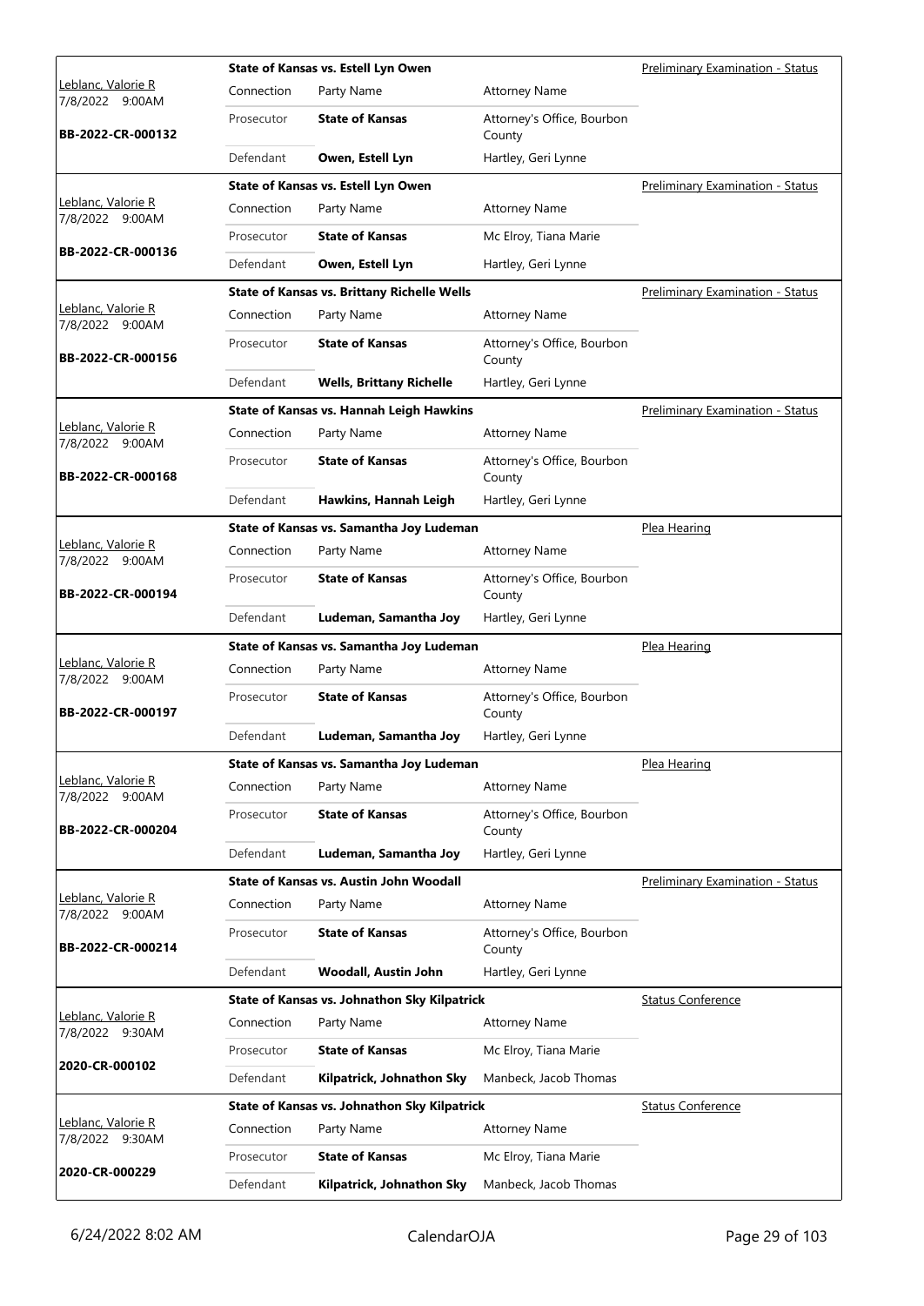| Judge / Date / Case | Case Title | Connection | Party Name | Attorney Name | Hearing Type |
|---|---|---|---|---|---|
| Leblanc, Valorie R 7/8/2022 9:00AM BB-2022-CR-000132 | State of Kansas vs. Estell Lyn Owen | Prosecutor | **State of Kansas** | Attorney's Office, Bourbon County | Preliminary Examination - Status |
| | | Defendant | **Owen, Estell Lyn** | Hartley, Geri Lynne | |
| Leblanc, Valorie R 7/8/2022 9:00AM BB-2022-CR-000136 | State of Kansas vs. Estell Lyn Owen | Prosecutor | **State of Kansas** | Mc Elroy, Tiana Marie | Preliminary Examination - Status |
| | | Defendant | **Owen, Estell Lyn** | Hartley, Geri Lynne | |
| Leblanc, Valorie R 7/8/2022 9:00AM BB-2022-CR-000156 | State of Kansas vs. Brittany Richelle Wells | Prosecutor | **State of Kansas** | Attorney's Office, Bourbon County | Preliminary Examination - Status |
| | | Defendant | **Wells, Brittany Richelle** | Hartley, Geri Lynne | |
| Leblanc, Valorie R 7/8/2022 9:00AM BB-2022-CR-000168 | State of Kansas vs. Hannah Leigh Hawkins | Prosecutor | **State of Kansas** | Attorney's Office, Bourbon County | Preliminary Examination - Status |
| | | Defendant | **Hawkins, Hannah Leigh** | Hartley, Geri Lynne | |
| Leblanc, Valorie R 7/8/2022 9:00AM BB-2022-CR-000194 | State of Kansas vs. Samantha Joy Ludeman | Prosecutor | **State of Kansas** | Attorney's Office, Bourbon County | Plea Hearing |
| | | Defendant | **Ludeman, Samantha Joy** | Hartley, Geri Lynne | |
| Leblanc, Valorie R 7/8/2022 9:00AM BB-2022-CR-000197 | State of Kansas vs. Samantha Joy Ludeman | Prosecutor | **State of Kansas** | Attorney's Office, Bourbon County | Plea Hearing |
| | | Defendant | **Ludeman, Samantha Joy** | Hartley, Geri Lynne | |
| Leblanc, Valorie R 7/8/2022 9:00AM BB-2022-CR-000204 | State of Kansas vs. Samantha Joy Ludeman | Prosecutor | **State of Kansas** | Attorney's Office, Bourbon County | Plea Hearing |
| | | Defendant | **Ludeman, Samantha Joy** | Hartley, Geri Lynne | |
| Leblanc, Valorie R 7/8/2022 9:00AM BB-2022-CR-000214 | State of Kansas vs. Austin John Woodall | Prosecutor | **State of Kansas** | Attorney's Office, Bourbon County | Preliminary Examination - Status |
| | | Defendant | **Woodall, Austin John** | Hartley, Geri Lynne | |
| Leblanc, Valorie R 7/8/2022 9:30AM 2020-CR-000102 | State of Kansas vs. Johnathon Sky Kilpatrick | Prosecutor | **State of Kansas** | Mc Elroy, Tiana Marie | Status Conference |
| | | Defendant | **Kilpatrick, Johnathon Sky** | Manbeck, Jacob Thomas | |
| Leblanc, Valorie R 7/8/2022 9:30AM 2020-CR-000229 | State of Kansas vs. Johnathon Sky Kilpatrick | Prosecutor | **State of Kansas** | Mc Elroy, Tiana Marie | Status Conference |
| | | Defendant | **Kilpatrick, Johnathon Sky** | Manbeck, Jacob Thomas | |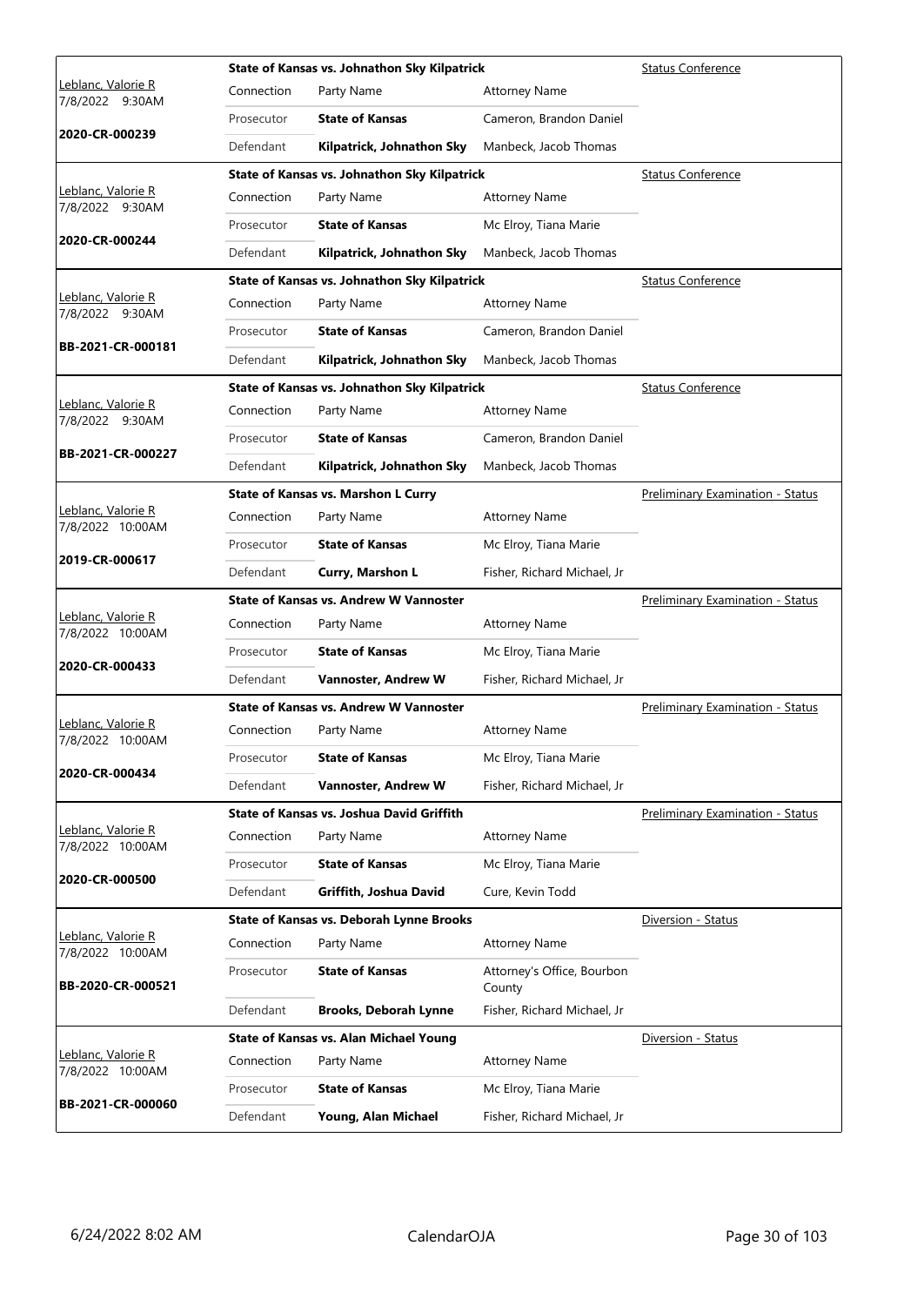| Judge / Date / Case | Case Title | Connection | Party Name | Attorney Name | Hearing Type |
|---|---|---|---|---|---|
| Leblanc, Valorie R 7/8/2022 9:30AM **2020-CR-000239** | **State of Kansas vs. Johnathon Sky Kilpatrick** | Prosecutor | **State of Kansas** | Cameron, Brandon Daniel | Status Conference |
| | | Defendant | **Kilpatrick, Johnathon Sky** | Manbeck, Jacob Thomas | |
| Leblanc, Valorie R 7/8/2022 9:30AM **2020-CR-000244** | **State of Kansas vs. Johnathon Sky Kilpatrick** | Prosecutor | **State of Kansas** | Mc Elroy, Tiana Marie | Status Conference |
| | | Defendant | **Kilpatrick, Johnathon Sky** | Manbeck, Jacob Thomas | |
| Leblanc, Valorie R 7/8/2022 9:30AM **BB-2021-CR-000181** | **State of Kansas vs. Johnathon Sky Kilpatrick** | Prosecutor | **State of Kansas** | Cameron, Brandon Daniel | Status Conference |
| | | Defendant | **Kilpatrick, Johnathon Sky** | Manbeck, Jacob Thomas | |
| Leblanc, Valorie R 7/8/2022 9:30AM **BB-2021-CR-000227** | **State of Kansas vs. Johnathon Sky Kilpatrick** | Prosecutor | **State of Kansas** | Cameron, Brandon Daniel | Status Conference |
| | | Defendant | **Kilpatrick, Johnathon Sky** | Manbeck, Jacob Thomas | |
| Leblanc, Valorie R 7/8/2022 10:00AM **2019-CR-000617** | **State of Kansas vs. Marshon L Curry** | Prosecutor | **State of Kansas** | Mc Elroy, Tiana Marie | Preliminary Examination - Status |
| | | Defendant | **Curry, Marshon L** | Fisher, Richard Michael, Jr | |
| Leblanc, Valorie R 7/8/2022 10:00AM **2020-CR-000433** | **State of Kansas vs. Andrew W Vannoster** | Prosecutor | **State of Kansas** | Mc Elroy, Tiana Marie | Preliminary Examination - Status |
| | | Defendant | **Vannoster, Andrew W** | Fisher, Richard Michael, Jr | |
| Leblanc, Valorie R 7/8/2022 10:00AM **2020-CR-000434** | **State of Kansas vs. Andrew W Vannoster** | Prosecutor | **State of Kansas** | Mc Elroy, Tiana Marie | Preliminary Examination - Status |
| | | Defendant | **Vannoster, Andrew W** | Fisher, Richard Michael, Jr | |
| Leblanc, Valorie R 7/8/2022 10:00AM **2020-CR-000500** | **State of Kansas vs. Joshua David Griffith** | Prosecutor | **State of Kansas** | Mc Elroy, Tiana Marie | Preliminary Examination - Status |
| | | Defendant | **Griffith, Joshua David** | Cure, Kevin Todd | |
| Leblanc, Valorie R 7/8/2022 10:00AM **BB-2020-CR-000521** | **State of Kansas vs. Deborah Lynne Brooks** | Prosecutor | **State of Kansas** | Attorney's Office, Bourbon County | Diversion - Status |
| | | Defendant | **Brooks, Deborah Lynne** | Fisher, Richard Michael, Jr | |
| Leblanc, Valorie R 7/8/2022 10:00AM **BB-2021-CR-000060** | **State of Kansas vs. Alan Michael Young** | Prosecutor | **State of Kansas** | Mc Elroy, Tiana Marie | Diversion - Status |
| | | Defendant | **Young, Alan Michael** | Fisher, Richard Michael, Jr | |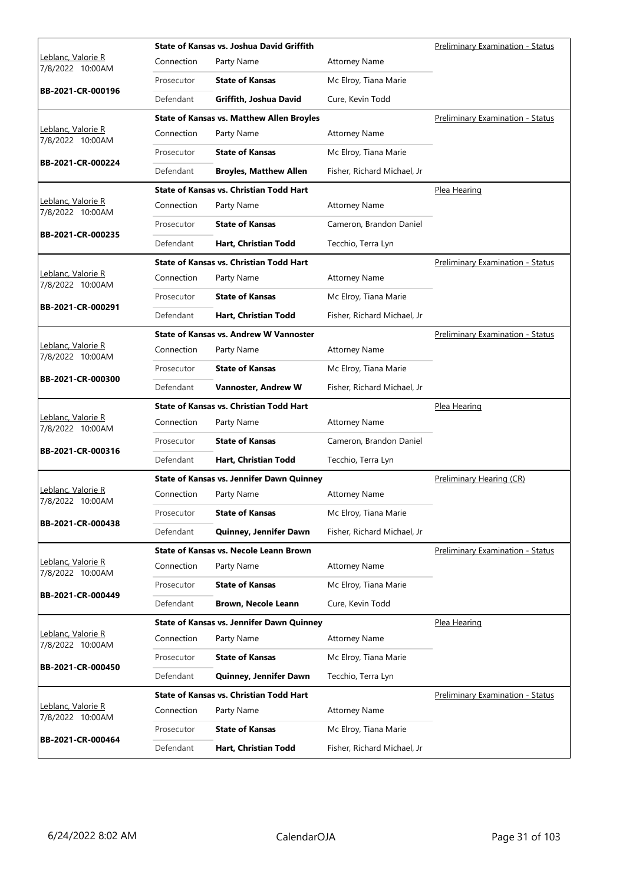| Judge / Date / Case | Case Title | Connection | Party Name | Attorney Name | Hearing Type |
|---|---|---|---|---|---|
| Leblanc, Valorie R 7/8/2022 10:00AM **BB-2021-CR-000196** | **State of Kansas vs. Joshua David Griffith** | Prosecutor | **State of Kansas** | Mc Elroy, Tiana Marie | Preliminary Examination - Status |
| | | Defendant | **Griffith, Joshua David** | Cure, Kevin Todd | |
| Leblanc, Valorie R 7/8/2022 10:00AM **BB-2021-CR-000224** | **State of Kansas vs. Matthew Allen Broyles** | Prosecutor | **State of Kansas** | Mc Elroy, Tiana Marie | Preliminary Examination - Status |
| | | Defendant | **Broyles, Matthew Allen** | Fisher, Richard Michael, Jr | |
| Leblanc, Valorie R 7/8/2022 10:00AM **BB-2021-CR-000235** | **State of Kansas vs. Christian Todd Hart** | Prosecutor | **State of Kansas** | Cameron, Brandon Daniel | Plea Hearing |
| | | Defendant | **Hart, Christian Todd** | Tecchio, Terra Lyn | |
| Leblanc, Valorie R 7/8/2022 10:00AM **BB-2021-CR-000291** | **State of Kansas vs. Christian Todd Hart** | Prosecutor | **State of Kansas** | Mc Elroy, Tiana Marie | Preliminary Examination - Status |
| | | Defendant | **Hart, Christian Todd** | Fisher, Richard Michael, Jr | |
| Leblanc, Valorie R 7/8/2022 10:00AM **BB-2021-CR-000300** | **State of Kansas vs. Andrew W Vannoster** | Prosecutor | **State of Kansas** | Mc Elroy, Tiana Marie | Preliminary Examination - Status |
| | | Defendant | **Vannoster, Andrew W** | Fisher, Richard Michael, Jr | |
| Leblanc, Valorie R 7/8/2022 10:00AM **BB-2021-CR-000316** | **State of Kansas vs. Christian Todd Hart** | Prosecutor | **State of Kansas** | Cameron, Brandon Daniel | Plea Hearing |
| | | Defendant | **Hart, Christian Todd** | Tecchio, Terra Lyn | |
| Leblanc, Valorie R 7/8/2022 10:00AM **BB-2021-CR-000438** | **State of Kansas vs. Jennifer Dawn Quinney** | Prosecutor | **State of Kansas** | Mc Elroy, Tiana Marie | Preliminary Hearing (CR) |
| | | Defendant | **Quinney, Jennifer Dawn** | Fisher, Richard Michael, Jr | |
| Leblanc, Valorie R 7/8/2022 10:00AM **BB-2021-CR-000449** | **State of Kansas vs. Necole Leann Brown** | Prosecutor | **State of Kansas** | Mc Elroy, Tiana Marie | Preliminary Examination - Status |
| | | Defendant | **Brown, Necole Leann** | Cure, Kevin Todd | |
| Leblanc, Valorie R 7/8/2022 10:00AM **BB-2021-CR-000450** | **State of Kansas vs. Jennifer Dawn Quinney** | Prosecutor | **State of Kansas** | Mc Elroy, Tiana Marie | Plea Hearing |
| | | Defendant | **Quinney, Jennifer Dawn** | Tecchio, Terra Lyn | |
| Leblanc, Valorie R 7/8/2022 10:00AM **BB-2021-CR-000464** | **State of Kansas vs. Christian Todd Hart** | Prosecutor | **State of Kansas** | Mc Elroy, Tiana Marie | Preliminary Examination - Status |
| | | Defendant | **Hart, Christian Todd** | Fisher, Richard Michael, Jr | |

6/24/2022 8:02 AM CalendarOJA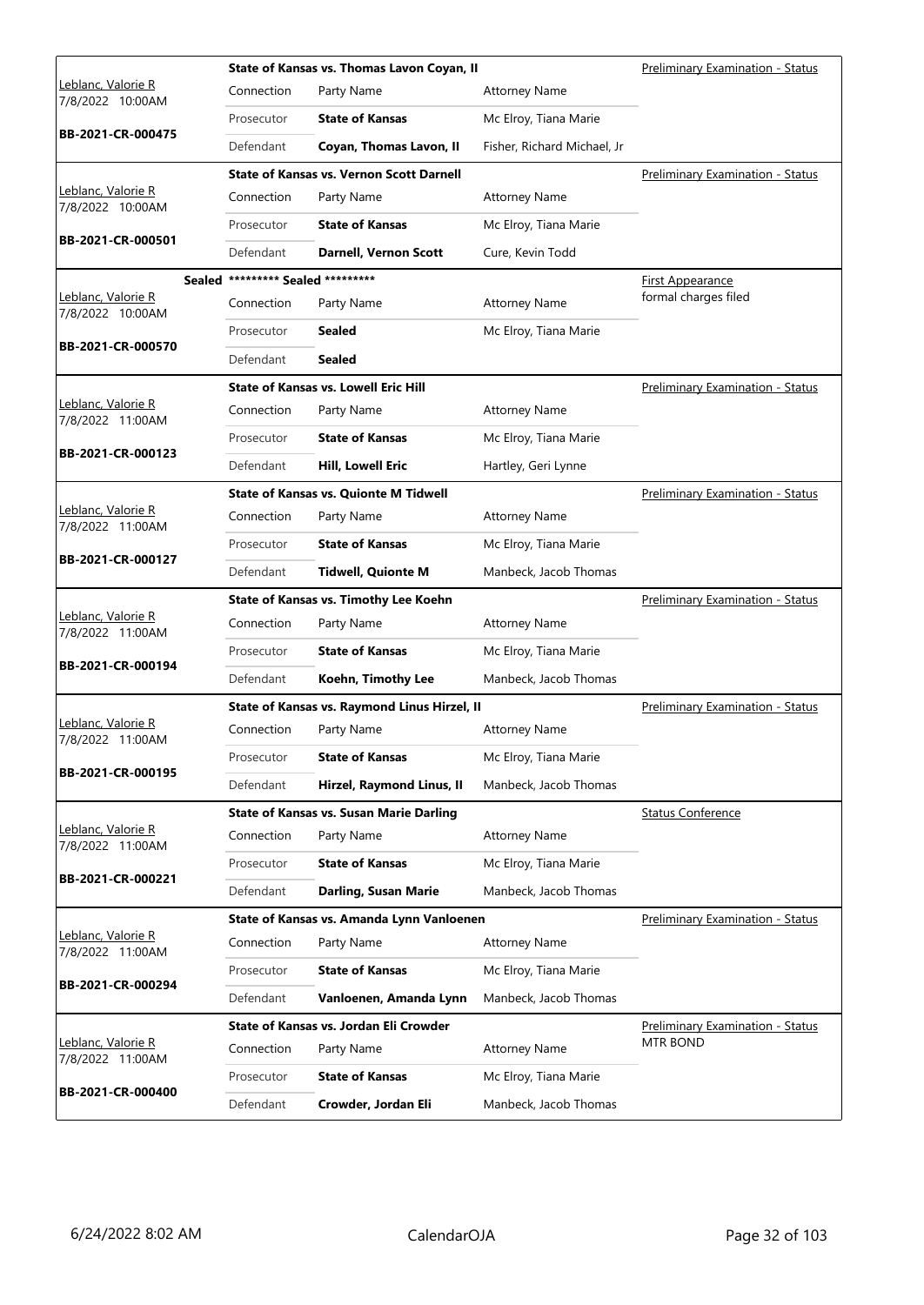| Judge / Date / Case | Case Title | Connection | Party Name | Attorney Name | Hearing Type |
|---|---|---|---|---|---|
| Leblanc, Valorie R<br>7/8/2022 10:00AM<br>**BB-2021-CR-000475** | **State of Kansas vs. Thomas Lavon Coyan, II** | Prosecutor | **State of Kansas** | Mc Elroy, Tiana Marie | Preliminary Examination - Status |
| | | Defendant | **Coyan, Thomas Lavon, II** | Fisher, Richard Michael, Jr | |
| Leblanc, Valorie R<br>7/8/2022 10:00AM<br>**BB-2021-CR-000501** | **State of Kansas vs. Vernon Scott Darnell** | Prosecutor | **State of Kansas** | Mc Elroy, Tiana Marie | Preliminary Examination - Status |
| | | Defendant | **Darnell, Vernon Scott** | Cure, Kevin Todd | |
| Leblanc, Valorie R<br>7/8/2022 10:00AM<br>**BB-2021-CR-000570** | **Sealed ********* Sealed ********\*** | Prosecutor | **Sealed** | Mc Elroy, Tiana Marie | First Appearance<br>formal charges filed |
| | | Defendant | **Sealed** | | |
| Leblanc, Valorie R<br>7/8/2022 11:00AM<br>**BB-2021-CR-000123** | **State of Kansas vs. Lowell Eric Hill** | Prosecutor | **State of Kansas** | Mc Elroy, Tiana Marie | Preliminary Examination - Status |
| | | Defendant | **Hill, Lowell Eric** | Hartley, Geri Lynne | |
| Leblanc, Valorie R<br>7/8/2022 11:00AM<br>**BB-2021-CR-000127** | **State of Kansas vs. Quionte M Tidwell** | Prosecutor | **State of Kansas** | Mc Elroy, Tiana Marie | Preliminary Examination - Status |
| | | Defendant | **Tidwell, Quionte M** | Manbeck, Jacob Thomas | |
| Leblanc, Valorie R<br>7/8/2022 11:00AM<br>**BB-2021-CR-000194** | **State of Kansas vs. Timothy Lee Koehn** | Prosecutor | **State of Kansas** | Mc Elroy, Tiana Marie | Preliminary Examination - Status |
| | | Defendant | **Koehn, Timothy Lee** | Manbeck, Jacob Thomas | |
| Leblanc, Valorie R<br>7/8/2022 11:00AM<br>**BB-2021-CR-000195** | **State of Kansas vs. Raymond Linus Hirzel, II** | Prosecutor | **State of Kansas** | Mc Elroy, Tiana Marie | Preliminary Examination - Status |
| | | Defendant | **Hirzel, Raymond Linus, II** | Manbeck, Jacob Thomas | |
| Leblanc, Valorie R<br>7/8/2022 11:00AM<br>**BB-2021-CR-000221** | **State of Kansas vs. Susan Marie Darling** | Prosecutor | **State of Kansas** | Mc Elroy, Tiana Marie | Status Conference |
| | | Defendant | **Darling, Susan Marie** | Manbeck, Jacob Thomas | |
| Leblanc, Valorie R<br>7/8/2022 11:00AM<br>**BB-2021-CR-000294** | **State of Kansas vs. Amanda Lynn Vanloenen** | Prosecutor | **State of Kansas** | Mc Elroy, Tiana Marie | Preliminary Examination - Status |
| | | Defendant | **Vanloenen, Amanda Lynn** | Manbeck, Jacob Thomas | |
| Leblanc, Valorie R<br>7/8/2022 11:00AM<br>**BB-2021-CR-000400** | **State of Kansas vs. Jordan Eli Crowder** | Prosecutor | **State of Kansas** | Mc Elroy, Tiana Marie | Preliminary Examination - Status<br>MTR BOND |
| | | Defendant | **Crowder, Jordan Eli** | Manbeck, Jacob Thomas | |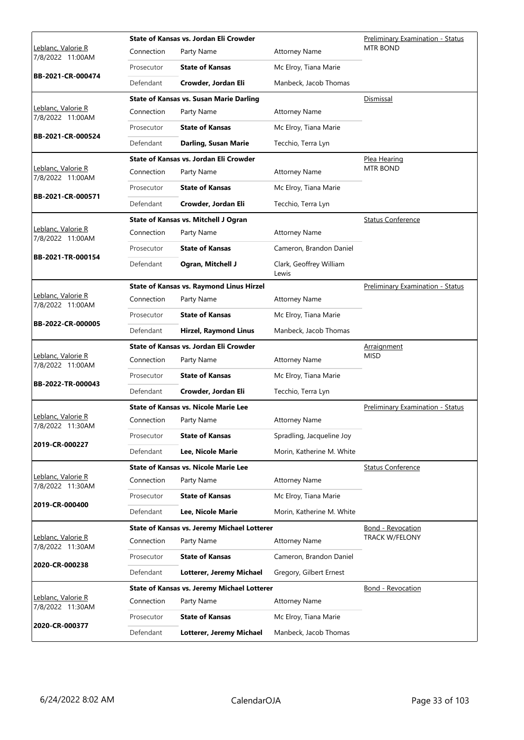| Judge / Date / Case | Case Title | | | Hearing Type |
|---|---|---|---|---|
| Leblanc, Valorie R<br>7/8/2022 11:00AM<br>**BB-2021-CR-000474** | **State of Kansas vs. Jordan Eli Crowder** | | | Preliminary Examination - Status<br>MTR BOND |
| | Connection | Party Name | Attorney Name | |
| | Prosecutor | **State of Kansas** | Mc Elroy, Tiana Marie | |
| | Defendant | **Crowder, Jordan Eli** | Manbeck, Jacob Thomas | |
| Leblanc, Valorie R<br>7/8/2022 11:00AM<br>**BB-2021-CR-000524** | **State of Kansas vs. Susan Marie Darling** | | | Dismissal |
| | Connection | Party Name | Attorney Name | |
| | Prosecutor | **State of Kansas** | Mc Elroy, Tiana Marie | |
| | Defendant | **Darling, Susan Marie** | Tecchio, Terra Lyn | |
| Leblanc, Valorie R<br>7/8/2022 11:00AM<br>**BB-2021-CR-000571** | **State of Kansas vs. Jordan Eli Crowder** | | | Plea Hearing<br>MTR BOND |
| | Connection | Party Name | Attorney Name | |
| | Prosecutor | **State of Kansas** | Mc Elroy, Tiana Marie | |
| | Defendant | **Crowder, Jordan Eli** | Tecchio, Terra Lyn | |
| Leblanc, Valorie R<br>7/8/2022 11:00AM<br>**BB-2021-TR-000154** | **State of Kansas vs. Mitchell J Ogran** | | | Status Conference |
| | Connection | Party Name | Attorney Name | |
| | Prosecutor | **State of Kansas** | Cameron, Brandon Daniel | |
| | Defendant | **Ogran, Mitchell J** | Clark, Geoffrey William Lewis | |
| Leblanc, Valorie R<br>7/8/2022 11:00AM<br>**BB-2022-CR-000005** | **State of Kansas vs. Raymond Linus Hirzel** | | | Preliminary Examination - Status |
| | Connection | Party Name | Attorney Name | |
| | Prosecutor | **State of Kansas** | Mc Elroy, Tiana Marie | |
| | Defendant | **Hirzel, Raymond Linus** | Manbeck, Jacob Thomas | |
| Leblanc, Valorie R<br>7/8/2022 11:00AM<br>**BB-2022-TR-000043** | **State of Kansas vs. Jordan Eli Crowder** | | | Arraignment<br>MISD |
| | Connection | Party Name | Attorney Name | |
| | Prosecutor | **State of Kansas** | Mc Elroy, Tiana Marie | |
| | Defendant | **Crowder, Jordan Eli** | Tecchio, Terra Lyn | |
| Leblanc, Valorie R<br>7/8/2022 11:30AM<br>**2019-CR-000227** | **State of Kansas vs. Nicole Marie Lee** | | | Preliminary Examination - Status |
| | Connection | Party Name | Attorney Name | |
| | Prosecutor | **State of Kansas** | Spradling, Jacqueline Joy | |
| | Defendant | **Lee, Nicole Marie** | Morin, Katherine M. White | |
| Leblanc, Valorie R<br>7/8/2022 11:30AM<br>**2019-CR-000400** | **State of Kansas vs. Nicole Marie Lee** | | | Status Conference |
| | Connection | Party Name | Attorney Name | |
| | Prosecutor | **State of Kansas** | Mc Elroy, Tiana Marie | |
| | Defendant | **Lee, Nicole Marie** | Morin, Katherine M. White | |
| Leblanc, Valorie R<br>7/8/2022 11:30AM<br>**2020-CR-000238** | **State of Kansas vs. Jeremy Michael Lotterer** | | | Bond - Revocation<br>TRACK W/FELONY |
| | Connection | Party Name | Attorney Name | |
| | Prosecutor | **State of Kansas** | Cameron, Brandon Daniel | |
| | Defendant | **Lotterer, Jeremy Michael** | Gregory, Gilbert Ernest | |
| Leblanc, Valorie R<br>7/8/2022 11:30AM<br>**2020-CR-000377** | **State of Kansas vs. Jeremy Michael Lotterer** | | | Bond - Revocation |
| | Connection | Party Name | Attorney Name | |
| | Prosecutor | **State of Kansas** | Mc Elroy, Tiana Marie | |
| | Defendant | **Lotterer, Jeremy Michael** | Manbeck, Jacob Thomas | |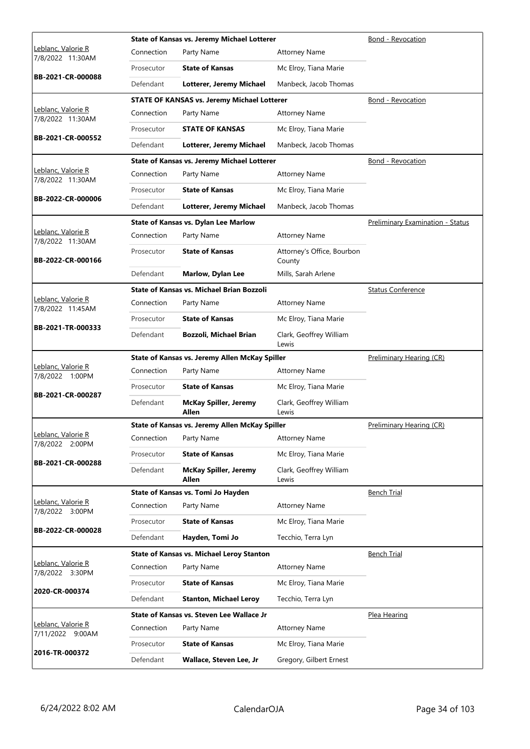| | State of Kansas vs. Jeremy Michael Lotterer | | | Bond - Revocation |
|---|---|---|---|---|
| Leblanc, Valorie R 7/8/2022 11:30AM | Connection | Party Name | Attorney Name | |
| | Prosecutor | **State of Kansas** | Mc Elroy, Tiana Marie | |
| **BB-2021-CR-000088** | Defendant | **Lotterer, Jeremy Michael** | Manbeck, Jacob Thomas | |

| | STATE OF KANSAS vs. Jeremy Michael Lotterer | | | Bond - Revocation |
|---|---|---|---|---|
| Leblanc, Valorie R 7/8/2022 11:30AM | Connection | Party Name | Attorney Name | |
| | Prosecutor | **STATE OF KANSAS** | Mc Elroy, Tiana Marie | |
| **BB-2021-CR-000552** | Defendant | **Lotterer, Jeremy Michael** | Manbeck, Jacob Thomas | |

| | State of Kansas vs. Jeremy Michael Lotterer | | | Bond - Revocation |
|---|---|---|---|---|
| Leblanc, Valorie R 7/8/2022 11:30AM | Connection | Party Name | Attorney Name | |
| | Prosecutor | **State of Kansas** | Mc Elroy, Tiana Marie | |
| **BB-2022-CR-000006** | Defendant | **Lotterer, Jeremy Michael** | Manbeck, Jacob Thomas | |

| | State of Kansas vs. Dylan Lee Marlow | | | Preliminary Examination - Status |
|---|---|---|---|---|
| Leblanc, Valorie R 7/8/2022 11:30AM | Connection | Party Name | Attorney Name | |
| **BB-2022-CR-000166** | Prosecutor | **State of Kansas** | Attorney's Office, Bourbon County | |
| | Defendant | **Marlow, Dylan Lee** | Mills, Sarah Arlene | |

| | State of Kansas vs. Michael Brian Bozzoli | | | Status Conference |
|---|---|---|---|---|
| Leblanc, Valorie R 7/8/2022 11:45AM | Connection | Party Name | Attorney Name | |
| | Prosecutor | **State of Kansas** | Mc Elroy, Tiana Marie | |
| **BB-2021-TR-000333** | Defendant | **Bozzoli, Michael Brian** | Clark, Geoffrey William Lewis | |

| | State of Kansas vs. Jeremy Allen McKay Spiller | | | Preliminary Hearing (CR) |
|---|---|---|---|---|
| Leblanc, Valorie R 7/8/2022 1:00PM | Connection | Party Name | Attorney Name | |
| | Prosecutor | **State of Kansas** | Mc Elroy, Tiana Marie | |
| **BB-2021-CR-000287** | Defendant | **McKay Spiller, Jeremy Allen** | Clark, Geoffrey William Lewis | |

| | State of Kansas vs. Jeremy Allen McKay Spiller | | | Preliminary Hearing (CR) |
|---|---|---|---|---|
| Leblanc, Valorie R 7/8/2022 2:00PM | Connection | Party Name | Attorney Name | |
| | Prosecutor | **State of Kansas** | Mc Elroy, Tiana Marie | |
| **BB-2021-CR-000288** | Defendant | **McKay Spiller, Jeremy Allen** | Clark, Geoffrey William Lewis | |

| | State of Kansas vs. Tomi Jo Hayden | | | Bench Trial |
|---|---|---|---|---|
| Leblanc, Valorie R 7/8/2022 3:00PM | Connection | Party Name | Attorney Name | |
| | Prosecutor | **State of Kansas** | Mc Elroy, Tiana Marie | |
| **BB-2022-CR-000028** | Defendant | **Hayden, Tomi Jo** | Tecchio, Terra Lyn | |

| | State of Kansas vs. Michael Leroy Stanton | | | Bench Trial |
|---|---|---|---|---|
| Leblanc, Valorie R 7/8/2022 3:30PM | Connection | Party Name | Attorney Name | |
| | Prosecutor | **State of Kansas** | Mc Elroy, Tiana Marie | |
| **2020-CR-000374** | Defendant | **Stanton, Michael Leroy** | Tecchio, Terra Lyn | |

| | State of Kansas vs. Steven Lee Wallace Jr | | | Plea Hearing |
|---|---|---|---|---|
| Leblanc, Valorie R 7/11/2022 9:00AM | Connection | Party Name | Attorney Name | |
| | Prosecutor | **State of Kansas** | Mc Elroy, Tiana Marie | |
| **2016-TR-000372** | Defendant | **Wallace, Steven Lee, Jr** | Gregory, Gilbert Ernest | |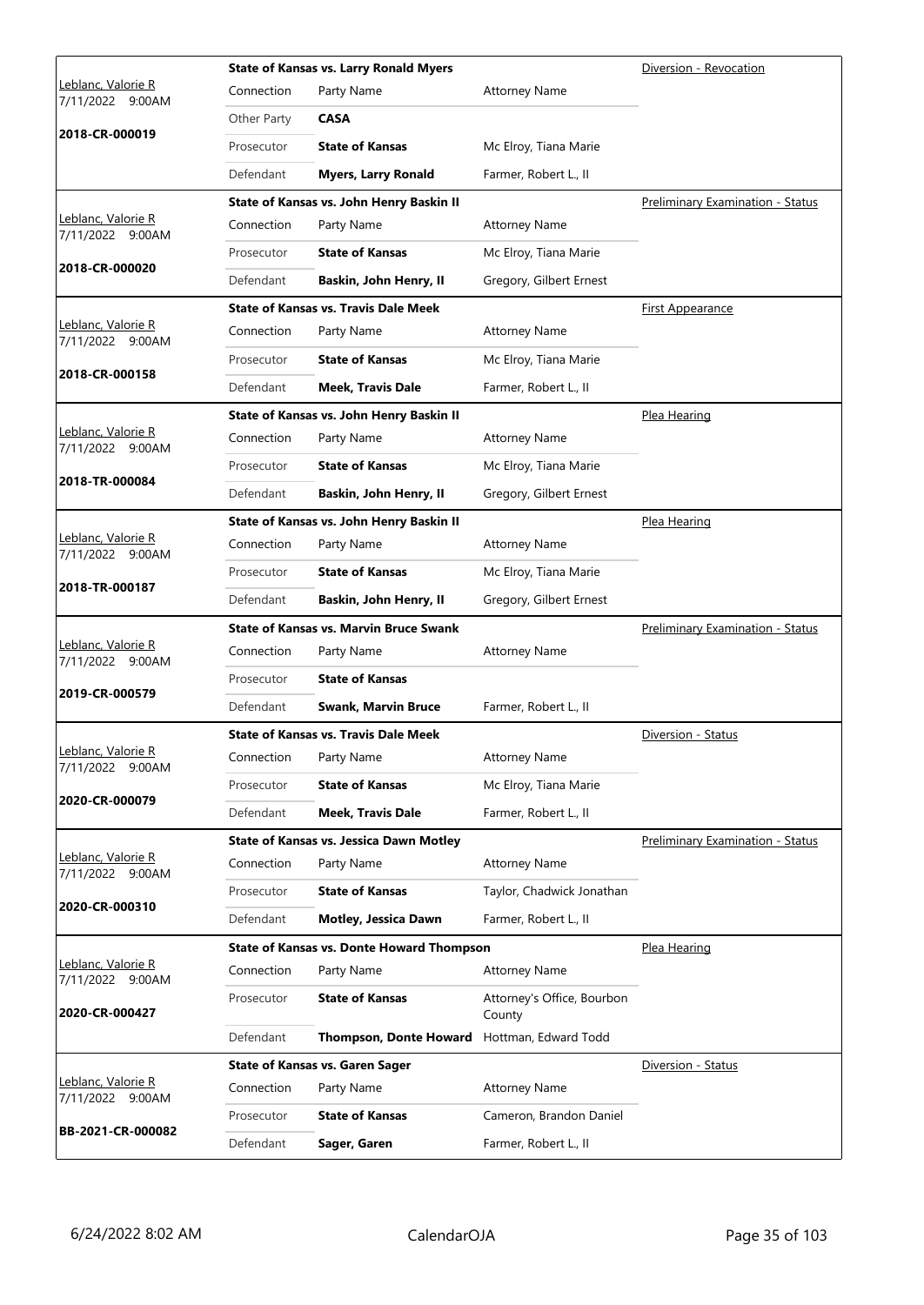| Judge / Date / Case | Case Title | Hearing Type |
|---|---|---|
| Leblanc, Valorie R<br>7/11/2022 9:00AM<br>**2018-CR-000019** | **State of Kansas vs. Larry Ronald Myers** | Diversion - Revocation |

| Connection | Party Name | Attorney Name |
|---|---|---|
| Other Party | **CASA** | |
| Prosecutor | **State of Kansas** | Mc Elroy, Tiana Marie |
| Defendant | **Myers, Larry Ronald** | Farmer, Robert L., II |

| Judge / Date / Case | Case Title | Hearing Type |
|---|---|---|
| Leblanc, Valorie R<br>7/11/2022 9:00AM<br>**2018-CR-000020** | **State of Kansas vs. John Henry Baskin II** | Preliminary Examination - Status |

| Connection | Party Name | Attorney Name |
|---|---|---|
| Prosecutor | **State of Kansas** | Mc Elroy, Tiana Marie |
| Defendant | **Baskin, John Henry, II** | Gregory, Gilbert Ernest |

| Judge / Date / Case | Case Title | Hearing Type |
|---|---|---|
| Leblanc, Valorie R<br>7/11/2022 9:00AM<br>**2018-CR-000158** | **State of Kansas vs. Travis Dale Meek** | First Appearance |

| Connection | Party Name | Attorney Name |
|---|---|---|
| Prosecutor | **State of Kansas** | Mc Elroy, Tiana Marie |
| Defendant | **Meek, Travis Dale** | Farmer, Robert L., II |

| Judge / Date / Case | Case Title | Hearing Type |
|---|---|---|
| Leblanc, Valorie R<br>7/11/2022 9:00AM<br>**2018-TR-000084** | **State of Kansas vs. John Henry Baskin II** | Plea Hearing |

| Connection | Party Name | Attorney Name |
|---|---|---|
| Prosecutor | **State of Kansas** | Mc Elroy, Tiana Marie |
| Defendant | **Baskin, John Henry, II** | Gregory, Gilbert Ernest |

| Judge / Date / Case | Case Title | Hearing Type |
|---|---|---|
| Leblanc, Valorie R<br>7/11/2022 9:00AM<br>**2018-TR-000187** | **State of Kansas vs. John Henry Baskin II** | Plea Hearing |

| Connection | Party Name | Attorney Name |
|---|---|---|
| Prosecutor | **State of Kansas** | Mc Elroy, Tiana Marie |
| Defendant | **Baskin, John Henry, II** | Gregory, Gilbert Ernest |

| Judge / Date / Case | Case Title | Hearing Type |
|---|---|---|
| Leblanc, Valorie R<br>7/11/2022 9:00AM<br>**2019-CR-000579** | **State of Kansas vs. Marvin Bruce Swank** | Preliminary Examination - Status |

| Connection | Party Name | Attorney Name |
|---|---|---|
| Prosecutor | **State of Kansas** | |
| Defendant | **Swank, Marvin Bruce** | Farmer, Robert L., II |

| Judge / Date / Case | Case Title | Hearing Type |
|---|---|---|
| Leblanc, Valorie R<br>7/11/2022 9:00AM<br>**2020-CR-000079** | **State of Kansas vs. Travis Dale Meek** | Diversion - Status |

| Connection | Party Name | Attorney Name |
|---|---|---|
| Prosecutor | **State of Kansas** | Mc Elroy, Tiana Marie |
| Defendant | **Meek, Travis Dale** | Farmer, Robert L., II |

| Judge / Date / Case | Case Title | Hearing Type |
|---|---|---|
| Leblanc, Valorie R<br>7/11/2022 9:00AM<br>**2020-CR-000310** | **State of Kansas vs. Jessica Dawn Motley** | Preliminary Examination - Status |

| Connection | Party Name | Attorney Name |
|---|---|---|
| Prosecutor | **State of Kansas** | Taylor, Chadwick Jonathan |
| Defendant | **Motley, Jessica Dawn** | Farmer, Robert L., II |

| Judge / Date / Case | Case Title | Hearing Type |
|---|---|---|
| Leblanc, Valorie R<br>7/11/2022 9:00AM<br>**2020-CR-000427** | **State of Kansas vs. Donte Howard Thompson** | Plea Hearing |

| Connection | Party Name | Attorney Name |
|---|---|---|
| Prosecutor | **State of Kansas** | Attorney's Office, Bourbon County |
| Defendant | **Thompson, Donte Howard** | Hottman, Edward Todd |

| Judge / Date / Case | Case Title | Hearing Type |
|---|---|---|
| Leblanc, Valorie R<br>7/11/2022 9:00AM<br>**BB-2021-CR-000082** | **State of Kansas vs. Garen Sager** | Diversion - Status |

| Connection | Party Name | Attorney Name |
|---|---|---|
| Prosecutor | **State of Kansas** | Cameron, Brandon Daniel |
| Defendant | **Sager, Garen** | Farmer, Robert L., II |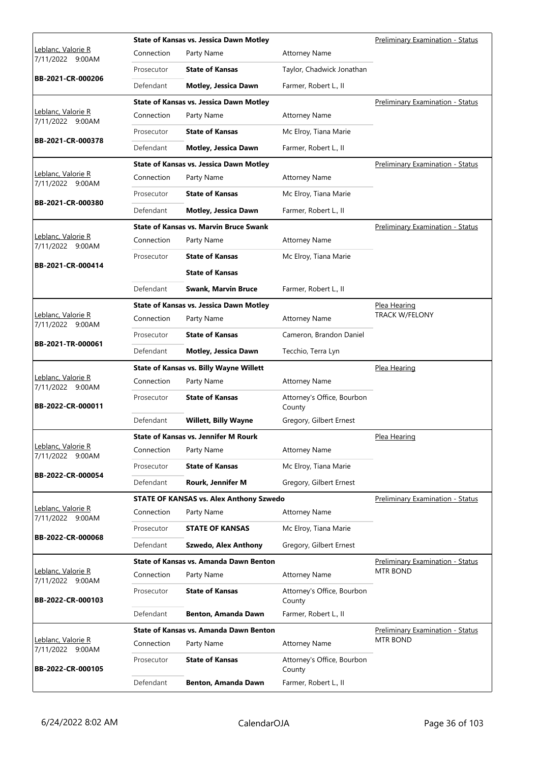| Judge / Date / Case | Connection | Party Name | Attorney Name | Hearing Type |
|---|---|---|---|---|
| Leblanc, Valorie R 7/11/2022 9:00AM **BB-2021-CR-000206** | | **State of Kansas vs. Jessica Dawn Motley** | | Preliminary Examination - Status |
| | Connection | Party Name | Attorney Name | |
| | Prosecutor | **State of Kansas** | Taylor, Chadwick Jonathan | |
| | Defendant | **Motley, Jessica Dawn** | Farmer, Robert L., II | |
| Leblanc, Valorie R 7/11/2022 9:00AM **BB-2021-CR-000378** | | **State of Kansas vs. Jessica Dawn Motley** | | Preliminary Examination - Status |
| | Connection | Party Name | Attorney Name | |
| | Prosecutor | **State of Kansas** | Mc Elroy, Tiana Marie | |
| | Defendant | **Motley, Jessica Dawn** | Farmer, Robert L., II | |
| Leblanc, Valorie R 7/11/2022 9:00AM **BB-2021-CR-000380** | | **State of Kansas vs. Jessica Dawn Motley** | | Preliminary Examination - Status |
| | Connection | Party Name | Attorney Name | |
| | Prosecutor | **State of Kansas** | Mc Elroy, Tiana Marie | |
| | Defendant | **Motley, Jessica Dawn** | Farmer, Robert L., II | |
| Leblanc, Valorie R 7/11/2022 9:00AM **BB-2021-CR-000414** | | **State of Kansas vs. Marvin Bruce Swank** | | Preliminary Examination - Status |
| | Connection | Party Name | Attorney Name | |
| | Prosecutor | **State of Kansas** | Mc Elroy, Tiana Marie | |
| | | **State of Kansas** | | |
| | Defendant | **Swank, Marvin Bruce** | Farmer, Robert L., II | |
| Leblanc, Valorie R 7/11/2022 9:00AM **BB-2021-TR-000061** | | **State of Kansas vs. Jessica Dawn Motley** | | Plea Hearing TRACK W/FELONY |
| | Connection | Party Name | Attorney Name | |
| | Prosecutor | **State of Kansas** | Cameron, Brandon Daniel | |
| | Defendant | **Motley, Jessica Dawn** | Tecchio, Terra Lyn | |
| Leblanc, Valorie R 7/11/2022 9:00AM **BB-2022-CR-000011** | | **State of Kansas vs. Billy Wayne Willett** | | Plea Hearing |
| | Connection | Party Name | Attorney Name | |
| | Prosecutor | **State of Kansas** | Attorney's Office, Bourbon County | |
| | Defendant | **Willett, Billy Wayne** | Gregory, Gilbert Ernest | |
| Leblanc, Valorie R 7/11/2022 9:00AM **BB-2022-CR-000054** | | **State of Kansas vs. Jennifer M Rourk** | | Plea Hearing |
| | Connection | Party Name | Attorney Name | |
| | Prosecutor | **State of Kansas** | Mc Elroy, Tiana Marie | |
| | Defendant | **Rourk, Jennifer M** | Gregory, Gilbert Ernest | |
| Leblanc, Valorie R 7/11/2022 9:00AM **BB-2022-CR-000068** | | **STATE OF KANSAS vs. Alex Anthony Szwedo** | | Preliminary Examination - Status |
| | Connection | Party Name | Attorney Name | |
| | Prosecutor | **STATE OF KANSAS** | Mc Elroy, Tiana Marie | |
| | Defendant | **Szwedo, Alex Anthony** | Gregory, Gilbert Ernest | |
| Leblanc, Valorie R 7/11/2022 9:00AM **BB-2022-CR-000103** | | **State of Kansas vs. Amanda Dawn Benton** | | Preliminary Examination - Status MTR BOND |
| | Connection | Party Name | Attorney Name | |
| | Prosecutor | **State of Kansas** | Attorney's Office, Bourbon County | |
| | Defendant | **Benton, Amanda Dawn** | Farmer, Robert L., II | |
| Leblanc, Valorie R 7/11/2022 9:00AM **BB-2022-CR-000105** | | **State of Kansas vs. Amanda Dawn Benton** | | Preliminary Examination - Status MTR BOND |
| | Connection | Party Name | Attorney Name | |
| | Prosecutor | **State of Kansas** | Attorney's Office, Bourbon County | |
| | Defendant | **Benton, Amanda Dawn** | Farmer, Robert L., II | |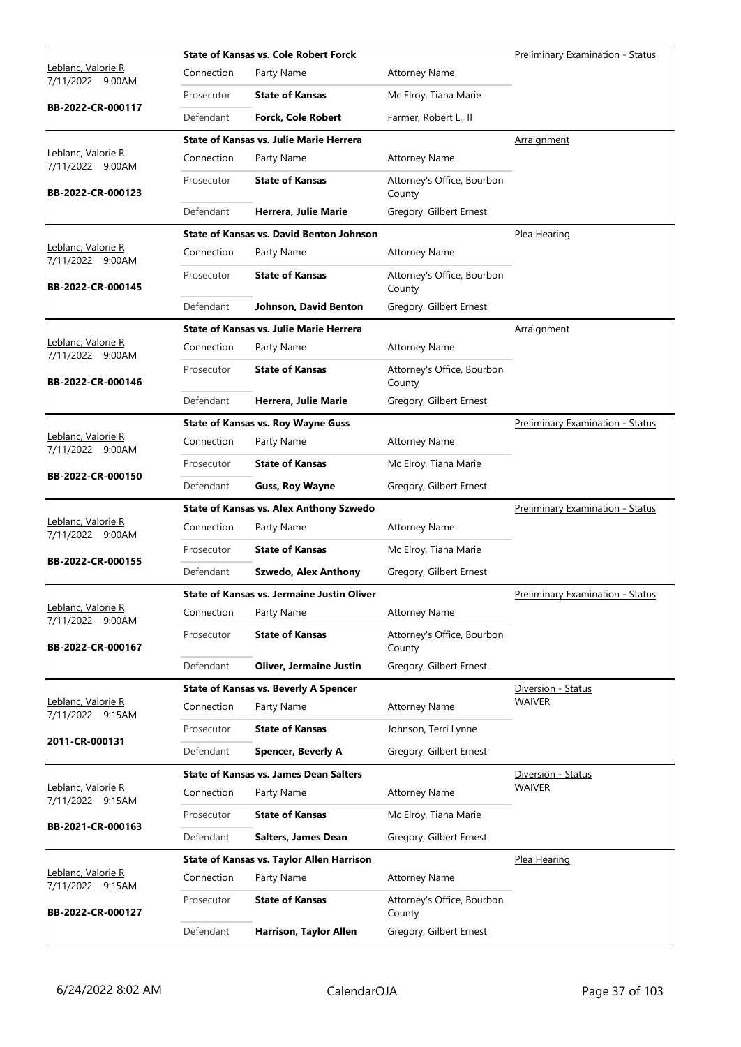| Judge / Date / Case | Case Title | Connection | Party Name | Attorney Name | Hearing Type |
|---|---|---|---|---|---|
| Leblanc, Valorie R 7/11/2022 9:00AM **BB-2022-CR-000117** | **State of Kansas vs. Cole Robert Forck** | Prosecutor | **State of Kansas** | Mc Elroy, Tiana Marie | Preliminary Examination - Status |
| | | Defendant | **Forck, Cole Robert** | Farmer, Robert L., II | |
| Leblanc, Valorie R 7/11/2022 9:00AM **BB-2022-CR-000123** | **State of Kansas vs. Julie Marie Herrera** | Prosecutor | **State of Kansas** | Attorney's Office, Bourbon County | Arraignment |
| | | Defendant | **Herrera, Julie Marie** | Gregory, Gilbert Ernest | |
| Leblanc, Valorie R 7/11/2022 9:00AM **BB-2022-CR-000145** | **State of Kansas vs. David Benton Johnson** | Prosecutor | **State of Kansas** | Attorney's Office, Bourbon County | Plea Hearing |
| | | Defendant | **Johnson, David Benton** | Gregory, Gilbert Ernest | |
| Leblanc, Valorie R 7/11/2022 9:00AM **BB-2022-CR-000146** | **State of Kansas vs. Julie Marie Herrera** | Prosecutor | **State of Kansas** | Attorney's Office, Bourbon County | Arraignment |
| | | Defendant | **Herrera, Julie Marie** | Gregory, Gilbert Ernest | |
| Leblanc, Valorie R 7/11/2022 9:00AM **BB-2022-CR-000150** | **State of Kansas vs. Roy Wayne Guss** | Prosecutor | **State of Kansas** | Mc Elroy, Tiana Marie | Preliminary Examination - Status |
| | | Defendant | **Guss, Roy Wayne** | Gregory, Gilbert Ernest | |
| Leblanc, Valorie R 7/11/2022 9:00AM **BB-2022-CR-000155** | **State of Kansas vs. Alex Anthony Szwedo** | Prosecutor | **State of Kansas** | Mc Elroy, Tiana Marie | Preliminary Examination - Status |
| | | Defendant | **Szwedo, Alex Anthony** | Gregory, Gilbert Ernest | |
| Leblanc, Valorie R 7/11/2022 9:00AM **BB-2022-CR-000167** | **State of Kansas vs. Jermaine Justin Oliver** | Prosecutor | **State of Kansas** | Attorney's Office, Bourbon County | Preliminary Examination - Status |
| | | Defendant | **Oliver, Jermaine Justin** | Gregory, Gilbert Ernest | |
| Leblanc, Valorie R 7/11/2022 9:15AM **2011-CR-000131** | **State of Kansas vs. Beverly A Spencer** | Prosecutor | **State of Kansas** | Johnson, Terri Lynne | Diversion - Status WAIVER |
| | | Defendant | **Spencer, Beverly A** | Gregory, Gilbert Ernest | |
| Leblanc, Valorie R 7/11/2022 9:15AM **BB-2021-CR-000163** | **State of Kansas vs. James Dean Salters** | Prosecutor | **State of Kansas** | Mc Elroy, Tiana Marie | Diversion - Status WAIVER |
| | | Defendant | **Salters, James Dean** | Gregory, Gilbert Ernest | |
| Leblanc, Valorie R 7/11/2022 9:15AM **BB-2022-CR-000127** | **State of Kansas vs. Taylor Allen Harrison** | Prosecutor | **State of Kansas** | Attorney's Office, Bourbon County | Plea Hearing |
| | | Defendant | **Harrison, Taylor Allen** | Gregory, Gilbert Ernest | |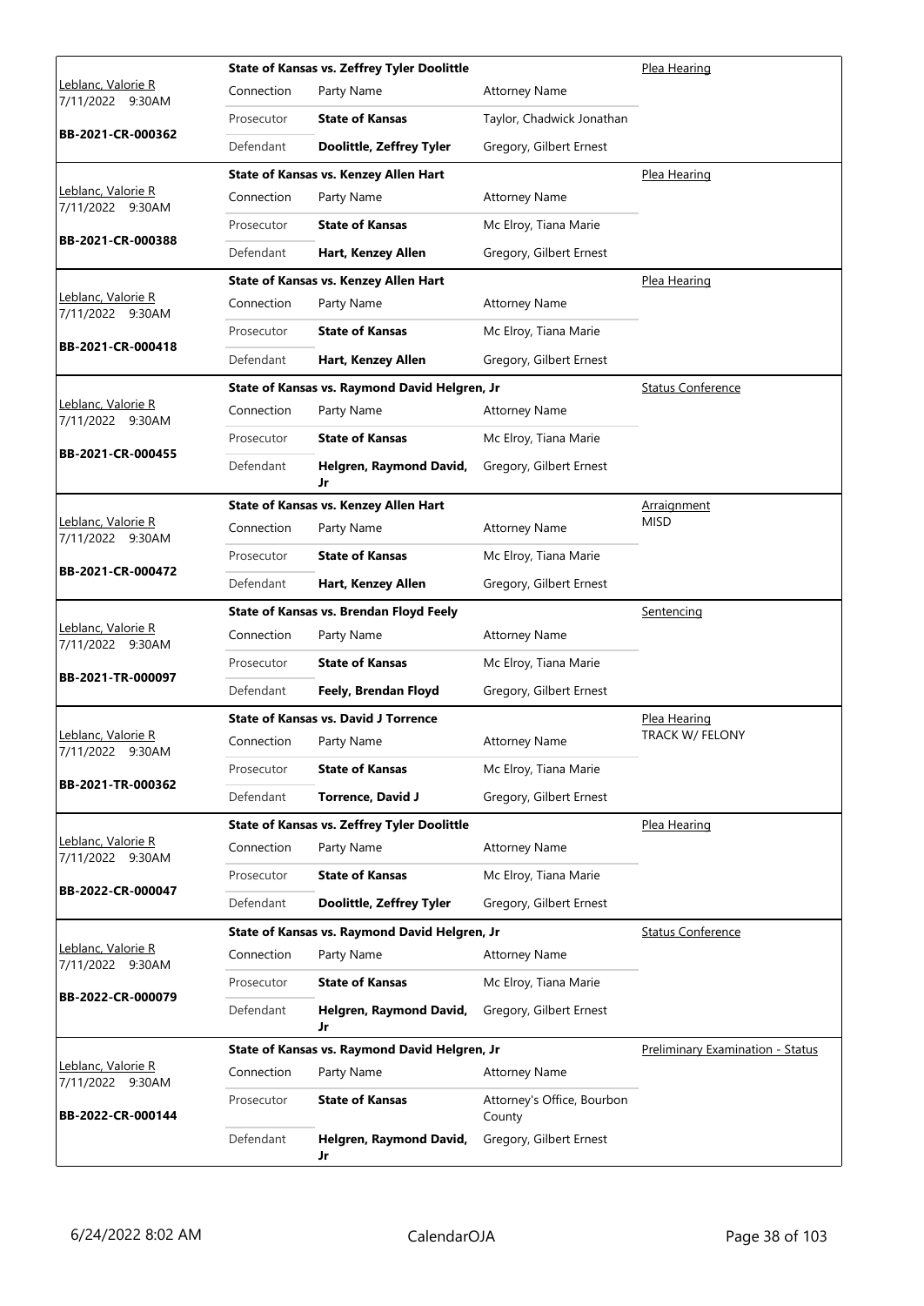| Judge / Date / Case | Case Title | | | Hearing Type |
|---|---|---|---|---|
| Leblanc, Valorie R<br>7/11/2022 9:30AM<br>**BB-2021-CR-000362** | **State of Kansas vs. Zeffrey Tyler Doolittle** | | | Plea Hearing |
| | Connection | Party Name | Attorney Name | |
| | Prosecutor | **State of Kansas** | Taylor, Chadwick Jonathan | |
| | Defendant | **Doolittle, Zeffrey Tyler** | Gregory, Gilbert Ernest | |
| Leblanc, Valorie R<br>7/11/2022 9:30AM<br>**BB-2021-CR-000388** | **State of Kansas vs. Kenzey Allen Hart** | | | Plea Hearing |
| | Connection | Party Name | Attorney Name | |
| | Prosecutor | **State of Kansas** | Mc Elroy, Tiana Marie | |
| | Defendant | **Hart, Kenzey Allen** | Gregory, Gilbert Ernest | |
| Leblanc, Valorie R<br>7/11/2022 9:30AM<br>**BB-2021-CR-000418** | **State of Kansas vs. Kenzey Allen Hart** | | | Plea Hearing |
| | Connection | Party Name | Attorney Name | |
| | Prosecutor | **State of Kansas** | Mc Elroy, Tiana Marie | |
| | Defendant | **Hart, Kenzey Allen** | Gregory, Gilbert Ernest | |
| Leblanc, Valorie R<br>7/11/2022 9:30AM<br>**BB-2021-CR-000455** | **State of Kansas vs. Raymond David Helgren, Jr** | | | Status Conference |
| | Connection | Party Name | Attorney Name | |
| | Prosecutor | **State of Kansas** | Mc Elroy, Tiana Marie | |
| | Defendant | **Helgren, Raymond David, Jr** | Gregory, Gilbert Ernest | |
| Leblanc, Valorie R<br>7/11/2022 9:30AM<br>**BB-2021-CR-000472** | **State of Kansas vs. Kenzey Allen Hart** | | | Arraignment<br>MISD |
| | Connection | Party Name | Attorney Name | |
| | Prosecutor | **State of Kansas** | Mc Elroy, Tiana Marie | |
| | Defendant | **Hart, Kenzey Allen** | Gregory, Gilbert Ernest | |
| Leblanc, Valorie R<br>7/11/2022 9:30AM<br>**BB-2021-TR-000097** | **State of Kansas vs. Brendan Floyd Feely** | | | Sentencing |
| | Connection | Party Name | Attorney Name | |
| | Prosecutor | **State of Kansas** | Mc Elroy, Tiana Marie | |
| | Defendant | **Feely, Brendan Floyd** | Gregory, Gilbert Ernest | |
| Leblanc, Valorie R<br>7/11/2022 9:30AM<br>**BB-2021-TR-000362** | **State of Kansas vs. David J Torrence** | | | Plea Hearing<br>TRACK W/ FELONY |
| | Connection | Party Name | Attorney Name | |
| | Prosecutor | **State of Kansas** | Mc Elroy, Tiana Marie | |
| | Defendant | **Torrence, David J** | Gregory, Gilbert Ernest | |
| Leblanc, Valorie R<br>7/11/2022 9:30AM<br>**BB-2022-CR-000047** | **State of Kansas vs. Zeffrey Tyler Doolittle** | | | Plea Hearing |
| | Connection | Party Name | Attorney Name | |
| | Prosecutor | **State of Kansas** | Mc Elroy, Tiana Marie | |
| | Defendant | **Doolittle, Zeffrey Tyler** | Gregory, Gilbert Ernest | |
| Leblanc, Valorie R<br>7/11/2022 9:30AM<br>**BB-2022-CR-000079** | **State of Kansas vs. Raymond David Helgren, Jr** | | | Status Conference |
| | Connection | Party Name | Attorney Name | |
| | Prosecutor | **State of Kansas** | Mc Elroy, Tiana Marie | |
| | Defendant | **Helgren, Raymond David, Jr** | Gregory, Gilbert Ernest | |
| Leblanc, Valorie R<br>7/11/2022 9:30AM<br>**BB-2022-CR-000144** | **State of Kansas vs. Raymond David Helgren, Jr** | | | Preliminary Examination - Status |
| | Connection | Party Name | Attorney Name | |
| | Prosecutor | **State of Kansas** | Attorney's Office, Bourbon County | |
| | Defendant | **Helgren, Raymond David, Jr** | Gregory, Gilbert Ernest | |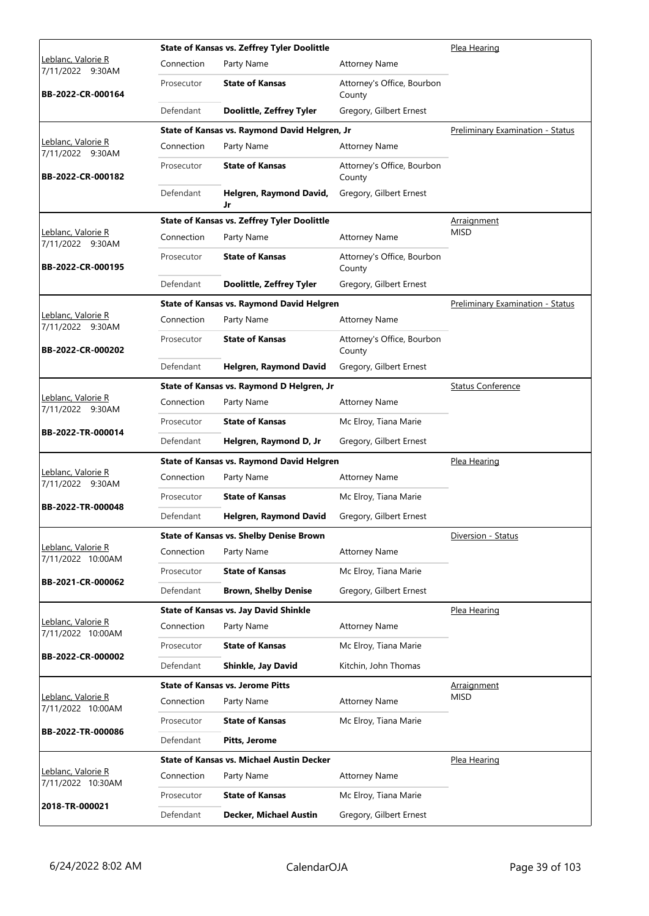| Judge / Date / Case | Case Title | Connection | Party Name | Attorney Name | Hearing Type |
|---|---|---|---|---|---|
| Leblanc, Valorie R<br>7/11/2022 9:30AM<br>**BB-2022-CR-000164** | **State of Kansas vs. Zeffrey Tyler Doolittle** | Prosecutor | **State of Kansas** | Attorney's Office, Bourbon County | Plea Hearing |
| | | Defendant | **Doolittle, Zeffrey Tyler** | Gregory, Gilbert Ernest | |
| Leblanc, Valorie R<br>7/11/2022 9:30AM<br>**BB-2022-CR-000182** | **State of Kansas vs. Raymond David Helgren, Jr** | Prosecutor | **State of Kansas** | Attorney's Office, Bourbon County | Preliminary Examination - Status |
| | | Defendant | **Helgren, Raymond David, Jr** | Gregory, Gilbert Ernest | |
| Leblanc, Valorie R<br>7/11/2022 9:30AM<br>**BB-2022-CR-000195** | **State of Kansas vs. Zeffrey Tyler Doolittle** | Prosecutor | **State of Kansas** | Attorney's Office, Bourbon County | Arraignment<br>MISD |
| | | Defendant | **Doolittle, Zeffrey Tyler** | Gregory, Gilbert Ernest | |
| Leblanc, Valorie R<br>7/11/2022 9:30AM<br>**BB-2022-CR-000202** | **State of Kansas vs. Raymond David Helgren** | Prosecutor | **State of Kansas** | Attorney's Office, Bourbon County | Preliminary Examination - Status |
| | | Defendant | **Helgren, Raymond David** | Gregory, Gilbert Ernest | |
| Leblanc, Valorie R<br>7/11/2022 9:30AM<br>**BB-2022-TR-000014** | **State of Kansas vs. Raymond D Helgren, Jr** | Prosecutor | **State of Kansas** | Mc Elroy, Tiana Marie | Status Conference |
| | | Defendant | **Helgren, Raymond D, Jr** | Gregory, Gilbert Ernest | |
| Leblanc, Valorie R<br>7/11/2022 9:30AM<br>**BB-2022-TR-000048** | **State of Kansas vs. Raymond David Helgren** | Prosecutor | **State of Kansas** | Mc Elroy, Tiana Marie | Plea Hearing |
| | | Defendant | **Helgren, Raymond David** | Gregory, Gilbert Ernest | |
| Leblanc, Valorie R<br>7/11/2022 10:00AM<br>**BB-2021-CR-000062** | **State of Kansas vs. Shelby Denise Brown** | Prosecutor | **State of Kansas** | Mc Elroy, Tiana Marie | Diversion - Status |
| | | Defendant | **Brown, Shelby Denise** | Gregory, Gilbert Ernest | |
| Leblanc, Valorie R<br>7/11/2022 10:00AM<br>**BB-2022-CR-000002** | **State of Kansas vs. Jay David Shinkle** | Prosecutor | **State of Kansas** | Mc Elroy, Tiana Marie | Plea Hearing |
| | | Defendant | **Shinkle, Jay David** | Kitchin, John Thomas | |
| Leblanc, Valorie R<br>7/11/2022 10:00AM<br>**BB-2022-TR-000086** | **State of Kansas vs. Jerome Pitts** | Prosecutor | **State of Kansas** | Mc Elroy, Tiana Marie | Arraignment<br>MISD |
| | | Defendant | **Pitts, Jerome** | | |
| Leblanc, Valorie R<br>7/11/2022 10:30AM<br>**2018-TR-000021** | **State of Kansas vs. Michael Austin Decker** | Prosecutor | **State of Kansas** | Mc Elroy, Tiana Marie | Plea Hearing |
| | | Defendant | **Decker, Michael Austin** | Gregory, Gilbert Ernest | |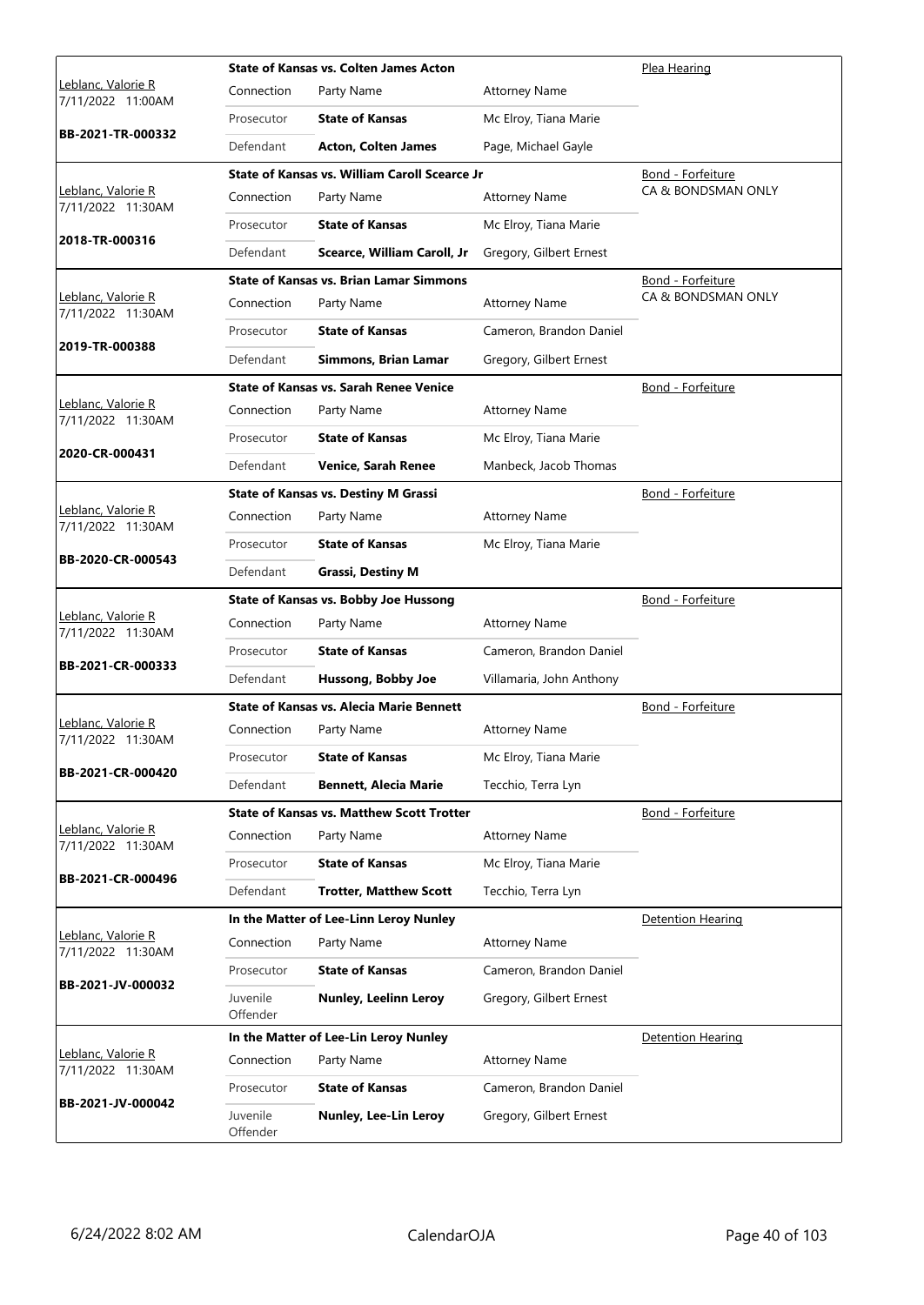| Judge / Date / Case | Connection | Party Name | Attorney Name | Hearing Type |
|---|---|---|---|---|
| Leblanc, Valorie R 7/11/2022 11:00AM | | **State of Kansas vs. Colten James Acton** | | Plea Hearing |
| **BB-2021-TR-000332** | Prosecutor | **State of Kansas** | Mc Elroy, Tiana Marie | |
| | Defendant | **Acton, Colten James** | Page, Michael Gayle | |
| Leblanc, Valorie R 7/11/2022 11:30AM | | **State of Kansas vs. William Caroll Scearce Jr** | | Bond - Forfeiture CA & BONDSMAN ONLY |
| **2018-TR-000316** | Prosecutor | **State of Kansas** | Mc Elroy, Tiana Marie | |
| | Defendant | **Scearce, William Caroll, Jr** | Gregory, Gilbert Ernest | |
| Leblanc, Valorie R 7/11/2022 11:30AM | | **State of Kansas vs. Brian Lamar Simmons** | | Bond - Forfeiture CA & BONDSMAN ONLY |
| **2019-TR-000388** | Prosecutor | **State of Kansas** | Cameron, Brandon Daniel | |
| | Defendant | **Simmons, Brian Lamar** | Gregory, Gilbert Ernest | |
| Leblanc, Valorie R 7/11/2022 11:30AM | | **State of Kansas vs. Sarah Renee Venice** | | Bond - Forfeiture |
| **2020-CR-000431** | Prosecutor | **State of Kansas** | Mc Elroy, Tiana Marie | |
| | Defendant | **Venice, Sarah Renee** | Manbeck, Jacob Thomas | |
| Leblanc, Valorie R 7/11/2022 11:30AM | | **State of Kansas vs. Destiny M Grassi** | | Bond - Forfeiture |
| **BB-2020-CR-000543** | Prosecutor | **State of Kansas** | Mc Elroy, Tiana Marie | |
| | Defendant | **Grassi, Destiny M** | | |
| Leblanc, Valorie R 7/11/2022 11:30AM | | **State of Kansas vs. Bobby Joe Hussong** | | Bond - Forfeiture |
| **BB-2021-CR-000333** | Prosecutor | **State of Kansas** | Cameron, Brandon Daniel | |
| | Defendant | **Hussong, Bobby Joe** | Villamaria, John Anthony | |
| Leblanc, Valorie R 7/11/2022 11:30AM | | **State of Kansas vs. Alecia Marie Bennett** | | Bond - Forfeiture |
| **BB-2021-CR-000420** | Prosecutor | **State of Kansas** | Mc Elroy, Tiana Marie | |
| | Defendant | **Bennett, Alecia Marie** | Tecchio, Terra Lyn | |
| Leblanc, Valorie R 7/11/2022 11:30AM | | **State of Kansas vs. Matthew Scott Trotter** | | Bond - Forfeiture |
| **BB-2021-CR-000496** | Prosecutor | **State of Kansas** | Mc Elroy, Tiana Marie | |
| | Defendant | **Trotter, Matthew Scott** | Tecchio, Terra Lyn | |
| Leblanc, Valorie R 7/11/2022 11:30AM | | **In the Matter of Lee-Linn Leroy Nunley** | | Detention Hearing |
| **BB-2021-JV-000032** | Prosecutor | **State of Kansas** | Cameron, Brandon Daniel | |
| | Juvenile Offender | **Nunley, Leelinn Leroy** | Gregory, Gilbert Ernest | |
| Leblanc, Valorie R 7/11/2022 11:30AM | | **In the Matter of Lee-Lin Leroy Nunley** | | Detention Hearing |
| **BB-2021-JV-000042** | Prosecutor | **State of Kansas** | Cameron, Brandon Daniel | |
| | Juvenile Offender | **Nunley, Lee-Lin Leroy** | Gregory, Gilbert Ernest | |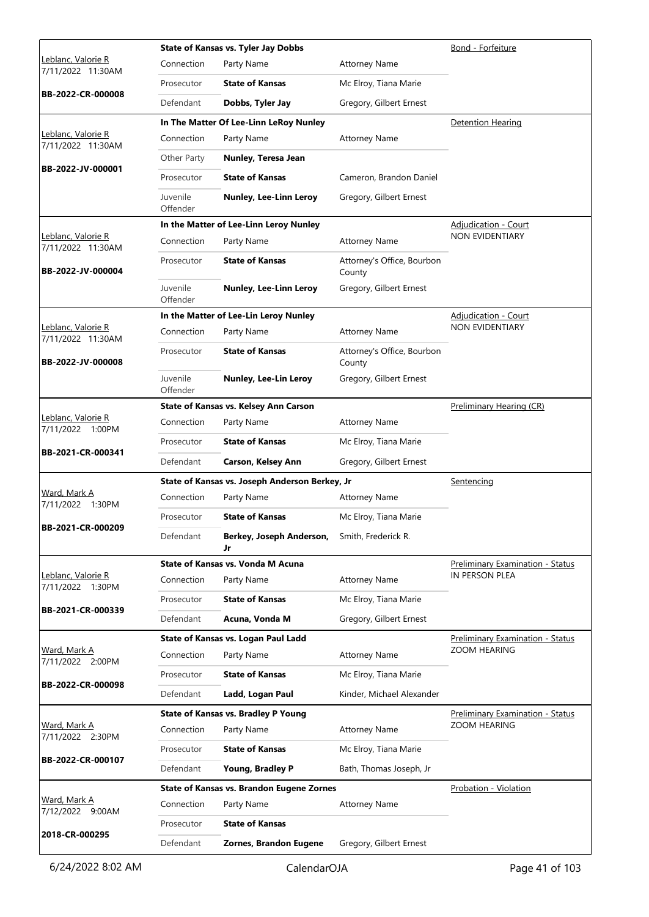| Judge / Date / Case | Case Title | | | Hearing Type |
|---|---|---|---|---|
| Leblanc, Valorie R<br>7/11/2022 11:30AM<br>**BB-2022-CR-000008** | **State of Kansas vs. Tyler Jay Dobbs** | | | Bond - Forfeiture |
| | Connection | Party Name | Attorney Name | |
| | Prosecutor | **State of Kansas** | Mc Elroy, Tiana Marie | |
| | Defendant | **Dobbs, Tyler Jay** | Gregory, Gilbert Ernest | |
| Leblanc, Valorie R<br>7/11/2022 11:30AM<br>**BB-2022-JV-000001** | **In The Matter Of Lee-Linn LeRoy Nunley** | | | Detention Hearing |
| | Connection | Party Name | Attorney Name | |
| | Other Party | **Nunley, Teresa Jean** | | |
| | Prosecutor | **State of Kansas** | Cameron, Brandon Daniel | |
| | Juvenile Offender | **Nunley, Lee-Linn Leroy** | Gregory, Gilbert Ernest | |
| Leblanc, Valorie R<br>7/11/2022 11:30AM<br>**BB-2022-JV-000004** | **In the Matter of Lee-Linn Leroy Nunley** | | | Adjudication - Court<br>NON EVIDENTIARY |
| | Connection | Party Name | Attorney Name | |
| | Prosecutor | **State of Kansas** | Attorney's Office, Bourbon County | |
| | Juvenile Offender | **Nunley, Lee-Linn Leroy** | Gregory, Gilbert Ernest | |
| Leblanc, Valorie R<br>7/11/2022 11:30AM<br>**BB-2022-JV-000008** | **In the Matter of Lee-Lin Leroy Nunley** | | | Adjudication - Court<br>NON EVIDENTIARY |
| | Connection | Party Name | Attorney Name | |
| | Prosecutor | **State of Kansas** | Attorney's Office, Bourbon County | |
| | Juvenile Offender | **Nunley, Lee-Lin Leroy** | Gregory, Gilbert Ernest | |
| Leblanc, Valorie R<br>7/11/2022 1:00PM<br>**BB-2021-CR-000341** | **State of Kansas vs. Kelsey Ann Carson** | | | Preliminary Hearing (CR) |
| | Connection | Party Name | Attorney Name | |
| | Prosecutor | **State of Kansas** | Mc Elroy, Tiana Marie | |
| | Defendant | **Carson, Kelsey Ann** | Gregory, Gilbert Ernest | |
| Ward, Mark A<br>7/11/2022 1:30PM<br>**BB-2021-CR-000209** | **State of Kansas vs. Joseph Anderson Berkey, Jr** | | | Sentencing |
| | Connection | Party Name | Attorney Name | |
| | Prosecutor | **State of Kansas** | Mc Elroy, Tiana Marie | |
| | Defendant | **Berkey, Joseph Anderson, Jr** | Smith, Frederick R. | |
| Leblanc, Valorie R<br>7/11/2022 1:30PM<br>**BB-2021-CR-000339** | **State of Kansas vs. Vonda M Acuna** | | | Preliminary Examination - Status<br>IN PERSON PLEA |
| | Connection | Party Name | Attorney Name | |
| | Prosecutor | **State of Kansas** | Mc Elroy, Tiana Marie | |
| | Defendant | **Acuna, Vonda M** | Gregory, Gilbert Ernest | |
| Ward, Mark A<br>7/11/2022 2:00PM<br>**BB-2022-CR-000098** | **State of Kansas vs. Logan Paul Ladd** | | | Preliminary Examination - Status<br>ZOOM HEARING |
| | Connection | Party Name | Attorney Name | |
| | Prosecutor | **State of Kansas** | Mc Elroy, Tiana Marie | |
| | Defendant | **Ladd, Logan Paul** | Kinder, Michael Alexander | |
| Ward, Mark A<br>7/11/2022 2:30PM<br>**BB-2022-CR-000107** | **State of Kansas vs. Bradley P Young** | | | Preliminary Examination - Status<br>ZOOM HEARING |
| | Connection | Party Name | Attorney Name | |
| | Prosecutor | **State of Kansas** | Mc Elroy, Tiana Marie | |
| | Defendant | **Young, Bradley P** | Bath, Thomas Joseph, Jr | |
| Ward, Mark A<br>7/12/2022 9:00AM<br>**2018-CR-000295** | **State of Kansas vs. Brandon Eugene Zornes** | | | Probation - Violation |
| | Connection | Party Name | Attorney Name | |
| | Prosecutor | **State of Kansas** | | |
| | Defendant | **Zornes, Brandon Eugene** | Gregory, Gilbert Ernest | |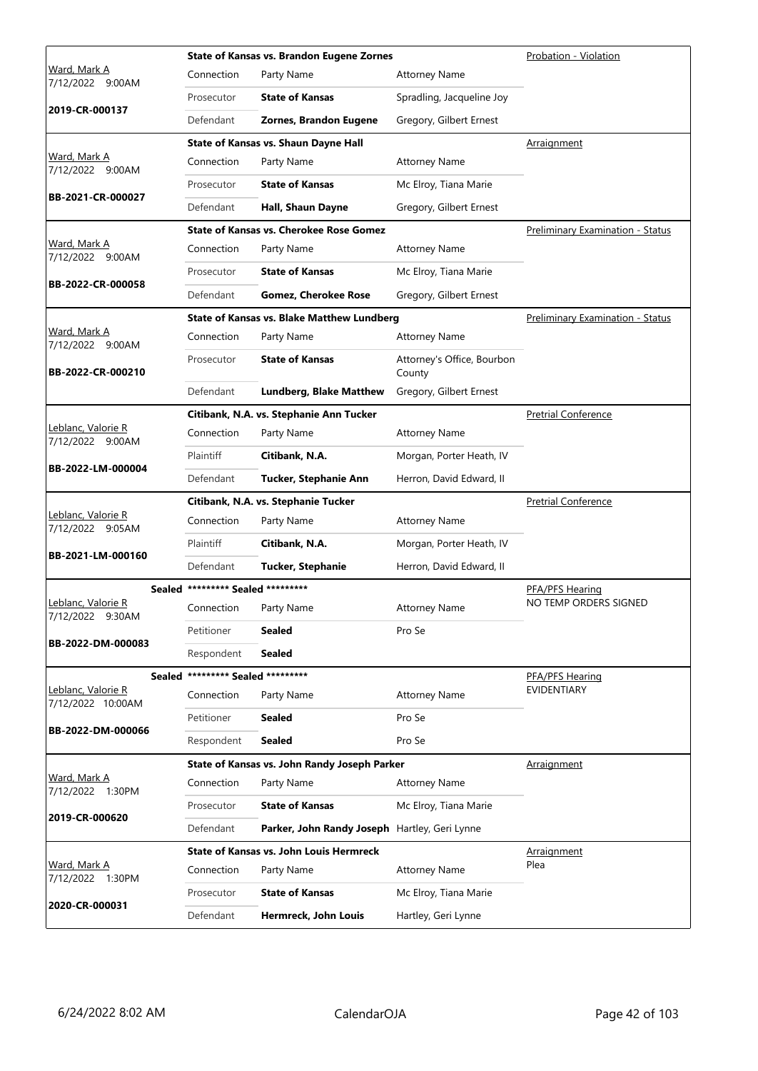| Judge / Date / Case | Case Title | Connection | Party Name | Attorney Name | Hearing Type |
|---|---|---|---|---|---|
| Ward, Mark A 7/12/2022 9:00AM **2019-CR-000137** | **State of Kansas vs. Brandon Eugene Zornes** | Prosecutor | **State of Kansas** | Spradling, Jacqueline Joy | Probation - Violation |
| | | Defendant | **Zornes, Brandon Eugene** | Gregory, Gilbert Ernest | |
| Ward, Mark A 7/12/2022 9:00AM **BB-2021-CR-000027** | **State of Kansas vs. Shaun Dayne Hall** | Prosecutor | **State of Kansas** | Mc Elroy, Tiana Marie | Arraignment |
| | | Defendant | **Hall, Shaun Dayne** | Gregory, Gilbert Ernest | |
| Ward, Mark A 7/12/2022 9:00AM **BB-2022-CR-000058** | **State of Kansas vs. Cherokee Rose Gomez** | Prosecutor | **State of Kansas** | Mc Elroy, Tiana Marie | Preliminary Examination - Status |
| | | Defendant | **Gomez, Cherokee Rose** | Gregory, Gilbert Ernest | |
| Ward, Mark A 7/12/2022 9:00AM **BB-2022-CR-000210** | **State of Kansas vs. Blake Matthew Lundberg** | Prosecutor | **State of Kansas** | Attorney's Office, Bourbon County | Preliminary Examination - Status |
| | | Defendant | **Lundberg, Blake Matthew** | Gregory, Gilbert Ernest | |
| Leblanc, Valorie R 7/12/2022 9:00AM **BB-2022-LM-000004** | **Citibank, N.A. vs. Stephanie Ann Tucker** | Plaintiff | **Citibank, N.A.** | Morgan, Porter Heath, IV | Pretrial Conference |
| | | Defendant | **Tucker, Stephanie Ann** | Herron, David Edward, II | |
| Leblanc, Valorie R 7/12/2022 9:05AM **BB-2021-LM-000160** | **Citibank, N.A. vs. Stephanie Tucker** | Plaintiff | **Citibank, N.A.** | Morgan, Porter Heath, IV | Pretrial Conference |
| | | Defendant | **Tucker, Stephanie** | Herron, David Edward, II | |
| Leblanc, Valorie R 7/12/2022 9:30AM **BB-2022-DM-000083** | **Sealed** ********* Sealed ********* | Petitioner | **Sealed** | Pro Se | PFA/PFS Hearing NO TEMP ORDERS SIGNED |
| | | Respondent | **Sealed** | | |
| Leblanc, Valorie R 7/12/2022 10:00AM **BB-2022-DM-000066** | **Sealed** ********* Sealed ********* | Petitioner | **Sealed** | Pro Se | PFA/PFS Hearing EVIDENTIARY |
| | | Respondent | **Sealed** | Pro Se | |
| Ward, Mark A 7/12/2022 1:30PM **2019-CR-000620** | **State of Kansas vs. John Randy Joseph Parker** | Prosecutor | **State of Kansas** | Mc Elroy, Tiana Marie | Arraignment |
| | | Defendant | **Parker, John Randy Joseph** | Hartley, Geri Lynne | |
| Ward, Mark A 7/12/2022 1:30PM **2020-CR-000031** | **State of Kansas vs. John Louis Hermreck** | Prosecutor | **State of Kansas** | Mc Elroy, Tiana Marie | Arraignment Plea |
| | | Defendant | **Hermreck, John Louis** | Hartley, Geri Lynne | |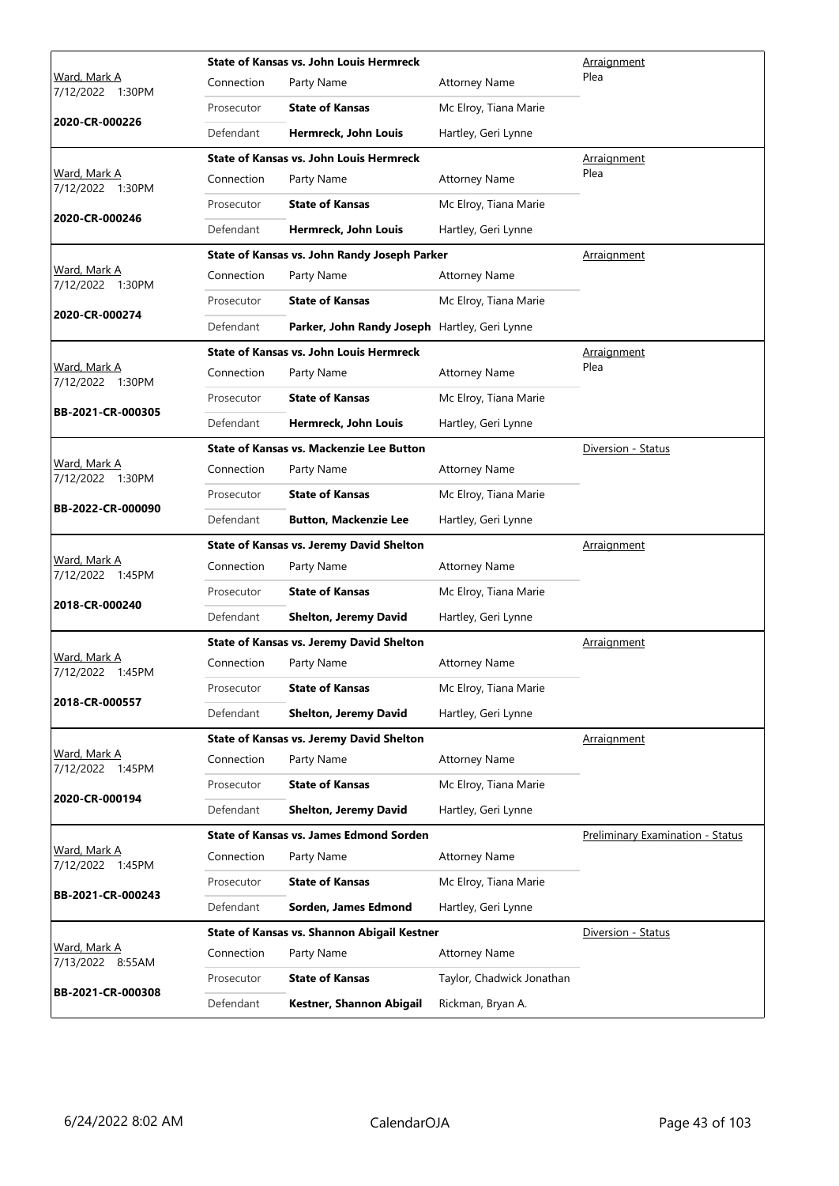| Judge / Date / Case | Case Title | Connection | Party Name | Attorney Name | Hearing |
|---|---|---|---|---|---|
| Ward, Mark A 7/12/2022 1:30PM **2020-CR-000226** | **State of Kansas vs. John Louis Hermreck** | Prosecutor | **State of Kansas** | Mc Elroy, Tiana Marie | Arraignment Plea |
| | | Defendant | **Hermreck, John Louis** | Hartley, Geri Lynne | |
| Ward, Mark A 7/12/2022 1:30PM **2020-CR-000246** | **State of Kansas vs. John Louis Hermreck** | Prosecutor | **State of Kansas** | Mc Elroy, Tiana Marie | Arraignment Plea |
| | | Defendant | **Hermreck, John Louis** | Hartley, Geri Lynne | |
| Ward, Mark A 7/12/2022 1:30PM **2020-CR-000274** | **State of Kansas vs. John Randy Joseph Parker** | Prosecutor | **State of Kansas** | Mc Elroy, Tiana Marie | Arraignment |
| | | Defendant | **Parker, John Randy Joseph** | Hartley, Geri Lynne | |
| Ward, Mark A 7/12/2022 1:30PM **BB-2021-CR-000305** | **State of Kansas vs. John Louis Hermreck** | Prosecutor | **State of Kansas** | Mc Elroy, Tiana Marie | Arraignment Plea |
| | | Defendant | **Hermreck, John Louis** | Hartley, Geri Lynne | |
| Ward, Mark A 7/12/2022 1:30PM **BB-2022-CR-000090** | **State of Kansas vs. Mackenzie Lee Button** | Prosecutor | **State of Kansas** | Mc Elroy, Tiana Marie | Diversion - Status |
| | | Defendant | **Button, Mackenzie Lee** | Hartley, Geri Lynne | |
| Ward, Mark A 7/12/2022 1:45PM **2018-CR-000240** | **State of Kansas vs. Jeremy David Shelton** | Prosecutor | **State of Kansas** | Mc Elroy, Tiana Marie | Arraignment |
| | | Defendant | **Shelton, Jeremy David** | Hartley, Geri Lynne | |
| Ward, Mark A 7/12/2022 1:45PM **2018-CR-000557** | **State of Kansas vs. Jeremy David Shelton** | Prosecutor | **State of Kansas** | Mc Elroy, Tiana Marie | Arraignment |
| | | Defendant | **Shelton, Jeremy David** | Hartley, Geri Lynne | |
| Ward, Mark A 7/12/2022 1:45PM **2020-CR-000194** | **State of Kansas vs. Jeremy David Shelton** | Prosecutor | **State of Kansas** | Mc Elroy, Tiana Marie | Arraignment |
| | | Defendant | **Shelton, Jeremy David** | Hartley, Geri Lynne | |
| Ward, Mark A 7/12/2022 1:45PM **BB-2021-CR-000243** | **State of Kansas vs. James Edmond Sorden** | Prosecutor | **State of Kansas** | Mc Elroy, Tiana Marie | Preliminary Examination - Status |
| | | Defendant | **Sorden, James Edmond** | Hartley, Geri Lynne | |
| Ward, Mark A 7/13/2022 8:55AM **BB-2021-CR-000308** | **State of Kansas vs. Shannon Abigail Kestner** | Prosecutor | **State of Kansas** | Taylor, Chadwick Jonathan | Diversion - Status |
| | | Defendant | **Kestner, Shannon Abigail** | Rickman, Bryan A. | |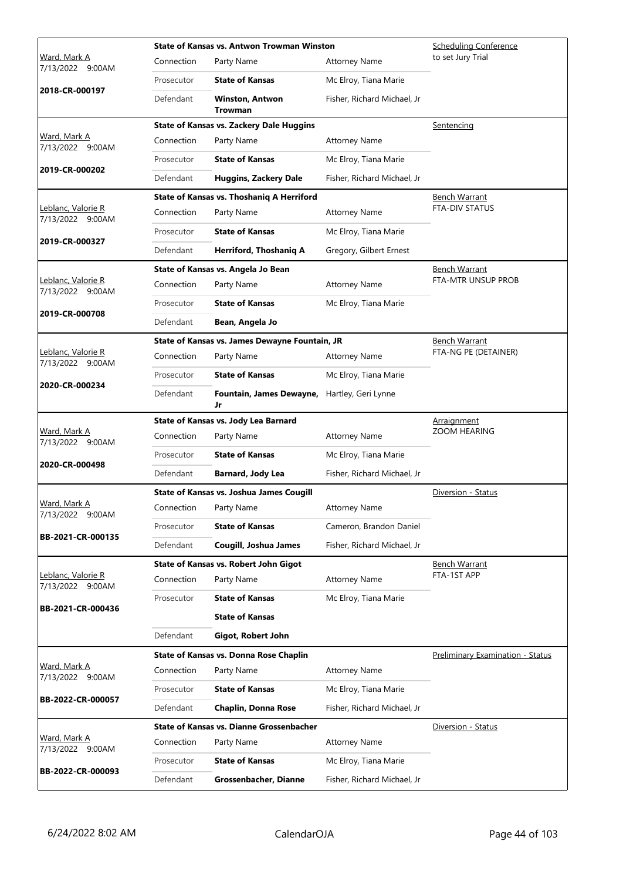| Judge / Date / Case | Case Title | | | Hearing |
|---|---|---|---|---|
| Ward, Mark A<br>7/13/2022 9:00AM<br>**2018-CR-000197** | **State of Kansas vs. Antwon Trowman Winston** | | | Scheduling Conference to set Jury Trial |
| | Connection | Party Name | Attorney Name | |
| | Prosecutor | **State of Kansas** | Mc Elroy, Tiana Marie | |
| | Defendant | **Winston, Antwon Trowman** | Fisher, Richard Michael, Jr | |
| Ward, Mark A<br>7/13/2022 9:00AM<br>**2019-CR-000202** | **State of Kansas vs. Zackery Dale Huggins** | | | Sentencing |
| | Connection | Party Name | Attorney Name | |
| | Prosecutor | **State of Kansas** | Mc Elroy, Tiana Marie | |
| | Defendant | **Huggins, Zackery Dale** | Fisher, Richard Michael, Jr | |
| Leblanc, Valorie R<br>7/13/2022 9:00AM<br>**2019-CR-000327** | **State of Kansas vs. Thoshaniq A Herriford** | | | Bench Warrant<br>FTA-DIV STATUS |
| | Connection | Party Name | Attorney Name | |
| | Prosecutor | **State of Kansas** | Mc Elroy, Tiana Marie | |
| | Defendant | **Herriford, Thoshaniq A** | Gregory, Gilbert Ernest | |
| Leblanc, Valorie R<br>7/13/2022 9:00AM<br>**2019-CR-000708** | **State of Kansas vs. Angela Jo Bean** | | | Bench Warrant<br>FTA-MTR UNSUP PROB |
| | Connection | Party Name | Attorney Name | |
| | Prosecutor | **State of Kansas** | Mc Elroy, Tiana Marie | |
| | Defendant | **Bean, Angela Jo** | | |
| Leblanc, Valorie R<br>7/13/2022 9:00AM<br>**2020-CR-000234** | **State of Kansas vs. James Dewayne Fountain, JR** | | | Bench Warrant<br>FTA-NG PE (DETAINER) |
| | Connection | Party Name | Attorney Name | |
| | Prosecutor | **State of Kansas** | Mc Elroy, Tiana Marie | |
| | Defendant | **Fountain, James Dewayne, Jr** | Hartley, Geri Lynne | |
| Ward, Mark A<br>7/13/2022 9:00AM<br>**2020-CR-000498** | **State of Kansas vs. Jody Lea Barnard** | | | Arraignment<br>ZOOM HEARING |
| | Connection | Party Name | Attorney Name | |
| | Prosecutor | **State of Kansas** | Mc Elroy, Tiana Marie | |
| | Defendant | **Barnard, Jody Lea** | Fisher, Richard Michael, Jr | |
| Ward, Mark A<br>7/13/2022 9:00AM<br>**BB-2021-CR-000135** | **State of Kansas vs. Joshua James Cougill** | | | Diversion - Status |
| | Connection | Party Name | Attorney Name | |
| | Prosecutor | **State of Kansas** | Cameron, Brandon Daniel | |
| | Defendant | **Cougill, Joshua James** | Fisher, Richard Michael, Jr | |
| Leblanc, Valorie R<br>7/13/2022 9:00AM<br>**BB-2021-CR-000436** | **State of Kansas vs. Robert John Gigot** | | | Bench Warrant<br>FTA-1ST APP |
| | Connection | Party Name | Attorney Name | |
| | Prosecutor | **State of Kansas** | Mc Elroy, Tiana Marie | |
| | | **State of Kansas** | | |
| | Defendant | **Gigot, Robert John** | | |
| Ward, Mark A<br>7/13/2022 9:00AM<br>**BB-2022-CR-000057** | **State of Kansas vs. Donna Rose Chaplin** | | | Preliminary Examination - Status |
| | Connection | Party Name | Attorney Name | |
| | Prosecutor | **State of Kansas** | Mc Elroy, Tiana Marie | |
| | Defendant | **Chaplin, Donna Rose** | Fisher, Richard Michael, Jr | |
| Ward, Mark A<br>7/13/2022 9:00AM<br>**BB-2022-CR-000093** | **State of Kansas vs. Dianne Grossenbacher** | | | Diversion - Status |
| | Connection | Party Name | Attorney Name | |
| | Prosecutor | **State of Kansas** | Mc Elroy, Tiana Marie | |
| | Defendant | **Grossenbacher, Dianne** | Fisher, Richard Michael, Jr | |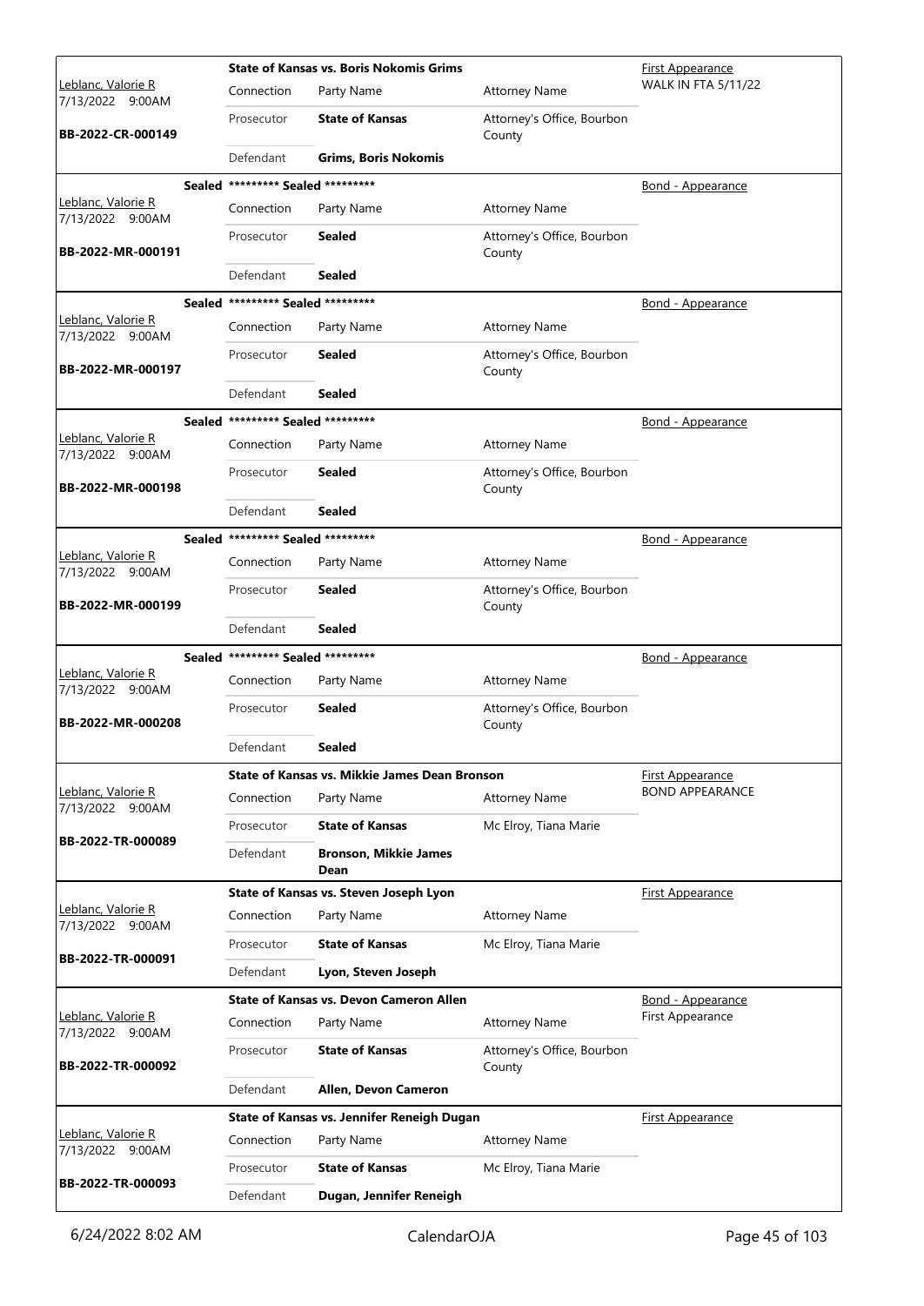| Judge / Date / Case | Case Title | | | Hearing Type |
|---|---|---|---|---|
| Leblanc, Valorie R 7/13/2022 9:00AM **BB-2022-CR-000149** | **State of Kansas vs. Boris Nokomis Grims** | | | First Appearance WALK IN FTA 5/11/22 |
| | Connection | Party Name | Attorney Name | |
| | Prosecutor | **State of Kansas** | Attorney's Office, Bourbon County | |
| | Defendant | **Grims, Boris Nokomis** | | |
| Leblanc, Valorie R 7/13/2022 9:00AM **BB-2022-MR-000191** | **Sealed ********* Sealed ********* ** | | | Bond - Appearance |
| | Connection | Party Name | Attorney Name | |
| | Prosecutor | **Sealed** | Attorney's Office, Bourbon County | |
| | Defendant | **Sealed** | | |
| Leblanc, Valorie R 7/13/2022 9:00AM **BB-2022-MR-000197** | **Sealed ********* Sealed ********* ** | | | Bond - Appearance |
| | Connection | Party Name | Attorney Name | |
| | Prosecutor | **Sealed** | Attorney's Office, Bourbon County | |
| | Defendant | **Sealed** | | |
| Leblanc, Valorie R 7/13/2022 9:00AM **BB-2022-MR-000198** | **Sealed ********* Sealed ********* ** | | | Bond - Appearance |
| | Connection | Party Name | Attorney Name | |
| | Prosecutor | **Sealed** | Attorney's Office, Bourbon County | |
| | Defendant | **Sealed** | | |
| Leblanc, Valorie R 7/13/2022 9:00AM **BB-2022-MR-000199** | **Sealed ********* Sealed ********* ** | | | Bond - Appearance |
| | Connection | Party Name | Attorney Name | |
| | Prosecutor | **Sealed** | Attorney's Office, Bourbon County | |
| | Defendant | **Sealed** | | |
| Leblanc, Valorie R 7/13/2022 9:00AM **BB-2022-MR-000208** | **Sealed ********* Sealed ********* ** | | | Bond - Appearance |
| | Connection | Party Name | Attorney Name | |
| | Prosecutor | **Sealed** | Attorney's Office, Bourbon County | |
| | Defendant | **Sealed** | | |
| Leblanc, Valorie R 7/13/2022 9:00AM **BB-2022-TR-000089** | **State of Kansas vs. Mikkie James Dean Bronson** | | | First Appearance BOND APPEARANCE |
| | Connection | Party Name | Attorney Name | |
| | Prosecutor | **State of Kansas** | Mc Elroy, Tiana Marie | |
| | Defendant | **Bronson, Mikkie James Dean** | | |
| Leblanc, Valorie R 7/13/2022 9:00AM **BB-2022-TR-000091** | **State of Kansas vs. Steven Joseph Lyon** | | | First Appearance |
| | Connection | Party Name | Attorney Name | |
| | Prosecutor | **State of Kansas** | Mc Elroy, Tiana Marie | |
| | Defendant | **Lyon, Steven Joseph** | | |
| Leblanc, Valorie R 7/13/2022 9:00AM **BB-2022-TR-000092** | **State of Kansas vs. Devon Cameron Allen** | | | Bond - Appearance First Appearance |
| | Connection | Party Name | Attorney Name | |
| | Prosecutor | **State of Kansas** | Attorney's Office, Bourbon County | |
| | Defendant | **Allen, Devon Cameron** | | |
| Leblanc, Valorie R 7/13/2022 9:00AM **BB-2022-TR-000093** | **State of Kansas vs. Jennifer Reneigh Dugan** | | | First Appearance |
| | Connection | Party Name | Attorney Name | |
| | Prosecutor | **State of Kansas** | Mc Elroy, Tiana Marie | |
| | Defendant | **Dugan, Jennifer Reneigh** | | |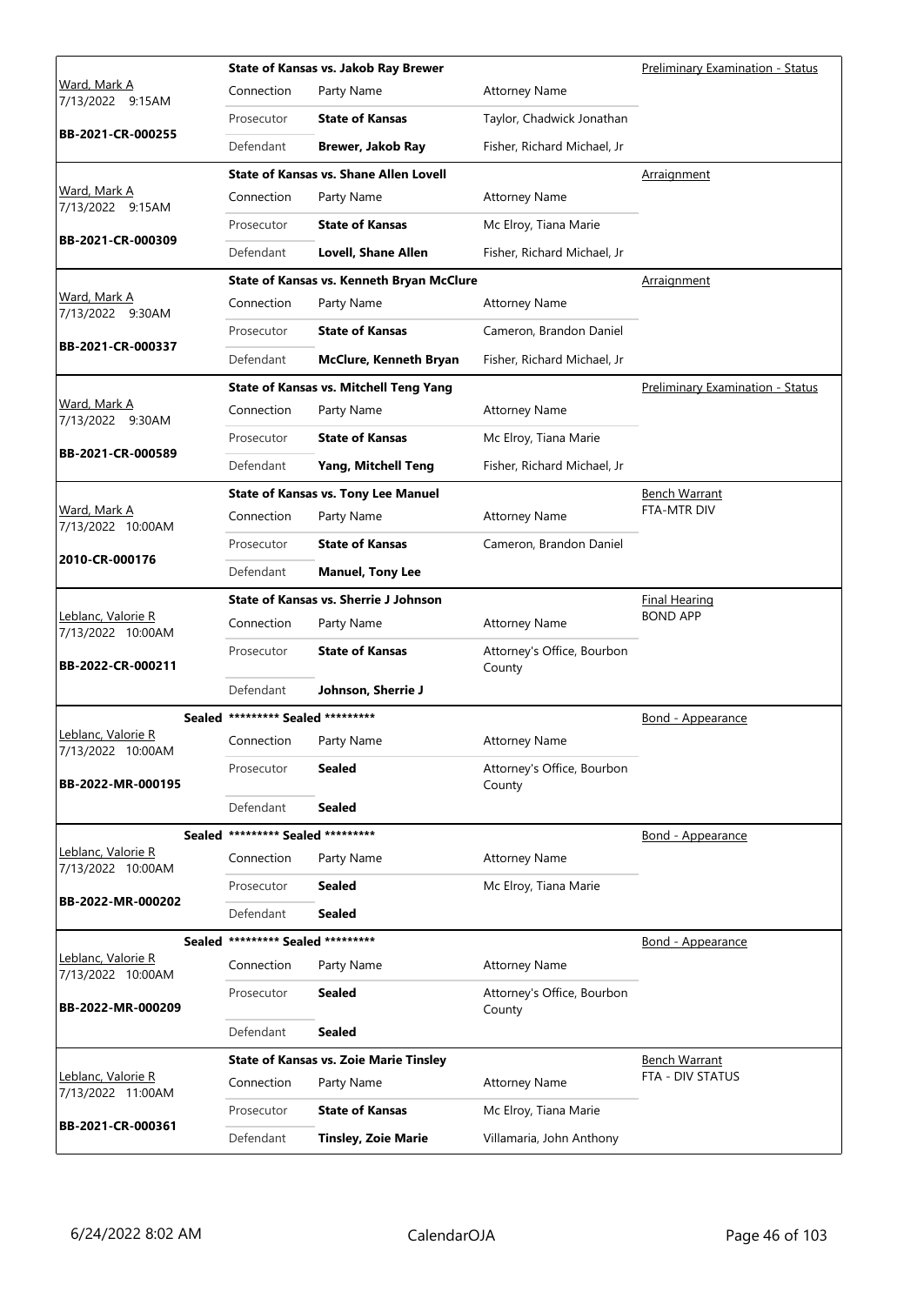| Judge / Date / Case | Case Title | Connection | Party Name | Attorney Name | Hearing Type |
|---|---|---|---|---|---|
| Ward, Mark A<br>7/13/2022 9:15AM<br>**BB-2021-CR-000255** | **State of Kansas vs. Jakob Ray Brewer** | Prosecutor | **State of Kansas** | Taylor, Chadwick Jonathan | Preliminary Examination - Status |
| | | Defendant | **Brewer, Jakob Ray** | Fisher, Richard Michael, Jr | |
| Ward, Mark A<br>7/13/2022 9:15AM<br>**BB-2021-CR-000309** | **State of Kansas vs. Shane Allen Lovell** | Prosecutor | **State of Kansas** | Mc Elroy, Tiana Marie | Arraignment |
| | | Defendant | **Lovell, Shane Allen** | Fisher, Richard Michael, Jr | |
| Ward, Mark A<br>7/13/2022 9:30AM<br>**BB-2021-CR-000337** | **State of Kansas vs. Kenneth Bryan McClure** | Prosecutor | **State of Kansas** | Cameron, Brandon Daniel | Arraignment |
| | | Defendant | **McClure, Kenneth Bryan** | Fisher, Richard Michael, Jr | |
| Ward, Mark A<br>7/13/2022 9:30AM<br>**BB-2021-CR-000589** | **State of Kansas vs. Mitchell Teng Yang** | Prosecutor | **State of Kansas** | Mc Elroy, Tiana Marie | Preliminary Examination - Status |
| | | Defendant | **Yang, Mitchell Teng** | Fisher, Richard Michael, Jr | |
| Ward, Mark A<br>7/13/2022 10:00AM<br>**2010-CR-000176** | **State of Kansas vs. Tony Lee Manuel** | Prosecutor | **State of Kansas** | Cameron, Brandon Daniel | Bench Warrant<br>FTA-MTR DIV |
| | | Defendant | **Manuel, Tony Lee** | | |
| Leblanc, Valorie R<br>7/13/2022 10:00AM<br>**BB-2022-CR-000211** | **State of Kansas vs. Sherrie J Johnson** | Prosecutor | **State of Kansas** | Attorney's Office, Bourbon County | Final Hearing<br>BOND APP |
| | | Defendant | **Johnson, Sherrie J** | | |
| Leblanc, Valorie R<br>7/13/2022 10:00AM<br>**BB-2022-MR-000195** | **Sealed** ********* Sealed ********* | Prosecutor | **Sealed** | Attorney's Office, Bourbon County | Bond - Appearance |
| | | Defendant | **Sealed** | | |
| Leblanc, Valorie R<br>7/13/2022 10:00AM<br>**BB-2022-MR-000202** | **Sealed** ********* Sealed ********* | Prosecutor | **Sealed** | Mc Elroy, Tiana Marie | Bond - Appearance |
| | | Defendant | **Sealed** | | |
| Leblanc, Valorie R<br>7/13/2022 10:00AM<br>**BB-2022-MR-000209** | **Sealed** ********* Sealed ********* | Prosecutor | **Sealed** | Attorney's Office, Bourbon County | Bond - Appearance |
| | | Defendant | **Sealed** | | |
| Leblanc, Valorie R<br>7/13/2022 11:00AM<br>**BB-2021-CR-000361** | **State of Kansas vs. Zoie Marie Tinsley** | Prosecutor | **State of Kansas** | Mc Elroy, Tiana Marie | Bench Warrant<br>FTA - DIV STATUS |
| | | Defendant | **Tinsley, Zoie Marie** | Villamaria, John Anthony | |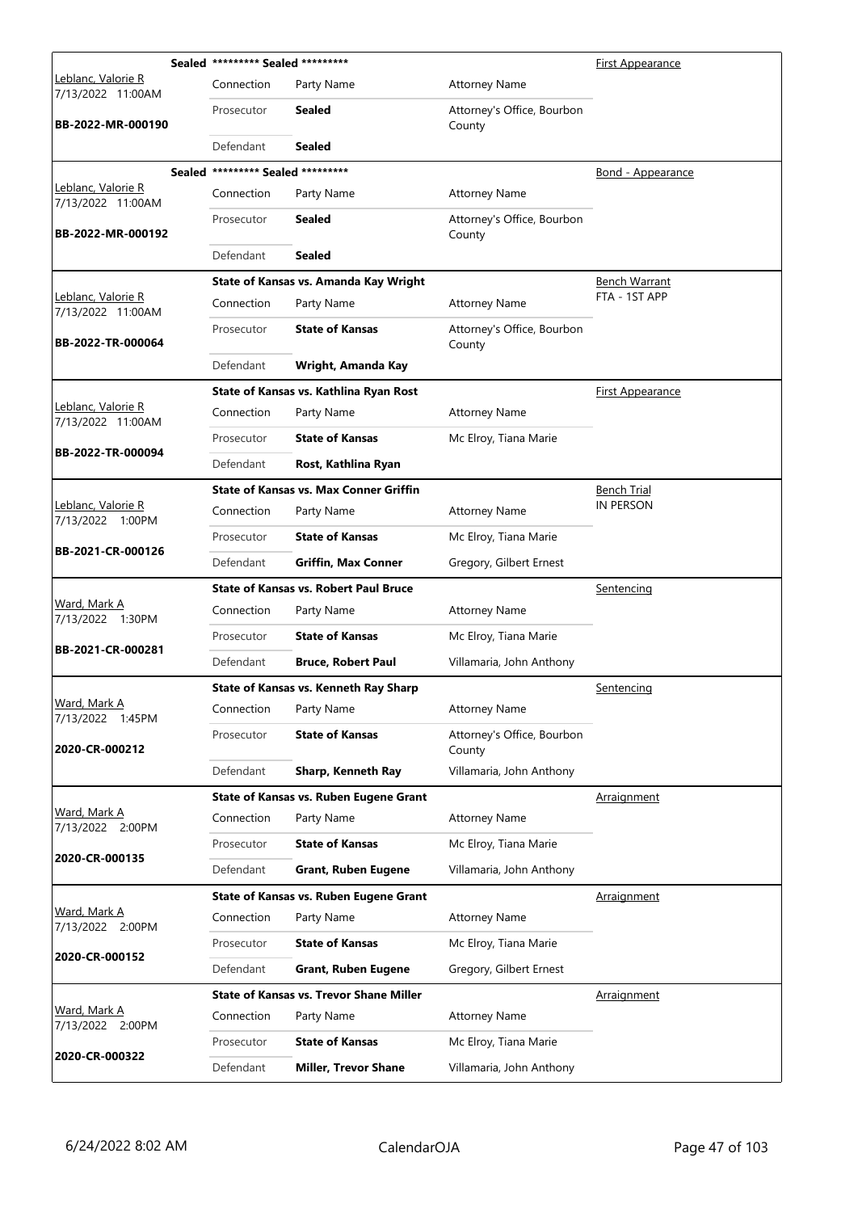| Judge / Date / Case | Case Title / Connection | Party Name | Attorney Name | Hearing Type |
|---|---|---|---|---|
| Leblanc, Valorie R<br>7/13/2022 11:00AM<br>**BB-2022-MR-000190** | **Sealed ********* Sealed ********* ** | | | First Appearance |
| | Connection | Party Name | Attorney Name | |
| | Prosecutor | **Sealed** | Attorney's Office, Bourbon County | |
| | Defendant | **Sealed** | | |
| Leblanc, Valorie R<br>7/13/2022 11:00AM<br>**BB-2022-MR-000192** | **Sealed ********* Sealed ********* ** | | | Bond - Appearance |
| | Connection | Party Name | Attorney Name | |
| | Prosecutor | **Sealed** | Attorney's Office, Bourbon County | |
| | Defendant | **Sealed** | | |
| Leblanc, Valorie R<br>7/13/2022 11:00AM<br>**BB-2022-TR-000064** | **State of Kansas vs. Amanda Kay Wright** | | | Bench Warrant<br>FTA - 1ST APP |
| | Connection | Party Name | Attorney Name | |
| | Prosecutor | **State of Kansas** | Attorney's Office, Bourbon County | |
| | Defendant | **Wright, Amanda Kay** | | |
| Leblanc, Valorie R<br>7/13/2022 11:00AM<br>**BB-2022-TR-000094** | **State of Kansas vs. Kathlina Ryan Rost** | | | First Appearance |
| | Connection | Party Name | Attorney Name | |
| | Prosecutor | **State of Kansas** | Mc Elroy, Tiana Marie | |
| | Defendant | **Rost, Kathlina Ryan** | | |
| Leblanc, Valorie R<br>7/13/2022 1:00PM<br>**BB-2021-CR-000126** | **State of Kansas vs. Max Conner Griffin** | | | Bench Trial<br>IN PERSON |
| | Connection | Party Name | Attorney Name | |
| | Prosecutor | **State of Kansas** | Mc Elroy, Tiana Marie | |
| | Defendant | **Griffin, Max Conner** | Gregory, Gilbert Ernest | |
| Ward, Mark A<br>7/13/2022 1:30PM<br>**BB-2021-CR-000281** | **State of Kansas vs. Robert Paul Bruce** | | | Sentencing |
| | Connection | Party Name | Attorney Name | |
| | Prosecutor | **State of Kansas** | Mc Elroy, Tiana Marie | |
| | Defendant | **Bruce, Robert Paul** | Villamaria, John Anthony | |
| Ward, Mark A<br>7/13/2022 1:45PM<br>**2020-CR-000212** | **State of Kansas vs. Kenneth Ray Sharp** | | | Sentencing |
| | Connection | Party Name | Attorney Name | |
| | Prosecutor | **State of Kansas** | Attorney's Office, Bourbon County | |
| | Defendant | **Sharp, Kenneth Ray** | Villamaria, John Anthony | |
| Ward, Mark A<br>7/13/2022 2:00PM<br>**2020-CR-000135** | **State of Kansas vs. Ruben Eugene Grant** | | | Arraignment |
| | Connection | Party Name | Attorney Name | |
| | Prosecutor | **State of Kansas** | Mc Elroy, Tiana Marie | |
| | Defendant | **Grant, Ruben Eugene** | Villamaria, John Anthony | |
| Ward, Mark A<br>7/13/2022 2:00PM<br>**2020-CR-000152** | **State of Kansas vs. Ruben Eugene Grant** | | | Arraignment |
| | Connection | Party Name | Attorney Name | |
| | Prosecutor | **State of Kansas** | Mc Elroy, Tiana Marie | |
| | Defendant | **Grant, Ruben Eugene** | Gregory, Gilbert Ernest | |
| Ward, Mark A<br>7/13/2022 2:00PM<br>**2020-CR-000322** | **State of Kansas vs. Trevor Shane Miller** | | | Arraignment |
| | Connection | Party Name | Attorney Name | |
| | Prosecutor | **State of Kansas** | Mc Elroy, Tiana Marie | |
| | Defendant | **Miller, Trevor Shane** | Villamaria, John Anthony | |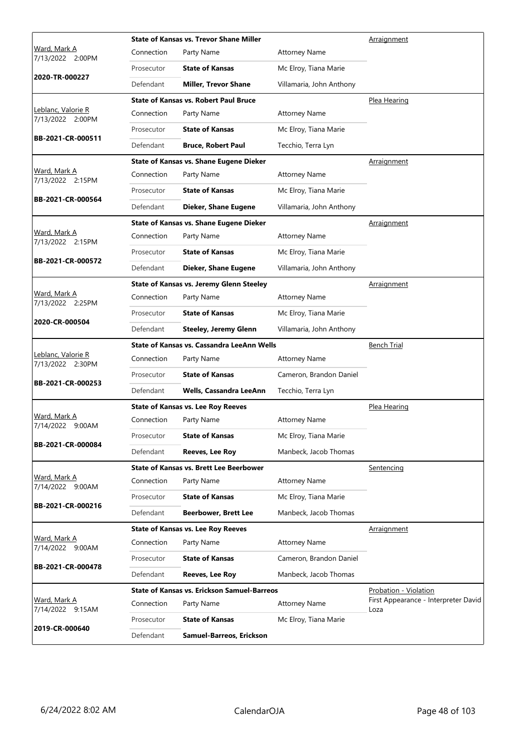| Judge / Date / Case | Case Title | Connection | Party Name | Attorney Name | Hearing Type |
|---|---|---|---|---|---|
| Ward, Mark A<br>7/13/2022 2:00PM<br>**2020-TR-000227** | **State of Kansas vs. Trevor Shane Miller** | Connection | Party Name | Attorney Name | Arraignment |
| | | Prosecutor | **State of Kansas** | Mc Elroy, Tiana Marie | |
| | | Defendant | **Miller, Trevor Shane** | Villamaria, John Anthony | |
| Leblanc, Valorie R<br>7/13/2022 2:00PM<br>**BB-2021-CR-000511** | **State of Kansas vs. Robert Paul Bruce** | Connection | Party Name | Attorney Name | Plea Hearing |
| | | Prosecutor | **State of Kansas** | Mc Elroy, Tiana Marie | |
| | | Defendant | **Bruce, Robert Paul** | Tecchio, Terra Lyn | |
| Ward, Mark A<br>7/13/2022 2:15PM<br>**BB-2021-CR-000564** | **State of Kansas vs. Shane Eugene Dieker** | Connection | Party Name | Attorney Name | Arraignment |
| | | Prosecutor | **State of Kansas** | Mc Elroy, Tiana Marie | |
| | | Defendant | **Dieker, Shane Eugene** | Villamaria, John Anthony | |
| Ward, Mark A<br>7/13/2022 2:15PM<br>**BB-2021-CR-000572** | **State of Kansas vs. Shane Eugene Dieker** | Connection | Party Name | Attorney Name | Arraignment |
| | | Prosecutor | **State of Kansas** | Mc Elroy, Tiana Marie | |
| | | Defendant | **Dieker, Shane Eugene** | Villamaria, John Anthony | |
| Ward, Mark A<br>7/13/2022 2:25PM<br>**2020-CR-000504** | **State of Kansas vs. Jeremy Glenn Steeley** | Connection | Party Name | Attorney Name | Arraignment |
| | | Prosecutor | **State of Kansas** | Mc Elroy, Tiana Marie | |
| | | Defendant | **Steeley, Jeremy Glenn** | Villamaria, John Anthony | |
| Leblanc, Valorie R<br>7/13/2022 2:30PM<br>**BB-2021-CR-000253** | **State of Kansas vs. Cassandra LeeAnn Wells** | Connection | Party Name | Attorney Name | Bench Trial |
| | | Prosecutor | **State of Kansas** | Cameron, Brandon Daniel | |
| | | Defendant | **Wells, Cassandra LeeAnn** | Tecchio, Terra Lyn | |
| Ward, Mark A<br>7/14/2022 9:00AM<br>**BB-2021-CR-000084** | **State of Kansas vs. Lee Roy Reeves** | Connection | Party Name | Attorney Name | Plea Hearing |
| | | Prosecutor | **State of Kansas** | Mc Elroy, Tiana Marie | |
| | | Defendant | **Reeves, Lee Roy** | Manbeck, Jacob Thomas | |
| Ward, Mark A<br>7/14/2022 9:00AM<br>**BB-2021-CR-000216** | **State of Kansas vs. Brett Lee Beerbower** | Connection | Party Name | Attorney Name | Sentencing |
| | | Prosecutor | **State of Kansas** | Mc Elroy, Tiana Marie | |
| | | Defendant | **Beerbower, Brett Lee** | Manbeck, Jacob Thomas | |
| Ward, Mark A<br>7/14/2022 9:00AM<br>**BB-2021-CR-000478** | **State of Kansas vs. Lee Roy Reeves** | Connection | Party Name | Attorney Name | Arraignment |
| | | Prosecutor | **State of Kansas** | Cameron, Brandon Daniel | |
| | | Defendant | **Reeves, Lee Roy** | Manbeck, Jacob Thomas | |
| Ward, Mark A<br>7/14/2022 9:15AM<br>**2019-CR-000640** | **State of Kansas vs. Erickson Samuel-Barreos** | Connection | Party Name | Attorney Name | Probation - Violation<br>First Appearance - Interpreter David Loza |
| | | Prosecutor | **State of Kansas** | Mc Elroy, Tiana Marie | |
| | | Defendant | **Samuel-Barreos, Erickson** | | |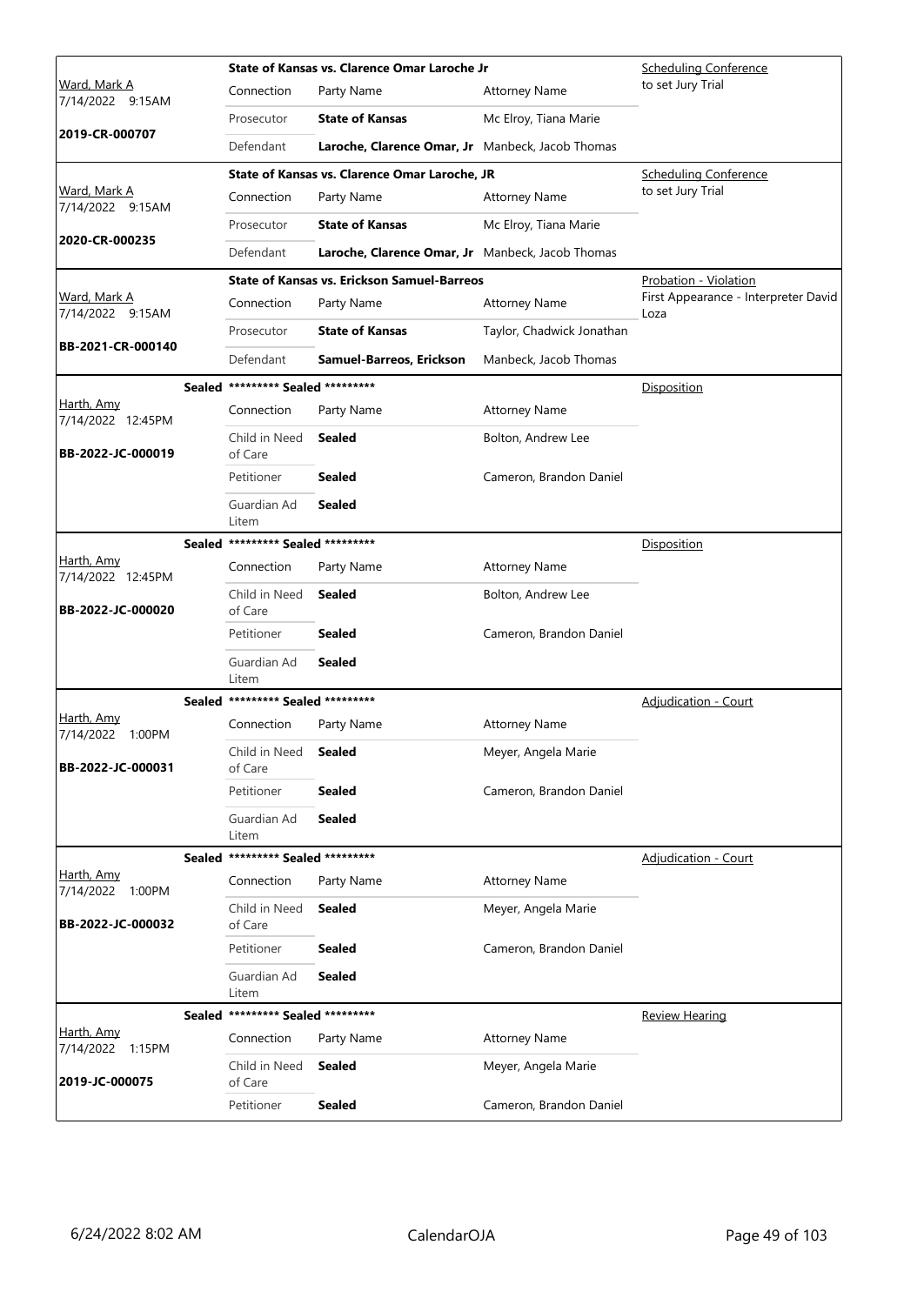| Judge / Date / Case | Case Title | Connection | Party Name | Attorney Name | Hearing Type |
|---|---|---|---|---|---|
| Ward, Mark A<br>7/14/2022 9:15AM<br>**2019-CR-000707** | **State of Kansas vs. Clarence Omar Laroche Jr** | Prosecutor | **State of Kansas** | Mc Elroy, Tiana Marie | Scheduling Conference to set Jury Trial |
| | | Defendant | **Laroche, Clarence Omar, Jr** | Manbeck, Jacob Thomas | |
| Ward, Mark A<br>7/14/2022 9:15AM<br>**2020-CR-000235** | **State of Kansas vs. Clarence Omar Laroche, JR** | Prosecutor | **State of Kansas** | Mc Elroy, Tiana Marie | Scheduling Conference to set Jury Trial |
| | | Defendant | **Laroche, Clarence Omar, Jr** | Manbeck, Jacob Thomas | |
| Ward, Mark A<br>7/14/2022 9:15AM<br>**BB-2021-CR-000140** | **State of Kansas vs. Erickson Samuel-Barreos** | Prosecutor | **State of Kansas** | Taylor, Chadwick Jonathan | Probation - Violation First Appearance - Interpreter David Loza |
| | | Defendant | **Samuel-Barreos, Erickson** | Manbeck, Jacob Thomas | |
| Harth, Amy<br>7/14/2022 12:45PM<br>**BB-2022-JC-000019** | **Sealed** ********* **Sealed** ********* | Child in Need of Care | **Sealed** | Bolton, Andrew Lee | Disposition |
| | | Petitioner | **Sealed** | Cameron, Brandon Daniel | |
| | | Guardian Ad Litem | **Sealed** | | |
| Harth, Amy<br>7/14/2022 12:45PM<br>**BB-2022-JC-000020** | **Sealed** ********* **Sealed** ********* | Child in Need of Care | **Sealed** | Bolton, Andrew Lee | Disposition |
| | | Petitioner | **Sealed** | Cameron, Brandon Daniel | |
| | | Guardian Ad Litem | **Sealed** | | |
| Harth, Amy<br>7/14/2022 1:00PM<br>**BB-2022-JC-000031** | **Sealed** ********* **Sealed** ********* | Child in Need of Care | **Sealed** | Meyer, Angela Marie | Adjudication - Court |
| | | Petitioner | **Sealed** | Cameron, Brandon Daniel | |
| | | Guardian Ad Litem | **Sealed** | | |
| Harth, Amy<br>7/14/2022 1:00PM<br>**BB-2022-JC-000032** | **Sealed** ********* **Sealed** ********* | Child in Need of Care | **Sealed** | Meyer, Angela Marie | Adjudication - Court |
| | | Petitioner | **Sealed** | Cameron, Brandon Daniel | |
| | | Guardian Ad Litem | **Sealed** | | |
| Harth, Amy<br>7/14/2022 1:15PM<br>**2019-JC-000075** | **Sealed** ********* **Sealed** ********* | Child in Need of Care | **Sealed** | Meyer, Angela Marie | Review Hearing |
| | | Petitioner | **Sealed** | Cameron, Brandon Daniel | |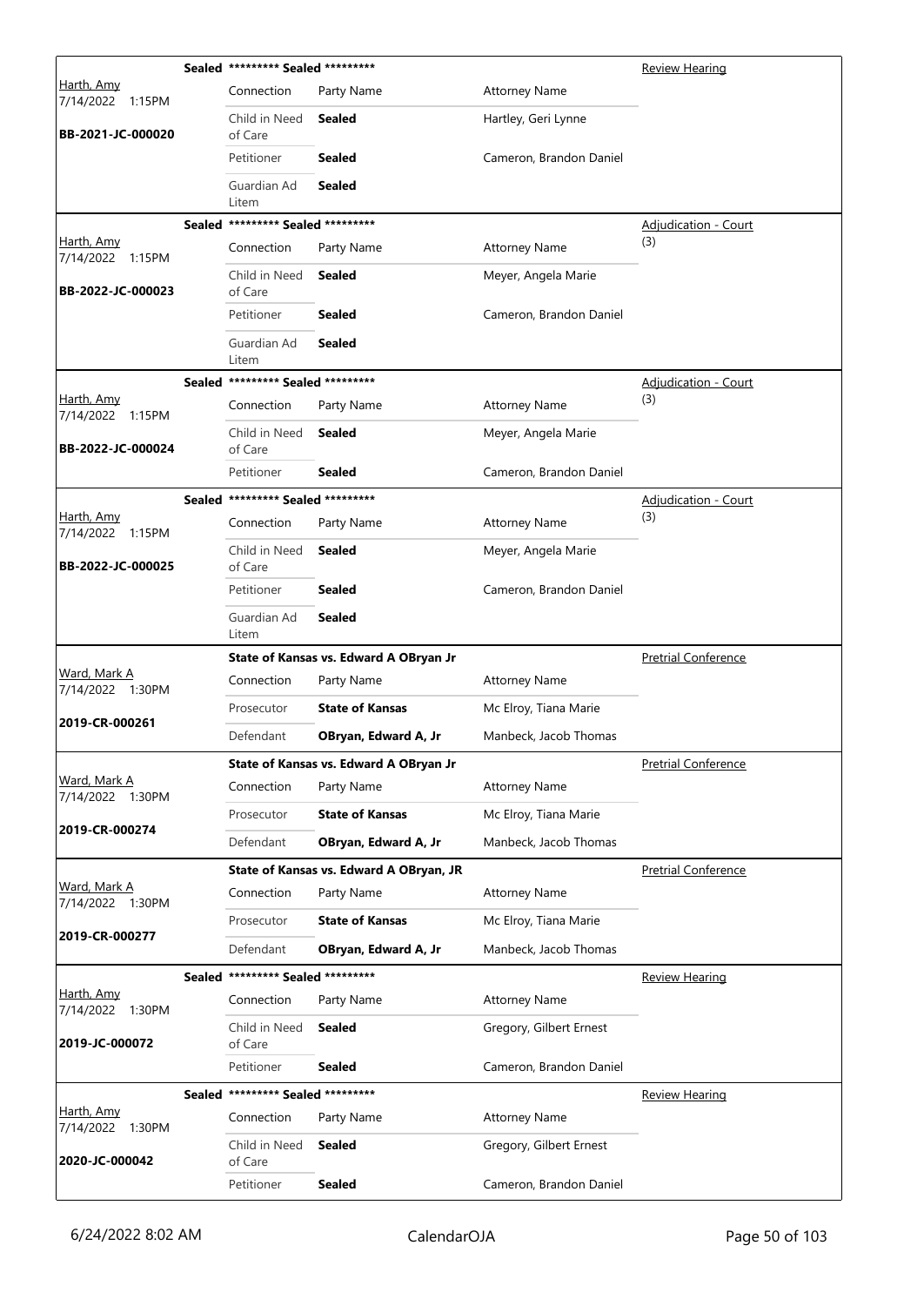| Judge / Date / Case | Case Title | Connection | Party Name | Attorney Name | Hearing Type |
|---|---|---|---|---|---|
| Harth, Amy 7/14/2022 1:15PM **BB-2021-JC-000020** | **Sealed** ********* Sealed ********* | Child in Need of Care | **Sealed** | Hartley, Geri Lynne | Review Hearing |
| | | Petitioner | **Sealed** | Cameron, Brandon Daniel | |
| | | Guardian Ad Litem | **Sealed** | | |
| Harth, Amy 7/14/2022 1:15PM **BB-2022-JC-000023** | **Sealed** ********* Sealed ********* | Child in Need of Care | **Sealed** | Meyer, Angela Marie | Adjudication - Court (3) |
| | | Petitioner | **Sealed** | Cameron, Brandon Daniel | |
| | | Guardian Ad Litem | **Sealed** | | |
| Harth, Amy 7/14/2022 1:15PM **BB-2022-JC-000024** | **Sealed** ********* Sealed ********* | Child in Need of Care | **Sealed** | Meyer, Angela Marie | Adjudication - Court (3) |
| | | Petitioner | **Sealed** | Cameron, Brandon Daniel | |
| Harth, Amy 7/14/2022 1:15PM **BB-2022-JC-000025** | **Sealed** ********* Sealed ********* | Child in Need of Care | **Sealed** | Meyer, Angela Marie | Adjudication - Court (3) |
| | | Petitioner | **Sealed** | Cameron, Brandon Daniel | |
| | | Guardian Ad Litem | **Sealed** | | |
| Ward, Mark A 7/14/2022 1:30PM **2019-CR-000261** | **State of Kansas vs. Edward A OBryan Jr** | Prosecutor | **State of Kansas** | Mc Elroy, Tiana Marie | Pretrial Conference |
| | | Defendant | **OBryan, Edward A, Jr** | Manbeck, Jacob Thomas | |
| Ward, Mark A 7/14/2022 1:30PM **2019-CR-000274** | **State of Kansas vs. Edward A OBryan Jr** | Prosecutor | **State of Kansas** | Mc Elroy, Tiana Marie | Pretrial Conference |
| | | Defendant | **OBryan, Edward A, Jr** | Manbeck, Jacob Thomas | |
| Ward, Mark A 7/14/2022 1:30PM **2019-CR-000277** | **State of Kansas vs. Edward A OBryan, JR** | Prosecutor | **State of Kansas** | Mc Elroy, Tiana Marie | Pretrial Conference |
| | | Defendant | **OBryan, Edward A, Jr** | Manbeck, Jacob Thomas | |
| Harth, Amy 7/14/2022 1:30PM **2019-JC-000072** | **Sealed** ********* Sealed ********* | Child in Need of Care | **Sealed** | Gregory, Gilbert Ernest | Review Hearing |
| | | Petitioner | **Sealed** | Cameron, Brandon Daniel | |
| Harth, Amy 7/14/2022 1:30PM **2020-JC-000042** | **Sealed** ********* Sealed ********* | Child in Need of Care | **Sealed** | Gregory, Gilbert Ernest | Review Hearing |
| | | Petitioner | **Sealed** | Cameron, Brandon Daniel | |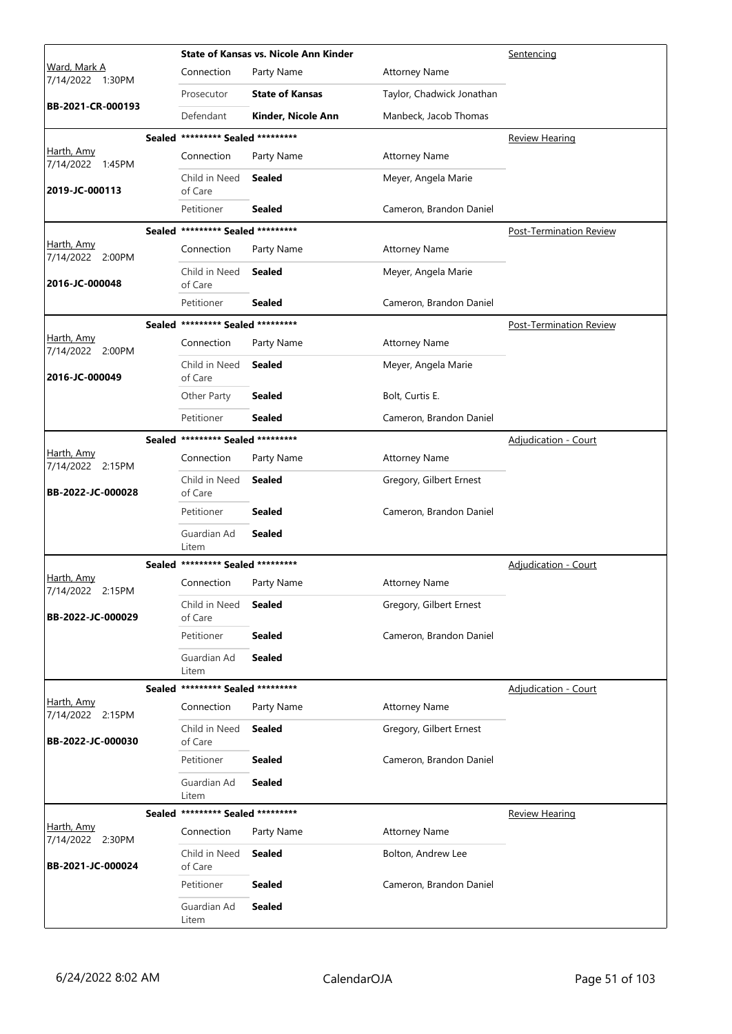| Judge / Date / Case | Case Title | Connection | Party Name | Attorney Name | Hearing Type |
|---|---|---|---|---|---|
| Ward, Mark A<br>7/14/2022 1:30PM<br>**BB-2021-CR-000193** | **State of Kansas vs. Nicole Ann Kinder** | Prosecutor | **State of Kansas** | Taylor, Chadwick Jonathan | Sentencing |
| | | Defendant | **Kinder, Nicole Ann** | Manbeck, Jacob Thomas | |
| Harth, Amy<br>7/14/2022 1:45PM<br>**2019-JC-000113** | **Sealed ********* Sealed ********* | Child in Need of Care | **Sealed** | Meyer, Angela Marie | Review Hearing |
| | | Petitioner | **Sealed** | Cameron, Brandon Daniel | |
| Harth, Amy<br>7/14/2022 2:00PM<br>**2016-JC-000048** | **Sealed ********* Sealed ********* | Child in Need of Care | **Sealed** | Meyer, Angela Marie | Post-Termination Review |
| | | Petitioner | **Sealed** | Cameron, Brandon Daniel | |
| Harth, Amy<br>7/14/2022 2:00PM<br>**2016-JC-000049** | **Sealed ********* Sealed ********* | Child in Need of Care | **Sealed** | Meyer, Angela Marie | Post-Termination Review |
| | | Other Party | **Sealed** | Bolt, Curtis E. | |
| | | Petitioner | **Sealed** | Cameron, Brandon Daniel | |
| Harth, Amy<br>7/14/2022 2:15PM<br>**BB-2022-JC-000028** | **Sealed ********* Sealed ********* | Child in Need of Care | **Sealed** | Gregory, Gilbert Ernest | Adjudication - Court |
| | | Petitioner | **Sealed** | Cameron, Brandon Daniel | |
| | | Guardian Ad Litem | **Sealed** | | |
| Harth, Amy<br>7/14/2022 2:15PM<br>**BB-2022-JC-000029** | **Sealed ********* Sealed ********* | Child in Need of Care | **Sealed** | Gregory, Gilbert Ernest | Adjudication - Court |
| | | Petitioner | **Sealed** | Cameron, Brandon Daniel | |
| | | Guardian Ad Litem | **Sealed** | | |
| Harth, Amy<br>7/14/2022 2:15PM<br>**BB-2022-JC-000030** | **Sealed ********* Sealed ********* | Child in Need of Care | **Sealed** | Gregory, Gilbert Ernest | Adjudication - Court |
| | | Petitioner | **Sealed** | Cameron, Brandon Daniel | |
| | | Guardian Ad Litem | **Sealed** | | |
| Harth, Amy<br>7/14/2022 2:30PM<br>**BB-2021-JC-000024** | **Sealed ********* Sealed ********* | Child in Need of Care | **Sealed** | Bolton, Andrew Lee | Review Hearing |
| | | Petitioner | **Sealed** | Cameron, Brandon Daniel | |
| | | Guardian Ad Litem | **Sealed** | | |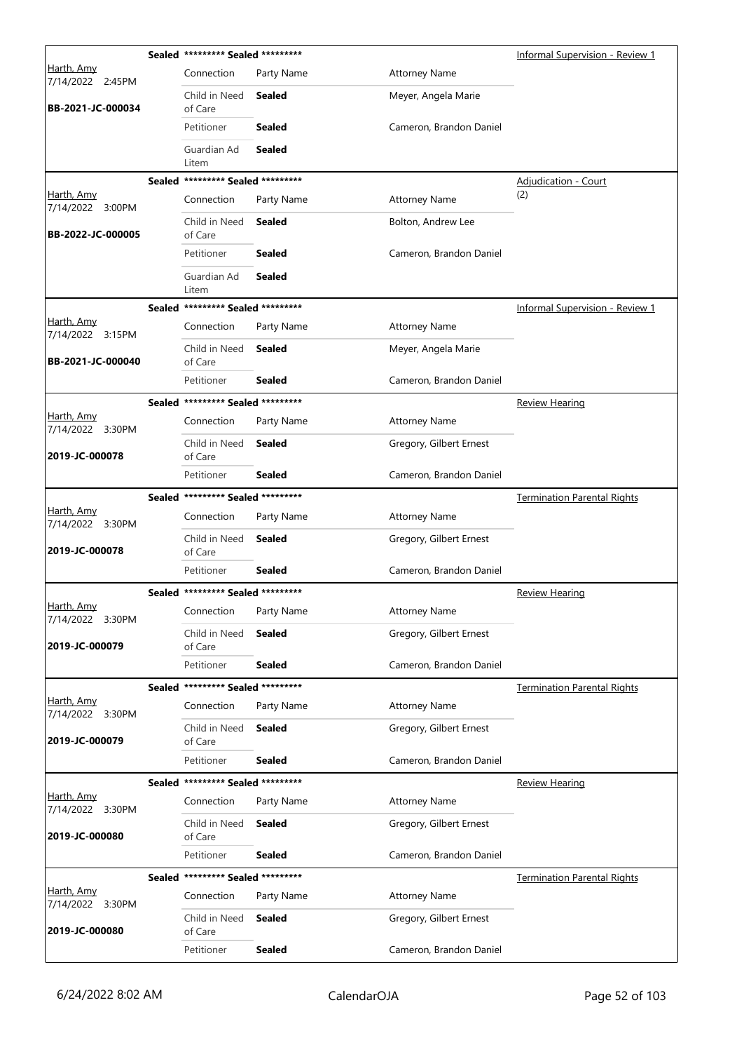| Judge / Date / Case | | Connection | Party Name | Attorney Name | Hearing Type |
|---|---|---|---|---|---|
| Harth, Amy<br>7/14/2022 2:45PM<br>**BB-2021-JC-000034** | **Sealed** | ********* **Sealed** ********* | | | Informal Supervision - Review 1 |
| | | Connection | Party Name | Attorney Name | |
| | | Child in Need of Care | **Sealed** | Meyer, Angela Marie | |
| | | Petitioner | **Sealed** | Cameron, Brandon Daniel | |
| | | Guardian Ad Litem | **Sealed** | | |
| Harth, Amy<br>7/14/2022 3:00PM<br>**BB-2022-JC-000005** | **Sealed** | ********* **Sealed** ********* | | | Adjudication - Court (2) |
| | | Connection | Party Name | Attorney Name | |
| | | Child in Need of Care | **Sealed** | Bolton, Andrew Lee | |
| | | Petitioner | **Sealed** | Cameron, Brandon Daniel | |
| | | Guardian Ad Litem | **Sealed** | | |
| Harth, Amy<br>7/14/2022 3:15PM<br>**BB-2021-JC-000040** | **Sealed** | ********* **Sealed** ********* | | | Informal Supervision - Review 1 |
| | | Connection | Party Name | Attorney Name | |
| | | Child in Need of Care | **Sealed** | Meyer, Angela Marie | |
| | | Petitioner | **Sealed** | Cameron, Brandon Daniel | |
| Harth, Amy<br>7/14/2022 3:30PM<br>**2019-JC-000078** | **Sealed** | ********* **Sealed** ********* | | | Review Hearing |
| | | Connection | Party Name | Attorney Name | |
| | | Child in Need of Care | **Sealed** | Gregory, Gilbert Ernest | |
| | | Petitioner | **Sealed** | Cameron, Brandon Daniel | |
| Harth, Amy<br>7/14/2022 3:30PM<br>**2019-JC-000078** | **Sealed** | ********* **Sealed** ********* | | | Termination Parental Rights |
| | | Connection | Party Name | Attorney Name | |
| | | Child in Need of Care | **Sealed** | Gregory, Gilbert Ernest | |
| | | Petitioner | **Sealed** | Cameron, Brandon Daniel | |
| Harth, Amy<br>7/14/2022 3:30PM<br>**2019-JC-000079** | **Sealed** | ********* **Sealed** ********* | | | Review Hearing |
| | | Connection | Party Name | Attorney Name | |
| | | Child in Need of Care | **Sealed** | Gregory, Gilbert Ernest | |
| | | Petitioner | **Sealed** | Cameron, Brandon Daniel | |
| Harth, Amy<br>7/14/2022 3:30PM<br>**2019-JC-000079** | **Sealed** | ********* **Sealed** ********* | | | Termination Parental Rights |
| | | Connection | Party Name | Attorney Name | |
| | | Child in Need of Care | **Sealed** | Gregory, Gilbert Ernest | |
| | | Petitioner | **Sealed** | Cameron, Brandon Daniel | |
| Harth, Amy<br>7/14/2022 3:30PM<br>**2019-JC-000080** | **Sealed** | ********* **Sealed** ********* | | | Review Hearing |
| | | Connection | Party Name | Attorney Name | |
| | | Child in Need of Care | **Sealed** | Gregory, Gilbert Ernest | |
| | | Petitioner | **Sealed** | Cameron, Brandon Daniel | |
| Harth, Amy<br>7/14/2022 3:30PM<br>**2019-JC-000080** | **Sealed** | ********* **Sealed** ********* | | | Termination Parental Rights |
| | | Connection | Party Name | Attorney Name | |
| | | Child in Need of Care | **Sealed** | Gregory, Gilbert Ernest | |
| | | Petitioner | **Sealed** | Cameron, Brandon Daniel | |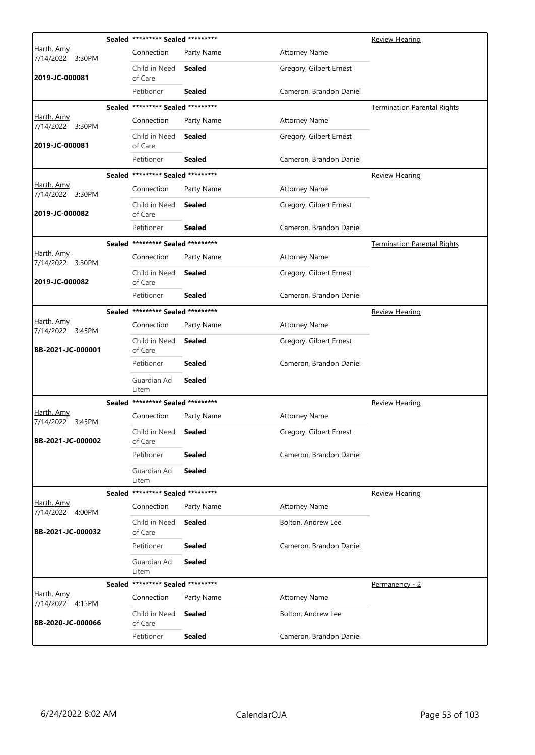| Judge / Date / Case | | Connection | Party Name | Attorney Name | Hearing Type |
|---|---|---|---|---|---|
| Harth, Amy 7/14/2022 3:30PM 2019-JC-000081 | Sealed | ********* Sealed ********* | | | Review Hearing |
| | | Child in Need of Care | **Sealed** | Gregory, Gilbert Ernest | |
| | | Petitioner | **Sealed** | Cameron, Brandon Daniel | |
| Harth, Amy 7/14/2022 3:30PM 2019-JC-000081 | Sealed | ********* Sealed ********* | | | Termination Parental Rights |
| | | Child in Need of Care | **Sealed** | Gregory, Gilbert Ernest | |
| | | Petitioner | **Sealed** | Cameron, Brandon Daniel | |
| Harth, Amy 7/14/2022 3:30PM 2019-JC-000082 | Sealed | ********* Sealed ********* | | | Review Hearing |
| | | Child in Need of Care | **Sealed** | Gregory, Gilbert Ernest | |
| | | Petitioner | **Sealed** | Cameron, Brandon Daniel | |
| Harth, Amy 7/14/2022 3:30PM 2019-JC-000082 | Sealed | ********* Sealed ********* | | | Termination Parental Rights |
| | | Child in Need of Care | **Sealed** | Gregory, Gilbert Ernest | |
| | | Petitioner | **Sealed** | Cameron, Brandon Daniel | |
| Harth, Amy 7/14/2022 3:45PM BB-2021-JC-000001 | Sealed | ********* Sealed ********* | | | Review Hearing |
| | | Child in Need of Care | **Sealed** | Gregory, Gilbert Ernest | |
| | | Petitioner | **Sealed** | Cameron, Brandon Daniel | |
| | | Guardian Ad Litem | **Sealed** | | |
| Harth, Amy 7/14/2022 3:45PM BB-2021-JC-000002 | Sealed | ********* Sealed ********* | | | Review Hearing |
| | | Child in Need of Care | **Sealed** | Gregory, Gilbert Ernest | |
| | | Petitioner | **Sealed** | Cameron, Brandon Daniel | |
| | | Guardian Ad Litem | **Sealed** | | |
| Harth, Amy 7/14/2022 4:00PM BB-2021-JC-000032 | Sealed | ********* Sealed ********* | | | Review Hearing |
| | | Child in Need of Care | **Sealed** | Bolton, Andrew Lee | |
| | | Petitioner | **Sealed** | Cameron, Brandon Daniel | |
| | | Guardian Ad Litem | **Sealed** | | |
| Harth, Amy 7/14/2022 4:15PM BB-2020-JC-000066 | Sealed | ********* Sealed ********* | | | Permanency - 2 |
| | | Child in Need of Care | **Sealed** | Bolton, Andrew Lee | |
| | | Petitioner | **Sealed** | Cameron, Brandon Daniel | |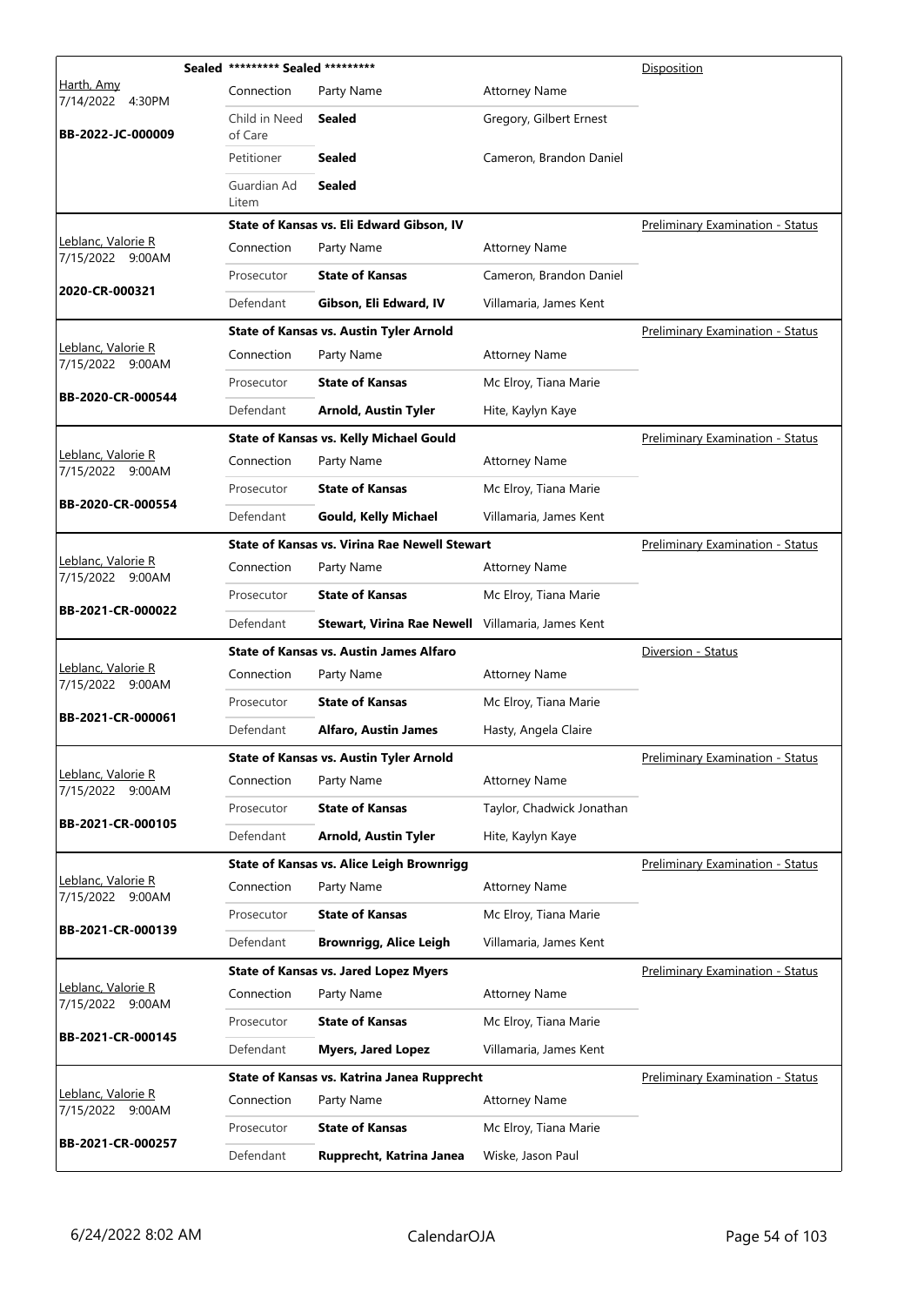| Judge / Date / Case | Connection | Party Name | Attorney Name | Disposition |
|---|---|---|---|---|
| | **Sealed** | ********* Sealed ********* | | Disposition |
| Harth, Amy 7/14/2022 4:30PM | Connection | Party Name | Attorney Name | |
| **BB-2022-JC-000009** | Child in Need of Care | **Sealed** | Gregory, Gilbert Ernest | |
| | Petitioner | **Sealed** | Cameron, Brandon Daniel | |
| | Guardian Ad Litem | **Sealed** | | |
| | | **State of Kansas vs. Eli Edward Gibson, IV** | | Preliminary Examination - Status |
| Leblanc, Valorie R 7/15/2022 9:00AM | Connection | Party Name | Attorney Name | |
| **2020-CR-000321** | Prosecutor | **State of Kansas** | Cameron, Brandon Daniel | |
| | Defendant | **Gibson, Eli Edward, IV** | Villamaria, James Kent | |
| | | **State of Kansas vs. Austin Tyler Arnold** | | Preliminary Examination - Status |
| Leblanc, Valorie R 7/15/2022 9:00AM | Connection | Party Name | Attorney Name | |
| **BB-2020-CR-000544** | Prosecutor | **State of Kansas** | Mc Elroy, Tiana Marie | |
| | Defendant | **Arnold, Austin Tyler** | Hite, Kaylyn Kaye | |
| | | **State of Kansas vs. Kelly Michael Gould** | | Preliminary Examination - Status |
| Leblanc, Valorie R 7/15/2022 9:00AM | Connection | Party Name | Attorney Name | |
| **BB-2020-CR-000554** | Prosecutor | **State of Kansas** | Mc Elroy, Tiana Marie | |
| | Defendant | **Gould, Kelly Michael** | Villamaria, James Kent | |
| | | **State of Kansas vs. Virina Rae Newell Stewart** | | Preliminary Examination - Status |
| Leblanc, Valorie R 7/15/2022 9:00AM | Connection | Party Name | Attorney Name | |
| **BB-2021-CR-000022** | Prosecutor | **State of Kansas** | Mc Elroy, Tiana Marie | |
| | Defendant | **Stewart, Virina Rae Newell** | Villamaria, James Kent | |
| | | **State of Kansas vs. Austin James Alfaro** | | Diversion - Status |
| Leblanc, Valorie R 7/15/2022 9:00AM | Connection | Party Name | Attorney Name | |
| **BB-2021-CR-000061** | Prosecutor | **State of Kansas** | Mc Elroy, Tiana Marie | |
| | Defendant | **Alfaro, Austin James** | Hasty, Angela Claire | |
| | | **State of Kansas vs. Austin Tyler Arnold** | | Preliminary Examination - Status |
| Leblanc, Valorie R 7/15/2022 9:00AM | Connection | Party Name | Attorney Name | |
| **BB-2021-CR-000105** | Prosecutor | **State of Kansas** | Taylor, Chadwick Jonathan | |
| | Defendant | **Arnold, Austin Tyler** | Hite, Kaylyn Kaye | |
| | | **State of Kansas vs. Alice Leigh Brownrigg** | | Preliminary Examination - Status |
| Leblanc, Valorie R 7/15/2022 9:00AM | Connection | Party Name | Attorney Name | |
| **BB-2021-CR-000139** | Prosecutor | **State of Kansas** | Mc Elroy, Tiana Marie | |
| | Defendant | **Brownrigg, Alice Leigh** | Villamaria, James Kent | |
| | | **State of Kansas vs. Jared Lopez Myers** | | Preliminary Examination - Status |
| Leblanc, Valorie R 7/15/2022 9:00AM | Connection | Party Name | Attorney Name | |
| **BB-2021-CR-000145** | Prosecutor | **State of Kansas** | Mc Elroy, Tiana Marie | |
| | Defendant | **Myers, Jared Lopez** | Villamaria, James Kent | |
| | | **State of Kansas vs. Katrina Janea Rupprecht** | | Preliminary Examination - Status |
| Leblanc, Valorie R 7/15/2022 9:00AM | Connection | Party Name | Attorney Name | |
| **BB-2021-CR-000257** | Prosecutor | **State of Kansas** | Mc Elroy, Tiana Marie | |
| | Defendant | **Rupprecht, Katrina Janea** | Wiske, Jason Paul | |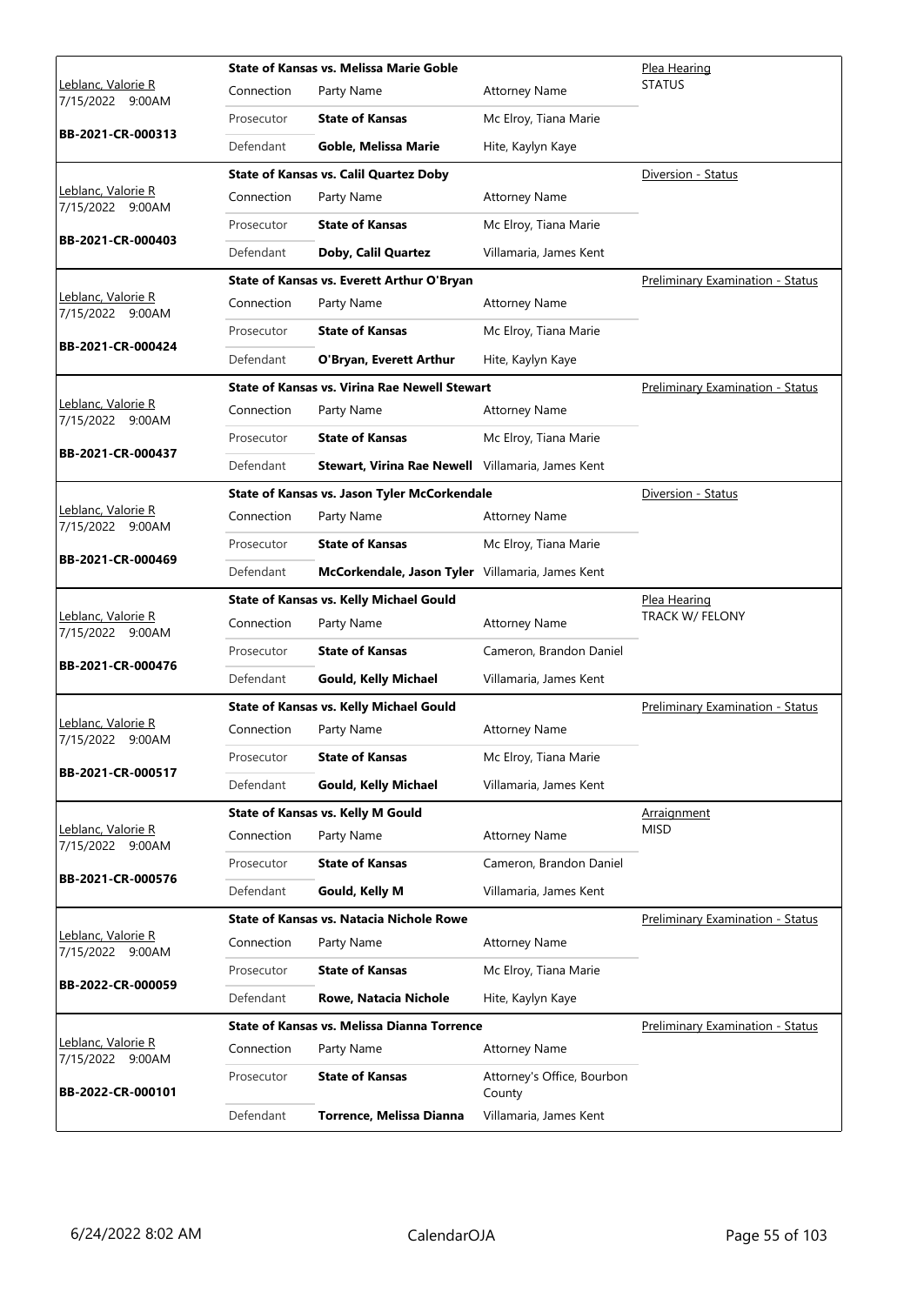| Judge / Date / Case | Case Title | Connection | Party Name | Attorney Name | Hearing Type |
|---|---|---|---|---|---|
| Leblanc, Valorie R 7/15/2022 9:00AM BB-2021-CR-000313 | State of Kansas vs. Melissa Marie Goble | Connection | Party Name | Attorney Name | Plea Hearing STATUS |
| | | Prosecutor | **State of Kansas** | Mc Elroy, Tiana Marie | |
| | | Defendant | **Goble, Melissa Marie** | Hite, Kaylyn Kaye | |
| Leblanc, Valorie R 7/15/2022 9:00AM BB-2021-CR-000403 | State of Kansas vs. Calil Quartez Doby | Connection | Party Name | Attorney Name | Diversion - Status |
| | | Prosecutor | **State of Kansas** | Mc Elroy, Tiana Marie | |
| | | Defendant | **Doby, Calil Quartez** | Villamaria, James Kent | |
| Leblanc, Valorie R 7/15/2022 9:00AM BB-2021-CR-000424 | State of Kansas vs. Everett Arthur O'Bryan | Connection | Party Name | Attorney Name | Preliminary Examination - Status |
| | | Prosecutor | **State of Kansas** | Mc Elroy, Tiana Marie | |
| | | Defendant | **O'Bryan, Everett Arthur** | Hite, Kaylyn Kaye | |
| Leblanc, Valorie R 7/15/2022 9:00AM BB-2021-CR-000437 | State of Kansas vs. Virina Rae Newell Stewart | Connection | Party Name | Attorney Name | Preliminary Examination - Status |
| | | Prosecutor | **State of Kansas** | Mc Elroy, Tiana Marie | |
| | | Defendant | **Stewart, Virina Rae Newell** | Villamaria, James Kent | |
| Leblanc, Valorie R 7/15/2022 9:00AM BB-2021-CR-000469 | State of Kansas vs. Jason Tyler McCorkendale | Connection | Party Name | Attorney Name | Diversion - Status |
| | | Prosecutor | **State of Kansas** | Mc Elroy, Tiana Marie | |
| | | Defendant | **McCorkendale, Jason Tyler** | Villamaria, James Kent | |
| Leblanc, Valorie R 7/15/2022 9:00AM BB-2021-CR-000476 | State of Kansas vs. Kelly Michael Gould | Connection | Party Name | Attorney Name | Plea Hearing TRACK W/ FELONY |
| | | Prosecutor | **State of Kansas** | Cameron, Brandon Daniel | |
| | | Defendant | **Gould, Kelly Michael** | Villamaria, James Kent | |
| Leblanc, Valorie R 7/15/2022 9:00AM BB-2021-CR-000517 | State of Kansas vs. Kelly Michael Gould | Connection | Party Name | Attorney Name | Preliminary Examination - Status |
| | | Prosecutor | **State of Kansas** | Mc Elroy, Tiana Marie | |
| | | Defendant | **Gould, Kelly Michael** | Villamaria, James Kent | |
| Leblanc, Valorie R 7/15/2022 9:00AM BB-2021-CR-000576 | State of Kansas vs. Kelly M Gould | Connection | Party Name | Attorney Name | Arraignment MISD |
| | | Prosecutor | **State of Kansas** | Cameron, Brandon Daniel | |
| | | Defendant | **Gould, Kelly M** | Villamaria, James Kent | |
| Leblanc, Valorie R 7/15/2022 9:00AM BB-2022-CR-000059 | State of Kansas vs. Natacia Nichole Rowe | Connection | Party Name | Attorney Name | Preliminary Examination - Status |
| | | Prosecutor | **State of Kansas** | Mc Elroy, Tiana Marie | |
| | | Defendant | **Rowe, Natacia Nichole** | Hite, Kaylyn Kaye | |
| Leblanc, Valorie R 7/15/2022 9:00AM BB-2022-CR-000101 | State of Kansas vs. Melissa Dianna Torrence | Connection | Party Name | Attorney Name | Preliminary Examination - Status |
| | | Prosecutor | **State of Kansas** | Attorney's Office, Bourbon County | |
| | | Defendant | **Torrence, Melissa Dianna** | Villamaria, James Kent | |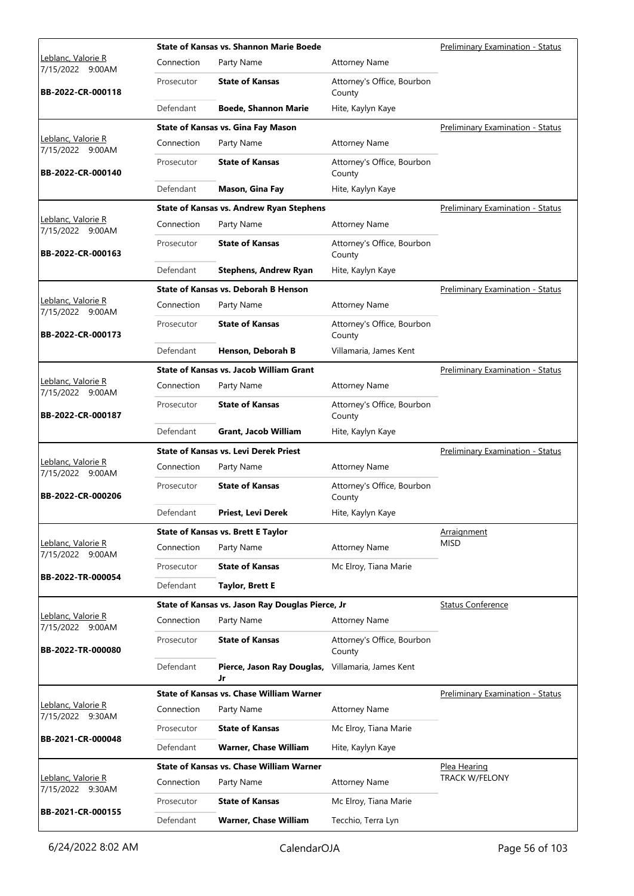| Judge / Date / Case | Case Title | Connection | Party Name | Attorney Name | Hearing Type |
|---|---|---|---|---|---|
| Leblanc, Valorie R 7/15/2022 9:00AM BB-2022-CR-000118 | State of Kansas vs. Shannon Marie Boede | Prosecutor | **State of Kansas** | Attorney's Office, Bourbon County | Preliminary Examination - Status |
| | | Defendant | **Boede, Shannon Marie** | Hite, Kaylyn Kaye | |
| Leblanc, Valorie R 7/15/2022 9:00AM BB-2022-CR-000140 | State of Kansas vs. Gina Fay Mason | Prosecutor | **State of Kansas** | Attorney's Office, Bourbon County | Preliminary Examination - Status |
| | | Defendant | **Mason, Gina Fay** | Hite, Kaylyn Kaye | |
| Leblanc, Valorie R 7/15/2022 9:00AM BB-2022-CR-000163 | State of Kansas vs. Andrew Ryan Stephens | Prosecutor | **State of Kansas** | Attorney's Office, Bourbon County | Preliminary Examination - Status |
| | | Defendant | **Stephens, Andrew Ryan** | Hite, Kaylyn Kaye | |
| Leblanc, Valorie R 7/15/2022 9:00AM BB-2022-CR-000173 | State of Kansas vs. Deborah B Henson | Prosecutor | **State of Kansas** | Attorney's Office, Bourbon County | Preliminary Examination - Status |
| | | Defendant | **Henson, Deborah B** | Villamaria, James Kent | |
| Leblanc, Valorie R 7/15/2022 9:00AM BB-2022-CR-000187 | State of Kansas vs. Jacob William Grant | Prosecutor | **State of Kansas** | Attorney's Office, Bourbon County | Preliminary Examination - Status |
| | | Defendant | **Grant, Jacob William** | Hite, Kaylyn Kaye | |
| Leblanc, Valorie R 7/15/2022 9:00AM BB-2022-CR-000206 | State of Kansas vs. Levi Derek Priest | Prosecutor | **State of Kansas** | Attorney's Office, Bourbon County | Preliminary Examination - Status |
| | | Defendant | **Priest, Levi Derek** | Hite, Kaylyn Kaye | |
| Leblanc, Valorie R 7/15/2022 9:00AM BB-2022-TR-000054 | State of Kansas vs. Brett E Taylor | Prosecutor | **State of Kansas** | Mc Elroy, Tiana Marie | Arraignment MISD |
| | | Defendant | **Taylor, Brett E** | | |
| Leblanc, Valorie R 7/15/2022 9:00AM BB-2022-TR-000080 | State of Kansas vs. Jason Ray Douglas Pierce, Jr | Prosecutor | **State of Kansas** | Attorney's Office, Bourbon County | Status Conference |
| | | Defendant | **Pierce, Jason Ray Douglas, Jr** | Villamaria, James Kent | |
| Leblanc, Valorie R 7/15/2022 9:30AM BB-2021-CR-000048 | State of Kansas vs. Chase William Warner | Prosecutor | **State of Kansas** | Mc Elroy, Tiana Marie | Preliminary Examination - Status |
| | | Defendant | **Warner, Chase William** | Hite, Kaylyn Kaye | |
| Leblanc, Valorie R 7/15/2022 9:30AM BB-2021-CR-000155 | State of Kansas vs. Chase William Warner | Prosecutor | **State of Kansas** | Mc Elroy, Tiana Marie | Plea Hearing TRACK W/FELONY |
| | | Defendant | **Warner, Chase William** | Tecchio, Terra Lyn | |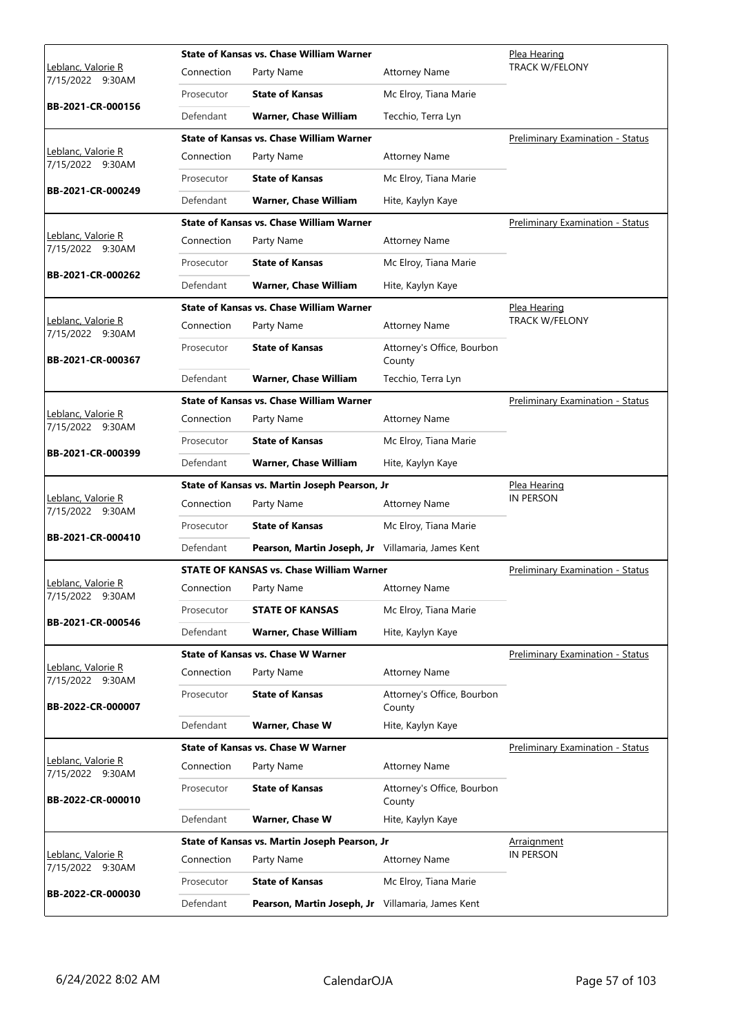| Judge / Date / Case | Case Title | | | Hearing Type |
|---|---|---|---|---|
| Leblanc, Valorie R<br>7/15/2022 9:30AM<br>**BB-2021-CR-000156** | **State of Kansas vs. Chase William Warner** | | | Plea Hearing<br>TRACK W/FELONY |
| | Connection | Party Name | Attorney Name | |
| | Prosecutor | **State of Kansas** | Mc Elroy, Tiana Marie | |
| | Defendant | **Warner, Chase William** | Tecchio, Terra Lyn | |
| Leblanc, Valorie R<br>7/15/2022 9:30AM<br>**BB-2021-CR-000249** | **State of Kansas vs. Chase William Warner** | | | Preliminary Examination - Status |
| | Connection | Party Name | Attorney Name | |
| | Prosecutor | **State of Kansas** | Mc Elroy, Tiana Marie | |
| | Defendant | **Warner, Chase William** | Hite, Kaylyn Kaye | |
| Leblanc, Valorie R<br>7/15/2022 9:30AM<br>**BB-2021-CR-000262** | **State of Kansas vs. Chase William Warner** | | | Preliminary Examination - Status |
| | Connection | Party Name | Attorney Name | |
| | Prosecutor | **State of Kansas** | Mc Elroy, Tiana Marie | |
| | Defendant | **Warner, Chase William** | Hite, Kaylyn Kaye | |
| Leblanc, Valorie R<br>7/15/2022 9:30AM<br>**BB-2021-CR-000367** | **State of Kansas vs. Chase William Warner** | | | Plea Hearing<br>TRACK W/FELONY |
| | Connection | Party Name | Attorney Name | |
| | Prosecutor | **State of Kansas** | Attorney's Office, Bourbon County | |
| | Defendant | **Warner, Chase William** | Tecchio, Terra Lyn | |
| Leblanc, Valorie R<br>7/15/2022 9:30AM<br>**BB-2021-CR-000399** | **State of Kansas vs. Chase William Warner** | | | Preliminary Examination - Status |
| | Connection | Party Name | Attorney Name | |
| | Prosecutor | **State of Kansas** | Mc Elroy, Tiana Marie | |
| | Defendant | **Warner, Chase William** | Hite, Kaylyn Kaye | |
| Leblanc, Valorie R<br>7/15/2022 9:30AM<br>**BB-2021-CR-000410** | **State of Kansas vs. Martin Joseph Pearson, Jr** | | | Plea Hearing<br>IN PERSON |
| | Connection | Party Name | Attorney Name | |
| | Prosecutor | **State of Kansas** | Mc Elroy, Tiana Marie | |
| | Defendant | **Pearson, Martin Joseph, Jr** | Villamaria, James Kent | |
| Leblanc, Valorie R<br>7/15/2022 9:30AM<br>**BB-2021-CR-000546** | **STATE OF KANSAS vs. Chase William Warner** | | | Preliminary Examination - Status |
| | Connection | Party Name | Attorney Name | |
| | Prosecutor | **STATE OF KANSAS** | Mc Elroy, Tiana Marie | |
| | Defendant | **Warner, Chase William** | Hite, Kaylyn Kaye | |
| Leblanc, Valorie R<br>7/15/2022 9:30AM<br>**BB-2022-CR-000007** | **State of Kansas vs. Chase W Warner** | | | Preliminary Examination - Status |
| | Connection | Party Name | Attorney Name | |
| | Prosecutor | **State of Kansas** | Attorney's Office, Bourbon County | |
| | Defendant | **Warner, Chase W** | Hite, Kaylyn Kaye | |
| Leblanc, Valorie R<br>7/15/2022 9:30AM<br>**BB-2022-CR-000010** | **State of Kansas vs. Chase W Warner** | | | Preliminary Examination - Status |
| | Connection | Party Name | Attorney Name | |
| | Prosecutor | **State of Kansas** | Attorney's Office, Bourbon County | |
| | Defendant | **Warner, Chase W** | Hite, Kaylyn Kaye | |
| Leblanc, Valorie R<br>7/15/2022 9:30AM<br>**BB-2022-CR-000030** | **State of Kansas vs. Martin Joseph Pearson, Jr** | | | Arraignment<br>IN PERSON |
| | Connection | Party Name | Attorney Name | |
| | Prosecutor | **State of Kansas** | Mc Elroy, Tiana Marie | |
| | Defendant | **Pearson, Martin Joseph, Jr** | Villamaria, James Kent | |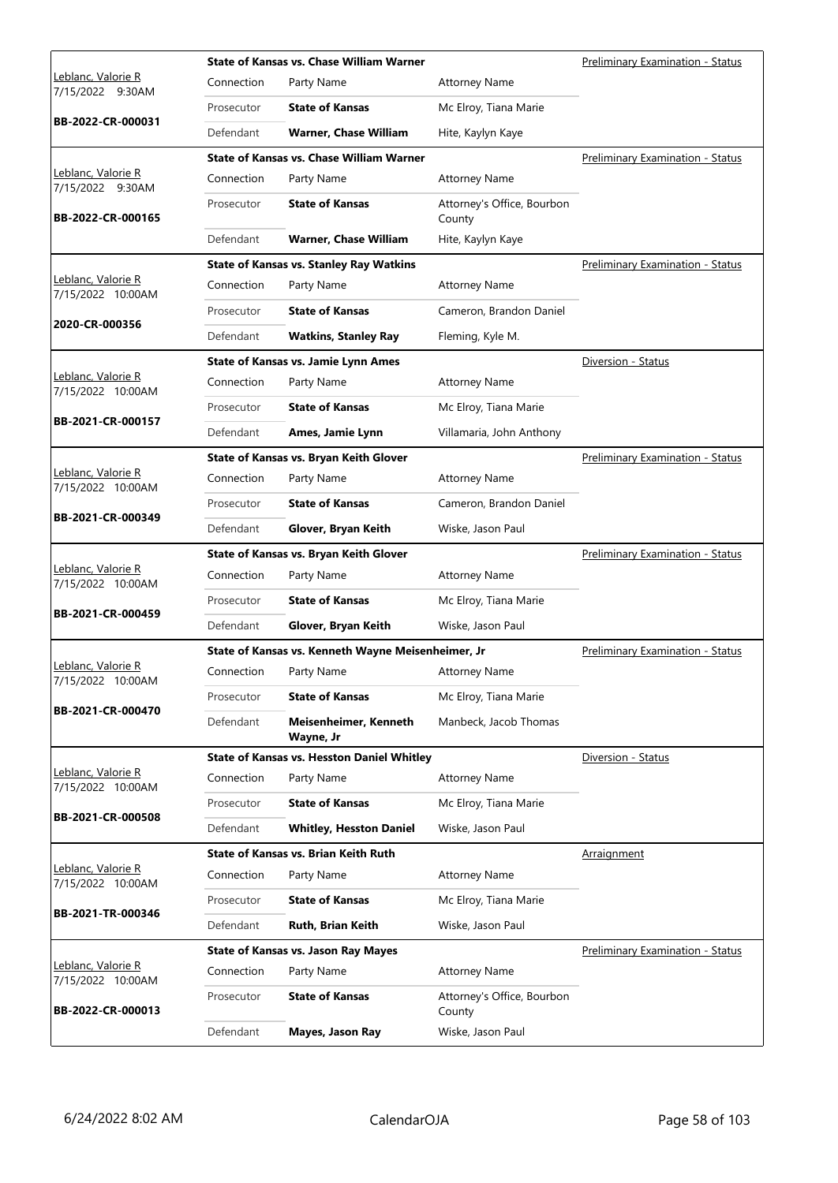| Judge / Date / Case | Case Title | Connection | Party Name | Attorney Name | Hearing Type |
|---|---|---|---|---|---|
| Leblanc, Valorie R 7/15/2022 9:30AM BB-2022-CR-000031 | **State of Kansas vs. Chase William Warner** | Prosecutor | **State of Kansas** | Mc Elroy, Tiana Marie | Preliminary Examination - Status |
| | | Defendant | **Warner, Chase William** | Hite, Kaylyn Kaye | |
| Leblanc, Valorie R 7/15/2022 9:30AM BB-2022-CR-000165 | **State of Kansas vs. Chase William Warner** | Prosecutor | **State of Kansas** | Attorney's Office, Bourbon County | Preliminary Examination - Status |
| | | Defendant | **Warner, Chase William** | Hite, Kaylyn Kaye | |
| Leblanc, Valorie R 7/15/2022 10:00AM 2020-CR-000356 | **State of Kansas vs. Stanley Ray Watkins** | Prosecutor | **State of Kansas** | Cameron, Brandon Daniel | Preliminary Examination - Status |
| | | Defendant | **Watkins, Stanley Ray** | Fleming, Kyle M. | |
| Leblanc, Valorie R 7/15/2022 10:00AM BB-2021-CR-000157 | **State of Kansas vs. Jamie Lynn Ames** | Prosecutor | **State of Kansas** | Mc Elroy, Tiana Marie | Diversion - Status |
| | | Defendant | **Ames, Jamie Lynn** | Villamaria, John Anthony | |
| Leblanc, Valorie R 7/15/2022 10:00AM BB-2021-CR-000349 | **State of Kansas vs. Bryan Keith Glover** | Prosecutor | **State of Kansas** | Cameron, Brandon Daniel | Preliminary Examination - Status |
| | | Defendant | **Glover, Bryan Keith** | Wiske, Jason Paul | |
| Leblanc, Valorie R 7/15/2022 10:00AM BB-2021-CR-000459 | **State of Kansas vs. Bryan Keith Glover** | Prosecutor | **State of Kansas** | Mc Elroy, Tiana Marie | Preliminary Examination - Status |
| | | Defendant | **Glover, Bryan Keith** | Wiske, Jason Paul | |
| Leblanc, Valorie R 7/15/2022 10:00AM BB-2021-CR-000470 | **State of Kansas vs. Kenneth Wayne Meisenheimer, Jr** | Prosecutor | **State of Kansas** | Mc Elroy, Tiana Marie | Preliminary Examination - Status |
| | | Defendant | **Meisenheimer, Kenneth Wayne, Jr** | Manbeck, Jacob Thomas | |
| Leblanc, Valorie R 7/15/2022 10:00AM BB-2021-CR-000508 | **State of Kansas vs. Hesston Daniel Whitley** | Prosecutor | **State of Kansas** | Mc Elroy, Tiana Marie | Diversion - Status |
| | | Defendant | **Whitley, Hesston Daniel** | Wiske, Jason Paul | |
| Leblanc, Valorie R 7/15/2022 10:00AM BB-2021-TR-000346 | **State of Kansas vs. Brian Keith Ruth** | Prosecutor | **State of Kansas** | Mc Elroy, Tiana Marie | Arraignment |
| | | Defendant | **Ruth, Brian Keith** | Wiske, Jason Paul | |
| Leblanc, Valorie R 7/15/2022 10:00AM BB-2022-CR-000013 | **State of Kansas vs. Jason Ray Mayes** | Prosecutor | **State of Kansas** | Attorney's Office, Bourbon County | Preliminary Examination - Status |
| | | Defendant | **Mayes, Jason Ray** | Wiske, Jason Paul | |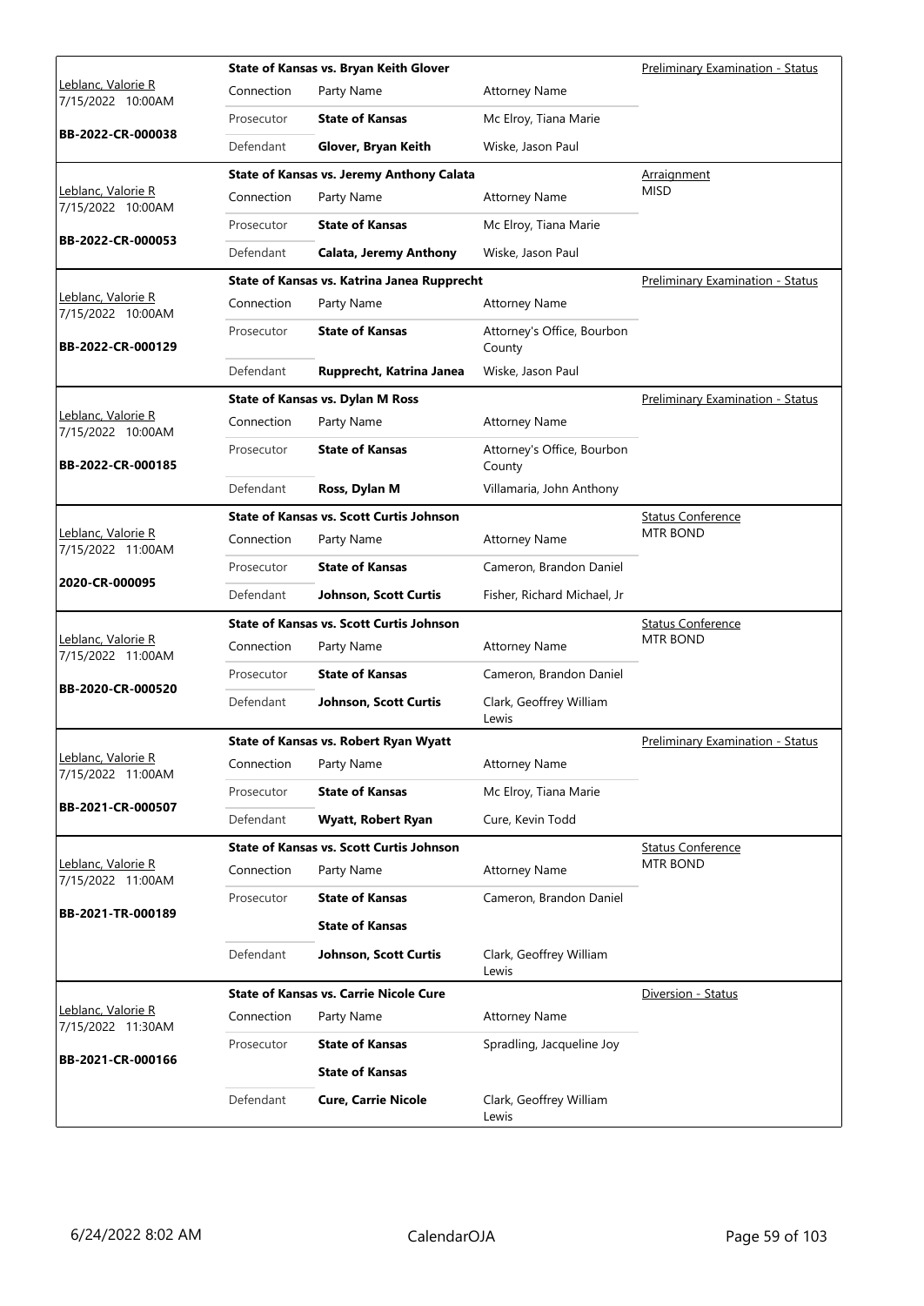| Judge / Date / Case | Case Title | | | Hearing Type |
|---|---|---|---|---|
| Leblanc, Valorie R<br>7/15/2022 10:00AM<br>**BB-2022-CR-000038** | **State of Kansas vs. Bryan Keith Glover** | | | Preliminary Examination - Status |
| | Connection | Party Name | Attorney Name | |
| | Prosecutor | **State of Kansas** | Mc Elroy, Tiana Marie | |
| | Defendant | **Glover, Bryan Keith** | Wiske, Jason Paul | |
| Leblanc, Valorie R<br>7/15/2022 10:00AM<br>**BB-2022-CR-000053** | **State of Kansas vs. Jeremy Anthony Calata** | | | Arraignment<br>MISD |
| | Connection | Party Name | Attorney Name | |
| | Prosecutor | **State of Kansas** | Mc Elroy, Tiana Marie | |
| | Defendant | **Calata, Jeremy Anthony** | Wiske, Jason Paul | |
| Leblanc, Valorie R<br>7/15/2022 10:00AM<br>**BB-2022-CR-000129** | **State of Kansas vs. Katrina Janea Rupprecht** | | | Preliminary Examination - Status |
| | Connection | Party Name | Attorney Name | |
| | Prosecutor | **State of Kansas** | Attorney's Office, Bourbon County | |
| | Defendant | **Rupprecht, Katrina Janea** | Wiske, Jason Paul | |
| Leblanc, Valorie R<br>7/15/2022 10:00AM<br>**BB-2022-CR-000185** | **State of Kansas vs. Dylan M Ross** | | | Preliminary Examination - Status |
| | Connection | Party Name | Attorney Name | |
| | Prosecutor | **State of Kansas** | Attorney's Office, Bourbon County | |
| | Defendant | **Ross, Dylan M** | Villamaria, John Anthony | |
| Leblanc, Valorie R<br>7/15/2022 11:00AM<br>**2020-CR-000095** | **State of Kansas vs. Scott Curtis Johnson** | | | Status Conference<br>MTR BOND |
| | Connection | Party Name | Attorney Name | |
| | Prosecutor | **State of Kansas** | Cameron, Brandon Daniel | |
| | Defendant | **Johnson, Scott Curtis** | Fisher, Richard Michael, Jr | |
| Leblanc, Valorie R<br>7/15/2022 11:00AM<br>**BB-2020-CR-000520** | **State of Kansas vs. Scott Curtis Johnson** | | | Status Conference<br>MTR BOND |
| | Connection | Party Name | Attorney Name | |
| | Prosecutor | **State of Kansas** | Cameron, Brandon Daniel | |
| | Defendant | **Johnson, Scott Curtis** | Clark, Geoffrey William Lewis | |
| Leblanc, Valorie R<br>7/15/2022 11:00AM<br>**BB-2021-CR-000507** | **State of Kansas vs. Robert Ryan Wyatt** | | | Preliminary Examination - Status |
| | Connection | Party Name | Attorney Name | |
| | Prosecutor | **State of Kansas** | Mc Elroy, Tiana Marie | |
| | Defendant | **Wyatt, Robert Ryan** | Cure, Kevin Todd | |
| Leblanc, Valorie R<br>7/15/2022 11:00AM<br>**BB-2021-TR-000189** | **State of Kansas vs. Scott Curtis Johnson** | | | Status Conference<br>MTR BOND |
| | Connection | Party Name | Attorney Name | |
| | Prosecutor | **State of Kansas** | Cameron, Brandon Daniel | |
| | | **State of Kansas** | | |
| | Defendant | **Johnson, Scott Curtis** | Clark, Geoffrey William Lewis | |
| Leblanc, Valorie R<br>7/15/2022 11:30AM<br>**BB-2021-CR-000166** | **State of Kansas vs. Carrie Nicole Cure** | | | Diversion - Status |
| | Connection | Party Name | Attorney Name | |
| | Prosecutor | **State of Kansas** | Spradling, Jacqueline Joy | |
| | | **State of Kansas** | | |
| | Defendant | **Cure, Carrie Nicole** | Clark, Geoffrey William Lewis | |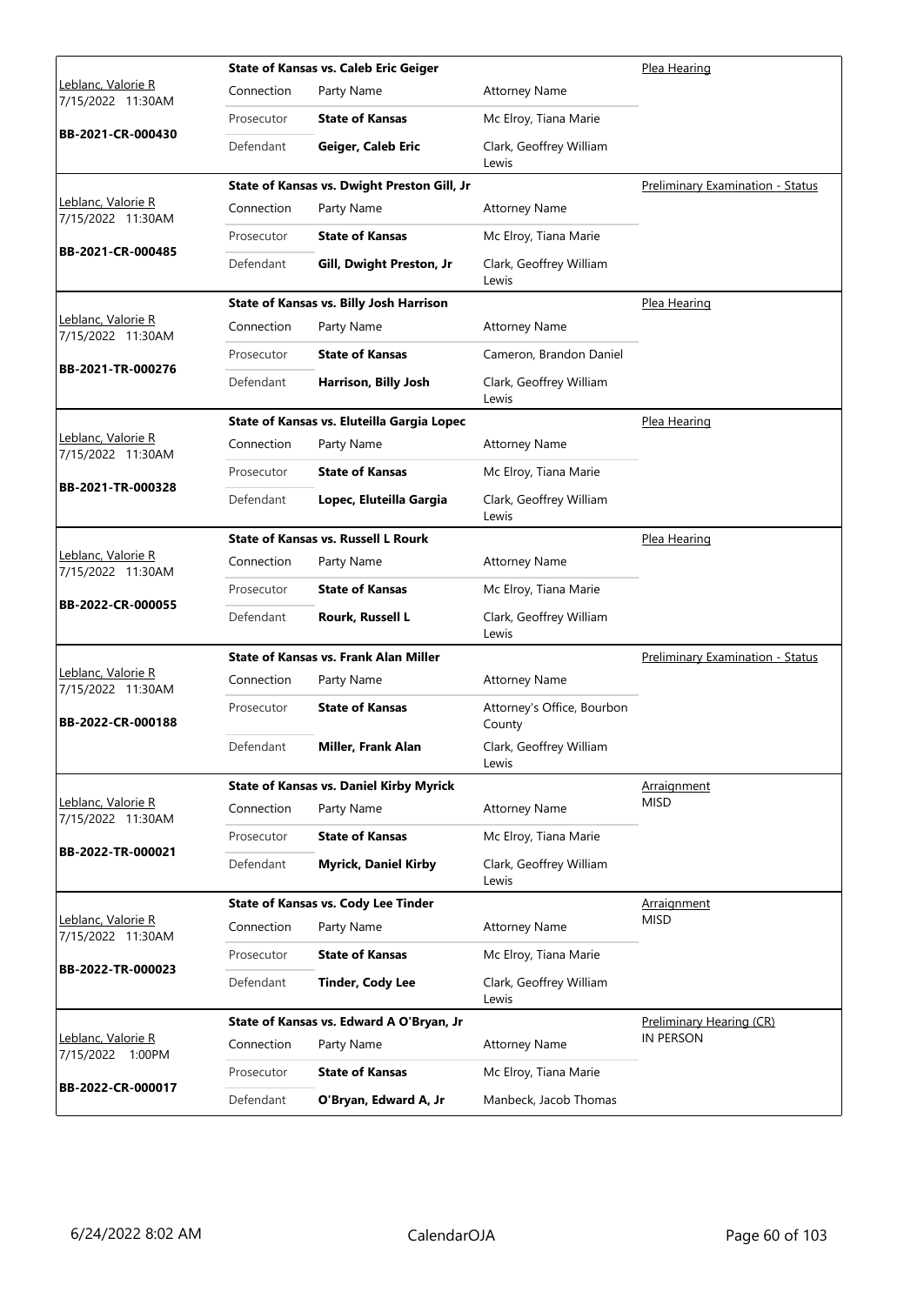| Judge / Date / Case | Case Title | | | Hearing Type |
|---|---|---|---|---|
| Leblanc, Valorie R<br>7/15/2022 11:30AM<br>**BB-2021-CR-000430** | **State of Kansas vs. Caleb Eric Geiger** | | | Plea Hearing |
| | Connection | Party Name | Attorney Name | |
| | Prosecutor | **State of Kansas** | Mc Elroy, Tiana Marie | |
| | Defendant | **Geiger, Caleb Eric** | Clark, Geoffrey William Lewis | |
| Leblanc, Valorie R<br>7/15/2022 11:30AM<br>**BB-2021-CR-000485** | **State of Kansas vs. Dwight Preston Gill, Jr** | | | Preliminary Examination - Status |
| | Connection | Party Name | Attorney Name | |
| | Prosecutor | **State of Kansas** | Mc Elroy, Tiana Marie | |
| | Defendant | **Gill, Dwight Preston, Jr** | Clark, Geoffrey William Lewis | |
| Leblanc, Valorie R<br>7/15/2022 11:30AM<br>**BB-2021-TR-000276** | **State of Kansas vs. Billy Josh Harrison** | | | Plea Hearing |
| | Connection | Party Name | Attorney Name | |
| | Prosecutor | **State of Kansas** | Cameron, Brandon Daniel | |
| | Defendant | **Harrison, Billy Josh** | Clark, Geoffrey William Lewis | |
| Leblanc, Valorie R<br>7/15/2022 11:30AM<br>**BB-2021-TR-000328** | **State of Kansas vs. Eluteilla Gargia Lopec** | | | Plea Hearing |
| | Connection | Party Name | Attorney Name | |
| | Prosecutor | **State of Kansas** | Mc Elroy, Tiana Marie | |
| | Defendant | **Lopec, Eluteilla Gargia** | Clark, Geoffrey William Lewis | |
| Leblanc, Valorie R<br>7/15/2022 11:30AM<br>**BB-2022-CR-000055** | **State of Kansas vs. Russell L Rourk** | | | Plea Hearing |
| | Connection | Party Name | Attorney Name | |
| | Prosecutor | **State of Kansas** | Mc Elroy, Tiana Marie | |
| | Defendant | **Rourk, Russell L** | Clark, Geoffrey William Lewis | |
| Leblanc, Valorie R<br>7/15/2022 11:30AM<br>**BB-2022-CR-000188** | **State of Kansas vs. Frank Alan Miller** | | | Preliminary Examination - Status |
| | Connection | Party Name | Attorney Name | |
| | Prosecutor | **State of Kansas** | Attorney's Office, Bourbon County | |
| | Defendant | **Miller, Frank Alan** | Clark, Geoffrey William Lewis | |
| Leblanc, Valorie R<br>7/15/2022 11:30AM<br>**BB-2022-TR-000021** | **State of Kansas vs. Daniel Kirby Myrick** | | | Arraignment<br>MISD |
| | Connection | Party Name | Attorney Name | |
| | Prosecutor | **State of Kansas** | Mc Elroy, Tiana Marie | |
| | Defendant | **Myrick, Daniel Kirby** | Clark, Geoffrey William Lewis | |
| Leblanc, Valorie R<br>7/15/2022 11:30AM<br>**BB-2022-TR-000023** | **State of Kansas vs. Cody Lee Tinder** | | | Arraignment<br>MISD |
| | Connection | Party Name | Attorney Name | |
| | Prosecutor | **State of Kansas** | Mc Elroy, Tiana Marie | |
| | Defendant | **Tinder, Cody Lee** | Clark, Geoffrey William Lewis | |
| Leblanc, Valorie R<br>7/15/2022 1:00PM<br>**BB-2022-CR-000017** | **State of Kansas vs. Edward A O'Bryan, Jr** | | | Preliminary Hearing (CR)<br>IN PERSON |
| | Connection | Party Name | Attorney Name | |
| | Prosecutor | **State of Kansas** | Mc Elroy, Tiana Marie | |
| | Defendant | **O'Bryan, Edward A, Jr** | Manbeck, Jacob Thomas | |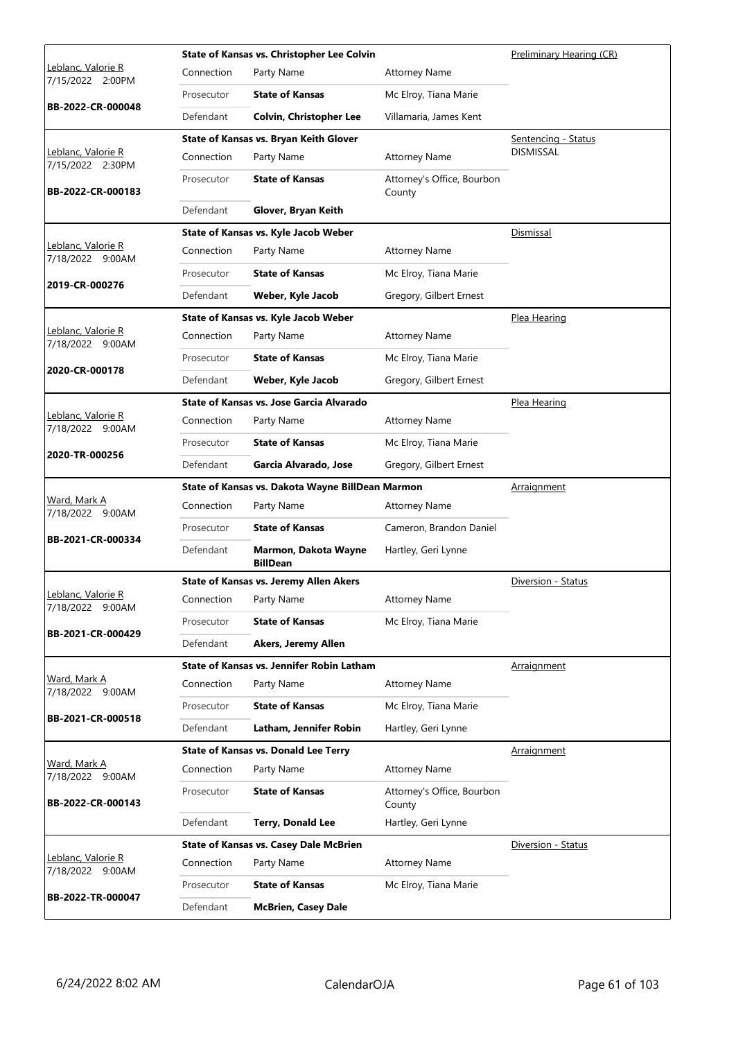| Judge / Date / Case | Case Title | Connection | Party Name | Attorney Name | Hearing Type |
|---|---|---|---|---|---|
| Leblanc, Valorie R 7/15/2022 2:00PM **BB-2022-CR-000048** | **State of Kansas vs. Christopher Lee Colvin** | Connection | Party Name | Attorney Name | Preliminary Hearing (CR) |
| | | Prosecutor | **State of Kansas** | Mc Elroy, Tiana Marie | |
| | | Defendant | **Colvin, Christopher Lee** | Villamaria, James Kent | |
| Leblanc, Valorie R 7/15/2022 2:30PM **BB-2022-CR-000183** | **State of Kansas vs. Bryan Keith Glover** | Connection | Party Name | Attorney Name | Sentencing - Status DISMISSAL |
| | | Prosecutor | **State of Kansas** | Attorney's Office, Bourbon County | |
| | | Defendant | **Glover, Bryan Keith** | | |
| Leblanc, Valorie R 7/18/2022 9:00AM **2019-CR-000276** | **State of Kansas vs. Kyle Jacob Weber** | Connection | Party Name | Attorney Name | Dismissal |
| | | Prosecutor | **State of Kansas** | Mc Elroy, Tiana Marie | |
| | | Defendant | **Weber, Kyle Jacob** | Gregory, Gilbert Ernest | |
| Leblanc, Valorie R 7/18/2022 9:00AM **2020-CR-000178** | **State of Kansas vs. Kyle Jacob Weber** | Connection | Party Name | Attorney Name | Plea Hearing |
| | | Prosecutor | **State of Kansas** | Mc Elroy, Tiana Marie | |
| | | Defendant | **Weber, Kyle Jacob** | Gregory, Gilbert Ernest | |
| Leblanc, Valorie R 7/18/2022 9:00AM **2020-TR-000256** | **State of Kansas vs. Jose Garcia Alvarado** | Connection | Party Name | Attorney Name | Plea Hearing |
| | | Prosecutor | **State of Kansas** | Mc Elroy, Tiana Marie | |
| | | Defendant | **Garcia Alvarado, Jose** | Gregory, Gilbert Ernest | |
| Ward, Mark A 7/18/2022 9:00AM **BB-2021-CR-000334** | **State of Kansas vs. Dakota Wayne BillDean Marmon** | Connection | Party Name | Attorney Name | Arraignment |
| | | Prosecutor | **State of Kansas** | Cameron, Brandon Daniel | |
| | | Defendant | **Marmon, Dakota Wayne BillDean** | Hartley, Geri Lynne | |
| Leblanc, Valorie R 7/18/2022 9:00AM **BB-2021-CR-000429** | **State of Kansas vs. Jeremy Allen Akers** | Connection | Party Name | Attorney Name | Diversion - Status |
| | | Prosecutor | **State of Kansas** | Mc Elroy, Tiana Marie | |
| | | Defendant | **Akers, Jeremy Allen** | | |
| Ward, Mark A 7/18/2022 9:00AM **BB-2021-CR-000518** | **State of Kansas vs. Jennifer Robin Latham** | Connection | Party Name | Attorney Name | Arraignment |
| | | Prosecutor | **State of Kansas** | Mc Elroy, Tiana Marie | |
| | | Defendant | **Latham, Jennifer Robin** | Hartley, Geri Lynne | |
| Ward, Mark A 7/18/2022 9:00AM **BB-2022-CR-000143** | **State of Kansas vs. Donald Lee Terry** | Connection | Party Name | Attorney Name | Arraignment |
| | | Prosecutor | **State of Kansas** | Attorney's Office, Bourbon County | |
| | | Defendant | **Terry, Donald Lee** | Hartley, Geri Lynne | |
| Leblanc, Valorie R 7/18/2022 9:00AM **BB-2022-TR-000047** | **State of Kansas vs. Casey Dale McBrien** | Connection | Party Name | Attorney Name | Diversion - Status |
| | | Prosecutor | **State of Kansas** | Mc Elroy, Tiana Marie | |
| | | Defendant | **McBrien, Casey Dale** | | |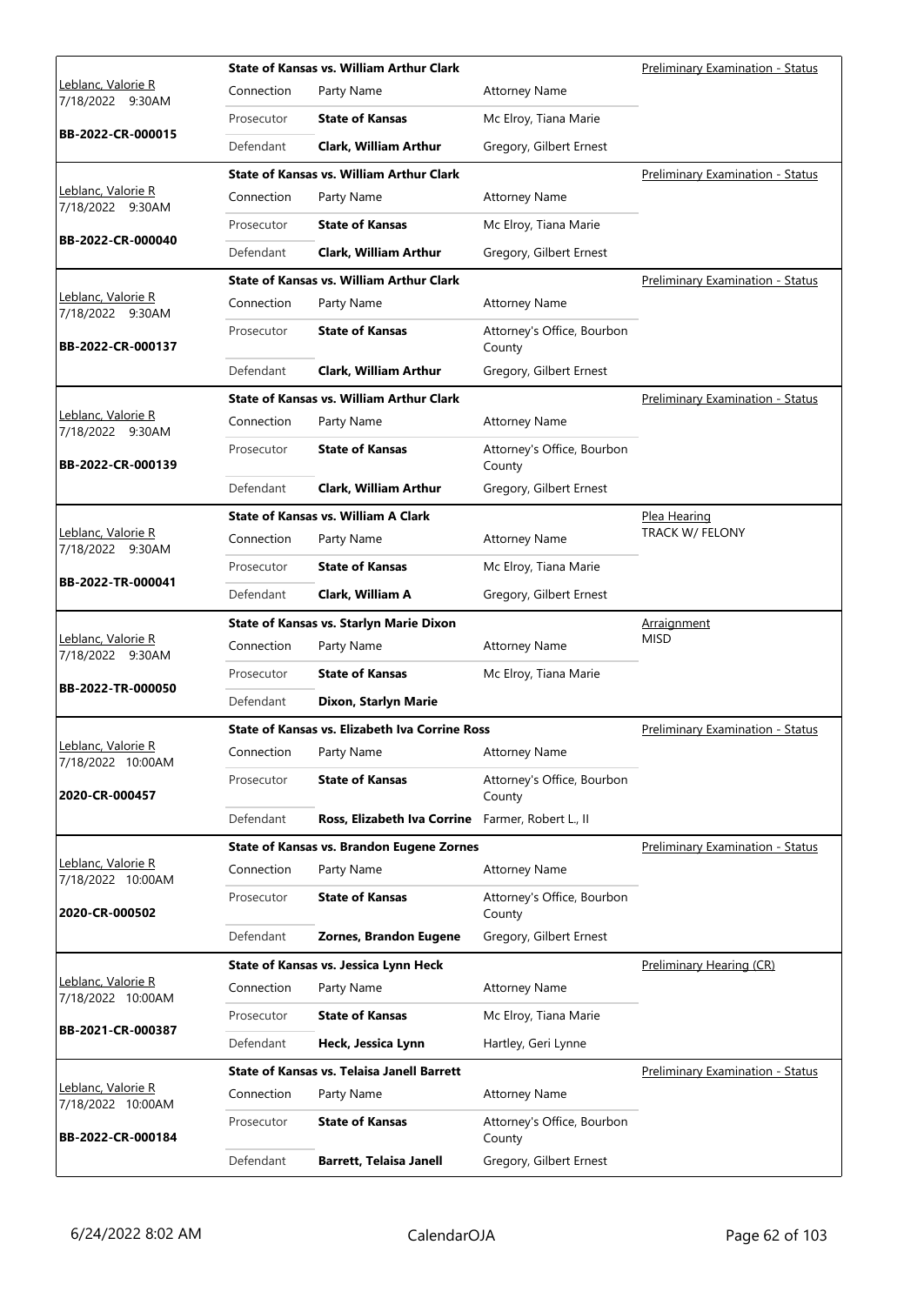| Judge / Date / Case | Connection | Party Name | Attorney Name | Hearing Type |
|---|---|---|---|---|
| Leblanc, Valorie R 7/18/2022 9:30AM **BB-2022-CR-000015** | **State of Kansas vs. William Arthur Clark** | | | Preliminary Examination - Status |
| | Connection | Party Name | Attorney Name | |
| | Prosecutor | **State of Kansas** | Mc Elroy, Tiana Marie | |
| | Defendant | **Clark, William Arthur** | Gregory, Gilbert Ernest | |
| Leblanc, Valorie R 7/18/2022 9:30AM **BB-2022-CR-000040** | **State of Kansas vs. William Arthur Clark** | | | Preliminary Examination - Status |
| | Connection | Party Name | Attorney Name | |
| | Prosecutor | **State of Kansas** | Mc Elroy, Tiana Marie | |
| | Defendant | **Clark, William Arthur** | Gregory, Gilbert Ernest | |
| Leblanc, Valorie R 7/18/2022 9:30AM **BB-2022-CR-000137** | **State of Kansas vs. William Arthur Clark** | | | Preliminary Examination - Status |
| | Connection | Party Name | Attorney Name | |
| | Prosecutor | **State of Kansas** | Attorney's Office, Bourbon County | |
| | Defendant | **Clark, William Arthur** | Gregory, Gilbert Ernest | |
| Leblanc, Valorie R 7/18/2022 9:30AM **BB-2022-CR-000139** | **State of Kansas vs. William Arthur Clark** | | | Preliminary Examination - Status |
| | Connection | Party Name | Attorney Name | |
| | Prosecutor | **State of Kansas** | Attorney's Office, Bourbon County | |
| | Defendant | **Clark, William Arthur** | Gregory, Gilbert Ernest | |
| Leblanc, Valorie R 7/18/2022 9:30AM **BB-2022-TR-000041** | **State of Kansas vs. William A Clark** | | | Plea Hearing TRACK W/ FELONY |
| | Connection | Party Name | Attorney Name | |
| | Prosecutor | **State of Kansas** | Mc Elroy, Tiana Marie | |
| | Defendant | **Clark, William A** | Gregory, Gilbert Ernest | |
| Leblanc, Valorie R 7/18/2022 9:30AM **BB-2022-TR-000050** | **State of Kansas vs. Starlyn Marie Dixon** | | | Arraignment MISD |
| | Connection | Party Name | Attorney Name | |
| | Prosecutor | **State of Kansas** | Mc Elroy, Tiana Marie | |
| | Defendant | **Dixon, Starlyn Marie** | | |
| Leblanc, Valorie R 7/18/2022 10:00AM **2020-CR-000457** | **State of Kansas vs. Elizabeth Iva Corrine Ross** | | | Preliminary Examination - Status |
| | Connection | Party Name | Attorney Name | |
| | Prosecutor | **State of Kansas** | Attorney's Office, Bourbon County | |
| | Defendant | **Ross, Elizabeth Iva Corrine** | Farmer, Robert L., II | |
| Leblanc, Valorie R 7/18/2022 10:00AM **2020-CR-000502** | **State of Kansas vs. Brandon Eugene Zornes** | | | Preliminary Examination - Status |
| | Connection | Party Name | Attorney Name | |
| | Prosecutor | **State of Kansas** | Attorney's Office, Bourbon County | |
| | Defendant | **Zornes, Brandon Eugene** | Gregory, Gilbert Ernest | |
| Leblanc, Valorie R 7/18/2022 10:00AM **BB-2021-CR-000387** | **State of Kansas vs. Jessica Lynn Heck** | | | Preliminary Hearing (CR) |
| | Connection | Party Name | Attorney Name | |
| | Prosecutor | **State of Kansas** | Mc Elroy, Tiana Marie | |
| | Defendant | **Heck, Jessica Lynn** | Hartley, Geri Lynne | |
| Leblanc, Valorie R 7/18/2022 10:00AM **BB-2022-CR-000184** | **State of Kansas vs. Telaisa Janell Barrett** | | | Preliminary Examination - Status |
| | Connection | Party Name | Attorney Name | |
| | Prosecutor | **State of Kansas** | Attorney's Office, Bourbon County | |
| | Defendant | **Barrett, Telaisa Janell** | Gregory, Gilbert Ernest | |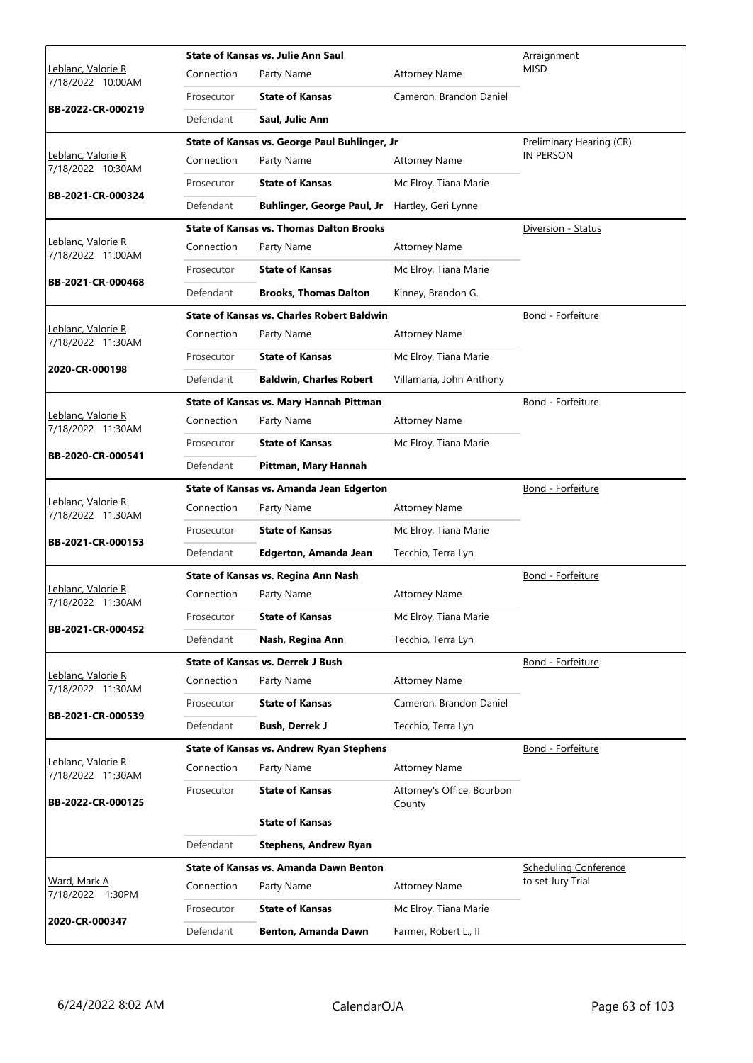| Judge / Date / Case | Case Title | Connection | Party Name | Attorney Name | Hearing Type |
|---|---|---|---|---|---|
| Leblanc, Valorie R<br>7/18/2022 10:00AM<br>**BB-2022-CR-000219** | **State of Kansas vs. Julie Ann Saul** | Connection | Party Name | Attorney Name | Arraignment<br>MISD |
| | | Prosecutor | **State of Kansas** | Cameron, Brandon Daniel | |
| | | Defendant | **Saul, Julie Ann** | | |
| Leblanc, Valorie R<br>7/18/2022 10:30AM<br>**BB-2021-CR-000324** | **State of Kansas vs. George Paul Buhlinger, Jr** | Connection | Party Name | Attorney Name | Preliminary Hearing (CR)<br>IN PERSON |
| | | Prosecutor | **State of Kansas** | Mc Elroy, Tiana Marie | |
| | | Defendant | **Buhlinger, George Paul, Jr** | Hartley, Geri Lynne | |
| Leblanc, Valorie R<br>7/18/2022 11:00AM<br>**BB-2021-CR-000468** | **State of Kansas vs. Thomas Dalton Brooks** | Connection | Party Name | Attorney Name | Diversion - Status |
| | | Prosecutor | **State of Kansas** | Mc Elroy, Tiana Marie | |
| | | Defendant | **Brooks, Thomas Dalton** | Kinney, Brandon G. | |
| Leblanc, Valorie R<br>7/18/2022 11:30AM<br>**2020-CR-000198** | **State of Kansas vs. Charles Robert Baldwin** | Connection | Party Name | Attorney Name | Bond - Forfeiture |
| | | Prosecutor | **State of Kansas** | Mc Elroy, Tiana Marie | |
| | | Defendant | **Baldwin, Charles Robert** | Villamaria, John Anthony | |
| Leblanc, Valorie R<br>7/18/2022 11:30AM<br>**BB-2020-CR-000541** | **State of Kansas vs. Mary Hannah Pittman** | Connection | Party Name | Attorney Name | Bond - Forfeiture |
| | | Prosecutor | **State of Kansas** | Mc Elroy, Tiana Marie | |
| | | Defendant | **Pittman, Mary Hannah** | | |
| Leblanc, Valorie R<br>7/18/2022 11:30AM<br>**BB-2021-CR-000153** | **State of Kansas vs. Amanda Jean Edgerton** | Connection | Party Name | Attorney Name | Bond - Forfeiture |
| | | Prosecutor | **State of Kansas** | Mc Elroy, Tiana Marie | |
| | | Defendant | **Edgerton, Amanda Jean** | Tecchio, Terra Lyn | |
| Leblanc, Valorie R<br>7/18/2022 11:30AM<br>**BB-2021-CR-000452** | **State of Kansas vs. Regina Ann Nash** | Connection | Party Name | Attorney Name | Bond - Forfeiture |
| | | Prosecutor | **State of Kansas** | Mc Elroy, Tiana Marie | |
| | | Defendant | **Nash, Regina Ann** | Tecchio, Terra Lyn | |
| Leblanc, Valorie R<br>7/18/2022 11:30AM<br>**BB-2021-CR-000539** | **State of Kansas vs. Derrek J Bush** | Connection | Party Name | Attorney Name | Bond - Forfeiture |
| | | Prosecutor | **State of Kansas** | Cameron, Brandon Daniel | |
| | | Defendant | **Bush, Derrek J** | Tecchio, Terra Lyn | |
| Leblanc, Valorie R<br>7/18/2022 11:30AM<br>**BB-2022-CR-000125** | **State of Kansas vs. Andrew Ryan Stephens** | Connection | Party Name | Attorney Name | Bond - Forfeiture |
| | | Prosecutor | **State of Kansas** | Attorney's Office, Bourbon County | |
| | | | **State of Kansas** | | |
| | | Defendant | **Stephens, Andrew Ryan** | | |
| Ward, Mark A<br>7/18/2022 1:30PM<br>**2020-CR-000347** | **State of Kansas vs. Amanda Dawn Benton** | Connection | Party Name | Attorney Name | Scheduling Conference<br>to set Jury Trial |
| | | Prosecutor | **State of Kansas** | Mc Elroy, Tiana Marie | |
| | | Defendant | **Benton, Amanda Dawn** | Farmer, Robert L., II | |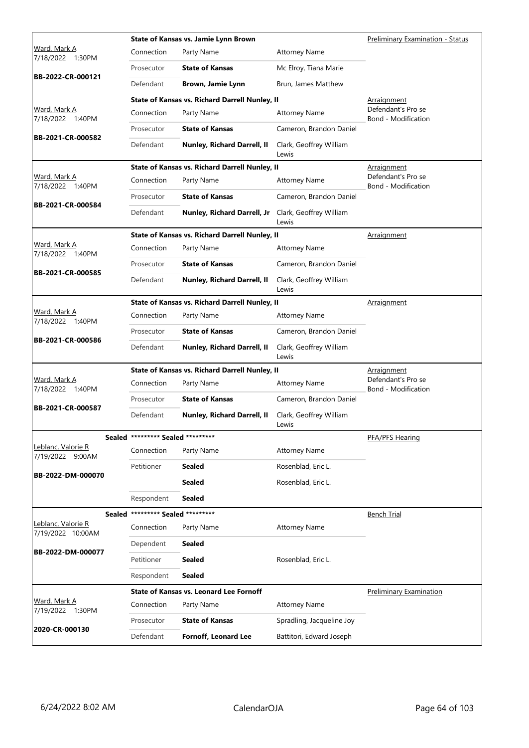| Judge / Date / Case | Case Title | Connection | Party Name | Attorney Name | Hearing Type |
|---|---|---|---|---|---|
| Ward, Mark A<br>7/18/2022 1:30PM<br>**BB-2022-CR-000121** | **State of Kansas vs. Jamie Lynn Brown** | Prosecutor | **State of Kansas** | Mc Elroy, Tiana Marie | Preliminary Examination - Status |
| | | Defendant | **Brown, Jamie Lynn** | Brun, James Matthew | |
| Ward, Mark A<br>7/18/2022 1:40PM<br>**BB-2021-CR-000582** | **State of Kansas vs. Richard Darrell Nunley, II** | Prosecutor | **State of Kansas** | Cameron, Brandon Daniel | Arraignment<br>Defendant's Pro se<br>Bond - Modification |
| | | Defendant | **Nunley, Richard Darrell, II** | Clark, Geoffrey William Lewis | |
| Ward, Mark A<br>7/18/2022 1:40PM<br>**BB-2021-CR-000584** | **State of Kansas vs. Richard Darrell Nunley, II** | Prosecutor | **State of Kansas** | Cameron, Brandon Daniel | Arraignment<br>Defendant's Pro se<br>Bond - Modification |
| | | Defendant | **Nunley, Richard Darrell, Jr** | Clark, Geoffrey William Lewis | |
| Ward, Mark A<br>7/18/2022 1:40PM<br>**BB-2021-CR-000585** | **State of Kansas vs. Richard Darrell Nunley, II** | Prosecutor | **State of Kansas** | Cameron, Brandon Daniel | Arraignment |
| | | Defendant | **Nunley, Richard Darrell, II** | Clark, Geoffrey William Lewis | |
| Ward, Mark A<br>7/18/2022 1:40PM<br>**BB-2021-CR-000586** | **State of Kansas vs. Richard Darrell Nunley, II** | Prosecutor | **State of Kansas** | Cameron, Brandon Daniel | Arraignment |
| | | Defendant | **Nunley, Richard Darrell, II** | Clark, Geoffrey William Lewis | |
| Ward, Mark A<br>7/18/2022 1:40PM<br>**BB-2021-CR-000587** | **State of Kansas vs. Richard Darrell Nunley, II** | Prosecutor | **State of Kansas** | Cameron, Brandon Daniel | Arraignment<br>Defendant's Pro se<br>Bond - Modification |
| | | Defendant | **Nunley, Richard Darrell, II** | Clark, Geoffrey William Lewis | |
| Sealed<br>Leblanc, Valorie R<br>7/19/2022 9:00AM<br>**BB-2022-DM-000070** | ********* Sealed ********* | Petitioner | **Sealed** | Rosenblad, Eric L. | PFA/PFS Hearing |
| | | | **Sealed** | Rosenblad, Eric L. | |
| | | Respondent | **Sealed** | | |
| Sealed<br>Leblanc, Valorie R<br>7/19/2022 10:00AM<br>**BB-2022-DM-000077** | ********* Sealed ********* | Dependent | **Sealed** | | Bench Trial |
| | | Petitioner | **Sealed** | Rosenblad, Eric L. | |
| | | Respondent | **Sealed** | | |
| Ward, Mark A<br>7/19/2022 1:30PM<br>**2020-CR-000130** | **State of Kansas vs. Leonard Lee Fornoff** | Prosecutor | **State of Kansas** | Spradling, Jacqueline Joy | Preliminary Examination |
| | | Defendant | **Fornoff, Leonard Lee** | Battitori, Edward Joseph | |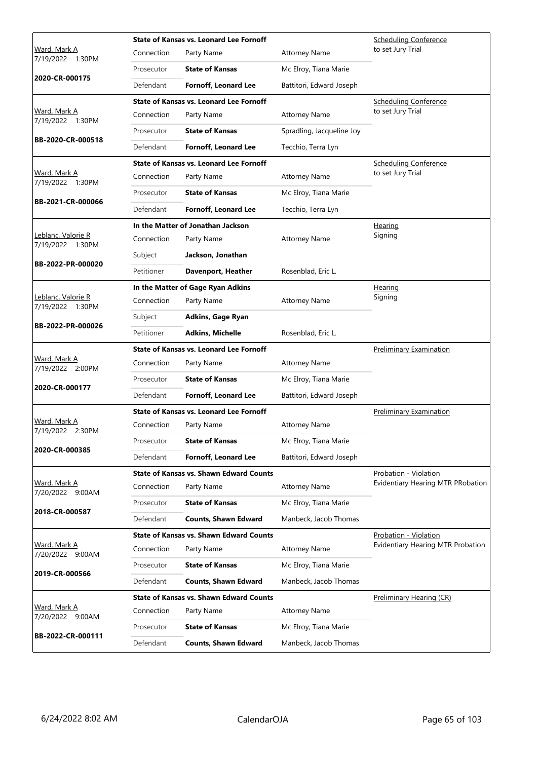| Judge / Date / Case | Case Title | Connection | Party Name | Attorney Name | Hearing Type |
|---|---|---|---|---|---|
| Ward, Mark A<br>7/19/2022 1:30PM<br>**2020-CR-000175** | **State of Kansas vs. Leonard Lee Fornoff** | Prosecutor | **State of Kansas** | Mc Elroy, Tiana Marie | Scheduling Conference<br>to set Jury Trial |
| | | Defendant | **Fornoff, Leonard Lee** | Battitori, Edward Joseph | |
| Ward, Mark A<br>7/19/2022 1:30PM<br>**BB-2020-CR-000518** | **State of Kansas vs. Leonard Lee Fornoff** | Prosecutor | **State of Kansas** | Spradling, Jacqueline Joy | Scheduling Conference<br>to set Jury Trial |
| | | Defendant | **Fornoff, Leonard Lee** | Tecchio, Terra Lyn | |
| Ward, Mark A<br>7/19/2022 1:30PM<br>**BB-2021-CR-000066** | **State of Kansas vs. Leonard Lee Fornoff** | Prosecutor | **State of Kansas** | Mc Elroy, Tiana Marie | Scheduling Conference<br>to set Jury Trial |
| | | Defendant | **Fornoff, Leonard Lee** | Tecchio, Terra Lyn | |
| Leblanc, Valorie R<br>7/19/2022 1:30PM<br>**BB-2022-PR-000020** | **In the Matter of Jonathan Jackson** | Subject | **Jackson, Jonathan** | | Hearing<br>Signing |
| | | Petitioner | **Davenport, Heather** | Rosenblad, Eric L. | |
| Leblanc, Valorie R<br>7/19/2022 1:30PM<br>**BB-2022-PR-000026** | **In the Matter of Gage Ryan Adkins** | Subject | **Adkins, Gage Ryan** | | Hearing<br>Signing |
| | | Petitioner | **Adkins, Michelle** | Rosenblad, Eric L. | |
| Ward, Mark A<br>7/19/2022 2:00PM<br>**2020-CR-000177** | **State of Kansas vs. Leonard Lee Fornoff** | Prosecutor | **State of Kansas** | Mc Elroy, Tiana Marie | Preliminary Examination |
| | | Defendant | **Fornoff, Leonard Lee** | Battitori, Edward Joseph | |
| Ward, Mark A<br>7/19/2022 2:30PM<br>**2020-CR-000385** | **State of Kansas vs. Leonard Lee Fornoff** | Prosecutor | **State of Kansas** | Mc Elroy, Tiana Marie | Preliminary Examination |
| | | Defendant | **Fornoff, Leonard Lee** | Battitori, Edward Joseph | |
| Ward, Mark A<br>7/20/2022 9:00AM<br>**2018-CR-000587** | **State of Kansas vs. Shawn Edward Counts** | Prosecutor | **State of Kansas** | Mc Elroy, Tiana Marie | Probation - Violation<br>Evidentiary Hearing MTR PRobation |
| | | Defendant | **Counts, Shawn Edward** | Manbeck, Jacob Thomas | |
| Ward, Mark A<br>7/20/2022 9:00AM<br>**2019-CR-000566** | **State of Kansas vs. Shawn Edward Counts** | Prosecutor | **State of Kansas** | Mc Elroy, Tiana Marie | Probation - Violation<br>Evidentiary Hearing MTR Probation |
| | | Defendant | **Counts, Shawn Edward** | Manbeck, Jacob Thomas | |
| Ward, Mark A<br>7/20/2022 9:00AM<br>**BB-2022-CR-000111** | **State of Kansas vs. Shawn Edward Counts** | Prosecutor | **State of Kansas** | Mc Elroy, Tiana Marie | Preliminary Hearing (CR) |
| | | Defendant | **Counts, Shawn Edward** | Manbeck, Jacob Thomas | |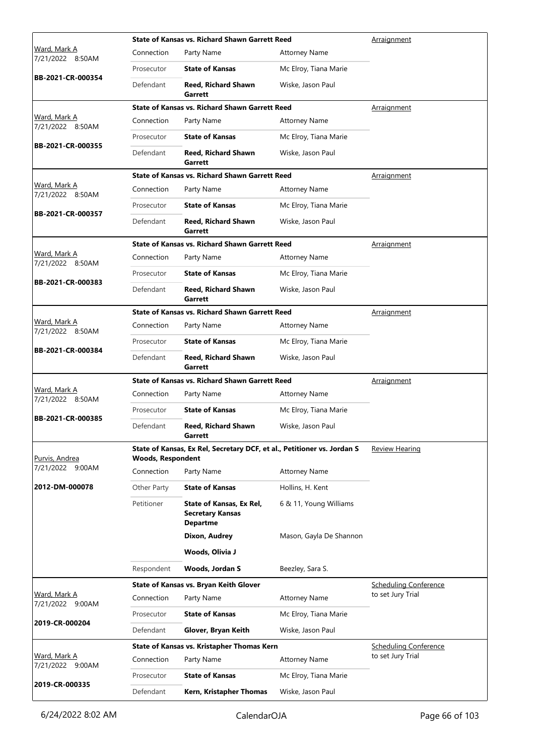| Judge / Date / Case | Case Title | Connection | Party Name | Attorney Name | Hearing Type |
|---|---|---|---|---|---|
| Ward, Mark A 7/21/2022 8:50AM BB-2021-CR-000354 | State of Kansas vs. Richard Shawn Garrett Reed | Prosecutor | **State of Kansas** | Mc Elroy, Tiana Marie | Arraignment |
| | | Defendant | **Reed, Richard Shawn Garrett** | Wiske, Jason Paul | |
| Ward, Mark A 7/21/2022 8:50AM BB-2021-CR-000355 | State of Kansas vs. Richard Shawn Garrett Reed | Prosecutor | **State of Kansas** | Mc Elroy, Tiana Marie | Arraignment |
| | | Defendant | **Reed, Richard Shawn Garrett** | Wiske, Jason Paul | |
| Ward, Mark A 7/21/2022 8:50AM BB-2021-CR-000357 | State of Kansas vs. Richard Shawn Garrett Reed | Prosecutor | **State of Kansas** | Mc Elroy, Tiana Marie | Arraignment |
| | | Defendant | **Reed, Richard Shawn Garrett** | Wiske, Jason Paul | |
| Ward, Mark A 7/21/2022 8:50AM BB-2021-CR-000383 | State of Kansas vs. Richard Shawn Garrett Reed | Prosecutor | **State of Kansas** | Mc Elroy, Tiana Marie | Arraignment |
| | | Defendant | **Reed, Richard Shawn Garrett** | Wiske, Jason Paul | |
| Ward, Mark A 7/21/2022 8:50AM BB-2021-CR-000384 | State of Kansas vs. Richard Shawn Garrett Reed | Prosecutor | **State of Kansas** | Mc Elroy, Tiana Marie | Arraignment |
| | | Defendant | **Reed, Richard Shawn Garrett** | Wiske, Jason Paul | |
| Ward, Mark A 7/21/2022 8:50AM BB-2021-CR-000385 | State of Kansas vs. Richard Shawn Garrett Reed | Prosecutor | **State of Kansas** | Mc Elroy, Tiana Marie | Arraignment |
| | | Defendant | **Reed, Richard Shawn Garrett** | Wiske, Jason Paul | |
| Purvis, Andrea 7/21/2022 9:00AM 2012-DM-000078 | State of Kansas, Ex Rel, Secretary DCF, et al., Petitioner vs. Jordan S Woods, Respondent | Other Party | **State of Kansas** | Hollins, H. Kent | Review Hearing |
| | | Petitioner | **State of Kansas, Ex Rel, Secretary Kansas Departme** | 6 & 11, Young Williams | |
| | | | **Dixon, Audrey** | Mason, Gayla De Shannon | |
| | | | **Woods, Olivia J** | | |
| | | Respondent | **Woods, Jordan S** | Beezley, Sara S. | |
| Ward, Mark A 7/21/2022 9:00AM 2019-CR-000204 | State of Kansas vs. Bryan Keith Glover | Prosecutor | **State of Kansas** | Mc Elroy, Tiana Marie | Scheduling Conference to set Jury Trial |
| | | Defendant | **Glover, Bryan Keith** | Wiske, Jason Paul | |
| Ward, Mark A 7/21/2022 9:00AM 2019-CR-000335 | State of Kansas vs. Kristapher Thomas Kern | Prosecutor | **State of Kansas** | Mc Elroy, Tiana Marie | Scheduling Conference to set Jury Trial |
| | | Defendant | **Kern, Kristapher Thomas** | Wiske, Jason Paul | |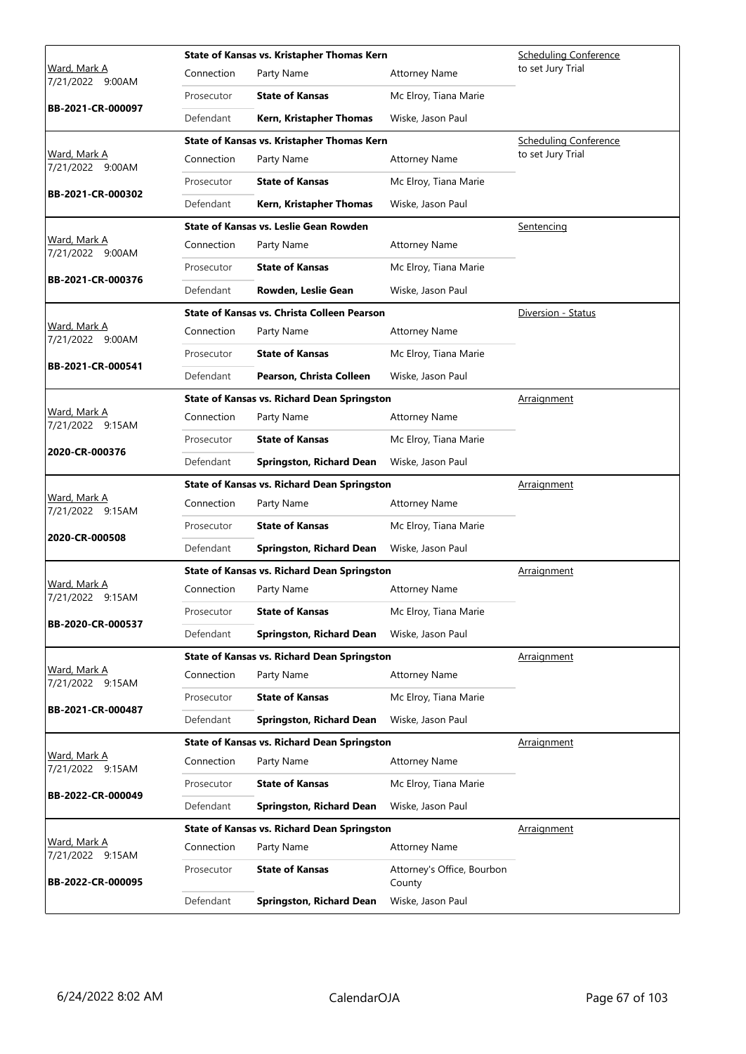| Judge / Date / Case | Case Title | | | Hearing Type |
|---|---|---|---|---|
| Ward, Mark A<br>7/21/2022 9:00AM<br>**BB-2021-CR-000097** | **State of Kansas vs. Kristapher Thomas Kern** | | | Scheduling Conference to set Jury Trial |
| | Connection | Party Name | Attorney Name | |
| | Prosecutor | **State of Kansas** | Mc Elroy, Tiana Marie | |
| | Defendant | **Kern, Kristapher Thomas** | Wiske, Jason Paul | |
| Ward, Mark A<br>7/21/2022 9:00AM<br>**BB-2021-CR-000302** | **State of Kansas vs. Kristapher Thomas Kern** | | | Scheduling Conference to set Jury Trial |
| | Connection | Party Name | Attorney Name | |
| | Prosecutor | **State of Kansas** | Mc Elroy, Tiana Marie | |
| | Defendant | **Kern, Kristapher Thomas** | Wiske, Jason Paul | |
| Ward, Mark A<br>7/21/2022 9:00AM<br>**BB-2021-CR-000376** | **State of Kansas vs. Leslie Gean Rowden** | | | Sentencing |
| | Connection | Party Name | Attorney Name | |
| | Prosecutor | **State of Kansas** | Mc Elroy, Tiana Marie | |
| | Defendant | **Rowden, Leslie Gean** | Wiske, Jason Paul | |
| Ward, Mark A<br>7/21/2022 9:00AM<br>**BB-2021-CR-000541** | **State of Kansas vs. Christa Colleen Pearson** | | | Diversion - Status |
| | Connection | Party Name | Attorney Name | |
| | Prosecutor | **State of Kansas** | Mc Elroy, Tiana Marie | |
| | Defendant | **Pearson, Christa Colleen** | Wiske, Jason Paul | |
| Ward, Mark A<br>7/21/2022 9:15AM<br>**2020-CR-000376** | **State of Kansas vs. Richard Dean Springston** | | | Arraignment |
| | Connection | Party Name | Attorney Name | |
| | Prosecutor | **State of Kansas** | Mc Elroy, Tiana Marie | |
| | Defendant | **Springston, Richard Dean** | Wiske, Jason Paul | |
| Ward, Mark A<br>7/21/2022 9:15AM<br>**2020-CR-000508** | **State of Kansas vs. Richard Dean Springston** | | | Arraignment |
| | Connection | Party Name | Attorney Name | |
| | Prosecutor | **State of Kansas** | Mc Elroy, Tiana Marie | |
| | Defendant | **Springston, Richard Dean** | Wiske, Jason Paul | |
| Ward, Mark A<br>7/21/2022 9:15AM<br>**BB-2020-CR-000537** | **State of Kansas vs. Richard Dean Springston** | | | Arraignment |
| | Connection | Party Name | Attorney Name | |
| | Prosecutor | **State of Kansas** | Mc Elroy, Tiana Marie | |
| | Defendant | **Springston, Richard Dean** | Wiske, Jason Paul | |
| Ward, Mark A<br>7/21/2022 9:15AM<br>**BB-2021-CR-000487** | **State of Kansas vs. Richard Dean Springston** | | | Arraignment |
| | Connection | Party Name | Attorney Name | |
| | Prosecutor | **State of Kansas** | Mc Elroy, Tiana Marie | |
| | Defendant | **Springston, Richard Dean** | Wiske, Jason Paul | |
| Ward, Mark A<br>7/21/2022 9:15AM<br>**BB-2022-CR-000049** | **State of Kansas vs. Richard Dean Springston** | | | Arraignment |
| | Connection | Party Name | Attorney Name | |
| | Prosecutor | **State of Kansas** | Mc Elroy, Tiana Marie | |
| | Defendant | **Springston, Richard Dean** | Wiske, Jason Paul | |
| Ward, Mark A<br>7/21/2022 9:15AM<br>**BB-2022-CR-000095** | **State of Kansas vs. Richard Dean Springston** | | | Arraignment |
| | Connection | Party Name | Attorney Name | |
| | Prosecutor | **State of Kansas** | Attorney's Office, Bourbon County | |
| | Defendant | **Springston, Richard Dean** | Wiske, Jason Paul | |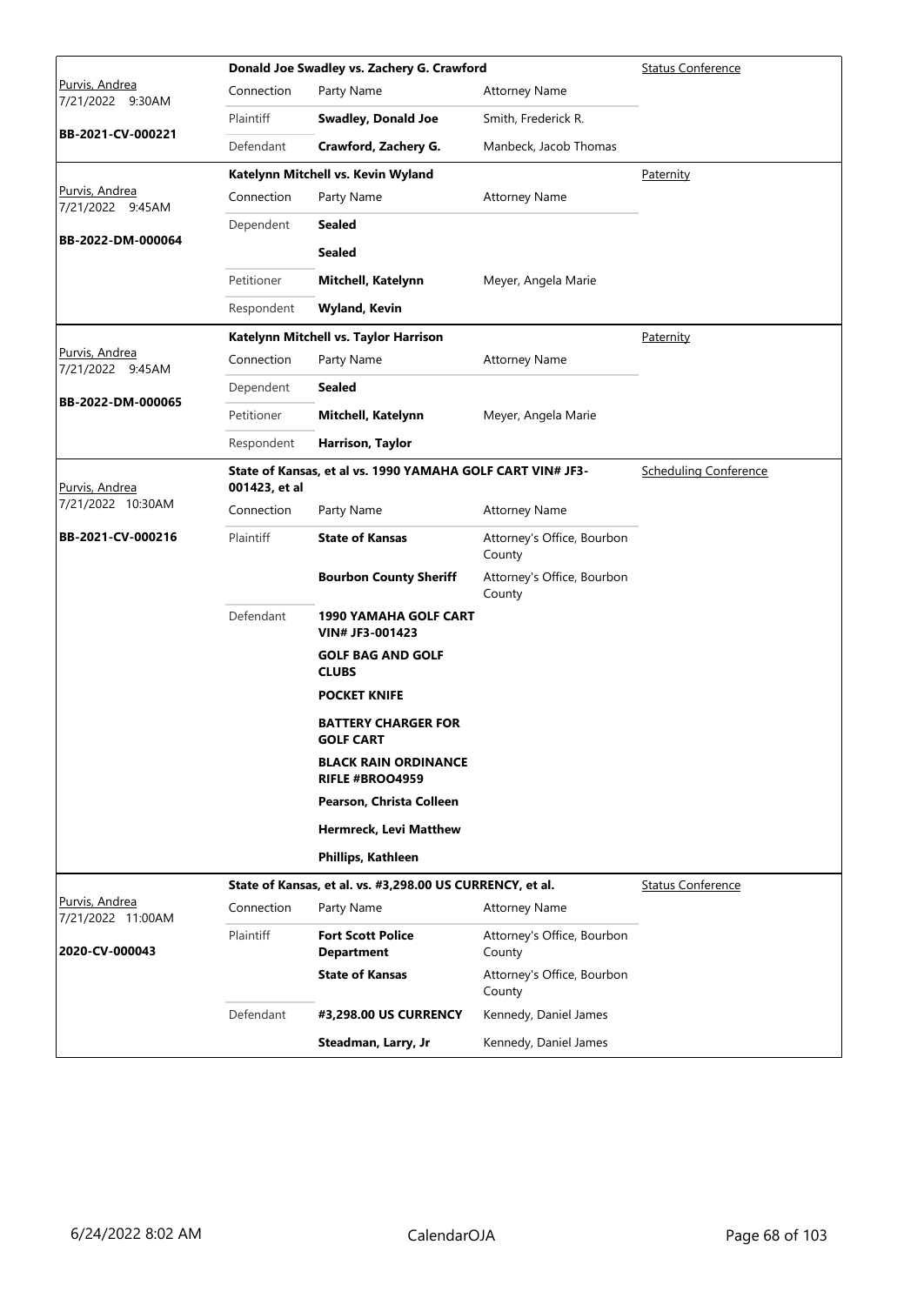| Judge / Date / Case | Case Title | Hearing Type |
|---|---|---|
| Purvis, Andrea<br>7/21/2022 9:30AM<br>**BB-2021-CV-000221** | **Donald Joe Swadley vs. Zachery G. Crawford** | Status Conference |

| Connection | Party Name | Attorney Name |
|---|---|---|
| Plaintiff | **Swadley, Donald Joe** | Smith, Frederick R. |
| Defendant | **Crawford, Zachery G.** | Manbeck, Jacob Thomas |

| Judge / Date / Case | Case Title | Hearing Type |
|---|---|---|
| Purvis, Andrea<br>7/21/2022 9:45AM<br>**BB-2022-DM-000064** | **Katelynn Mitchell vs. Kevin Wyland** | Paternity |

| Connection | Party Name | Attorney Name |
|---|---|---|
| Dependent | **Sealed** | |
| | **Sealed** | |
| Petitioner | **Mitchell, Katelynn** | Meyer, Angela Marie |
| Respondent | **Wyland, Kevin** | |

| Judge / Date / Case | Case Title | Hearing Type |
|---|---|---|
| Purvis, Andrea<br>7/21/2022 9:45AM<br>**BB-2022-DM-000065** | **Katelynn Mitchell vs. Taylor Harrison** | Paternity |

| Connection | Party Name | Attorney Name |
|---|---|---|
| Dependent | **Sealed** | |
| Petitioner | **Mitchell, Katelynn** | Meyer, Angela Marie |
| Respondent | **Harrison, Taylor** | |

| Judge / Date / Case | Case Title | Hearing Type |
|---|---|---|
| Purvis, Andrea<br>7/21/2022 10:30AM<br>**BB-2021-CV-000216** | **State of Kansas, et al vs. 1990 YAMAHA GOLF CART VIN# JF3-001423, et al** | Scheduling Conference |

| Connection | Party Name | Attorney Name |
|---|---|---|
| Plaintiff | **State of Kansas** | Attorney's Office, Bourbon County |
| | **Bourbon County Sheriff** | Attorney's Office, Bourbon County |
| Defendant | **1990 YAMAHA GOLF CART VIN# JF3-001423** | |
| | **GOLF BAG AND GOLF CLUBS** | |
| | **POCKET KNIFE** | |
| | **BATTERY CHARGER FOR GOLF CART** | |
| | **BLACK RAIN ORDINANCE RIFLE #BROO4959** | |
| | **Pearson, Christa Colleen** | |
| | **Hermreck, Levi Matthew** | |
| | **Phillips, Kathleen** | |

| Judge / Date / Case | Case Title | Hearing Type |
|---|---|---|
| Purvis, Andrea<br>7/21/2022 11:00AM<br>**2020-CV-000043** | **State of Kansas, et al. vs. #3,298.00 US CURRENCY, et al.** | Status Conference |

| Connection | Party Name | Attorney Name |
|---|---|---|
| Plaintiff | **Fort Scott Police Department** | Attorney's Office, Bourbon County |
| | **State of Kansas** | Attorney's Office, Bourbon County |
| Defendant | **#3,298.00 US CURRENCY** | Kennedy, Daniel James |
| | **Steadman, Larry, Jr** | Kennedy, Daniel James |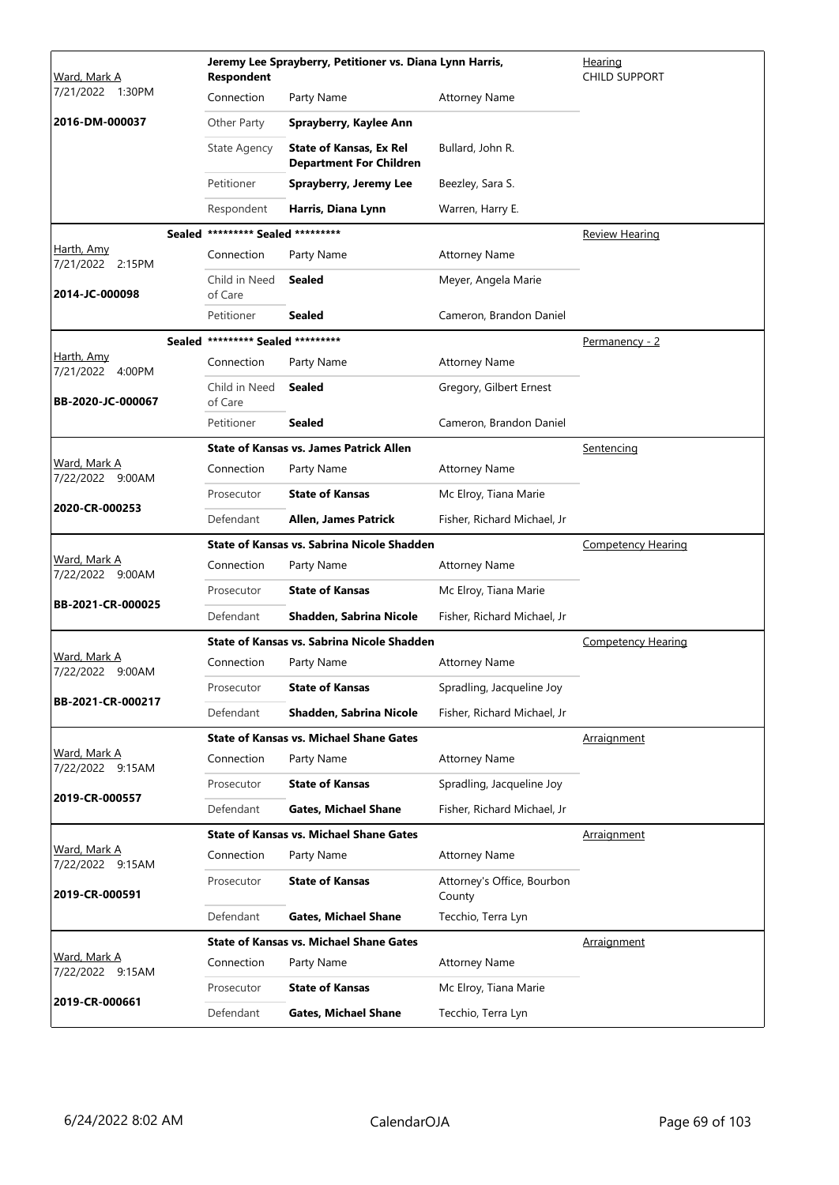| Judge / Date / Case | Case Title | | | Hearing Type |
|---|---|---|---|---|
| Ward, Mark A<br>7/21/2022 1:30PM<br>**2016-DM-000037** | **Jeremy Lee Sprayberry, Petitioner vs. Diana Lynn Harris, Respondent** | | | Hearing<br>CHILD SUPPORT |
| | Connection | Party Name | Attorney Name | |
| | Other Party | **Sprayberry, Kaylee Ann** | | |
| | State Agency | **State of Kansas, Ex Rel Department For Children** | Bullard, John R. | |
| | Petitioner | **Sprayberry, Jeremy Lee** | Beezley, Sara S. | |
| | Respondent | **Harris, Diana Lynn** | Warren, Harry E. | |
| Harth, Amy<br>7/21/2022 2:15PM<br>**2014-JC-000098** | **Sealed \*\*\*\*\*\*\*\*\* Sealed \*\*\*\*\*\*\*\*\*** | | | Review Hearing |
| | Connection | Party Name | Attorney Name | |
| | Child in Need of Care | **Sealed** | Meyer, Angela Marie | |
| | Petitioner | **Sealed** | Cameron, Brandon Daniel | |
| Harth, Amy<br>7/21/2022 4:00PM<br>**BB-2020-JC-000067** | **Sealed \*\*\*\*\*\*\*\*\* Sealed \*\*\*\*\*\*\*\*\*** | | | Permanency - 2 |
| | Connection | Party Name | Attorney Name | |
| | Child in Need of Care | **Sealed** | Gregory, Gilbert Ernest | |
| | Petitioner | **Sealed** | Cameron, Brandon Daniel | |
| Ward, Mark A<br>7/22/2022 9:00AM<br>**2020-CR-000253** | **State of Kansas vs. James Patrick Allen** | | | Sentencing |
| | Connection | Party Name | Attorney Name | |
| | Prosecutor | **State of Kansas** | Mc Elroy, Tiana Marie | |
| | Defendant | **Allen, James Patrick** | Fisher, Richard Michael, Jr | |
| Ward, Mark A<br>7/22/2022 9:00AM<br>**BB-2021-CR-000025** | **State of Kansas vs. Sabrina Nicole Shadden** | | | Competency Hearing |
| | Connection | Party Name | Attorney Name | |
| | Prosecutor | **State of Kansas** | Mc Elroy, Tiana Marie | |
| | Defendant | **Shadden, Sabrina Nicole** | Fisher, Richard Michael, Jr | |
| Ward, Mark A<br>7/22/2022 9:00AM<br>**BB-2021-CR-000217** | **State of Kansas vs. Sabrina Nicole Shadden** | | | Competency Hearing |
| | Connection | Party Name | Attorney Name | |
| | Prosecutor | **State of Kansas** | Spradling, Jacqueline Joy | |
| | Defendant | **Shadden, Sabrina Nicole** | Fisher, Richard Michael, Jr | |
| Ward, Mark A<br>7/22/2022 9:15AM<br>**2019-CR-000557** | **State of Kansas vs. Michael Shane Gates** | | | Arraignment |
| | Connection | Party Name | Attorney Name | |
| | Prosecutor | **State of Kansas** | Spradling, Jacqueline Joy | |
| | Defendant | **Gates, Michael Shane** | Fisher, Richard Michael, Jr | |
| Ward, Mark A<br>7/22/2022 9:15AM<br>**2019-CR-000591** | **State of Kansas vs. Michael Shane Gates** | | | Arraignment |
| | Connection | Party Name | Attorney Name | |
| | Prosecutor | **State of Kansas** | Attorney's Office, Bourbon County | |
| | Defendant | **Gates, Michael Shane** | Tecchio, Terra Lyn | |
| Ward, Mark A<br>7/22/2022 9:15AM<br>**2019-CR-000661** | **State of Kansas vs. Michael Shane Gates** | | | Arraignment |
| | Connection | Party Name | Attorney Name | |
| | Prosecutor | **State of Kansas** | Mc Elroy, Tiana Marie | |
| | Defendant | **Gates, Michael Shane** | Tecchio, Terra Lyn | |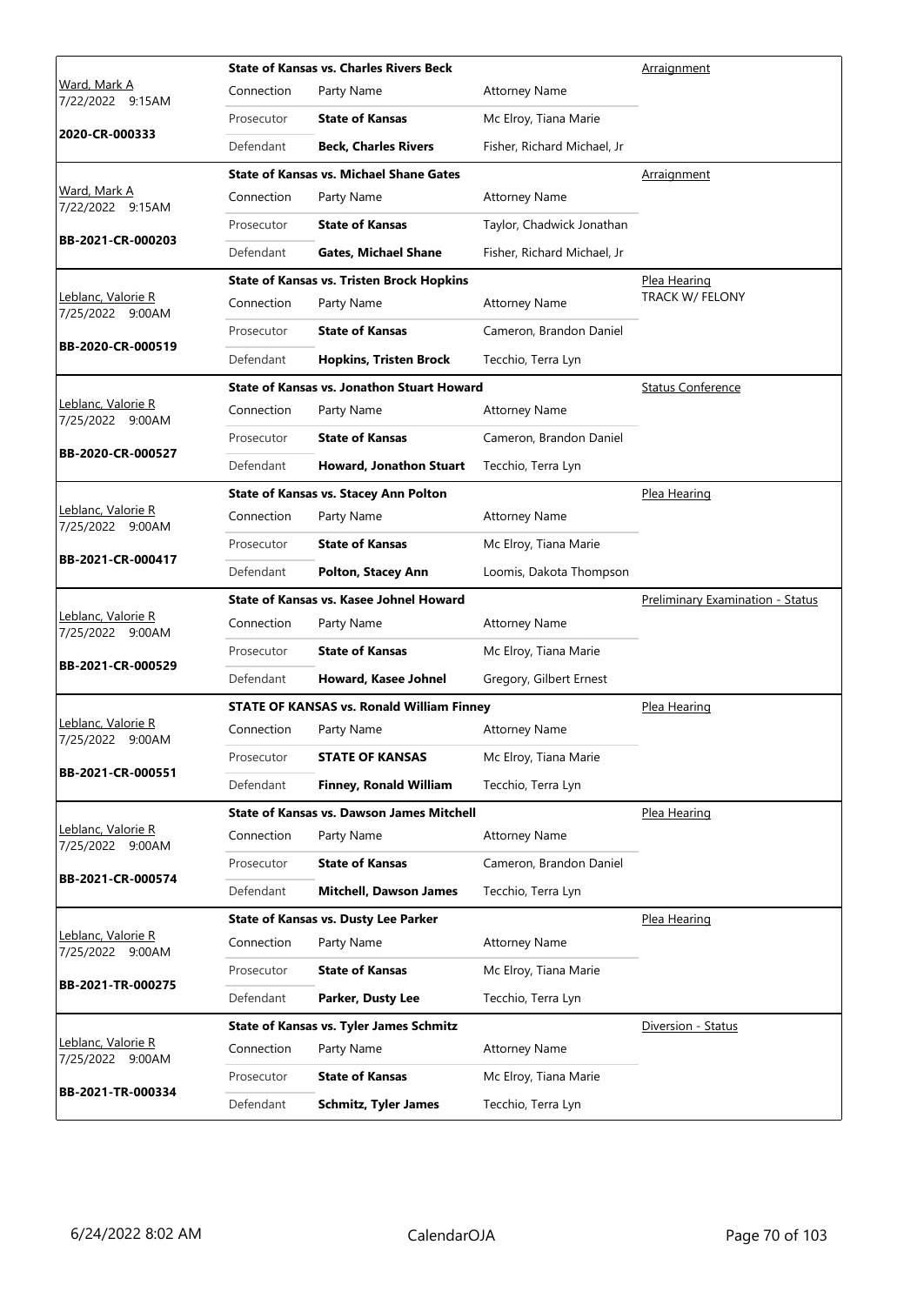| Judge / Date / Case | Connection | Party Name | Attorney Name | Hearing |
|---|---|---|---|---|
| | **State of Kansas vs. Charles Rivers Beck** | | | Arraignment |
| Ward, Mark A<br>7/22/2022 9:15AM | Connection | Party Name | Attorney Name | |
| | Prosecutor | **State of Kansas** | Mc Elroy, Tiana Marie | |
| **2020-CR-000333** | Defendant | **Beck, Charles Rivers** | Fisher, Richard Michael, Jr | |
| | **State of Kansas vs. Michael Shane Gates** | | | Arraignment |
| Ward, Mark A<br>7/22/2022 9:15AM | Connection | Party Name | Attorney Name | |
| | Prosecutor | **State of Kansas** | Taylor, Chadwick Jonathan | |
| **BB-2021-CR-000203** | Defendant | **Gates, Michael Shane** | Fisher, Richard Michael, Jr | |
| | **State of Kansas vs. Tristen Brock Hopkins** | | | Plea Hearing<br>TRACK W/ FELONY |
| Leblanc, Valorie R<br>7/25/2022 9:00AM | Connection | Party Name | Attorney Name | |
| | Prosecutor | **State of Kansas** | Cameron, Brandon Daniel | |
| **BB-2020-CR-000519** | Defendant | **Hopkins, Tristen Brock** | Tecchio, Terra Lyn | |
| | **State of Kansas vs. Jonathon Stuart Howard** | | | Status Conference |
| Leblanc, Valorie R<br>7/25/2022 9:00AM | Connection | Party Name | Attorney Name | |
| | Prosecutor | **State of Kansas** | Cameron, Brandon Daniel | |
| **BB-2020-CR-000527** | Defendant | **Howard, Jonathon Stuart** | Tecchio, Terra Lyn | |
| | **State of Kansas vs. Stacey Ann Polton** | | | Plea Hearing |
| Leblanc, Valorie R<br>7/25/2022 9:00AM | Connection | Party Name | Attorney Name | |
| | Prosecutor | **State of Kansas** | Mc Elroy, Tiana Marie | |
| **BB-2021-CR-000417** | Defendant | **Polton, Stacey Ann** | Loomis, Dakota Thompson | |
| | **State of Kansas vs. Kasee Johnel Howard** | | | Preliminary Examination - Status |
| Leblanc, Valorie R<br>7/25/2022 9:00AM | Connection | Party Name | Attorney Name | |
| | Prosecutor | **State of Kansas** | Mc Elroy, Tiana Marie | |
| **BB-2021-CR-000529** | Defendant | **Howard, Kasee Johnel** | Gregory, Gilbert Ernest | |
| | **STATE OF KANSAS vs. Ronald William Finney** | | | Plea Hearing |
| Leblanc, Valorie R<br>7/25/2022 9:00AM | Connection | Party Name | Attorney Name | |
| | Prosecutor | **STATE OF KANSAS** | Mc Elroy, Tiana Marie | |
| **BB-2021-CR-000551** | Defendant | **Finney, Ronald William** | Tecchio, Terra Lyn | |
| | **State of Kansas vs. Dawson James Mitchell** | | | Plea Hearing |
| Leblanc, Valorie R<br>7/25/2022 9:00AM | Connection | Party Name | Attorney Name | |
| | Prosecutor | **State of Kansas** | Cameron, Brandon Daniel | |
| **BB-2021-CR-000574** | Defendant | **Mitchell, Dawson James** | Tecchio, Terra Lyn | |
| | **State of Kansas vs. Dusty Lee Parker** | | | Plea Hearing |
| Leblanc, Valorie R<br>7/25/2022 9:00AM | Connection | Party Name | Attorney Name | |
| | Prosecutor | **State of Kansas** | Mc Elroy, Tiana Marie | |
| **BB-2021-TR-000275** | Defendant | **Parker, Dusty Lee** | Tecchio, Terra Lyn | |
| | **State of Kansas vs. Tyler James Schmitz** | | | Diversion - Status |
| Leblanc, Valorie R<br>7/25/2022 9:00AM | Connection | Party Name | Attorney Name | |
| | Prosecutor | **State of Kansas** | Mc Elroy, Tiana Marie | |
| **BB-2021-TR-000334** | Defendant | **Schmitz, Tyler James** | Tecchio, Terra Lyn | |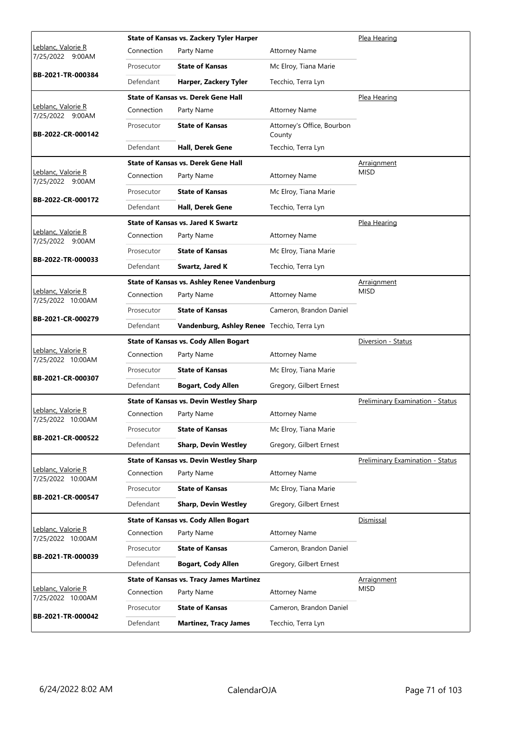| Judge / Date / Case | Case Title | Connection | Party Name | Attorney Name | Hearing Type |
|---|---|---|---|---|---|
| Leblanc, Valorie R<br>7/25/2022 9:00AM<br>**BB-2021-TR-000384** | **State of Kansas vs. Zackery Tyler Harper** | Prosecutor | **State of Kansas** | Mc Elroy, Tiana Marie | Plea Hearing |
| | | Defendant | **Harper, Zackery Tyler** | Tecchio, Terra Lyn | |
| Leblanc, Valorie R<br>7/25/2022 9:00AM<br>**BB-2022-CR-000142** | **State of Kansas vs. Derek Gene Hall** | Prosecutor | **State of Kansas** | Attorney's Office, Bourbon County | Plea Hearing |
| | | Defendant | **Hall, Derek Gene** | Tecchio, Terra Lyn | |
| Leblanc, Valorie R<br>7/25/2022 9:00AM<br>**BB-2022-CR-000172** | **State of Kansas vs. Derek Gene Hall** | Prosecutor | **State of Kansas** | Mc Elroy, Tiana Marie | Arraignment<br>MISD |
| | | Defendant | **Hall, Derek Gene** | Tecchio, Terra Lyn | |
| Leblanc, Valorie R<br>7/25/2022 9:00AM<br>**BB-2022-TR-000033** | **State of Kansas vs. Jared K Swartz** | Prosecutor | **State of Kansas** | Mc Elroy, Tiana Marie | Plea Hearing |
| | | Defendant | **Swartz, Jared K** | Tecchio, Terra Lyn | |
| Leblanc, Valorie R<br>7/25/2022 10:00AM<br>**BB-2021-CR-000279** | **State of Kansas vs. Ashley Renee Vandenburg** | Prosecutor | **State of Kansas** | Cameron, Brandon Daniel | Arraignment<br>MISD |
| | | Defendant | **Vandenburg, Ashley Renee** | Tecchio, Terra Lyn | |
| Leblanc, Valorie R<br>7/25/2022 10:00AM<br>**BB-2021-CR-000307** | **State of Kansas vs. Cody Allen Bogart** | Prosecutor | **State of Kansas** | Mc Elroy, Tiana Marie | Diversion - Status |
| | | Defendant | **Bogart, Cody Allen** | Gregory, Gilbert Ernest | |
| Leblanc, Valorie R<br>7/25/2022 10:00AM<br>**BB-2021-CR-000522** | **State of Kansas vs. Devin Westley Sharp** | Prosecutor | **State of Kansas** | Mc Elroy, Tiana Marie | Preliminary Examination - Status |
| | | Defendant | **Sharp, Devin Westley** | Gregory, Gilbert Ernest | |
| Leblanc, Valorie R<br>7/25/2022 10:00AM<br>**BB-2021-CR-000547** | **State of Kansas vs. Devin Westley Sharp** | Prosecutor | **State of Kansas** | Mc Elroy, Tiana Marie | Preliminary Examination - Status |
| | | Defendant | **Sharp, Devin Westley** | Gregory, Gilbert Ernest | |
| Leblanc, Valorie R<br>7/25/2022 10:00AM<br>**BB-2021-TR-000039** | **State of Kansas vs. Cody Allen Bogart** | Prosecutor | **State of Kansas** | Cameron, Brandon Daniel | Dismissal |
| | | Defendant | **Bogart, Cody Allen** | Gregory, Gilbert Ernest | |
| Leblanc, Valorie R<br>7/25/2022 10:00AM<br>**BB-2021-TR-000042** | **State of Kansas vs. Tracy James Martinez** | Prosecutor | **State of Kansas** | Cameron, Brandon Daniel | Arraignment<br>MISD |
| | | Defendant | **Martinez, Tracy James** | Tecchio, Terra Lyn | |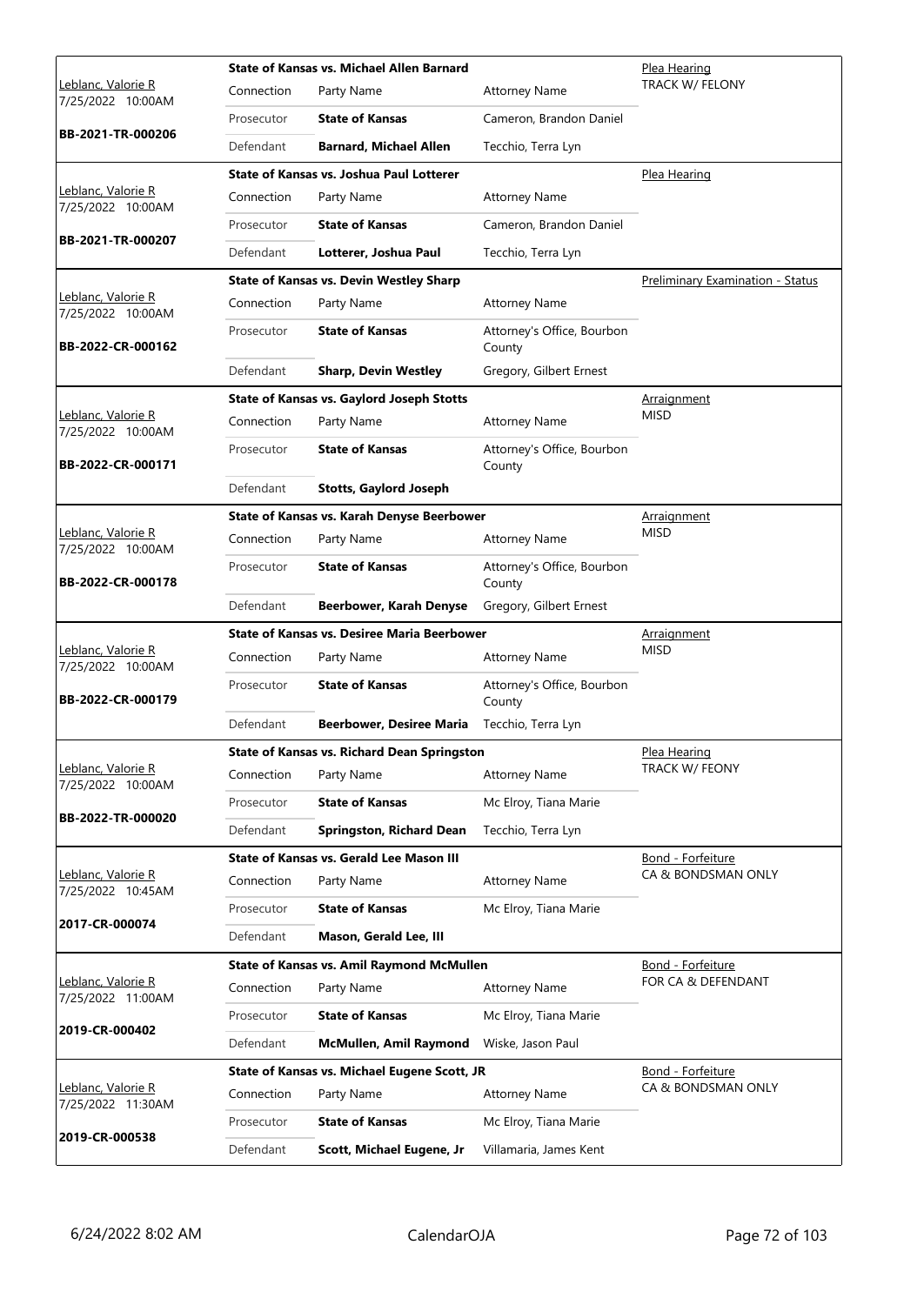| Judge / Date / Case | Case Title | | | Hearing Type / Notes |
|---|---|---|---|---|
| Leblanc, Valorie R<br>7/25/2022 10:00AM<br>**BB-2021-TR-000206** | **State of Kansas vs. Michael Allen Barnard** | | | Plea Hearing<br>TRACK W/ FELONY |
| | Connection | Party Name | Attorney Name | |
| | Prosecutor | **State of Kansas** | Cameron, Brandon Daniel | |
| | Defendant | **Barnard, Michael Allen** | Tecchio, Terra Lyn | |
| Leblanc, Valorie R<br>7/25/2022 10:00AM<br>**BB-2021-TR-000207** | **State of Kansas vs. Joshua Paul Lotterer** | | | Plea Hearing |
| | Connection | Party Name | Attorney Name | |
| | Prosecutor | **State of Kansas** | Cameron, Brandon Daniel | |
| | Defendant | **Lotterer, Joshua Paul** | Tecchio, Terra Lyn | |
| Leblanc, Valorie R<br>7/25/2022 10:00AM<br>**BB-2022-CR-000162** | **State of Kansas vs. Devin Westley Sharp** | | | Preliminary Examination - Status |
| | Connection | Party Name | Attorney Name | |
| | Prosecutor | **State of Kansas** | Attorney's Office, Bourbon County | |
| | Defendant | **Sharp, Devin Westley** | Gregory, Gilbert Ernest | |
| Leblanc, Valorie R<br>7/25/2022 10:00AM<br>**BB-2022-CR-000171** | **State of Kansas vs. Gaylord Joseph Stotts** | | | Arraignment<br>MISD |
| | Connection | Party Name | Attorney Name | |
| | Prosecutor | **State of Kansas** | Attorney's Office, Bourbon County | |
| | Defendant | **Stotts, Gaylord Joseph** | | |
| Leblanc, Valorie R<br>7/25/2022 10:00AM<br>**BB-2022-CR-000178** | **State of Kansas vs. Karah Denyse Beerbower** | | | Arraignment<br>MISD |
| | Connection | Party Name | Attorney Name | |
| | Prosecutor | **State of Kansas** | Attorney's Office, Bourbon County | |
| | Defendant | **Beerbower, Karah Denyse** | Gregory, Gilbert Ernest | |
| Leblanc, Valorie R<br>7/25/2022 10:00AM<br>**BB-2022-CR-000179** | **State of Kansas vs. Desiree Maria Beerbower** | | | Arraignment<br>MISD |
| | Connection | Party Name | Attorney Name | |
| | Prosecutor | **State of Kansas** | Attorney's Office, Bourbon County | |
| | Defendant | **Beerbower, Desiree Maria** | Tecchio, Terra Lyn | |
| Leblanc, Valorie R<br>7/25/2022 10:00AM<br>**BB-2022-TR-000020** | **State of Kansas vs. Richard Dean Springston** | | | Plea Hearing<br>TRACK W/ FEONY |
| | Connection | Party Name | Attorney Name | |
| | Prosecutor | **State of Kansas** | Mc Elroy, Tiana Marie | |
| | Defendant | **Springston, Richard Dean** | Tecchio, Terra Lyn | |
| Leblanc, Valorie R<br>7/25/2022 10:45AM<br>**2017-CR-000074** | **State of Kansas vs. Gerald Lee Mason III** | | | Bond - Forfeiture<br>CA & BONDSMAN ONLY |
| | Connection | Party Name | Attorney Name | |
| | Prosecutor | **State of Kansas** | Mc Elroy, Tiana Marie | |
| | Defendant | **Mason, Gerald Lee, III** | | |
| Leblanc, Valorie R<br>7/25/2022 11:00AM<br>**2019-CR-000402** | **State of Kansas vs. Amil Raymond McMullen** | | | Bond - Forfeiture<br>FOR CA & DEFENDANT |
| | Connection | Party Name | Attorney Name | |
| | Prosecutor | **State of Kansas** | Mc Elroy, Tiana Marie | |
| | Defendant | **McMullen, Amil Raymond** | Wiske, Jason Paul | |
| Leblanc, Valorie R<br>7/25/2022 11:30AM<br>**2019-CR-000538** | **State of Kansas vs. Michael Eugene Scott, JR** | | | Bond - Forfeiture<br>CA & BONDSMAN ONLY |
| | Connection | Party Name | Attorney Name | |
| | Prosecutor | **State of Kansas** | Mc Elroy, Tiana Marie | |
| | Defendant | **Scott, Michael Eugene, Jr** | Villamaria, James Kent | |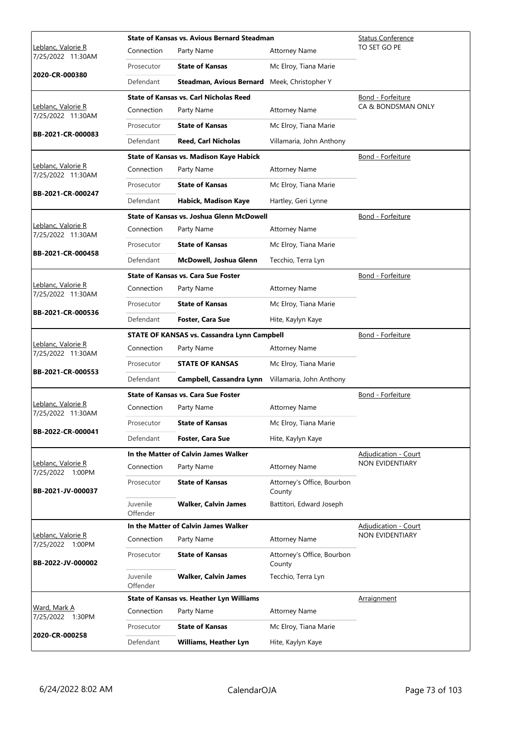| Judge / Date / Case | Case Title | Connection | Party Name | Attorney Name | Hearing Type |
|---|---|---|---|---|---|
| Leblanc, Valorie R<br>7/25/2022 11:30AM<br>**2020-CR-000380** | **State of Kansas vs. Avious Bernard Steadman** | Prosecutor | **State of Kansas** | Mc Elroy, Tiana Marie | Status Conference<br>TO SET GO PE |
| | | Defendant | **Steadman, Avious Bernard** | Meek, Christopher Y | |
| Leblanc, Valorie R<br>7/25/2022 11:30AM<br>**BB-2021-CR-000083** | **State of Kansas vs. Carl Nicholas Reed** | Prosecutor | **State of Kansas** | Mc Elroy, Tiana Marie | Bond - Forfeiture<br>CA & BONDSMAN ONLY |
| | | Defendant | **Reed, Carl Nicholas** | Villamaria, John Anthony | |
| Leblanc, Valorie R<br>7/25/2022 11:30AM<br>**BB-2021-CR-000247** | **State of Kansas vs. Madison Kaye Habick** | Prosecutor | **State of Kansas** | Mc Elroy, Tiana Marie | Bond - Forfeiture |
| | | Defendant | **Habick, Madison Kaye** | Hartley, Geri Lynne | |
| Leblanc, Valorie R<br>7/25/2022 11:30AM<br>**BB-2021-CR-000458** | **State of Kansas vs. Joshua Glenn McDowell** | Prosecutor | **State of Kansas** | Mc Elroy, Tiana Marie | Bond - Forfeiture |
| | | Defendant | **McDowell, Joshua Glenn** | Tecchio, Terra Lyn | |
| Leblanc, Valorie R<br>7/25/2022 11:30AM<br>**BB-2021-CR-000536** | **State of Kansas vs. Cara Sue Foster** | Prosecutor | **State of Kansas** | Mc Elroy, Tiana Marie | Bond - Forfeiture |
| | | Defendant | **Foster, Cara Sue** | Hite, Kaylyn Kaye | |
| Leblanc, Valorie R<br>7/25/2022 11:30AM<br>**BB-2021-CR-000553** | **STATE OF KANSAS vs. Cassandra Lynn Campbell** | Prosecutor | **STATE OF KANSAS** | Mc Elroy, Tiana Marie | Bond - Forfeiture |
| | | Defendant | **Campbell, Cassandra Lynn** | Villamaria, John Anthony | |
| Leblanc, Valorie R<br>7/25/2022 11:30AM<br>**BB-2022-CR-000041** | **State of Kansas vs. Cara Sue Foster** | Prosecutor | **State of Kansas** | Mc Elroy, Tiana Marie | Bond - Forfeiture |
| | | Defendant | **Foster, Cara Sue** | Hite, Kaylyn Kaye | |
| Leblanc, Valorie R<br>7/25/2022 1:00PM<br>**BB-2021-JV-000037** | **In the Matter of Calvin James Walker** | Prosecutor | **State of Kansas** | Attorney's Office, Bourbon County | Adjudication - Court<br>NON EVIDENTIARY |
| | | Juvenile Offender | **Walker, Calvin James** | Battitori, Edward Joseph | |
| Leblanc, Valorie R<br>7/25/2022 1:00PM<br>**BB-2022-JV-000002** | **In the Matter of Calvin James Walker** | Prosecutor | **State of Kansas** | Attorney's Office, Bourbon County | Adjudication - Court<br>NON EVIDENTIARY |
| | | Juvenile Offender | **Walker, Calvin James** | Tecchio, Terra Lyn | |
| Ward, Mark A<br>7/25/2022 1:30PM<br>**2020-CR-000258** | **State of Kansas vs. Heather Lyn Williams** | Prosecutor | **State of Kansas** | Mc Elroy, Tiana Marie | Arraignment |
| | | Defendant | **Williams, Heather Lyn** | Hite, Kaylyn Kaye | |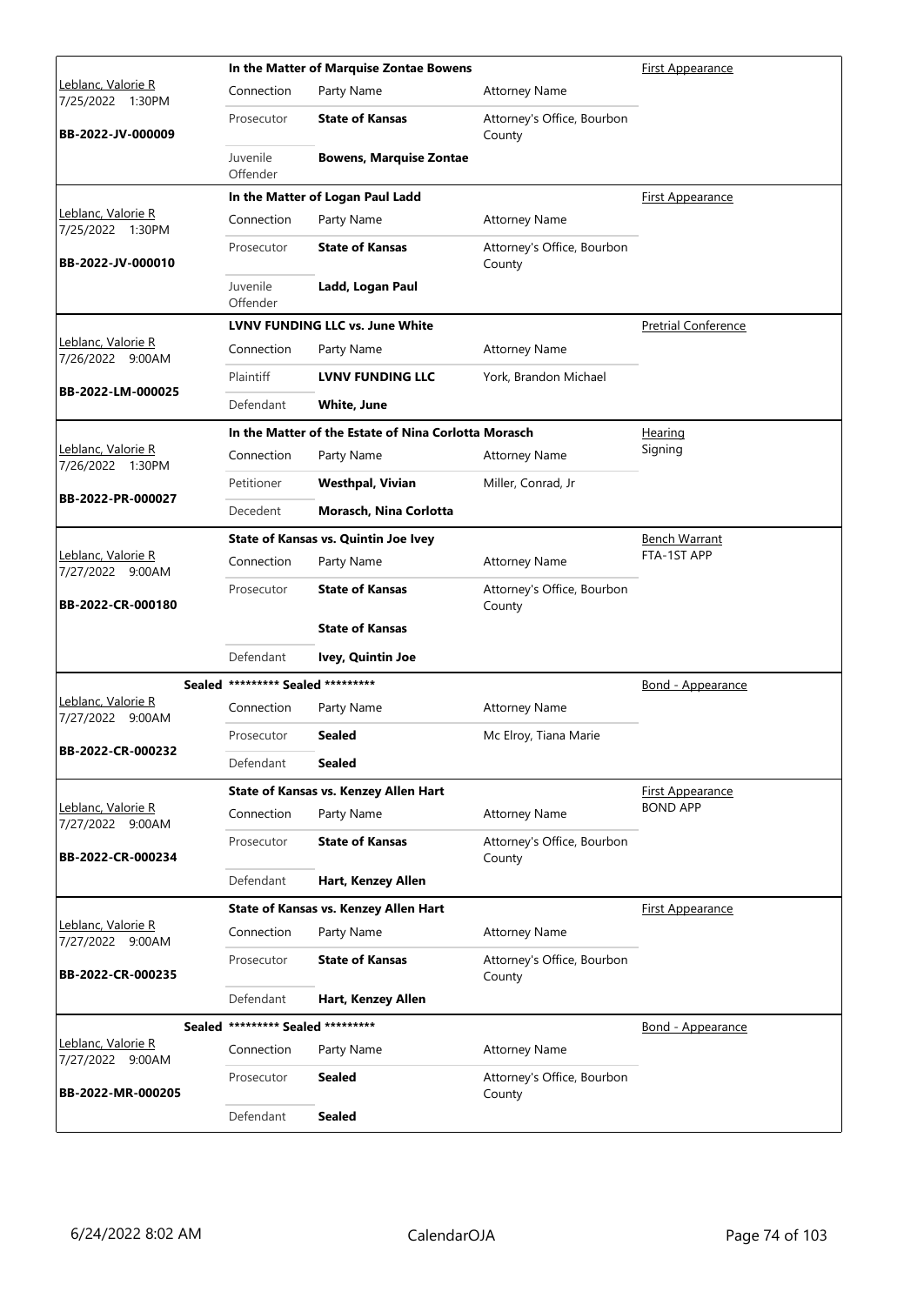| Judge / Date / Case | Case Title / Connection | Party Name | Attorney Name | Hearing Type |
|---|---|---|---|---|
| Leblanc, Valorie R 7/25/2022 1:30PM BB-2022-JV-000009 | **In the Matter of Marquise Zontae Bowens** | | | First Appearance |
| | Connection | Party Name | Attorney Name | |
| | Prosecutor | **State of Kansas** | Attorney's Office, Bourbon County | |
| | Juvenile Offender | **Bowens, Marquise Zontae** | | |
| Leblanc, Valorie R 7/25/2022 1:30PM BB-2022-JV-000010 | **In the Matter of Logan Paul Ladd** | | | First Appearance |
| | Connection | Party Name | Attorney Name | |
| | Prosecutor | **State of Kansas** | Attorney's Office, Bourbon County | |
| | Juvenile Offender | **Ladd, Logan Paul** | | |
| Leblanc, Valorie R 7/26/2022 9:00AM BB-2022-LM-000025 | **LVNV FUNDING LLC vs. June White** | | | Pretrial Conference |
| | Connection | Party Name | Attorney Name | |
| | Plaintiff | **LVNV FUNDING LLC** | York, Brandon Michael | |
| | Defendant | **White, June** | | |
| Leblanc, Valorie R 7/26/2022 1:30PM BB-2022-PR-000027 | **In the Matter of the Estate of Nina Corlotta Morasch** | | | Hearing Signing |
| | Connection | Party Name | Attorney Name | |
| | Petitioner | **Westphal, Vivian** | Miller, Conrad, Jr | |
| | Decedent | **Morasch, Nina Corlotta** | | |
| Leblanc, Valorie R 7/27/2022 9:00AM BB-2022-CR-000180 | **State of Kansas vs. Quintin Joe Ivey** | | | Bench Warrant FTA-1ST APP |
| | Connection | Party Name | Attorney Name | |
| | Prosecutor | **State of Kansas** | Attorney's Office, Bourbon County | |
| | | **State of Kansas** | | |
| | Defendant | **Ivey, Quintin Joe** | | |
| Sealed Leblanc, Valorie R 7/27/2022 9:00AM BB-2022-CR-000232 | **\*\*\*\*\*\*\*\*\* Sealed \*\*\*\*\*\*\*\*\*** | | | Bond - Appearance |
| | Connection | Party Name | Attorney Name | |
| | Prosecutor | **Sealed** | Mc Elroy, Tiana Marie | |
| | Defendant | **Sealed** | | |
| Leblanc, Valorie R 7/27/2022 9:00AM BB-2022-CR-000234 | **State of Kansas vs. Kenzey Allen Hart** | | | First Appearance BOND APP |
| | Connection | Party Name | Attorney Name | |
| | Prosecutor | **State of Kansas** | Attorney's Office, Bourbon County | |
| | Defendant | **Hart, Kenzey Allen** | | |
| Leblanc, Valorie R 7/27/2022 9:00AM BB-2022-CR-000235 | **State of Kansas vs. Kenzey Allen Hart** | | | First Appearance |
| | Connection | Party Name | Attorney Name | |
| | Prosecutor | **State of Kansas** | Attorney's Office, Bourbon County | |
| | Defendant | **Hart, Kenzey Allen** | | |
| Sealed Leblanc, Valorie R 7/27/2022 9:00AM BB-2022-MR-000205 | **\*\*\*\*\*\*\*\*\* Sealed \*\*\*\*\*\*\*\*\*** | | | Bond - Appearance |
| | Connection | Party Name | Attorney Name | |
| | Prosecutor | **Sealed** | Attorney's Office, Bourbon County | |
| | Defendant | **Sealed** | | |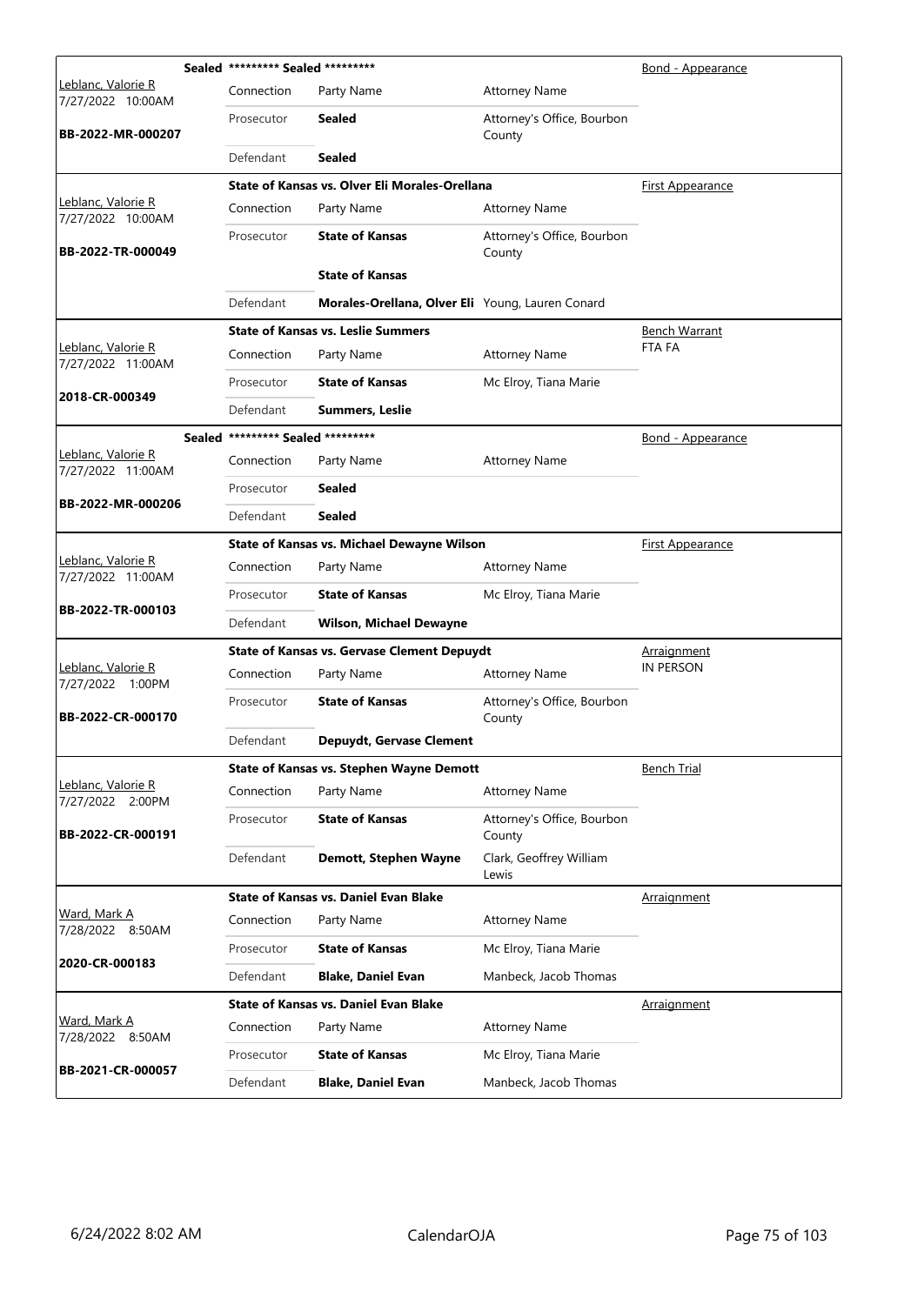| Judge / Date / Case | Connection | Party Name | Attorney Name | Hearing Type |
|---|---|---|---|---|
| **Sealed** ********* Sealed ********* | | | | Bond - Appearance |
| Leblanc, Valorie R 7/27/2022 10:00AM | Connection | Party Name | Attorney Name | |
| BB-2022-MR-000207 | Prosecutor | **Sealed** | Attorney's Office, Bourbon County | |
| | Defendant | **Sealed** | | |
| **State of Kansas vs. Olver Eli Morales-Orellana** | | | | First Appearance |
| Leblanc, Valorie R 7/27/2022 10:00AM | Connection | Party Name | Attorney Name | |
| BB-2022-TR-000049 | Prosecutor | **State of Kansas** | Attorney's Office, Bourbon County | |
| | | **State of Kansas** | | |
| | Defendant | **Morales-Orellana, Olver Eli** | Young, Lauren Conard | |
| **State of Kansas vs. Leslie Summers** | | | | Bench Warrant FTA FA |
| Leblanc, Valorie R 7/27/2022 11:00AM | Connection | Party Name | Attorney Name | |
| 2018-CR-000349 | Prosecutor | **State of Kansas** | Mc Elroy, Tiana Marie | |
| | Defendant | **Summers, Leslie** | | |
| **Sealed** ********* Sealed ********* | | | | Bond - Appearance |
| Leblanc, Valorie R 7/27/2022 11:00AM | Connection | Party Name | Attorney Name | |
| BB-2022-MR-000206 | Prosecutor | **Sealed** | | |
| | Defendant | **Sealed** | | |
| **State of Kansas vs. Michael Dewayne Wilson** | | | | First Appearance |
| Leblanc, Valorie R 7/27/2022 11:00AM | Connection | Party Name | Attorney Name | |
| BB-2022-TR-000103 | Prosecutor | **State of Kansas** | Mc Elroy, Tiana Marie | |
| | Defendant | **Wilson, Michael Dewayne** | | |
| **State of Kansas vs. Gervase Clement Depuydt** | | | | Arraignment IN PERSON |
| Leblanc, Valorie R 7/27/2022 1:00PM | Connection | Party Name | Attorney Name | |
| BB-2022-CR-000170 | Prosecutor | **State of Kansas** | Attorney's Office, Bourbon County | |
| | Defendant | **Depuydt, Gervase Clement** | | |
| **State of Kansas vs. Stephen Wayne Demott** | | | | Bench Trial |
| Leblanc, Valorie R 7/27/2022 2:00PM | Connection | Party Name | Attorney Name | |
| BB-2022-CR-000191 | Prosecutor | **State of Kansas** | Attorney's Office, Bourbon County | |
| | Defendant | **Demott, Stephen Wayne** | Clark, Geoffrey William Lewis | |
| **State of Kansas vs. Daniel Evan Blake** | | | | Arraignment |
| Ward, Mark A 7/28/2022 8:50AM | Connection | Party Name | Attorney Name | |
| 2020-CR-000183 | Prosecutor | **State of Kansas** | Mc Elroy, Tiana Marie | |
| | Defendant | **Blake, Daniel Evan** | Manbeck, Jacob Thomas | |
| **State of Kansas vs. Daniel Evan Blake** | | | | Arraignment |
| Ward, Mark A 7/28/2022 8:50AM | Connection | Party Name | Attorney Name | |
| BB-2021-CR-000057 | Prosecutor | **State of Kansas** | Mc Elroy, Tiana Marie | |
| | Defendant | **Blake, Daniel Evan** | Manbeck, Jacob Thomas | |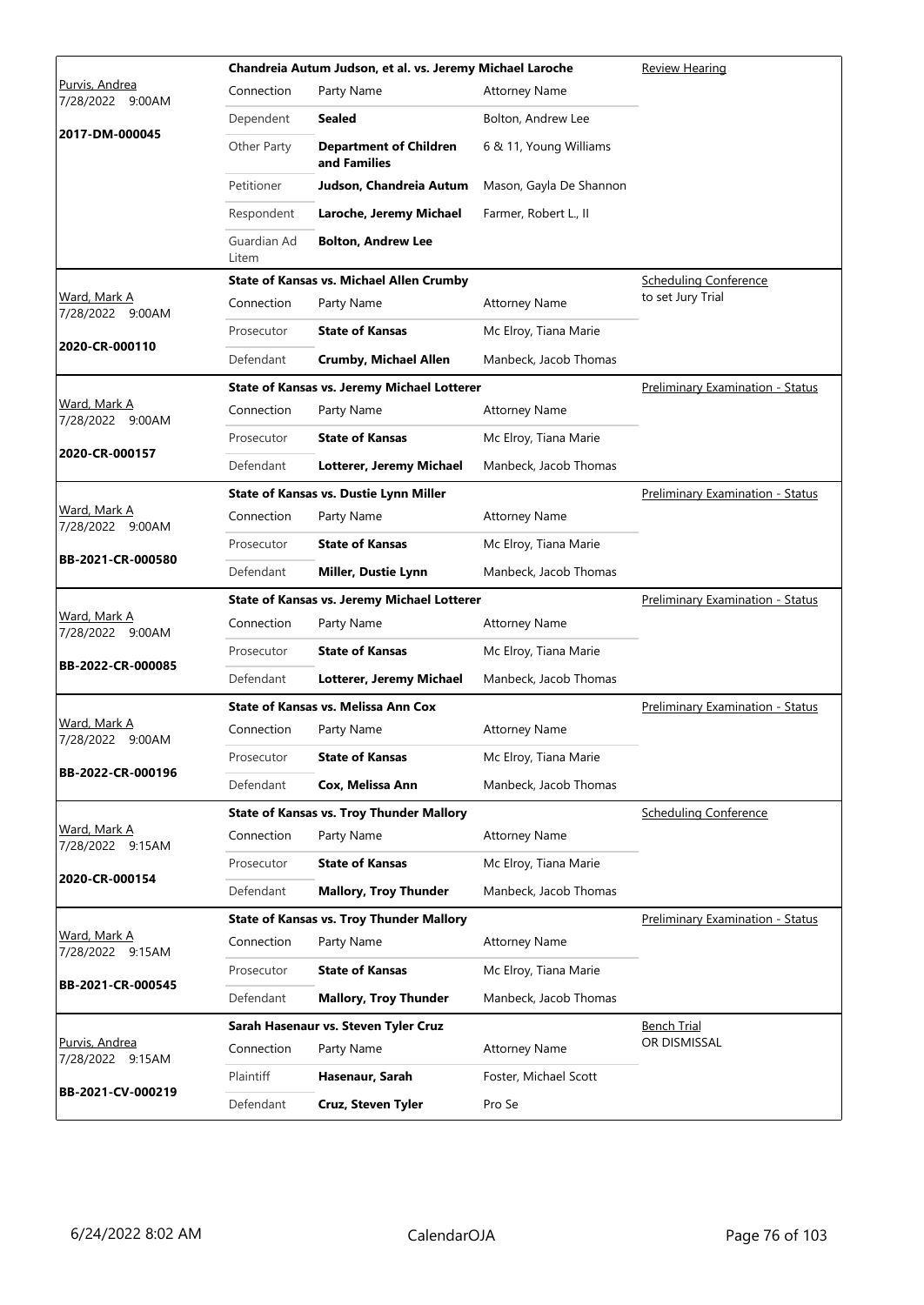| Judge / Date / Case | Case Title | | | Hearing |
|---|---|---|---|---|
| Purvis, Andrea<br>7/28/2022 9:00AM<br>**2017-DM-000045** | **Chandreia Autum Judson, et al. vs. Jeremy Michael Laroche** | | | Review Hearing |
| | Connection | Party Name | Attorney Name | |
| | Dependent | **Sealed** | Bolton, Andrew Lee | |
| | Other Party | **Department of Children and Families** | 6 & 11, Young Williams | |
| | Petitioner | **Judson, Chandreia Autum** | Mason, Gayla De Shannon | |
| | Respondent | **Laroche, Jeremy Michael** | Farmer, Robert L., II | |
| | Guardian Ad Litem | **Bolton, Andrew Lee** | | |
| Ward, Mark A<br>7/28/2022 9:00AM<br>**2020-CR-000110** | **State of Kansas vs. Michael Allen Crumby** | | | Scheduling Conference to set Jury Trial |
| | Connection | Party Name | Attorney Name | |
| | Prosecutor | **State of Kansas** | Mc Elroy, Tiana Marie | |
| | Defendant | **Crumby, Michael Allen** | Manbeck, Jacob Thomas | |
| Ward, Mark A<br>7/28/2022 9:00AM<br>**2020-CR-000157** | **State of Kansas vs. Jeremy Michael Lotterer** | | | Preliminary Examination - Status |
| | Connection | Party Name | Attorney Name | |
| | Prosecutor | **State of Kansas** | Mc Elroy, Tiana Marie | |
| | Defendant | **Lotterer, Jeremy Michael** | Manbeck, Jacob Thomas | |
| Ward, Mark A<br>7/28/2022 9:00AM<br>**BB-2021-CR-000580** | **State of Kansas vs. Dustie Lynn Miller** | | | Preliminary Examination - Status |
| | Connection | Party Name | Attorney Name | |
| | Prosecutor | **State of Kansas** | Mc Elroy, Tiana Marie | |
| | Defendant | **Miller, Dustie Lynn** | Manbeck, Jacob Thomas | |
| Ward, Mark A<br>7/28/2022 9:00AM<br>**BB-2022-CR-000085** | **State of Kansas vs. Jeremy Michael Lotterer** | | | Preliminary Examination - Status |
| | Connection | Party Name | Attorney Name | |
| | Prosecutor | **State of Kansas** | Mc Elroy, Tiana Marie | |
| | Defendant | **Lotterer, Jeremy Michael** | Manbeck, Jacob Thomas | |
| Ward, Mark A<br>7/28/2022 9:00AM<br>**BB-2022-CR-000196** | **State of Kansas vs. Melissa Ann Cox** | | | Preliminary Examination - Status |
| | Connection | Party Name | Attorney Name | |
| | Prosecutor | **State of Kansas** | Mc Elroy, Tiana Marie | |
| | Defendant | **Cox, Melissa Ann** | Manbeck, Jacob Thomas | |
| Ward, Mark A<br>7/28/2022 9:15AM<br>**2020-CR-000154** | **State of Kansas vs. Troy Thunder Mallory** | | | Scheduling Conference |
| | Connection | Party Name | Attorney Name | |
| | Prosecutor | **State of Kansas** | Mc Elroy, Tiana Marie | |
| | Defendant | **Mallory, Troy Thunder** | Manbeck, Jacob Thomas | |
| Ward, Mark A<br>7/28/2022 9:15AM<br>**BB-2021-CR-000545** | **State of Kansas vs. Troy Thunder Mallory** | | | Preliminary Examination - Status |
| | Connection | Party Name | Attorney Name | |
| | Prosecutor | **State of Kansas** | Mc Elroy, Tiana Marie | |
| | Defendant | **Mallory, Troy Thunder** | Manbeck, Jacob Thomas | |
| Purvis, Andrea<br>7/28/2022 9:15AM<br>**BB-2021-CV-000219** | **Sarah Hasenaur vs. Steven Tyler Cruz** | | | Bench Trial OR DISMISSAL |
| | Connection | Party Name | Attorney Name | |
| | Plaintiff | **Hasenaur, Sarah** | Foster, Michael Scott | |
| | Defendant | **Cruz, Steven Tyler** | Pro Se | |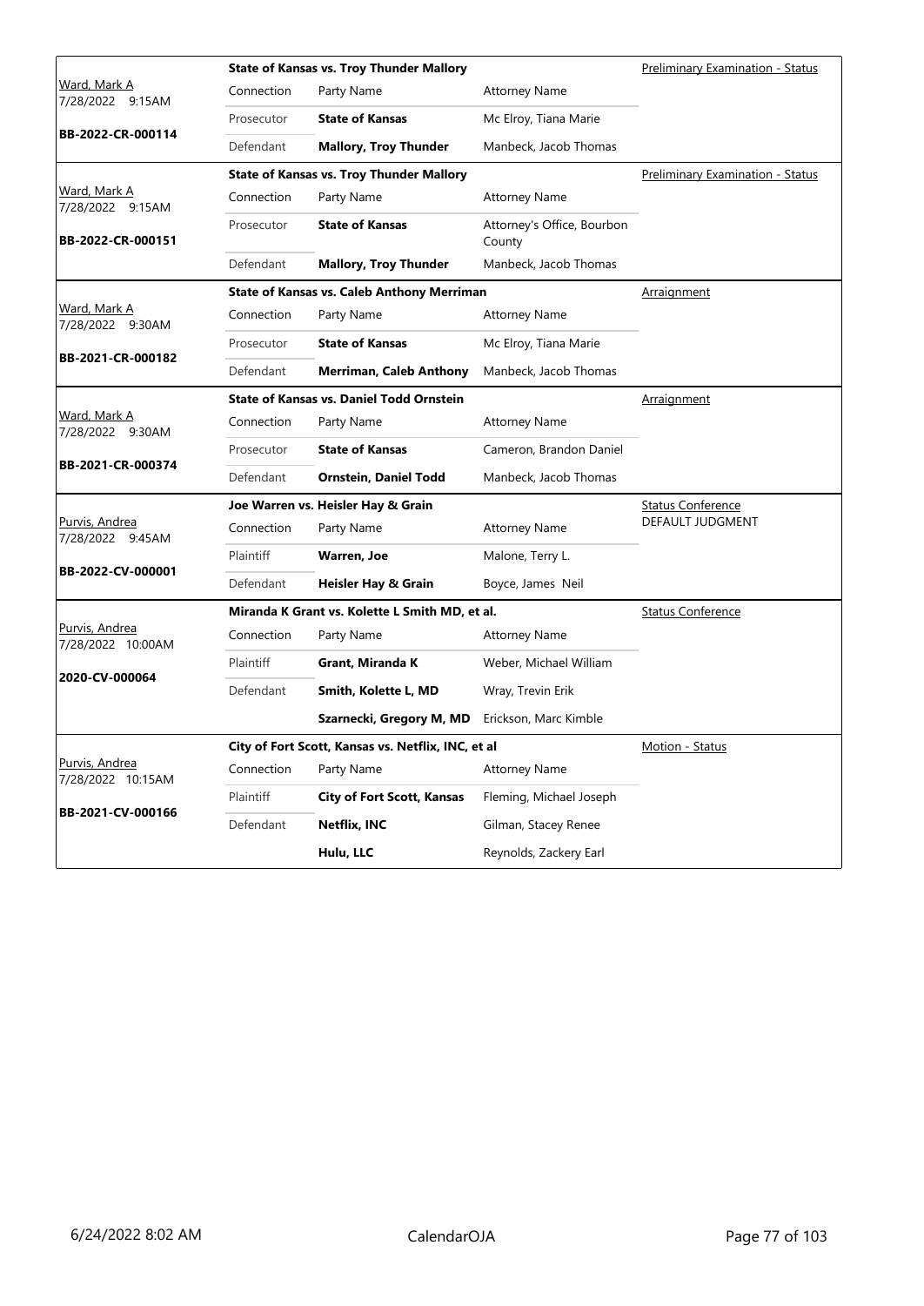| Judge / Date / Case | Case Title / Connection | Party Name | Attorney Name | Hearing Type |
|---|---|---|---|---|
| Ward, Mark A<br>7/28/2022 9:15AM<br>**BB-2022-CR-000114** | **State of Kansas vs. Troy Thunder Mallory** | | | Preliminary Examination - Status |
| | Connection | Party Name | Attorney Name | |
| | Prosecutor | **State of Kansas** | Mc Elroy, Tiana Marie | |
| | Defendant | **Mallory, Troy Thunder** | Manbeck, Jacob Thomas | |
| Ward, Mark A<br>7/28/2022 9:15AM<br>**BB-2022-CR-000151** | **State of Kansas vs. Troy Thunder Mallory** | | | Preliminary Examination - Status |
| | Connection | Party Name | Attorney Name | |
| | Prosecutor | **State of Kansas** | Attorney's Office, Bourbon County | |
| | Defendant | **Mallory, Troy Thunder** | Manbeck, Jacob Thomas | |
| Ward, Mark A<br>7/28/2022 9:30AM<br>**BB-2021-CR-000182** | **State of Kansas vs. Caleb Anthony Merriman** | | | Arraignment |
| | Connection | Party Name | Attorney Name | |
| | Prosecutor | **State of Kansas** | Mc Elroy, Tiana Marie | |
| | Defendant | **Merriman, Caleb Anthony** | Manbeck, Jacob Thomas | |
| Ward, Mark A<br>7/28/2022 9:30AM<br>**BB-2021-CR-000374** | **State of Kansas vs. Daniel Todd Ornstein** | | | Arraignment |
| | Connection | Party Name | Attorney Name | |
| | Prosecutor | **State of Kansas** | Cameron, Brandon Daniel | |
| | Defendant | **Ornstein, Daniel Todd** | Manbeck, Jacob Thomas | |
| Purvis, Andrea<br>7/28/2022 9:45AM<br>**BB-2022-CV-000001** | **Joe Warren vs. Heisler Hay & Grain** | | | Status Conference<br>DEFAULT JUDGMENT |
| | Connection | Party Name | Attorney Name | |
| | Plaintiff | **Warren, Joe** | Malone, Terry L. | |
| | Defendant | **Heisler Hay & Grain** | Boyce, James Neil | |
| Purvis, Andrea<br>7/28/2022 10:00AM<br>**2020-CV-000064** | **Miranda K Grant vs. Kolette L Smith MD, et al.** | | | Status Conference |
| | Connection | Party Name | Attorney Name | |
| | Plaintiff | **Grant, Miranda K** | Weber, Michael William | |
| | Defendant | **Smith, Kolette L, MD** | Wray, Trevin Erik | |
| | | **Szarnecki, Gregory M, MD** | Erickson, Marc Kimble | |
| Purvis, Andrea<br>7/28/2022 10:15AM<br>**BB-2021-CV-000166** | **City of Fort Scott, Kansas vs. Netflix, INC, et al** | | | Motion - Status |
| | Connection | Party Name | Attorney Name | |
| | Plaintiff | **City of Fort Scott, Kansas** | Fleming, Michael Joseph | |
| | Defendant | **Netflix, INC** | Gilman, Stacey Renee | |
| | | **Hulu, LLC** | Reynolds, Zackery Earl | |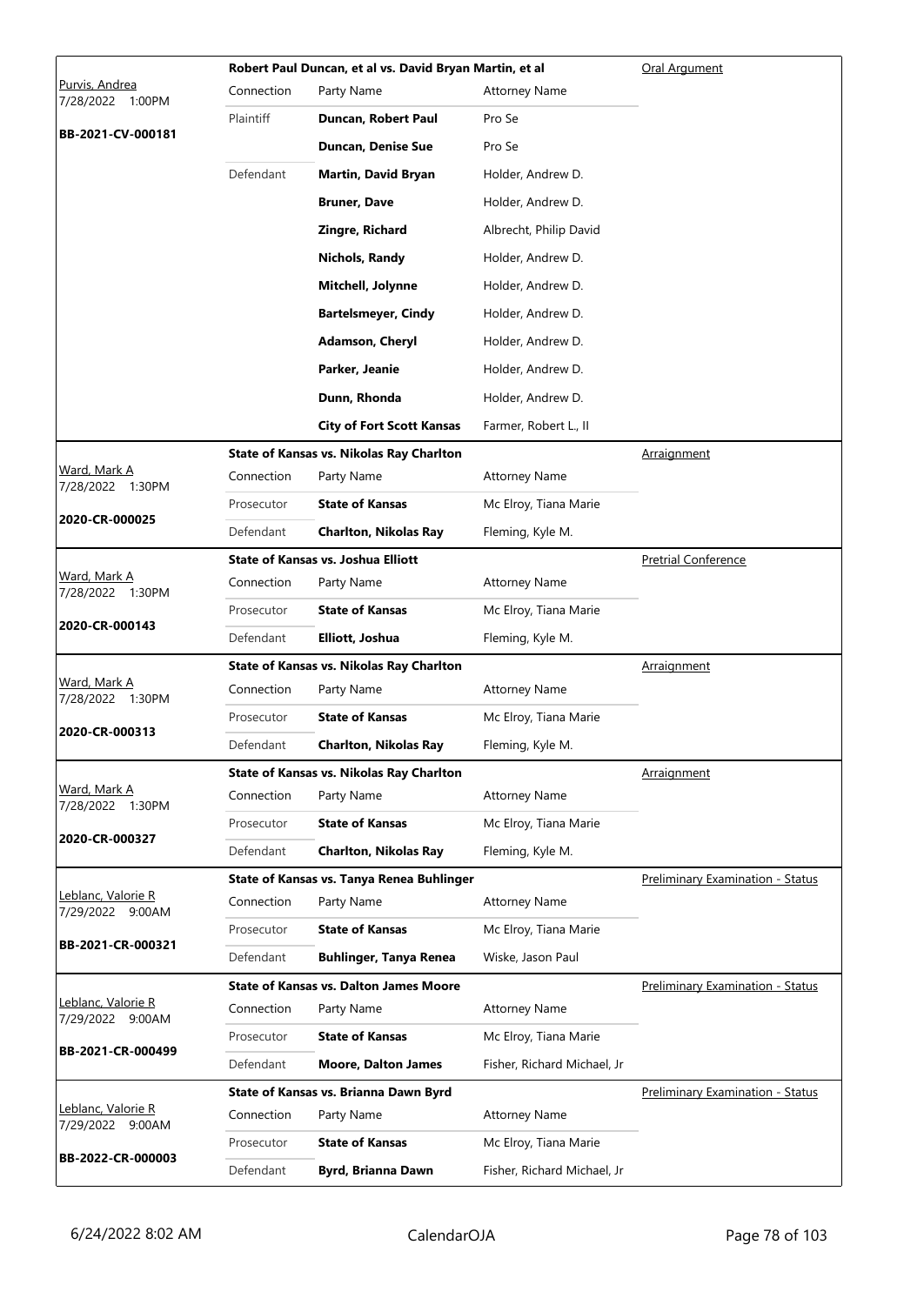| Judge / Date / Case | Case Title | | | Hearing Type |
|---|---|---|---|---|
| Purvis, Andrea<br>7/28/2022 1:00PM<br>**BB-2021-CV-000181** | **Robert Paul Duncan, et al vs. David Bryan Martin, et al** | | | Oral Argument |
| | Connection | Party Name | Attorney Name | |
| | Plaintiff | **Duncan, Robert Paul** | Pro Se | |
| | | **Duncan, Denise Sue** | Pro Se | |
| | Defendant | **Martin, David Bryan** | Holder, Andrew D. | |
| | | **Bruner, Dave** | Holder, Andrew D. | |
| | | **Zingre, Richard** | Albrecht, Philip David | |
| | | **Nichols, Randy** | Holder, Andrew D. | |
| | | **Mitchell, Jolynne** | Holder, Andrew D. | |
| | | **Bartelsmeyer, Cindy** | Holder, Andrew D. | |
| | | **Adamson, Cheryl** | Holder, Andrew D. | |
| | | **Parker, Jeanie** | Holder, Andrew D. | |
| | | **Dunn, Rhonda** | Holder, Andrew D. | |
| | | **City of Fort Scott Kansas** | Farmer, Robert L., II | |
| Ward, Mark A<br>7/28/2022 1:30PM<br>**2020-CR-000025** | **State of Kansas vs. Nikolas Ray Charlton** | | | Arraignment |
| | Connection | Party Name | Attorney Name | |
| | Prosecutor | **State of Kansas** | Mc Elroy, Tiana Marie | |
| | Defendant | **Charlton, Nikolas Ray** | Fleming, Kyle M. | |
| Ward, Mark A<br>7/28/2022 1:30PM<br>**2020-CR-000143** | **State of Kansas vs. Joshua Elliott** | | | Pretrial Conference |
| | Connection | Party Name | Attorney Name | |
| | Prosecutor | **State of Kansas** | Mc Elroy, Tiana Marie | |
| | Defendant | **Elliott, Joshua** | Fleming, Kyle M. | |
| Ward, Mark A<br>7/28/2022 1:30PM<br>**2020-CR-000313** | **State of Kansas vs. Nikolas Ray Charlton** | | | Arraignment |
| | Connection | Party Name | Attorney Name | |
| | Prosecutor | **State of Kansas** | Mc Elroy, Tiana Marie | |
| | Defendant | **Charlton, Nikolas Ray** | Fleming, Kyle M. | |
| Ward, Mark A<br>7/28/2022 1:30PM<br>**2020-CR-000327** | **State of Kansas vs. Nikolas Ray Charlton** | | | Arraignment |
| | Connection | Party Name | Attorney Name | |
| | Prosecutor | **State of Kansas** | Mc Elroy, Tiana Marie | |
| | Defendant | **Charlton, Nikolas Ray** | Fleming, Kyle M. | |
| Leblanc, Valorie R<br>7/29/2022 9:00AM<br>**BB-2021-CR-000321** | **State of Kansas vs. Tanya Renea Buhlinger** | | | Preliminary Examination - Status |
| | Connection | Party Name | Attorney Name | |
| | Prosecutor | **State of Kansas** | Mc Elroy, Tiana Marie | |
| | Defendant | **Buhlinger, Tanya Renea** | Wiske, Jason Paul | |
| Leblanc, Valorie R<br>7/29/2022 9:00AM<br>**BB-2021-CR-000499** | **State of Kansas vs. Dalton James Moore** | | | Preliminary Examination - Status |
| | Connection | Party Name | Attorney Name | |
| | Prosecutor | **State of Kansas** | Mc Elroy, Tiana Marie | |
| | Defendant | **Moore, Dalton James** | Fisher, Richard Michael, Jr | |
| Leblanc, Valorie R<br>7/29/2022 9:00AM<br>**BB-2022-CR-000003** | **State of Kansas vs. Brianna Dawn Byrd** | | | Preliminary Examination - Status |
| | Connection | Party Name | Attorney Name | |
| | Prosecutor | **State of Kansas** | Mc Elroy, Tiana Marie | |
| | Defendant | **Byrd, Brianna Dawn** | Fisher, Richard Michael, Jr | |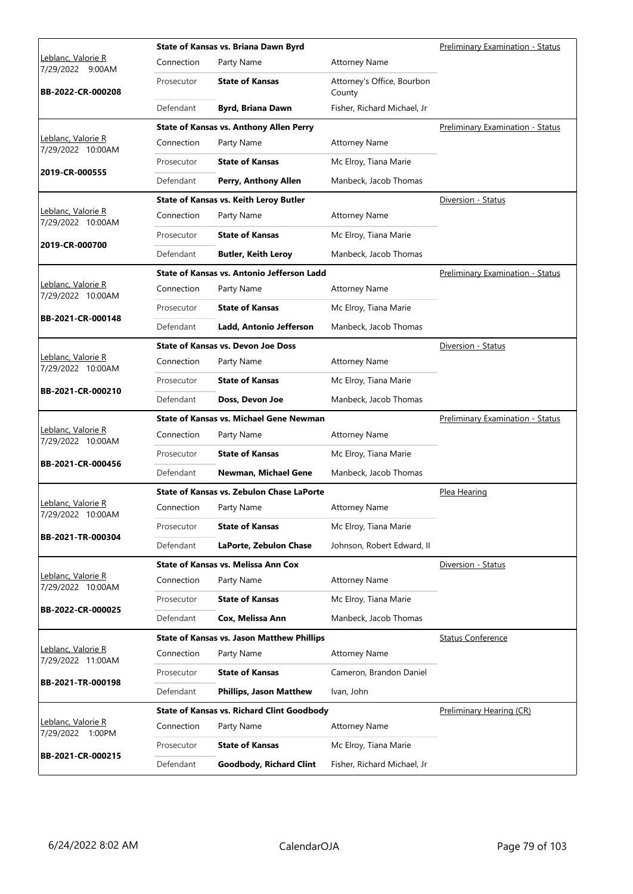| Judge / Date / Case | Connection | Party Name | Attorney Name | Hearing Type |
|---|---|---|---|---|
| Leblanc, Valorie R 7/29/2022 9:00AM **BB-2022-CR-000208** | | **State of Kansas vs. Briana Dawn Byrd** | | Preliminary Examination - Status |
| | Prosecutor | **State of Kansas** | Attorney's Office, Bourbon County | |
| | Defendant | **Byrd, Briana Dawn** | Fisher, Richard Michael, Jr | |
| Leblanc, Valorie R 7/29/2022 10:00AM **2019-CR-000555** | | **State of Kansas vs. Anthony Allen Perry** | | Preliminary Examination - Status |
| | Prosecutor | **State of Kansas** | Mc Elroy, Tiana Marie | |
| | Defendant | **Perry, Anthony Allen** | Manbeck, Jacob Thomas | |
| Leblanc, Valorie R 7/29/2022 10:00AM **2019-CR-000700** | | **State of Kansas vs. Keith Leroy Butler** | | Diversion - Status |
| | Prosecutor | **State of Kansas** | Mc Elroy, Tiana Marie | |
| | Defendant | **Butler, Keith Leroy** | Manbeck, Jacob Thomas | |
| Leblanc, Valorie R 7/29/2022 10:00AM **BB-2021-CR-000148** | | **State of Kansas vs. Antonio Jefferson Ladd** | | Preliminary Examination - Status |
| | Prosecutor | **State of Kansas** | Mc Elroy, Tiana Marie | |
| | Defendant | **Ladd, Antonio Jefferson** | Manbeck, Jacob Thomas | |
| Leblanc, Valorie R 7/29/2022 10:00AM **BB-2021-CR-000210** | | **State of Kansas vs. Devon Joe Doss** | | Diversion - Status |
| | Prosecutor | **State of Kansas** | Mc Elroy, Tiana Marie | |
| | Defendant | **Doss, Devon Joe** | Manbeck, Jacob Thomas | |
| Leblanc, Valorie R 7/29/2022 10:00AM **BB-2021-CR-000456** | | **State of Kansas vs. Michael Gene Newman** | | Preliminary Examination - Status |
| | Prosecutor | **State of Kansas** | Mc Elroy, Tiana Marie | |
| | Defendant | **Newman, Michael Gene** | Manbeck, Jacob Thomas | |
| Leblanc, Valorie R 7/29/2022 10:00AM **BB-2021-TR-000304** | | **State of Kansas vs. Zebulon Chase LaPorte** | | Plea Hearing |
| | Prosecutor | **State of Kansas** | Mc Elroy, Tiana Marie | |
| | Defendant | **LaPorte, Zebulon Chase** | Johnson, Robert Edward, II | |
| Leblanc, Valorie R 7/29/2022 10:00AM **BB-2022-CR-000025** | | **State of Kansas vs. Melissa Ann Cox** | | Diversion - Status |
| | Prosecutor | **State of Kansas** | Mc Elroy, Tiana Marie | |
| | Defendant | **Cox, Melissa Ann** | Manbeck, Jacob Thomas | |
| Leblanc, Valorie R 7/29/2022 11:00AM **BB-2021-TR-000198** | | **State of Kansas vs. Jason Matthew Phillips** | | Status Conference |
| | Prosecutor | **State of Kansas** | Cameron, Brandon Daniel | |
| | Defendant | **Phillips, Jason Matthew** | Ivan, John | |
| Leblanc, Valorie R 7/29/2022 1:00PM **BB-2021-CR-000215** | | **State of Kansas vs. Richard Clint Goodbody** | | Preliminary Hearing (CR) |
| | Prosecutor | **State of Kansas** | Mc Elroy, Tiana Marie | |
| | Defendant | **Goodbody, Richard Clint** | Fisher, Richard Michael, Jr | |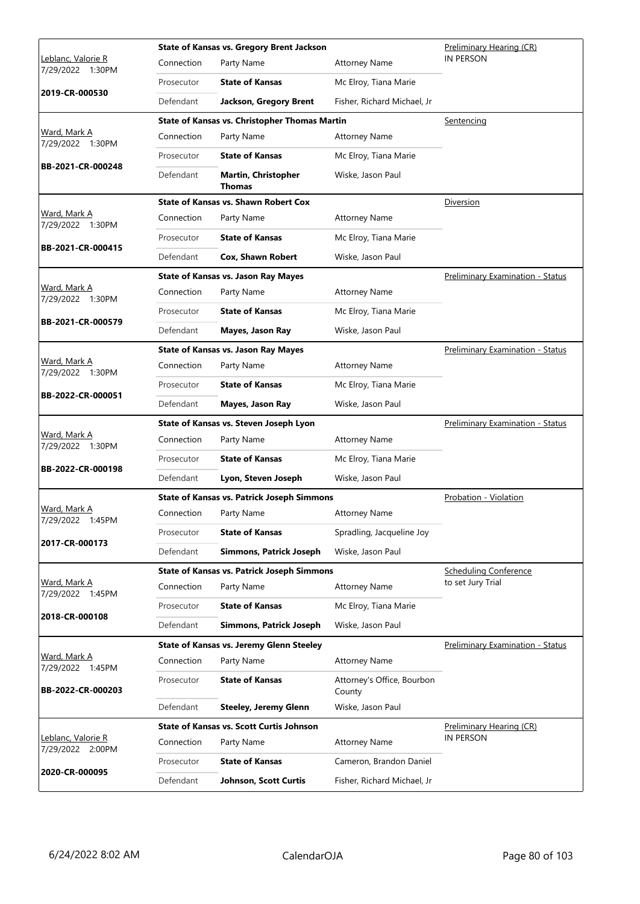| Judge / Date / Case | Case Title | Connection | Party Name | Attorney Name | Hearing Type |
|---|---|---|---|---|---|
| Leblanc, Valorie R<br>7/29/2022 1:30PM<br>**2019-CR-000530** | **State of Kansas vs. Gregory Brent Jackson** | Prosecutor | **State of Kansas** | Mc Elroy, Tiana Marie | Preliminary Hearing (CR)<br>IN PERSON |
| | | Defendant | **Jackson, Gregory Brent** | Fisher, Richard Michael, Jr | |
| Ward, Mark A<br>7/29/2022 1:30PM<br>**BB-2021-CR-000248** | **State of Kansas vs. Christopher Thomas Martin** | Prosecutor | **State of Kansas** | Mc Elroy, Tiana Marie | Sentencing |
| | | Defendant | **Martin, Christopher Thomas** | Wiske, Jason Paul | |
| Ward, Mark A<br>7/29/2022 1:30PM<br>**BB-2021-CR-000415** | **State of Kansas vs. Shawn Robert Cox** | Prosecutor | **State of Kansas** | Mc Elroy, Tiana Marie | Diversion |
| | | Defendant | **Cox, Shawn Robert** | Wiske, Jason Paul | |
| Ward, Mark A<br>7/29/2022 1:30PM<br>**BB-2021-CR-000579** | **State of Kansas vs. Jason Ray Mayes** | Prosecutor | **State of Kansas** | Mc Elroy, Tiana Marie | Preliminary Examination - Status |
| | | Defendant | **Mayes, Jason Ray** | Wiske, Jason Paul | |
| Ward, Mark A<br>7/29/2022 1:30PM<br>**BB-2022-CR-000051** | **State of Kansas vs. Jason Ray Mayes** | Prosecutor | **State of Kansas** | Mc Elroy, Tiana Marie | Preliminary Examination - Status |
| | | Defendant | **Mayes, Jason Ray** | Wiske, Jason Paul | |
| Ward, Mark A<br>7/29/2022 1:30PM<br>**BB-2022-CR-000198** | **State of Kansas vs. Steven Joseph Lyon** | Prosecutor | **State of Kansas** | Mc Elroy, Tiana Marie | Preliminary Examination - Status |
| | | Defendant | **Lyon, Steven Joseph** | Wiske, Jason Paul | |
| Ward, Mark A<br>7/29/2022 1:45PM<br>**2017-CR-000173** | **State of Kansas vs. Patrick Joseph Simmons** | Prosecutor | **State of Kansas** | Spradling, Jacqueline Joy | Probation - Violation |
| | | Defendant | **Simmons, Patrick Joseph** | Wiske, Jason Paul | |
| Ward, Mark A<br>7/29/2022 1:45PM<br>**2018-CR-000108** | **State of Kansas vs. Patrick Joseph Simmons** | Prosecutor | **State of Kansas** | Mc Elroy, Tiana Marie | Scheduling Conference<br>to set Jury Trial |
| | | Defendant | **Simmons, Patrick Joseph** | Wiske, Jason Paul | |
| Ward, Mark A<br>7/29/2022 1:45PM<br>**BB-2022-CR-000203** | **State of Kansas vs. Jeremy Glenn Steeley** | Prosecutor | **State of Kansas** | Attorney's Office, Bourbon County | Preliminary Examination - Status |
| | | Defendant | **Steeley, Jeremy Glenn** | Wiske, Jason Paul | |
| Leblanc, Valorie R<br>7/29/2022 2:00PM<br>**2020-CR-000095** | **State of Kansas vs. Scott Curtis Johnson** | Prosecutor | **State of Kansas** | Cameron, Brandon Daniel | Preliminary Hearing (CR)<br>IN PERSON |
| | | Defendant | **Johnson, Scott Curtis** | Fisher, Richard Michael, Jr | |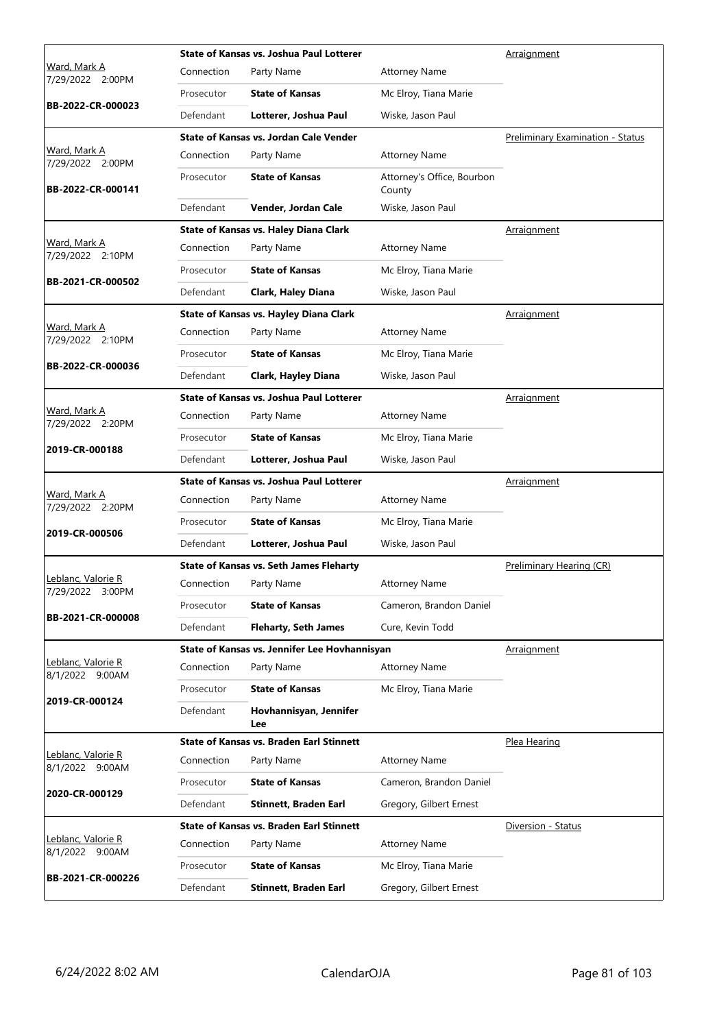| Judge / Date / Case | Case Title | Connection | Party Name | Attorney Name | Hearing Type |
|---|---|---|---|---|---|
| Ward, Mark A<br>7/29/2022 2:00PM<br>**BB-2022-CR-000023** | **State of Kansas vs. Joshua Paul Lotterer** | Prosecutor | **State of Kansas** | Mc Elroy, Tiana Marie | Arraignment |
| | | Defendant | **Lotterer, Joshua Paul** | Wiske, Jason Paul | |
| Ward, Mark A<br>7/29/2022 2:00PM<br>**BB-2022-CR-000141** | **State of Kansas vs. Jordan Cale Vender** | Prosecutor | **State of Kansas** | Attorney's Office, Bourbon County | Preliminary Examination - Status |
| | | Defendant | **Vender, Jordan Cale** | Wiske, Jason Paul | |
| Ward, Mark A<br>7/29/2022 2:10PM<br>**BB-2021-CR-000502** | **State of Kansas vs. Haley Diana Clark** | Prosecutor | **State of Kansas** | Mc Elroy, Tiana Marie | Arraignment |
| | | Defendant | **Clark, Haley Diana** | Wiske, Jason Paul | |
| Ward, Mark A<br>7/29/2022 2:10PM<br>**BB-2022-CR-000036** | **State of Kansas vs. Hayley Diana Clark** | Prosecutor | **State of Kansas** | Mc Elroy, Tiana Marie | Arraignment |
| | | Defendant | **Clark, Hayley Diana** | Wiske, Jason Paul | |
| Ward, Mark A<br>7/29/2022 2:20PM<br>**2019-CR-000188** | **State of Kansas vs. Joshua Paul Lotterer** | Prosecutor | **State of Kansas** | Mc Elroy, Tiana Marie | Arraignment |
| | | Defendant | **Lotterer, Joshua Paul** | Wiske, Jason Paul | |
| Ward, Mark A<br>7/29/2022 2:20PM<br>**2019-CR-000506** | **State of Kansas vs. Joshua Paul Lotterer** | Prosecutor | **State of Kansas** | Mc Elroy, Tiana Marie | Arraignment |
| | | Defendant | **Lotterer, Joshua Paul** | Wiske, Jason Paul | |
| Leblanc, Valorie R<br>7/29/2022 3:00PM<br>**BB-2021-CR-000008** | **State of Kansas vs. Seth James Fleharty** | Prosecutor | **State of Kansas** | Cameron, Brandon Daniel | Preliminary Hearing (CR) |
| | | Defendant | **Fleharty, Seth James** | Cure, Kevin Todd | |
| Leblanc, Valorie R<br>8/1/2022 9:00AM<br>**2019-CR-000124** | **State of Kansas vs. Jennifer Lee Hovhannisyan** | Prosecutor | **State of Kansas** | Mc Elroy, Tiana Marie | Arraignment |
| | | Defendant | **Hovhannisyan, Jennifer Lee** | | |
| Leblanc, Valorie R<br>8/1/2022 9:00AM<br>**2020-CR-000129** | **State of Kansas vs. Braden Earl Stinnett** | Prosecutor | **State of Kansas** | Cameron, Brandon Daniel | Plea Hearing |
| | | Defendant | **Stinnett, Braden Earl** | Gregory, Gilbert Ernest | |
| Leblanc, Valorie R<br>8/1/2022 9:00AM<br>**BB-2021-CR-000226** | **State of Kansas vs. Braden Earl Stinnett** | Prosecutor | **State of Kansas** | Mc Elroy, Tiana Marie | Diversion - Status |
| | | Defendant | **Stinnett, Braden Earl** | Gregory, Gilbert Ernest | |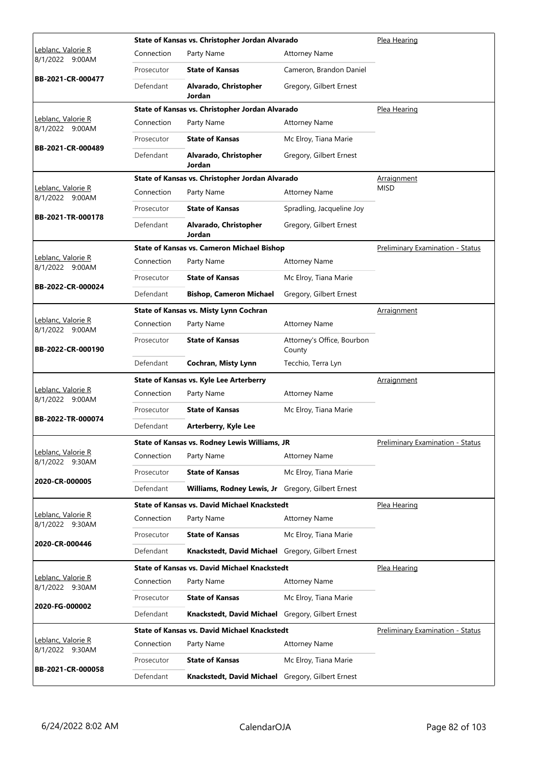| Judge / Date / Case | Connection | Party Name | Attorney Name | Hearing Type |
|---|---|---|---|---|
| Leblanc, Valorie R 8/1/2022 9:00AM **BB-2021-CR-000477** | **State of Kansas vs. Christopher Jordan Alvarado** | | | Plea Hearing |
| | Connection | Party Name | Attorney Name | |
| | Prosecutor | **State of Kansas** | Cameron, Brandon Daniel | |
| | Defendant | **Alvarado, Christopher Jordan** | Gregory, Gilbert Ernest | |
| Leblanc, Valorie R 8/1/2022 9:00AM **BB-2021-CR-000489** | **State of Kansas vs. Christopher Jordan Alvarado** | | | Plea Hearing |
| | Connection | Party Name | Attorney Name | |
| | Prosecutor | **State of Kansas** | Mc Elroy, Tiana Marie | |
| | Defendant | **Alvarado, Christopher Jordan** | Gregory, Gilbert Ernest | |
| Leblanc, Valorie R 8/1/2022 9:00AM **BB-2021-TR-000178** | **State of Kansas vs. Christopher Jordan Alvarado** | | | Arraignment MISD |
| | Connection | Party Name | Attorney Name | |
| | Prosecutor | **State of Kansas** | Spradling, Jacqueline Joy | |
| | Defendant | **Alvarado, Christopher Jordan** | Gregory, Gilbert Ernest | |
| Leblanc, Valorie R 8/1/2022 9:00AM **BB-2022-CR-000024** | **State of Kansas vs. Cameron Michael Bishop** | | | Preliminary Examination - Status |
| | Connection | Party Name | Attorney Name | |
| | Prosecutor | **State of Kansas** | Mc Elroy, Tiana Marie | |
| | Defendant | **Bishop, Cameron Michael** | Gregory, Gilbert Ernest | |
| Leblanc, Valorie R 8/1/2022 9:00AM **BB-2022-CR-000190** | **State of Kansas vs. Misty Lynn Cochran** | | | Arraignment |
| | Connection | Party Name | Attorney Name | |
| | Prosecutor | **State of Kansas** | Attorney's Office, Bourbon County | |
| | Defendant | **Cochran, Misty Lynn** | Tecchio, Terra Lyn | |
| Leblanc, Valorie R 8/1/2022 9:00AM **BB-2022-TR-000074** | **State of Kansas vs. Kyle Lee Arterberry** | | | Arraignment |
| | Connection | Party Name | Attorney Name | |
| | Prosecutor | **State of Kansas** | Mc Elroy, Tiana Marie | |
| | Defendant | **Arterberry, Kyle Lee** | | |
| Leblanc, Valorie R 8/1/2022 9:30AM **2020-CR-000005** | **State of Kansas vs. Rodney Lewis Williams, JR** | | | Preliminary Examination - Status |
| | Connection | Party Name | Attorney Name | |
| | Prosecutor | **State of Kansas** | Mc Elroy, Tiana Marie | |
| | Defendant | **Williams, Rodney Lewis, Jr** | Gregory, Gilbert Ernest | |
| Leblanc, Valorie R 8/1/2022 9:30AM **2020-CR-000446** | **State of Kansas vs. David Michael Knackstedt** | | | Plea Hearing |
| | Connection | Party Name | Attorney Name | |
| | Prosecutor | **State of Kansas** | Mc Elroy, Tiana Marie | |
| | Defendant | **Knackstedt, David Michael** | Gregory, Gilbert Ernest | |
| Leblanc, Valorie R 8/1/2022 9:30AM **2020-FG-000002** | **State of Kansas vs. David Michael Knackstedt** | | | Plea Hearing |
| | Connection | Party Name | Attorney Name | |
| | Prosecutor | **State of Kansas** | Mc Elroy, Tiana Marie | |
| | Defendant | **Knackstedt, David Michael** | Gregory, Gilbert Ernest | |
| Leblanc, Valorie R 8/1/2022 9:30AM **BB-2021-CR-000058** | **State of Kansas vs. David Michael Knackstedt** | | | Preliminary Examination - Status |
| | Connection | Party Name | Attorney Name | |
| | Prosecutor | **State of Kansas** | Mc Elroy, Tiana Marie | |
| | Defendant | **Knackstedt, David Michael** | Gregory, Gilbert Ernest | |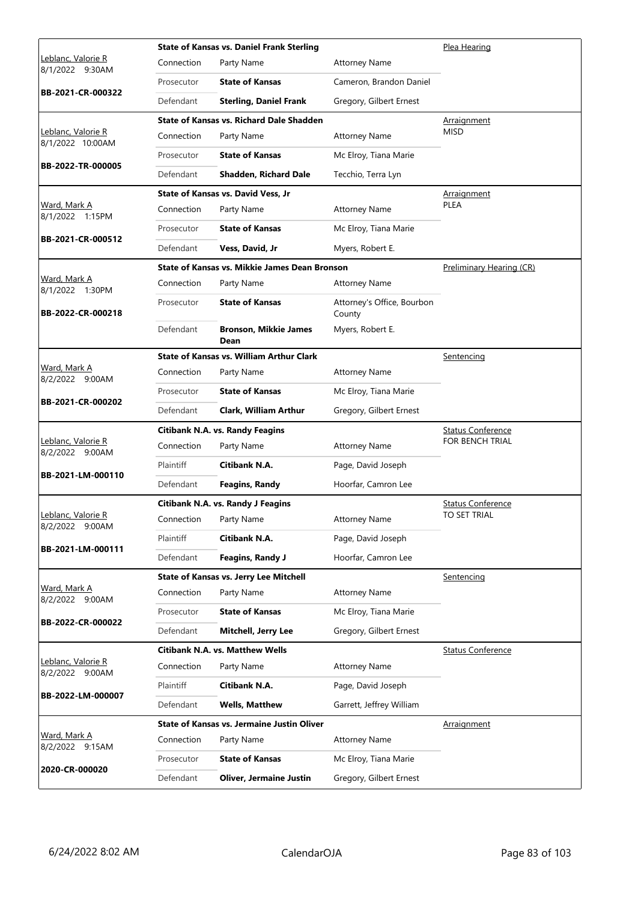| Judge / Date / Case | Case Title | | | Hearing Type |
|---|---|---|---|---|
| Leblanc, Valorie R<br>8/1/2022 9:30AM<br>**BB-2021-CR-000322** | **State of Kansas vs. Daniel Frank Sterling** | | | Plea Hearing |
| | Connection | Party Name | Attorney Name | |
| | Prosecutor | **State of Kansas** | Cameron, Brandon Daniel | |
| | Defendant | **Sterling, Daniel Frank** | Gregory, Gilbert Ernest | |
| Leblanc, Valorie R<br>8/1/2022 10:00AM<br>**BB-2022-TR-000005** | **State of Kansas vs. Richard Dale Shadden** | | | Arraignment<br>MISD |
| | Connection | Party Name | Attorney Name | |
| | Prosecutor | **State of Kansas** | Mc Elroy, Tiana Marie | |
| | Defendant | **Shadden, Richard Dale** | Tecchio, Terra Lyn | |
| Ward, Mark A<br>8/1/2022 1:15PM<br>**BB-2021-CR-000512** | **State of Kansas vs. David Vess, Jr** | | | Arraignment<br>PLEA |
| | Connection | Party Name | Attorney Name | |
| | Prosecutor | **State of Kansas** | Mc Elroy, Tiana Marie | |
| | Defendant | **Vess, David, Jr** | Myers, Robert E. | |
| Ward, Mark A<br>8/1/2022 1:30PM<br>**BB-2022-CR-000218** | **State of Kansas vs. Mikkie James Dean Bronson** | | | Preliminary Hearing (CR) |
| | Connection | Party Name | Attorney Name | |
| | Prosecutor | **State of Kansas** | Attorney's Office, Bourbon County | |
| | Defendant | **Bronson, Mikkie James Dean** | Myers, Robert E. | |
| Ward, Mark A<br>8/2/2022 9:00AM<br>**BB-2021-CR-000202** | **State of Kansas vs. William Arthur Clark** | | | Sentencing |
| | Connection | Party Name | Attorney Name | |
| | Prosecutor | **State of Kansas** | Mc Elroy, Tiana Marie | |
| | Defendant | **Clark, William Arthur** | Gregory, Gilbert Ernest | |
| Leblanc, Valorie R<br>8/2/2022 9:00AM<br>**BB-2021-LM-000110** | **Citibank N.A. vs. Randy Feagins** | | | Status Conference<br>FOR BENCH TRIAL |
| | Connection | Party Name | Attorney Name | |
| | Plaintiff | **Citibank N.A.** | Page, David Joseph | |
| | Defendant | **Feagins, Randy** | Hoorfar, Camron Lee | |
| Leblanc, Valorie R<br>8/2/2022 9:00AM<br>**BB-2021-LM-000111** | **Citibank N.A. vs. Randy J Feagins** | | | Status Conference<br>TO SET TRIAL |
| | Connection | Party Name | Attorney Name | |
| | Plaintiff | **Citibank N.A.** | Page, David Joseph | |
| | Defendant | **Feagins, Randy J** | Hoorfar, Camron Lee | |
| Ward, Mark A<br>8/2/2022 9:00AM<br>**BB-2022-CR-000022** | **State of Kansas vs. Jerry Lee Mitchell** | | | Sentencing |
| | Connection | Party Name | Attorney Name | |
| | Prosecutor | **State of Kansas** | Mc Elroy, Tiana Marie | |
| | Defendant | **Mitchell, Jerry Lee** | Gregory, Gilbert Ernest | |
| Leblanc, Valorie R<br>8/2/2022 9:00AM<br>**BB-2022-LM-000007** | **Citibank N.A. vs. Matthew Wells** | | | Status Conference |
| | Connection | Party Name | Attorney Name | |
| | Plaintiff | **Citibank N.A.** | Page, David Joseph | |
| | Defendant | **Wells, Matthew** | Garrett, Jeffrey William | |
| Ward, Mark A<br>8/2/2022 9:15AM<br>**2020-CR-000020** | **State of Kansas vs. Jermaine Justin Oliver** | | | Arraignment |
| | Connection | Party Name | Attorney Name | |
| | Prosecutor | **State of Kansas** | Mc Elroy, Tiana Marie | |
| | Defendant | **Oliver, Jermaine Justin** | Gregory, Gilbert Ernest | |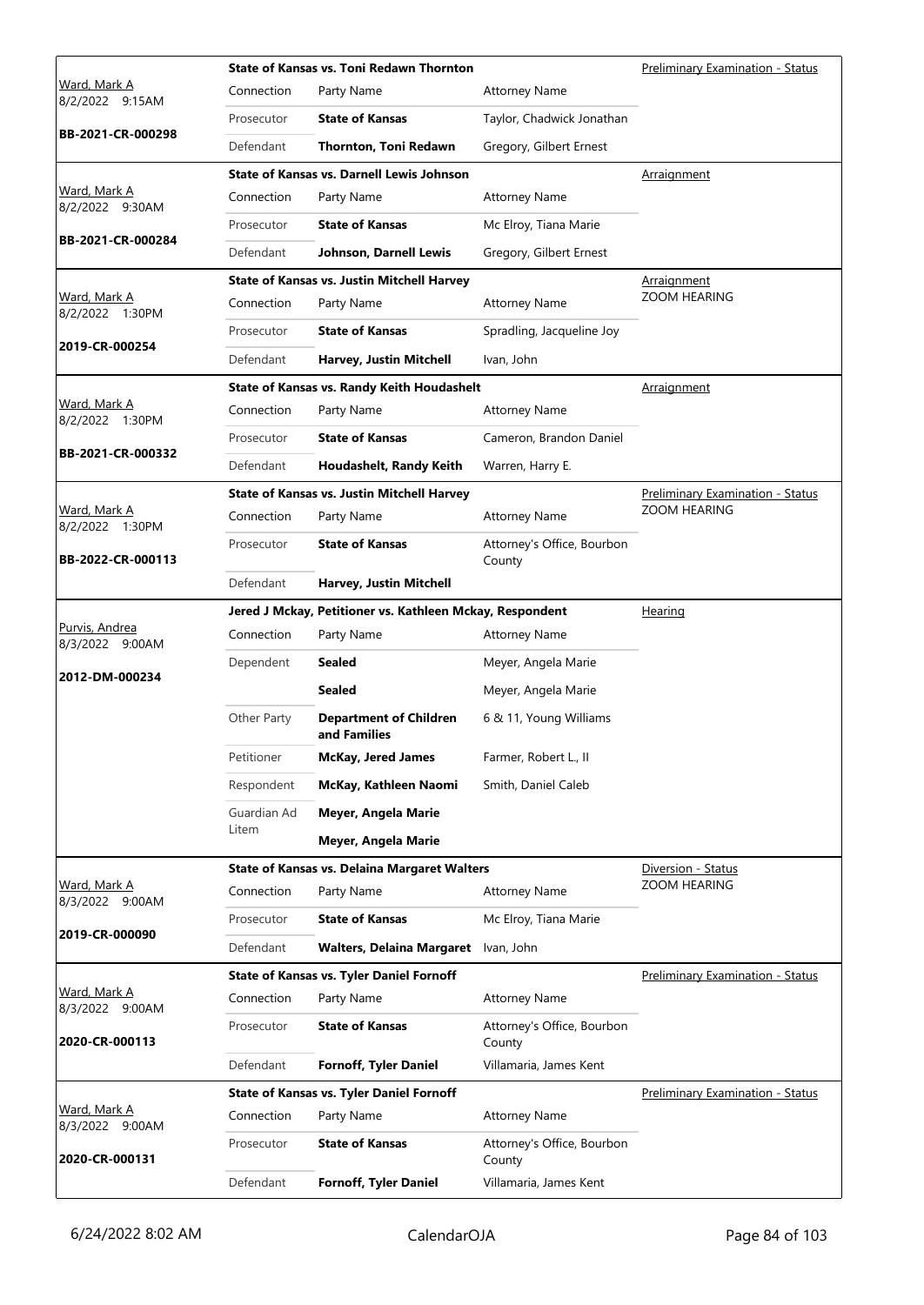| Judge / Date / Case | Connection | Party Name | Attorney Name | Hearing Type |
|---|---|---|---|---|
| Ward, Mark A 8/2/2022 9:15AM **BB-2021-CR-000298** | **State of Kansas vs. Toni Redawn Thornton** | | | Preliminary Examination - Status |
| | Connection | Party Name | Attorney Name | |
| | Prosecutor | **State of Kansas** | Taylor, Chadwick Jonathan | |
| | Defendant | **Thornton, Toni Redawn** | Gregory, Gilbert Ernest | |
| Ward, Mark A 8/2/2022 9:30AM **BB-2021-CR-000284** | **State of Kansas vs. Darnell Lewis Johnson** | | | Arraignment |
| | Connection | Party Name | Attorney Name | |
| | Prosecutor | **State of Kansas** | Mc Elroy, Tiana Marie | |
| | Defendant | **Johnson, Darnell Lewis** | Gregory, Gilbert Ernest | |
| Ward, Mark A 8/2/2022 1:30PM **2019-CR-000254** | **State of Kansas vs. Justin Mitchell Harvey** | | | Arraignment ZOOM HEARING |
| | Connection | Party Name | Attorney Name | |
| | Prosecutor | **State of Kansas** | Spradling, Jacqueline Joy | |
| | Defendant | **Harvey, Justin Mitchell** | Ivan, John | |
| Ward, Mark A 8/2/2022 1:30PM **BB-2021-CR-000332** | **State of Kansas vs. Randy Keith Houdashelt** | | | Arraignment |
| | Connection | Party Name | Attorney Name | |
| | Prosecutor | **State of Kansas** | Cameron, Brandon Daniel | |
| | Defendant | **Houdashelt, Randy Keith** | Warren, Harry E. | |
| Ward, Mark A 8/2/2022 1:30PM **BB-2022-CR-000113** | **State of Kansas vs. Justin Mitchell Harvey** | | | Preliminary Examination - Status ZOOM HEARING |
| | Connection | Party Name | Attorney Name | |
| | Prosecutor | **State of Kansas** | Attorney's Office, Bourbon County | |
| | Defendant | **Harvey, Justin Mitchell** | | |
| Purvis, Andrea 8/3/2022 9:00AM **2012-DM-000234** | **Jered J Mckay, Petitioner vs. Kathleen Mckay, Respondent** | | | Hearing |
| | Connection | Party Name | Attorney Name | |
| | Dependent | **Sealed** | Meyer, Angela Marie | |
| | | **Sealed** | Meyer, Angela Marie | |
| | Other Party | **Department of Children and Families** | 6 & 11, Young Williams | |
| | Petitioner | **McKay, Jered James** | Farmer, Robert L., II | |
| | Respondent | **McKay, Kathleen Naomi** | Smith, Daniel Caleb | |
| | Guardian Ad Litem | **Meyer, Angela Marie** | | |
| | | **Meyer, Angela Marie** | | |
| Ward, Mark A 8/3/2022 9:00AM **2019-CR-000090** | **State of Kansas vs. Delaina Margaret Walters** | | | Diversion - Status ZOOM HEARING |
| | Connection | Party Name | Attorney Name | |
| | Prosecutor | **State of Kansas** | Mc Elroy, Tiana Marie | |
| | Defendant | **Walters, Delaina Margaret** | Ivan, John | |
| Ward, Mark A 8/3/2022 9:00AM **2020-CR-000113** | **State of Kansas vs. Tyler Daniel Fornoff** | | | Preliminary Examination - Status |
| | Connection | Party Name | Attorney Name | |
| | Prosecutor | **State of Kansas** | Attorney's Office, Bourbon County | |
| | Defendant | **Fornoff, Tyler Daniel** | Villamaria, James Kent | |
| Ward, Mark A 8/3/2022 9:00AM **2020-CR-000131** | **State of Kansas vs. Tyler Daniel Fornoff** | | | Preliminary Examination - Status |
| | Connection | Party Name | Attorney Name | |
| | Prosecutor | **State of Kansas** | Attorney's Office, Bourbon County | |
| | Defendant | **Fornoff, Tyler Daniel** | Villamaria, James Kent | |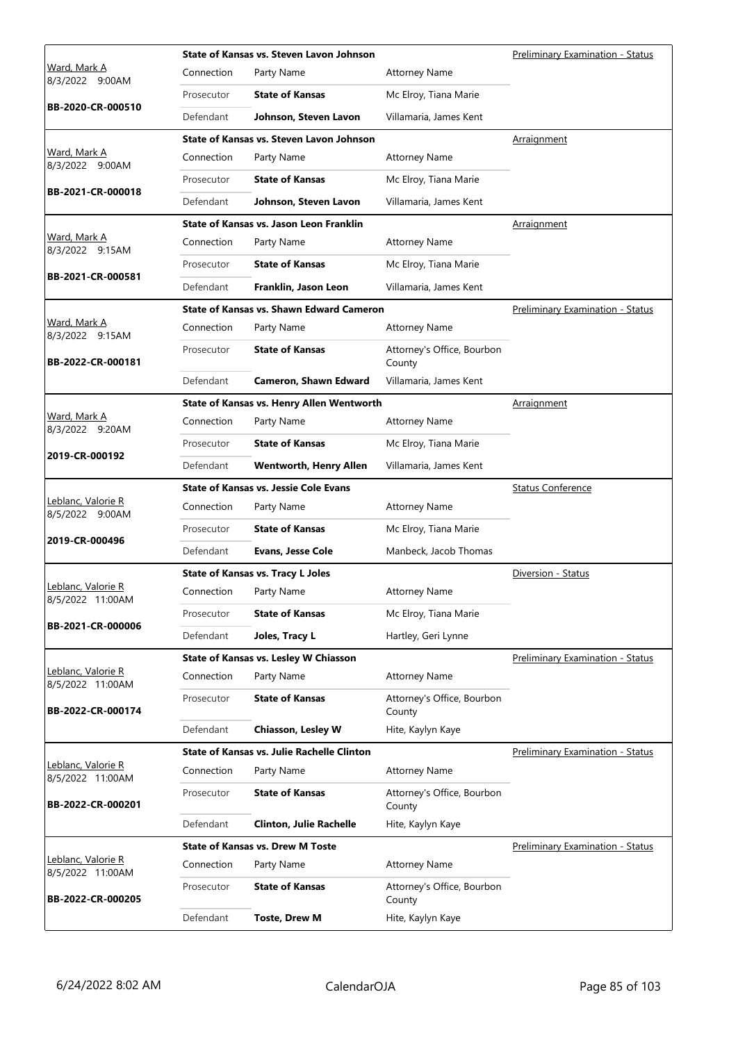| Judge / Date / Case | Connection | Party Name | Attorney Name | Hearing Type |
|---|---|---|---|---|
| Ward, Mark A<br>8/3/2022 9:00AM<br>**BB-2020-CR-000510** | **State of Kansas vs. Steven Lavon Johnson** | | | Preliminary Examination - Status |
| | Prosecutor | **State of Kansas** | Mc Elroy, Tiana Marie | |
| | Defendant | **Johnson, Steven Lavon** | Villamaria, James Kent | |
| Ward, Mark A<br>8/3/2022 9:00AM<br>**BB-2021-CR-000018** | **State of Kansas vs. Steven Lavon Johnson** | | | Arraignment |
| | Prosecutor | **State of Kansas** | Mc Elroy, Tiana Marie | |
| | Defendant | **Johnson, Steven Lavon** | Villamaria, James Kent | |
| Ward, Mark A<br>8/3/2022 9:15AM<br>**BB-2021-CR-000581** | **State of Kansas vs. Jason Leon Franklin** | | | Arraignment |
| | Prosecutor | **State of Kansas** | Mc Elroy, Tiana Marie | |
| | Defendant | **Franklin, Jason Leon** | Villamaria, James Kent | |
| Ward, Mark A<br>8/3/2022 9:15AM<br>**BB-2022-CR-000181** | **State of Kansas vs. Shawn Edward Cameron** | | | Preliminary Examination - Status |
| | Prosecutor | **State of Kansas** | Attorney's Office, Bourbon County | |
| | Defendant | **Cameron, Shawn Edward** | Villamaria, James Kent | |
| Ward, Mark A<br>8/3/2022 9:20AM<br>**2019-CR-000192** | **State of Kansas vs. Henry Allen Wentworth** | | | Arraignment |
| | Prosecutor | **State of Kansas** | Mc Elroy, Tiana Marie | |
| | Defendant | **Wentworth, Henry Allen** | Villamaria, James Kent | |
| Leblanc, Valorie R<br>8/5/2022 9:00AM<br>**2019-CR-000496** | **State of Kansas vs. Jessie Cole Evans** | | | Status Conference |
| | Prosecutor | **State of Kansas** | Mc Elroy, Tiana Marie | |
| | Defendant | **Evans, Jesse Cole** | Manbeck, Jacob Thomas | |
| Leblanc, Valorie R<br>8/5/2022 11:00AM<br>**BB-2021-CR-000006** | **State of Kansas vs. Tracy L Joles** | | | Diversion - Status |
| | Prosecutor | **State of Kansas** | Mc Elroy, Tiana Marie | |
| | Defendant | **Joles, Tracy L** | Hartley, Geri Lynne | |
| Leblanc, Valorie R<br>8/5/2022 11:00AM<br>**BB-2022-CR-000174** | **State of Kansas vs. Lesley W Chiasson** | | | Preliminary Examination - Status |
| | Prosecutor | **State of Kansas** | Attorney's Office, Bourbon County | |
| | Defendant | **Chiasson, Lesley W** | Hite, Kaylyn Kaye | |
| Leblanc, Valorie R<br>8/5/2022 11:00AM<br>**BB-2022-CR-000201** | **State of Kansas vs. Julie Rachelle Clinton** | | | Preliminary Examination - Status |
| | Prosecutor | **State of Kansas** | Attorney's Office, Bourbon County | |
| | Defendant | **Clinton, Julie Rachelle** | Hite, Kaylyn Kaye | |
| Leblanc, Valorie R<br>8/5/2022 11:00AM<br>**BB-2022-CR-000205** | **State of Kansas vs. Drew M Toste** | | | Preliminary Examination - Status |
| | Prosecutor | **State of Kansas** | Attorney's Office, Bourbon County | |
| | Defendant | **Toste, Drew M** | Hite, Kaylyn Kaye | |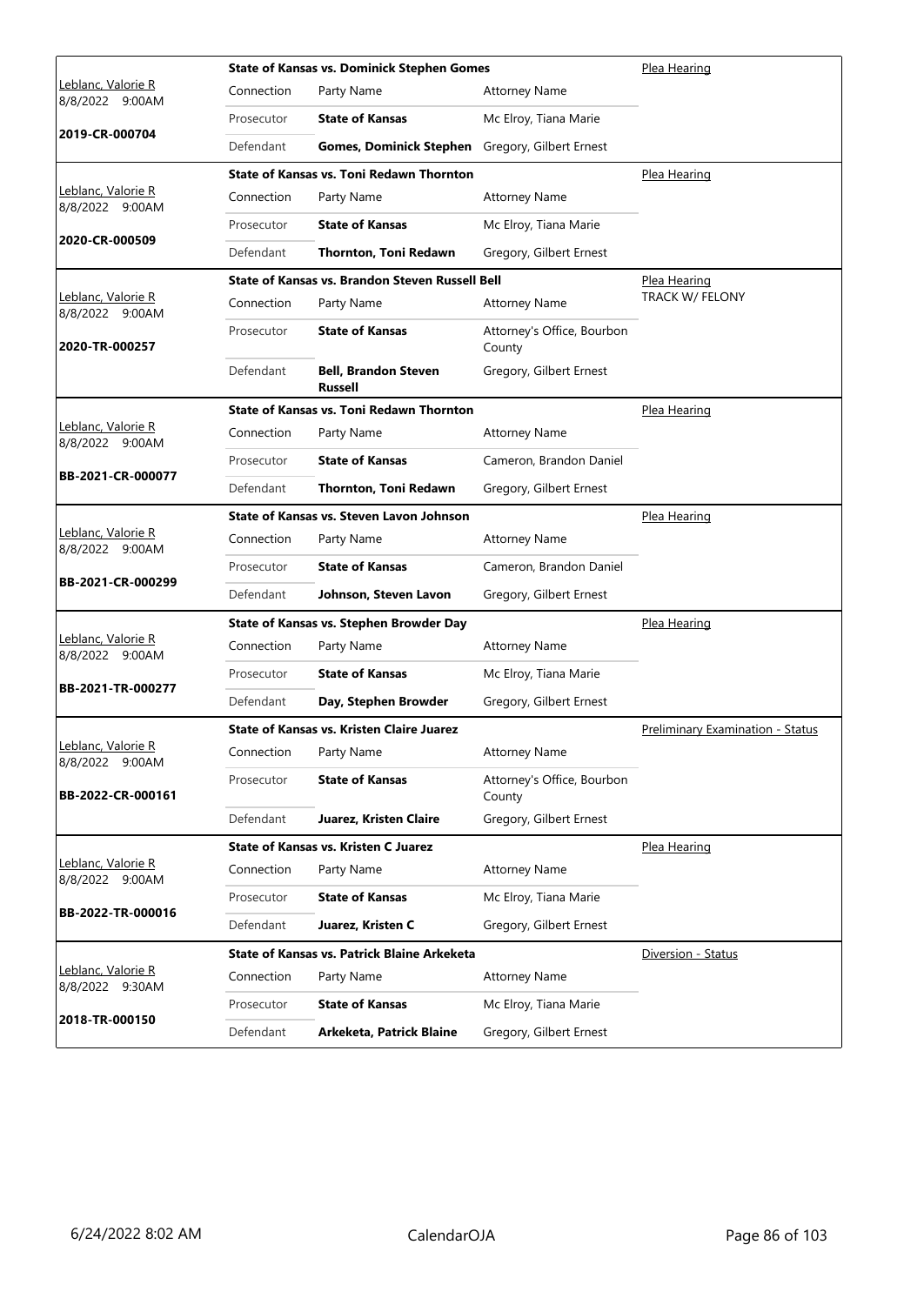| Judge / Date / Case | Case Title | Connection | Party Name | Attorney Name | Hearing Type |
|---|---|---|---|---|---|
| Leblanc, Valorie R 8/8/2022 9:00AM **2019-CR-000704** | **State of Kansas vs. Dominick Stephen Gomes** | Prosecutor | **State of Kansas** | Mc Elroy, Tiana Marie | Plea Hearing |
| | | Defendant | **Gomes, Dominick Stephen** | Gregory, Gilbert Ernest | |
| Leblanc, Valorie R 8/8/2022 9:00AM **2020-CR-000509** | **State of Kansas vs. Toni Redawn Thornton** | Prosecutor | **State of Kansas** | Mc Elroy, Tiana Marie | Plea Hearing |
| | | Defendant | **Thornton, Toni Redawn** | Gregory, Gilbert Ernest | |
| Leblanc, Valorie R 8/8/2022 9:00AM **2020-TR-000257** | **State of Kansas vs. Brandon Steven Russell Bell** | Prosecutor | **State of Kansas** | Attorney's Office, Bourbon County | Plea Hearing TRACK W/ FELONY |
| | | Defendant | **Bell, Brandon Steven Russell** | Gregory, Gilbert Ernest | |
| Leblanc, Valorie R 8/8/2022 9:00AM **BB-2021-CR-000077** | **State of Kansas vs. Toni Redawn Thornton** | Prosecutor | **State of Kansas** | Cameron, Brandon Daniel | Plea Hearing |
| | | Defendant | **Thornton, Toni Redawn** | Gregory, Gilbert Ernest | |
| Leblanc, Valorie R 8/8/2022 9:00AM **BB-2021-CR-000299** | **State of Kansas vs. Steven Lavon Johnson** | Prosecutor | **State of Kansas** | Cameron, Brandon Daniel | Plea Hearing |
| | | Defendant | **Johnson, Steven Lavon** | Gregory, Gilbert Ernest | |
| Leblanc, Valorie R 8/8/2022 9:00AM **BB-2021-TR-000277** | **State of Kansas vs. Stephen Browder Day** | Prosecutor | **State of Kansas** | Mc Elroy, Tiana Marie | Plea Hearing |
| | | Defendant | **Day, Stephen Browder** | Gregory, Gilbert Ernest | |
| Leblanc, Valorie R 8/8/2022 9:00AM **BB-2022-CR-000161** | **State of Kansas vs. Kristen Claire Juarez** | Prosecutor | **State of Kansas** | Attorney's Office, Bourbon County | Preliminary Examination - Status |
| | | Defendant | **Juarez, Kristen Claire** | Gregory, Gilbert Ernest | |
| Leblanc, Valorie R 8/8/2022 9:00AM **BB-2022-TR-000016** | **State of Kansas vs. Kristen C Juarez** | Prosecutor | **State of Kansas** | Mc Elroy, Tiana Marie | Plea Hearing |
| | | Defendant | **Juarez, Kristen C** | Gregory, Gilbert Ernest | |
| Leblanc, Valorie R 8/8/2022 9:30AM **2018-TR-000150** | **State of Kansas vs. Patrick Blaine Arkeketa** | Prosecutor | **State of Kansas** | Mc Elroy, Tiana Marie | Diversion - Status |
| | | Defendant | **Arkeketa, Patrick Blaine** | Gregory, Gilbert Ernest | |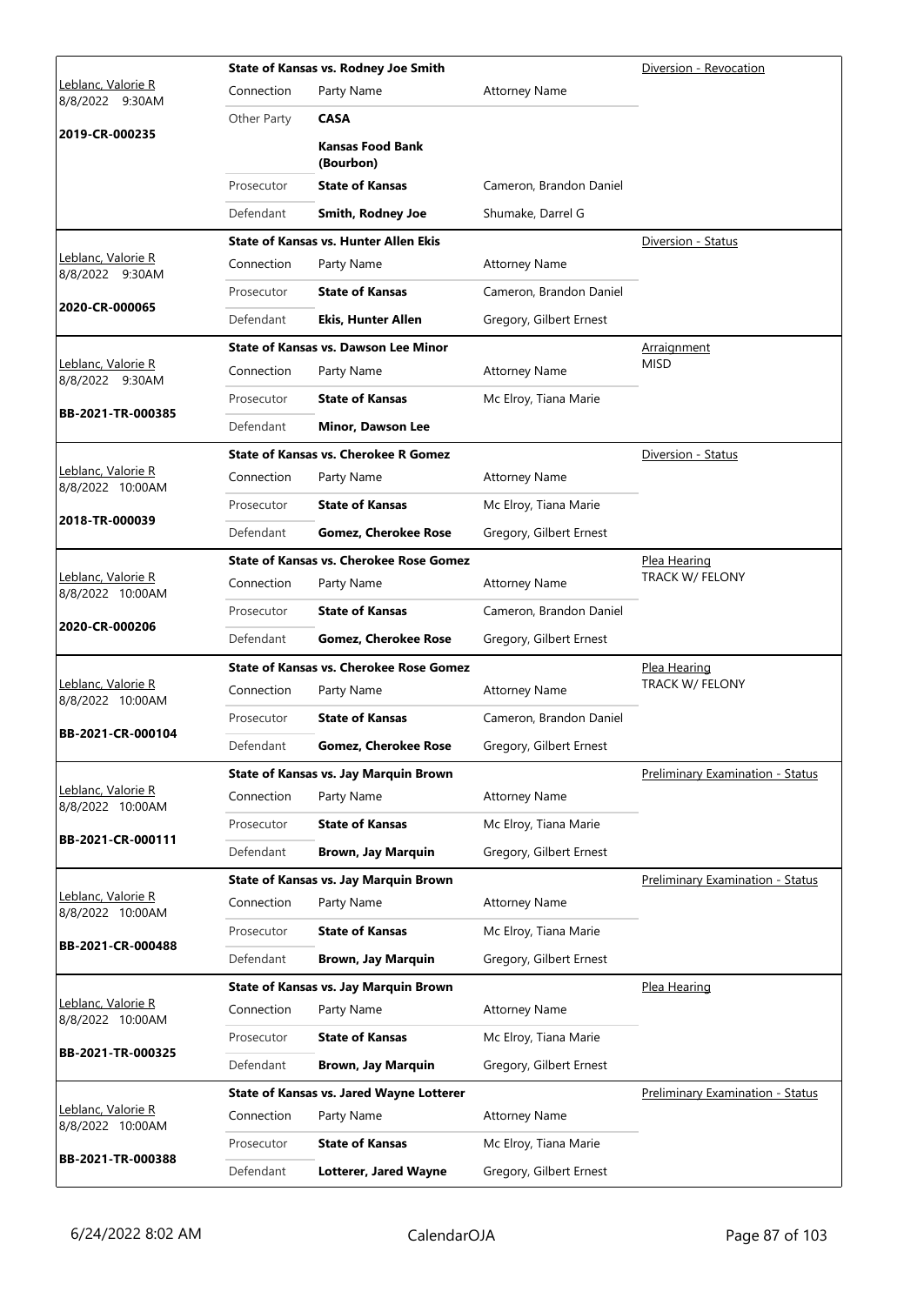| Judge / Date / Case | Connection | Party Name | Attorney Name | Hearing Type |
|---|---|---|---|---|
| Leblanc, Valorie R 8/8/2022 9:30AM 2019-CR-000235 | **State of Kansas vs. Rodney Joe Smith** | | | Diversion - Revocation |
| | Connection | Party Name | Attorney Name | |
| | Other Party | **CASA** | | |
| | | **Kansas Food Bank (Bourbon)** | | |
| | Prosecutor | **State of Kansas** | Cameron, Brandon Daniel | |
| | Defendant | **Smith, Rodney Joe** | Shumake, Darrel G | |
| Leblanc, Valorie R 8/8/2022 9:30AM 2020-CR-000065 | **State of Kansas vs. Hunter Allen Ekis** | | | Diversion - Status |
| | Connection | Party Name | Attorney Name | |
| | Prosecutor | **State of Kansas** | Cameron, Brandon Daniel | |
| | Defendant | **Ekis, Hunter Allen** | Gregory, Gilbert Ernest | |
| Leblanc, Valorie R 8/8/2022 9:30AM BB-2021-TR-000385 | **State of Kansas vs. Dawson Lee Minor** | | | Arraignment MISD |
| | Connection | Party Name | Attorney Name | |
| | Prosecutor | **State of Kansas** | Mc Elroy, Tiana Marie | |
| | Defendant | **Minor, Dawson Lee** | | |
| Leblanc, Valorie R 8/8/2022 10:00AM 2018-TR-000039 | **State of Kansas vs. Cherokee R Gomez** | | | Diversion - Status |
| | Connection | Party Name | Attorney Name | |
| | Prosecutor | **State of Kansas** | Mc Elroy, Tiana Marie | |
| | Defendant | **Gomez, Cherokee Rose** | Gregory, Gilbert Ernest | |
| Leblanc, Valorie R 8/8/2022 10:00AM 2020-CR-000206 | **State of Kansas vs. Cherokee Rose Gomez** | | | Plea Hearing TRACK W/ FELONY |
| | Connection | Party Name | Attorney Name | |
| | Prosecutor | **State of Kansas** | Cameron, Brandon Daniel | |
| | Defendant | **Gomez, Cherokee Rose** | Gregory, Gilbert Ernest | |
| Leblanc, Valorie R 8/8/2022 10:00AM BB-2021-CR-000104 | **State of Kansas vs. Cherokee Rose Gomez** | | | Plea Hearing TRACK W/ FELONY |
| | Connection | Party Name | Attorney Name | |
| | Prosecutor | **State of Kansas** | Cameron, Brandon Daniel | |
| | Defendant | **Gomez, Cherokee Rose** | Gregory, Gilbert Ernest | |
| Leblanc, Valorie R 8/8/2022 10:00AM BB-2021-CR-000111 | **State of Kansas vs. Jay Marquin Brown** | | | Preliminary Examination - Status |
| | Connection | Party Name | Attorney Name | |
| | Prosecutor | **State of Kansas** | Mc Elroy, Tiana Marie | |
| | Defendant | **Brown, Jay Marquin** | Gregory, Gilbert Ernest | |
| Leblanc, Valorie R 8/8/2022 10:00AM BB-2021-CR-000488 | **State of Kansas vs. Jay Marquin Brown** | | | Preliminary Examination - Status |
| | Connection | Party Name | Attorney Name | |
| | Prosecutor | **State of Kansas** | Mc Elroy, Tiana Marie | |
| | Defendant | **Brown, Jay Marquin** | Gregory, Gilbert Ernest | |
| Leblanc, Valorie R 8/8/2022 10:00AM BB-2021-TR-000325 | **State of Kansas vs. Jay Marquin Brown** | | | Plea Hearing |
| | Connection | Party Name | Attorney Name | |
| | Prosecutor | **State of Kansas** | Mc Elroy, Tiana Marie | |
| | Defendant | **Brown, Jay Marquin** | Gregory, Gilbert Ernest | |
| Leblanc, Valorie R 8/8/2022 10:00AM BB-2021-TR-000388 | **State of Kansas vs. Jared Wayne Lotterer** | | | Preliminary Examination - Status |
| | Connection | Party Name | Attorney Name | |
| | Prosecutor | **State of Kansas** | Mc Elroy, Tiana Marie | |
| | Defendant | **Lotterer, Jared Wayne** | Gregory, Gilbert Ernest | |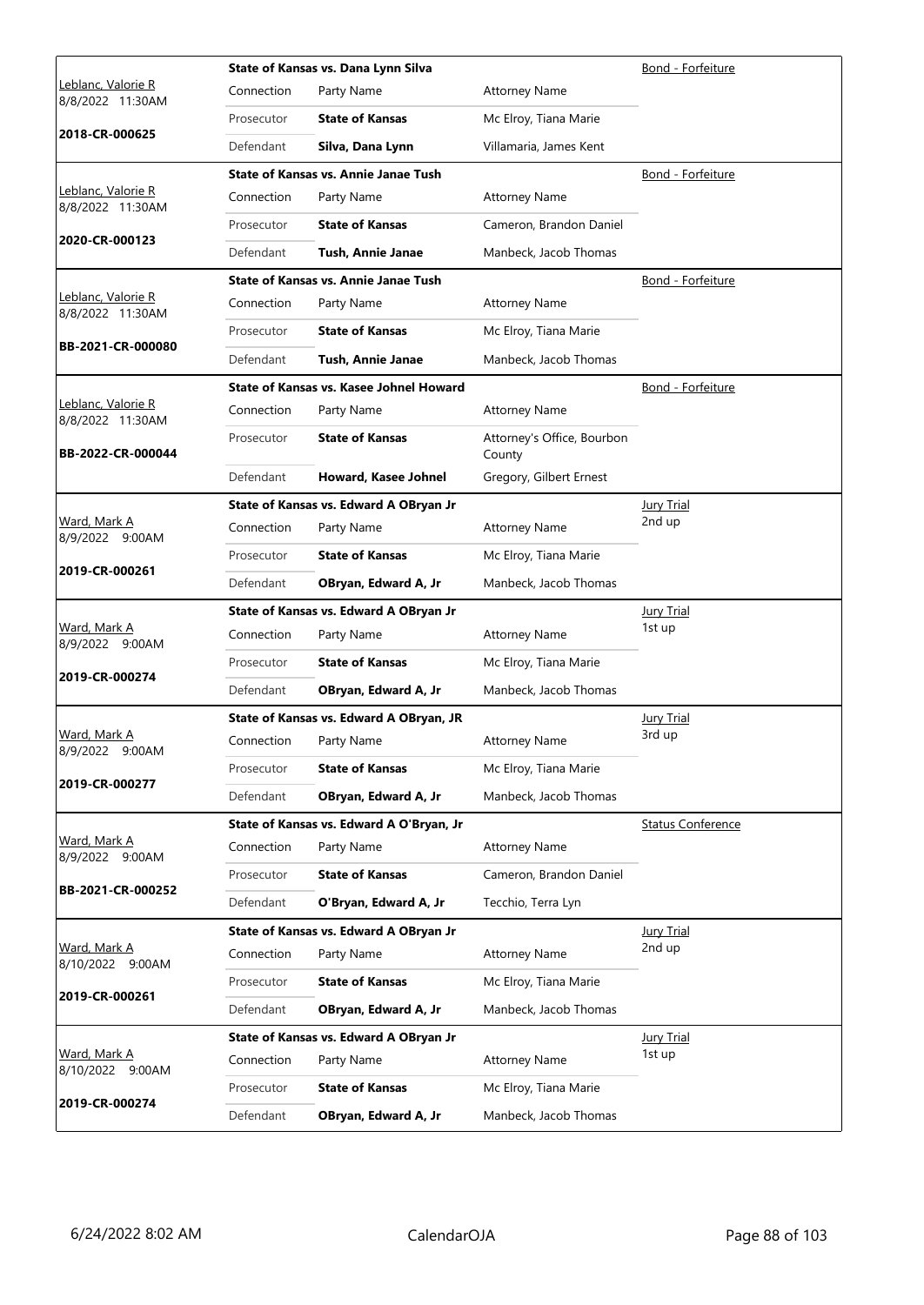| Judge / Date / Case | Connection | Party Name | Attorney Name | Hearing |
|---|---|---|---|---|
| Leblanc, Valorie R 8/8/2022 11:30AM | **State of Kansas vs. Dana Lynn Silva** | | | Bond - Forfeiture |
| | Connection | Party Name | Attorney Name | |
| **2018-CR-000625** | Prosecutor | **State of Kansas** | Mc Elroy, Tiana Marie | |
| | Defendant | **Silva, Dana Lynn** | Villamaria, James Kent | |
| Leblanc, Valorie R 8/8/2022 11:30AM | **State of Kansas vs. Annie Janae Tush** | | | Bond - Forfeiture |
| | Connection | Party Name | Attorney Name | |
| **2020-CR-000123** | Prosecutor | **State of Kansas** | Cameron, Brandon Daniel | |
| | Defendant | **Tush, Annie Janae** | Manbeck, Jacob Thomas | |
| Leblanc, Valorie R 8/8/2022 11:30AM | **State of Kansas vs. Annie Janae Tush** | | | Bond - Forfeiture |
| | Connection | Party Name | Attorney Name | |
| **BB-2021-CR-000080** | Prosecutor | **State of Kansas** | Mc Elroy, Tiana Marie | |
| | Defendant | **Tush, Annie Janae** | Manbeck, Jacob Thomas | |
| Leblanc, Valorie R 8/8/2022 11:30AM | **State of Kansas vs. Kasee Johnel Howard** | | | Bond - Forfeiture |
| | Connection | Party Name | Attorney Name | |
| **BB-2022-CR-000044** | Prosecutor | **State of Kansas** | Attorney's Office, Bourbon County | |
| | Defendant | **Howard, Kasee Johnel** | Gregory, Gilbert Ernest | |
| Ward, Mark A 8/9/2022 9:00AM | **State of Kansas vs. Edward A OBryan Jr** | | | Jury Trial 2nd up |
| | Connection | Party Name | Attorney Name | |
| **2019-CR-000261** | Prosecutor | **State of Kansas** | Mc Elroy, Tiana Marie | |
| | Defendant | **OBryan, Edward A, Jr** | Manbeck, Jacob Thomas | |
| Ward, Mark A 8/9/2022 9:00AM | **State of Kansas vs. Edward A OBryan Jr** | | | Jury Trial 1st up |
| | Connection | Party Name | Attorney Name | |
| **2019-CR-000274** | Prosecutor | **State of Kansas** | Mc Elroy, Tiana Marie | |
| | Defendant | **OBryan, Edward A, Jr** | Manbeck, Jacob Thomas | |
| Ward, Mark A 8/9/2022 9:00AM | **State of Kansas vs. Edward A OBryan, JR** | | | Jury Trial 3rd up |
| | Connection | Party Name | Attorney Name | |
| **2019-CR-000277** | Prosecutor | **State of Kansas** | Mc Elroy, Tiana Marie | |
| | Defendant | **OBryan, Edward A, Jr** | Manbeck, Jacob Thomas | |
| Ward, Mark A 8/9/2022 9:00AM | **State of Kansas vs. Edward A O'Bryan, Jr** | | | Status Conference |
| | Connection | Party Name | Attorney Name | |
| **BB-2021-CR-000252** | Prosecutor | **State of Kansas** | Cameron, Brandon Daniel | |
| | Defendant | **O'Bryan, Edward A, Jr** | Tecchio, Terra Lyn | |
| Ward, Mark A 8/10/2022 9:00AM | **State of Kansas vs. Edward A OBryan Jr** | | | Jury Trial 2nd up |
| | Connection | Party Name | Attorney Name | |
| **2019-CR-000261** | Prosecutor | **State of Kansas** | Mc Elroy, Tiana Marie | |
| | Defendant | **OBryan, Edward A, Jr** | Manbeck, Jacob Thomas | |
| Ward, Mark A 8/10/2022 9:00AM | **State of Kansas vs. Edward A OBryan Jr** | | | Jury Trial 1st up |
| | Connection | Party Name | Attorney Name | |
| **2019-CR-000274** | Prosecutor | **State of Kansas** | Mc Elroy, Tiana Marie | |
| | Defendant | **OBryan, Edward A, Jr** | Manbeck, Jacob Thomas | |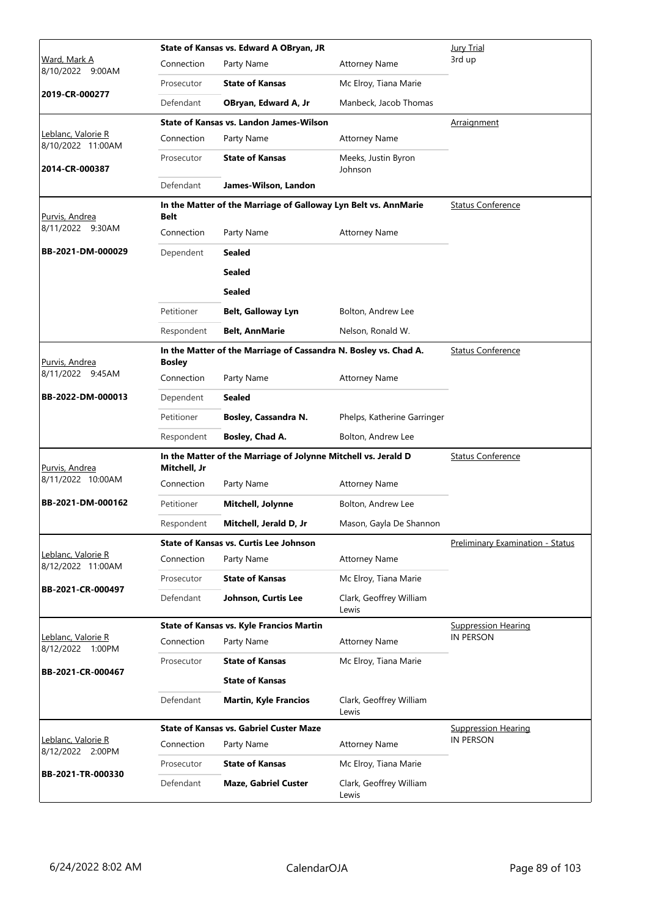| Judge / Date / Case | Case Title | Connection | Party Name | Attorney Name | Hearing Type |
|---|---|---|---|---|---|
| Ward, Mark A<br>8/10/2022 9:00AM<br>**2019-CR-000277** | **State of Kansas vs. Edward A OBryan, JR** | Connection | Party Name | Attorney Name | Jury Trial<br>3rd up |
| | | Prosecutor | **State of Kansas** | Mc Elroy, Tiana Marie | |
| | | Defendant | **OBryan, Edward A, Jr** | Manbeck, Jacob Thomas | |
| Leblanc, Valorie R<br>8/10/2022 11:00AM<br>**2014-CR-000387** | **State of Kansas vs. Landon James-Wilson** | Connection | Party Name | Attorney Name | Arraignment |
| | | Prosecutor | **State of Kansas** | Meeks, Justin Byron Johnson | |
| | | Defendant | **James-Wilson, Landon** | | |
| Purvis, Andrea<br>8/11/2022 9:30AM<br>**BB-2021-DM-000029** | **In the Matter of the Marriage of Galloway Lyn Belt vs. AnnMarie Belt** | Connection | Party Name | Attorney Name | Status Conference |
| | | Dependent | **Sealed** | | |
| | | | **Sealed** | | |
| | | | **Sealed** | | |
| | | Petitioner | **Belt, Galloway Lyn** | Bolton, Andrew Lee | |
| | | Respondent | **Belt, AnnMarie** | Nelson, Ronald W. | |
| Purvis, Andrea<br>8/11/2022 9:45AM<br>**BB-2022-DM-000013** | **In the Matter of the Marriage of Cassandra N. Bosley vs. Chad A. Bosley** | Connection | Party Name | Attorney Name | Status Conference |
| | | Dependent | **Sealed** | | |
| | | Petitioner | **Bosley, Cassandra N.** | Phelps, Katherine Garringer | |
| | | Respondent | **Bosley, Chad A.** | Bolton, Andrew Lee | |
| Purvis, Andrea<br>8/11/2022 10:00AM<br>**BB-2021-DM-000162** | **In the Matter of the Marriage of Jolynne Mitchell vs. Jerald D Mitchell, Jr** | Connection | Party Name | Attorney Name | Status Conference |
| | | Petitioner | **Mitchell, Jolynne** | Bolton, Andrew Lee | |
| | | Respondent | **Mitchell, Jerald D, Jr** | Mason, Gayla De Shannon | |
| Leblanc, Valorie R<br>8/12/2022 11:00AM<br>**BB-2021-CR-000497** | **State of Kansas vs. Curtis Lee Johnson** | Connection | Party Name | Attorney Name | Preliminary Examination - Status |
| | | Prosecutor | **State of Kansas** | Mc Elroy, Tiana Marie | |
| | | Defendant | **Johnson, Curtis Lee** | Clark, Geoffrey William Lewis | |
| Leblanc, Valorie R<br>8/12/2022 1:00PM<br>**BB-2021-CR-000467** | **State of Kansas vs. Kyle Francios Martin** | Connection | Party Name | Attorney Name | Suppression Hearing<br>IN PERSON |
| | | Prosecutor | **State of Kansas** | Mc Elroy, Tiana Marie | |
| | | | **State of Kansas** | | |
| | | Defendant | **Martin, Kyle Francios** | Clark, Geoffrey William Lewis | |
| Leblanc, Valorie R<br>8/12/2022 2:00PM<br>**BB-2021-TR-000330** | **State of Kansas vs. Gabriel Custer Maze** | Connection | Party Name | Attorney Name | Suppression Hearing<br>IN PERSON |
| | | Prosecutor | **State of Kansas** | Mc Elroy, Tiana Marie | |
| | | Defendant | **Maze, Gabriel Custer** | Clark, Geoffrey William Lewis | |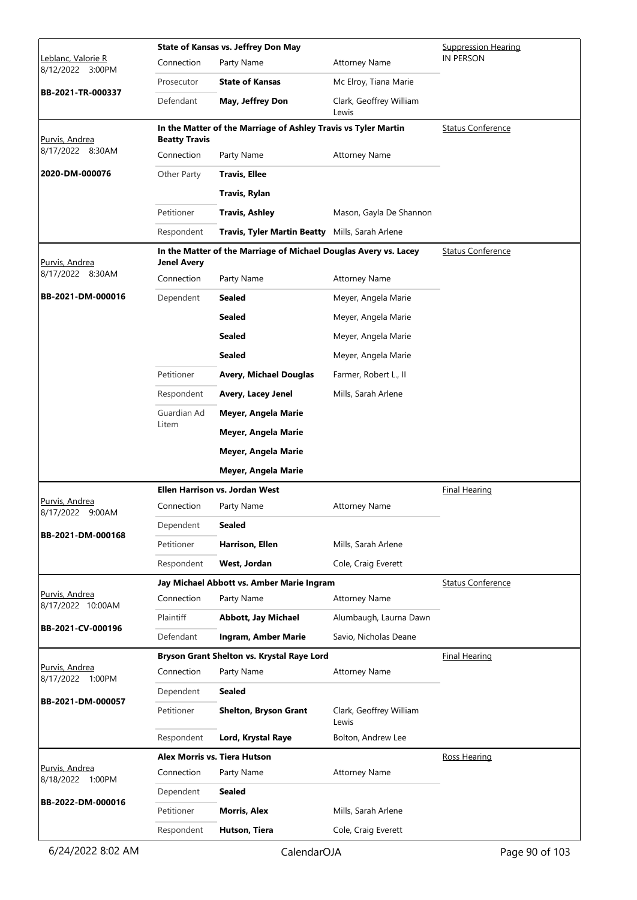| Judge / Date / Case | Case Title / Parties | | | Hearing Type |
|---|---|---|---|---|
| Leblanc, Valorie R<br>8/12/2022 3:00PM<br>**BB-2021-TR-000337** | **State of Kansas vs. Jeffrey Don May** | | | Suppression Hearing<br>IN PERSON |
| | Connection | Party Name | Attorney Name | |
| | Prosecutor | **State of Kansas** | Mc Elroy, Tiana Marie | |
| | Defendant | **May, Jeffrey Don** | Clark, Geoffrey William Lewis | |
| Purvis, Andrea<br>8/17/2022 8:30AM<br>**2020-DM-000076** | **In the Matter of the Marriage of Ashley Travis vs Tyler Martin Beatty Travis** | | | Status Conference |
| | Connection | Party Name | Attorney Name | |
| | Other Party | **Travis, Ellee** | | |
| | | **Travis, Rylan** | | |
| | Petitioner | **Travis, Ashley** | Mason, Gayla De Shannon | |
| | Respondent | **Travis, Tyler Martin Beatty** | Mills, Sarah Arlene | |
| Purvis, Andrea<br>8/17/2022 8:30AM<br>**BB-2021-DM-000016** | **In the Matter of the Marriage of Michael Douglas Avery vs. Lacey Jenel Avery** | | | Status Conference |
| | Connection | Party Name | Attorney Name | |
| | Dependent | **Sealed** | Meyer, Angela Marie | |
| | | **Sealed** | Meyer, Angela Marie | |
| | | **Sealed** | Meyer, Angela Marie | |
| | | **Sealed** | Meyer, Angela Marie | |
| | Petitioner | **Avery, Michael Douglas** | Farmer, Robert L., II | |
| | Respondent | **Avery, Lacey Jenel** | Mills, Sarah Arlene | |
| | Guardian Ad Litem | **Meyer, Angela Marie** | | |
| | | **Meyer, Angela Marie** | | |
| | | **Meyer, Angela Marie** | | |
| | | **Meyer, Angela Marie** | | |
| Purvis, Andrea<br>8/17/2022 9:00AM<br>**BB-2021-DM-000168** | **Ellen Harrison vs. Jordan West** | | | Final Hearing |
| | Connection | Party Name | Attorney Name | |
| | Dependent | **Sealed** | | |
| | Petitioner | **Harrison, Ellen** | Mills, Sarah Arlene | |
| | Respondent | **West, Jordan** | Cole, Craig Everett | |
| Purvis, Andrea<br>8/17/2022 10:00AM<br>**BB-2021-CV-000196** | **Jay Michael Abbott vs. Amber Marie Ingram** | | | Status Conference |
| | Connection | Party Name | Attorney Name | |
| | Plaintiff | **Abbott, Jay Michael** | Alumbaugh, Laurna Dawn | |
| | Defendant | **Ingram, Amber Marie** | Savio, Nicholas Deane | |
| Purvis, Andrea<br>8/17/2022 1:00PM<br>**BB-2021-DM-000057** | **Bryson Grant Shelton vs. Krystal Raye Lord** | | | Final Hearing |
| | Connection | Party Name | Attorney Name | |
| | Dependent | **Sealed** | | |
| | Petitioner | **Shelton, Bryson Grant** | Clark, Geoffrey William Lewis | |
| | Respondent | **Lord, Krystal Raye** | Bolton, Andrew Lee | |
| Purvis, Andrea<br>8/18/2022 1:00PM<br>**BB-2022-DM-000016** | **Alex Morris vs. Tiera Hutson** | | | Ross Hearing |
| | Connection | Party Name | Attorney Name | |
| | Dependent | **Sealed** | | |
| | Petitioner | **Morris, Alex** | Mills, Sarah Arlene | |
| | Respondent | **Hutson, Tiera** | Cole, Craig Everett | |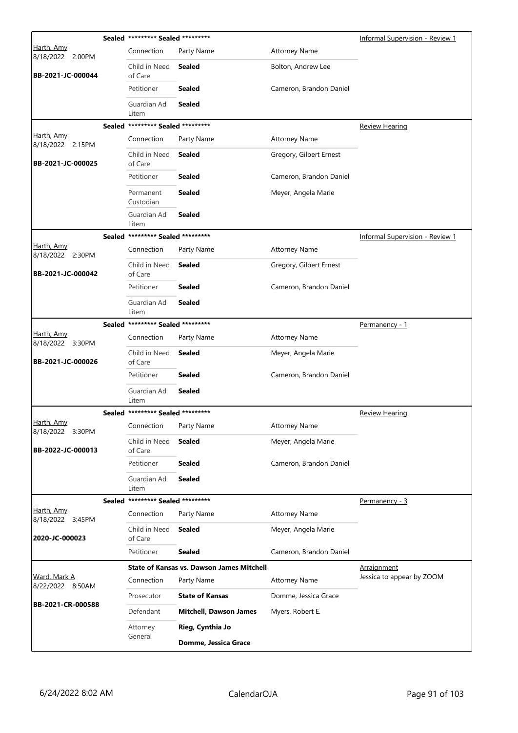| Judge / Date / Case | Case Title | Connection | Party Name | Attorney Name | Hearing Type |
|---|---|---|---|---|---|
| Harth, Amy 8/18/2022 2:00PM BB-2021-JC-000044 | Sealed ********* Sealed ********* | Child in Need of Care | **Sealed** | Bolton, Andrew Lee | Informal Supervision - Review 1 |
| | | Petitioner | **Sealed** | Cameron, Brandon Daniel | |
| | | Guardian Ad Litem | **Sealed** | | |
| Harth, Amy 8/18/2022 2:15PM BB-2021-JC-000025 | Sealed ********* Sealed ********* | Child in Need of Care | **Sealed** | Gregory, Gilbert Ernest | Review Hearing |
| | | Petitioner | **Sealed** | Cameron, Brandon Daniel | |
| | | Permanent Custodian | **Sealed** | Meyer, Angela Marie | |
| | | Guardian Ad Litem | **Sealed** | | |
| Harth, Amy 8/18/2022 2:30PM BB-2021-JC-000042 | Sealed ********* Sealed ********* | Child in Need of Care | **Sealed** | Gregory, Gilbert Ernest | Informal Supervision - Review 1 |
| | | Petitioner | **Sealed** | Cameron, Brandon Daniel | |
| | | Guardian Ad Litem | **Sealed** | | |
| Harth, Amy 8/18/2022 3:30PM BB-2021-JC-000026 | Sealed ********* Sealed ********* | Child in Need of Care | **Sealed** | Meyer, Angela Marie | Permanency - 1 |
| | | Petitioner | **Sealed** | Cameron, Brandon Daniel | |
| | | Guardian Ad Litem | **Sealed** | | |
| Harth, Amy 8/18/2022 3:30PM BB-2022-JC-000013 | Sealed ********* Sealed ********* | Child in Need of Care | **Sealed** | Meyer, Angela Marie | Review Hearing |
| | | Petitioner | **Sealed** | Cameron, Brandon Daniel | |
| | | Guardian Ad Litem | **Sealed** | | |
| Harth, Amy 8/18/2022 3:45PM 2020-JC-000023 | Sealed ********* Sealed ********* | Child in Need of Care | **Sealed** | Meyer, Angela Marie | Permanency - 3 |
| | | Petitioner | **Sealed** | Cameron, Brandon Daniel | |
| Ward, Mark A 8/22/2022 8:50AM BB-2021-CR-000588 | **State of Kansas vs. Dawson James Mitchell** | Prosecutor | **State of Kansas** | Domme, Jessica Grace | Arraignment Jessica to appear by ZOOM |
| | | Defendant | **Mitchell, Dawson James** | Myers, Robert E. | |
| | | Attorney General | **Rieg, Cynthia Jo** | | |
| | | | **Domme, Jessica Grace** | | |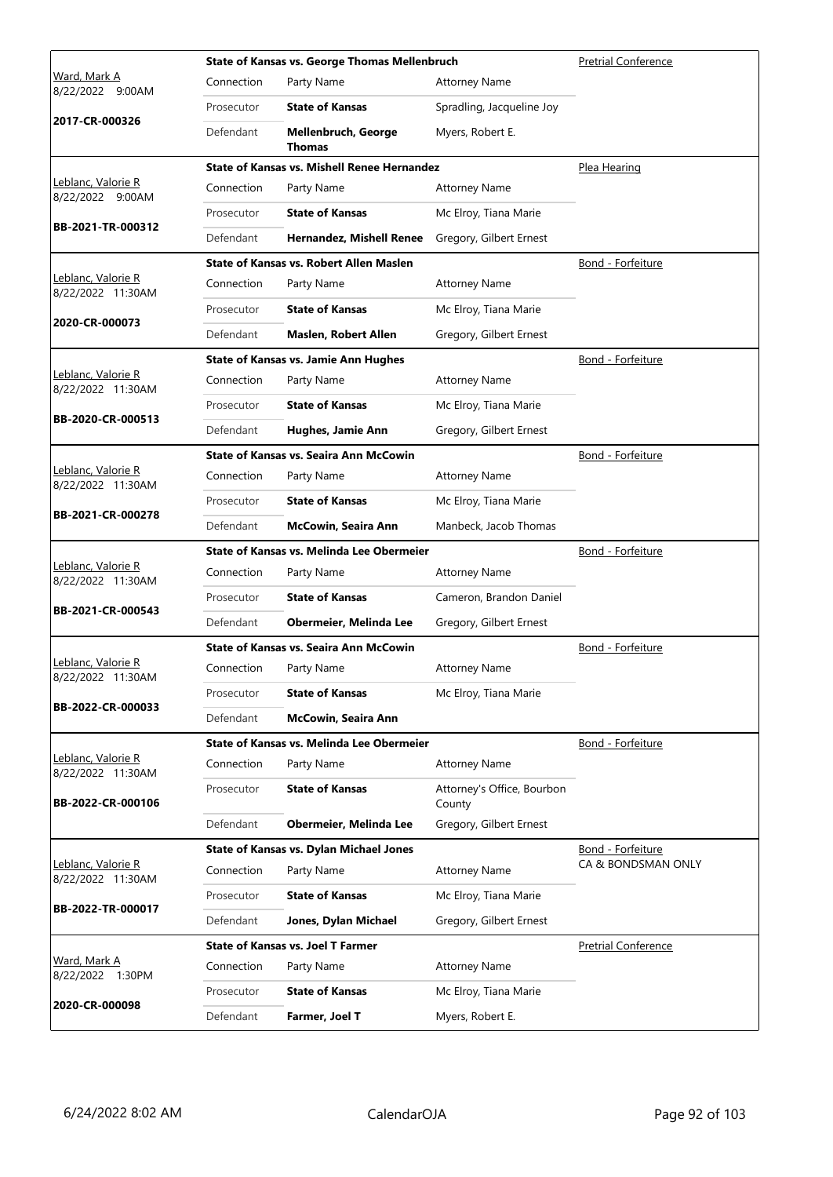| Judge / Date / Case | Connection | Party Name | Attorney Name | Hearing Type |
|---|---|---|---|---|
| Ward, Mark A<br>8/22/2022 9:00AM<br>**2017-CR-000326** | **State of Kansas vs. George Thomas Mellenbruch** | | | Pretrial Conference |
| | Prosecutor | **State of Kansas** | Spradling, Jacqueline Joy | |
| | Defendant | **Mellenbruch, George Thomas** | Myers, Robert E. | |
| Leblanc, Valorie R<br>8/22/2022 9:00AM<br>**BB-2021-TR-000312** | **State of Kansas vs. Mishell Renee Hernandez** | | | Plea Hearing |
| | Prosecutor | **State of Kansas** | Mc Elroy, Tiana Marie | |
| | Defendant | **Hernandez, Mishell Renee** | Gregory, Gilbert Ernest | |
| Leblanc, Valorie R<br>8/22/2022 11:30AM<br>**2020-CR-000073** | **State of Kansas vs. Robert Allen Maslen** | | | Bond - Forfeiture |
| | Prosecutor | **State of Kansas** | Mc Elroy, Tiana Marie | |
| | Defendant | **Maslen, Robert Allen** | Gregory, Gilbert Ernest | |
| Leblanc, Valorie R<br>8/22/2022 11:30AM<br>**BB-2020-CR-000513** | **State of Kansas vs. Jamie Ann Hughes** | | | Bond - Forfeiture |
| | Prosecutor | **State of Kansas** | Mc Elroy, Tiana Marie | |
| | Defendant | **Hughes, Jamie Ann** | Gregory, Gilbert Ernest | |
| Leblanc, Valorie R<br>8/22/2022 11:30AM<br>**BB-2021-CR-000278** | **State of Kansas vs. Seaira Ann McCowin** | | | Bond - Forfeiture |
| | Prosecutor | **State of Kansas** | Mc Elroy, Tiana Marie | |
| | Defendant | **McCowin, Seaira Ann** | Manbeck, Jacob Thomas | |
| Leblanc, Valorie R<br>8/22/2022 11:30AM<br>**BB-2021-CR-000543** | **State of Kansas vs. Melinda Lee Obermeier** | | | Bond - Forfeiture |
| | Prosecutor | **State of Kansas** | Cameron, Brandon Daniel | |
| | Defendant | **Obermeier, Melinda Lee** | Gregory, Gilbert Ernest | |
| Leblanc, Valorie R<br>8/22/2022 11:30AM<br>**BB-2022-CR-000033** | **State of Kansas vs. Seaira Ann McCowin** | | | Bond - Forfeiture |
| | Prosecutor | **State of Kansas** | Mc Elroy, Tiana Marie | |
| | Defendant | **McCowin, Seaira Ann** | | |
| Leblanc, Valorie R<br>8/22/2022 11:30AM<br>**BB-2022-CR-000106** | **State of Kansas vs. Melinda Lee Obermeier** | | | Bond - Forfeiture |
| | Prosecutor | **State of Kansas** | Attorney's Office, Bourbon County | |
| | Defendant | **Obermeier, Melinda Lee** | Gregory, Gilbert Ernest | |
| Leblanc, Valorie R<br>8/22/2022 11:30AM<br>**BB-2022-TR-000017** | **State of Kansas vs. Dylan Michael Jones** | | | Bond - Forfeiture<br>CA & BONDSMAN ONLY |
| | Prosecutor | **State of Kansas** | Mc Elroy, Tiana Marie | |
| | Defendant | **Jones, Dylan Michael** | Gregory, Gilbert Ernest | |
| Ward, Mark A<br>8/22/2022 1:30PM<br>**2020-CR-000098** | **State of Kansas vs. Joel T Farmer** | | | Pretrial Conference |
| | Prosecutor | **State of Kansas** | Mc Elroy, Tiana Marie | |
| | Defendant | **Farmer, Joel T** | Myers, Robert E. | |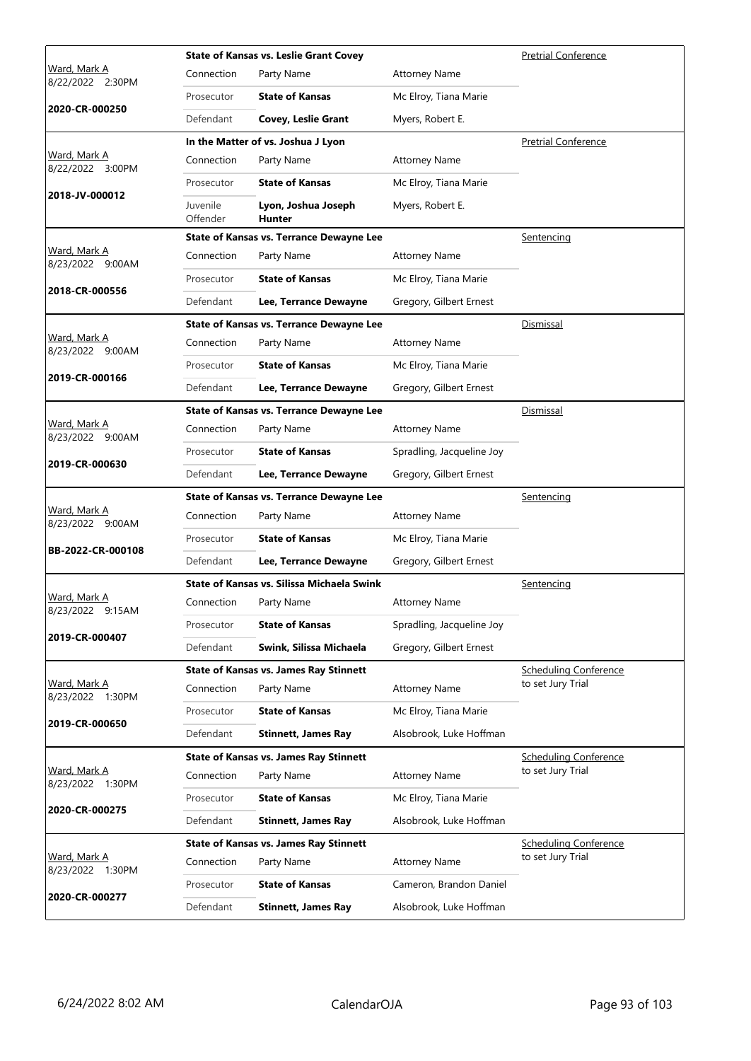| Judge / Date / Case | Connection | Party Name | Attorney Name | Hearing Type |
|---|---|---|---|---|
| Ward, Mark A 8/22/2022 2:30PM **2020-CR-000250** | | **State of Kansas vs. Leslie Grant Covey** | | Pretrial Conference |
| | Connection | Party Name | Attorney Name | |
| | Prosecutor | **State of Kansas** | Mc Elroy, Tiana Marie | |
| | Defendant | **Covey, Leslie Grant** | Myers, Robert E. | |
| Ward, Mark A 8/22/2022 3:00PM **2018-JV-000012** | | **In the Matter of vs. Joshua J Lyon** | | Pretrial Conference |
| | Connection | Party Name | Attorney Name | |
| | Prosecutor | **State of Kansas** | Mc Elroy, Tiana Marie | |
| | Juvenile Offender | **Lyon, Joshua Joseph Hunter** | Myers, Robert E. | |
| Ward, Mark A 8/23/2022 9:00AM **2018-CR-000556** | | **State of Kansas vs. Terrance Dewayne Lee** | | Sentencing |
| | Connection | Party Name | Attorney Name | |
| | Prosecutor | **State of Kansas** | Mc Elroy, Tiana Marie | |
| | Defendant | **Lee, Terrance Dewayne** | Gregory, Gilbert Ernest | |
| Ward, Mark A 8/23/2022 9:00AM **2019-CR-000166** | | **State of Kansas vs. Terrance Dewayne Lee** | | Dismissal |
| | Connection | Party Name | Attorney Name | |
| | Prosecutor | **State of Kansas** | Mc Elroy, Tiana Marie | |
| | Defendant | **Lee, Terrance Dewayne** | Gregory, Gilbert Ernest | |
| Ward, Mark A 8/23/2022 9:00AM **2019-CR-000630** | | **State of Kansas vs. Terrance Dewayne Lee** | | Dismissal |
| | Connection | Party Name | Attorney Name | |
| | Prosecutor | **State of Kansas** | Spradling, Jacqueline Joy | |
| | Defendant | **Lee, Terrance Dewayne** | Gregory, Gilbert Ernest | |
| Ward, Mark A 8/23/2022 9:00AM **BB-2022-CR-000108** | | **State of Kansas vs. Terrance Dewayne Lee** | | Sentencing |
| | Connection | Party Name | Attorney Name | |
| | Prosecutor | **State of Kansas** | Mc Elroy, Tiana Marie | |
| | Defendant | **Lee, Terrance Dewayne** | Gregory, Gilbert Ernest | |
| Ward, Mark A 8/23/2022 9:15AM **2019-CR-000407** | | **State of Kansas vs. Silissa Michaela Swink** | | Sentencing |
| | Connection | Party Name | Attorney Name | |
| | Prosecutor | **State of Kansas** | Spradling, Jacqueline Joy | |
| | Defendant | **Swink, Silissa Michaela** | Gregory, Gilbert Ernest | |
| Ward, Mark A 8/23/2022 1:30PM **2019-CR-000650** | | **State of Kansas vs. James Ray Stinnett** | | Scheduling Conference to set Jury Trial |
| | Connection | Party Name | Attorney Name | |
| | Prosecutor | **State of Kansas** | Mc Elroy, Tiana Marie | |
| | Defendant | **Stinnett, James Ray** | Alsobrook, Luke Hoffman | |
| Ward, Mark A 8/23/2022 1:30PM **2020-CR-000275** | | **State of Kansas vs. James Ray Stinnett** | | Scheduling Conference to set Jury Trial |
| | Connection | Party Name | Attorney Name | |
| | Prosecutor | **State of Kansas** | Mc Elroy, Tiana Marie | |
| | Defendant | **Stinnett, James Ray** | Alsobrook, Luke Hoffman | |
| Ward, Mark A 8/23/2022 1:30PM **2020-CR-000277** | | **State of Kansas vs. James Ray Stinnett** | | Scheduling Conference to set Jury Trial |
| | Connection | Party Name | Attorney Name | |
| | Prosecutor | **State of Kansas** | Cameron, Brandon Daniel | |
| | Defendant | **Stinnett, James Ray** | Alsobrook, Luke Hoffman | |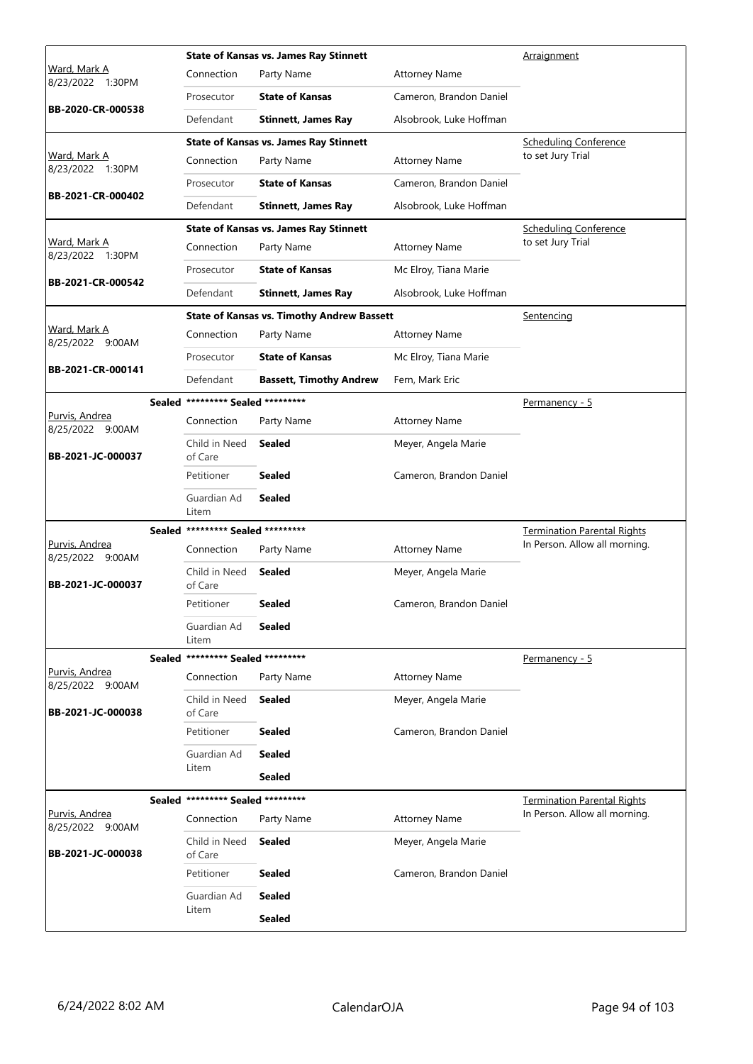| Judge / Date / Case | Case Title | Connection | Party Name | Attorney Name | Hearing Type |
|---|---|---|---|---|---|
| Ward, Mark A<br>8/23/2022 1:30PM<br>**BB-2020-CR-000538** | **State of Kansas vs. James Ray Stinnett** | Prosecutor | **State of Kansas** | Cameron, Brandon Daniel | Arraignment |
| | | Defendant | **Stinnett, James Ray** | Alsobrook, Luke Hoffman | |
| Ward, Mark A<br>8/23/2022 1:30PM<br>**BB-2021-CR-000402** | **State of Kansas vs. James Ray Stinnett** | Prosecutor | **State of Kansas** | Cameron, Brandon Daniel | Scheduling Conference to set Jury Trial |
| | | Defendant | **Stinnett, James Ray** | Alsobrook, Luke Hoffman | |
| Ward, Mark A<br>8/23/2022 1:30PM<br>**BB-2021-CR-000542** | **State of Kansas vs. James Ray Stinnett** | Prosecutor | **State of Kansas** | Mc Elroy, Tiana Marie | Scheduling Conference to set Jury Trial |
| | | Defendant | **Stinnett, James Ray** | Alsobrook, Luke Hoffman | |
| Ward, Mark A<br>8/25/2022 9:00AM<br>**BB-2021-CR-000141** | **State of Kansas vs. Timothy Andrew Bassett** | Prosecutor | **State of Kansas** | Mc Elroy, Tiana Marie | Sentencing |
| | | Defendant | **Bassett, Timothy Andrew** | Fern, Mark Eric | |
| Purvis, Andrea<br>8/25/2022 9:00AM<br>**BB-2021-JC-000037** | **Sealed** ********* **Sealed** ********* | Child in Need of Care | **Sealed** | Meyer, Angela Marie | Permanency - 5 |
| | | Petitioner | **Sealed** | Cameron, Brandon Daniel | |
| | | Guardian Ad Litem | **Sealed** | | |
| Purvis, Andrea<br>8/25/2022 9:00AM<br>**BB-2021-JC-000037** | **Sealed** ********* **Sealed** ********* | Child in Need of Care | **Sealed** | Meyer, Angela Marie | Termination Parental Rights In Person. Allow all morning. |
| | | Petitioner | **Sealed** | Cameron, Brandon Daniel | |
| | | Guardian Ad Litem | **Sealed** | | |
| Purvis, Andrea<br>8/25/2022 9:00AM<br>**BB-2021-JC-000038** | **Sealed** ********* **Sealed** ********* | Child in Need of Care | **Sealed** | Meyer, Angela Marie | Permanency - 5 |
| | | Petitioner | **Sealed** | Cameron, Brandon Daniel | |
| | | Guardian Ad Litem | **Sealed** | | |
| | | | **Sealed** | | |
| Purvis, Andrea<br>8/25/2022 9:00AM<br>**BB-2021-JC-000038** | **Sealed** ********* **Sealed** ********* | Child in Need of Care | **Sealed** | Meyer, Angela Marie | Termination Parental Rights In Person. Allow all morning. |
| | | Petitioner | **Sealed** | Cameron, Brandon Daniel | |
| | | Guardian Ad Litem | **Sealed** | | |
| | | | **Sealed** | | |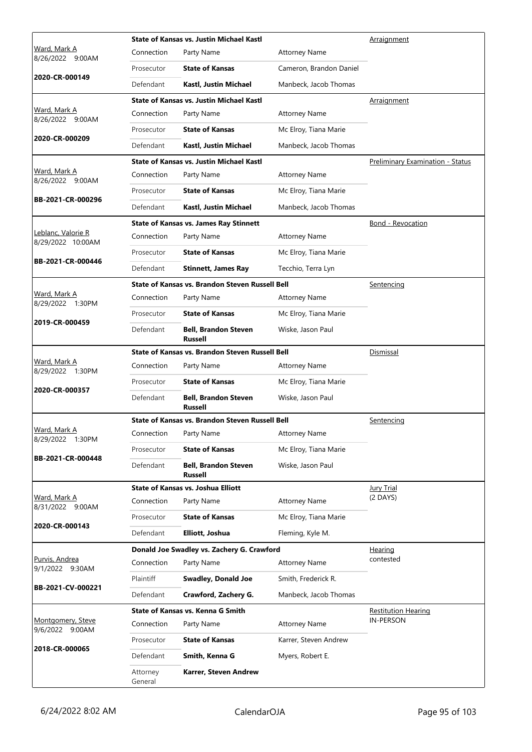| Judge / Date / Case | Case Title | Connection | Party Name | Attorney Name | Hearing Type |
|---|---|---|---|---|---|
| Ward, Mark A<br>8/26/2022 9:00AM<br>**2020-CR-000149** | **State of Kansas vs. Justin Michael Kastl** | Connection | Party Name | Attorney Name | Arraignment |
| | | Prosecutor | **State of Kansas** | Cameron, Brandon Daniel | |
| | | Defendant | **Kastl, Justin Michael** | Manbeck, Jacob Thomas | |
| Ward, Mark A<br>8/26/2022 9:00AM<br>**2020-CR-000209** | **State of Kansas vs. Justin Michael Kastl** | Connection | Party Name | Attorney Name | Arraignment |
| | | Prosecutor | **State of Kansas** | Mc Elroy, Tiana Marie | |
| | | Defendant | **Kastl, Justin Michael** | Manbeck, Jacob Thomas | |
| Ward, Mark A<br>8/26/2022 9:00AM<br>**BB-2021-CR-000296** | **State of Kansas vs. Justin Michael Kastl** | Connection | Party Name | Attorney Name | Preliminary Examination - Status |
| | | Prosecutor | **State of Kansas** | Mc Elroy, Tiana Marie | |
| | | Defendant | **Kastl, Justin Michael** | Manbeck, Jacob Thomas | |
| Leblanc, Valorie R<br>8/29/2022 10:00AM<br>**BB-2021-CR-000446** | **State of Kansas vs. James Ray Stinnett** | Connection | Party Name | Attorney Name | Bond - Revocation |
| | | Prosecutor | **State of Kansas** | Mc Elroy, Tiana Marie | |
| | | Defendant | **Stinnett, James Ray** | Tecchio, Terra Lyn | |
| Ward, Mark A<br>8/29/2022 1:30PM<br>**2019-CR-000459** | **State of Kansas vs. Brandon Steven Russell Bell** | Connection | Party Name | Attorney Name | Sentencing |
| | | Prosecutor | **State of Kansas** | Mc Elroy, Tiana Marie | |
| | | Defendant | **Bell, Brandon Steven Russell** | Wiske, Jason Paul | |
| Ward, Mark A<br>8/29/2022 1:30PM<br>**2020-CR-000357** | **State of Kansas vs. Brandon Steven Russell Bell** | Connection | Party Name | Attorney Name | Dismissal |
| | | Prosecutor | **State of Kansas** | Mc Elroy, Tiana Marie | |
| | | Defendant | **Bell, Brandon Steven Russell** | Wiske, Jason Paul | |
| Ward, Mark A<br>8/29/2022 1:30PM<br>**BB-2021-CR-000448** | **State of Kansas vs. Brandon Steven Russell Bell** | Connection | Party Name | Attorney Name | Sentencing |
| | | Prosecutor | **State of Kansas** | Mc Elroy, Tiana Marie | |
| | | Defendant | **Bell, Brandon Steven Russell** | Wiske, Jason Paul | |
| Ward, Mark A<br>8/31/2022 9:00AM<br>**2020-CR-000143** | **State of Kansas vs. Joshua Elliott** | Connection | Party Name | Attorney Name | Jury Trial<br>(2 DAYS) |
| | | Prosecutor | **State of Kansas** | Mc Elroy, Tiana Marie | |
| | | Defendant | **Elliott, Joshua** | Fleming, Kyle M. | |
| Purvis, Andrea<br>9/1/2022 9:30AM<br>**BB-2021-CV-000221** | **Donald Joe Swadley vs. Zachery G. Crawford** | Connection | Party Name | Attorney Name | Hearing<br>contested |
| | | Plaintiff | **Swadley, Donald Joe** | Smith, Frederick R. | |
| | | Defendant | **Crawford, Zachery G.** | Manbeck, Jacob Thomas | |
| Montgomery, Steve<br>9/6/2022 9:00AM<br>**2018-CR-000065** | **State of Kansas vs. Kenna G Smith** | Connection | Party Name | Attorney Name | Restitution Hearing<br>IN-PERSON |
| | | Prosecutor | **State of Kansas** | Karrer, Steven Andrew | |
| | | Defendant | **Smith, Kenna G** | Myers, Robert E. | |
| | | Attorney General | **Karrer, Steven Andrew** | | |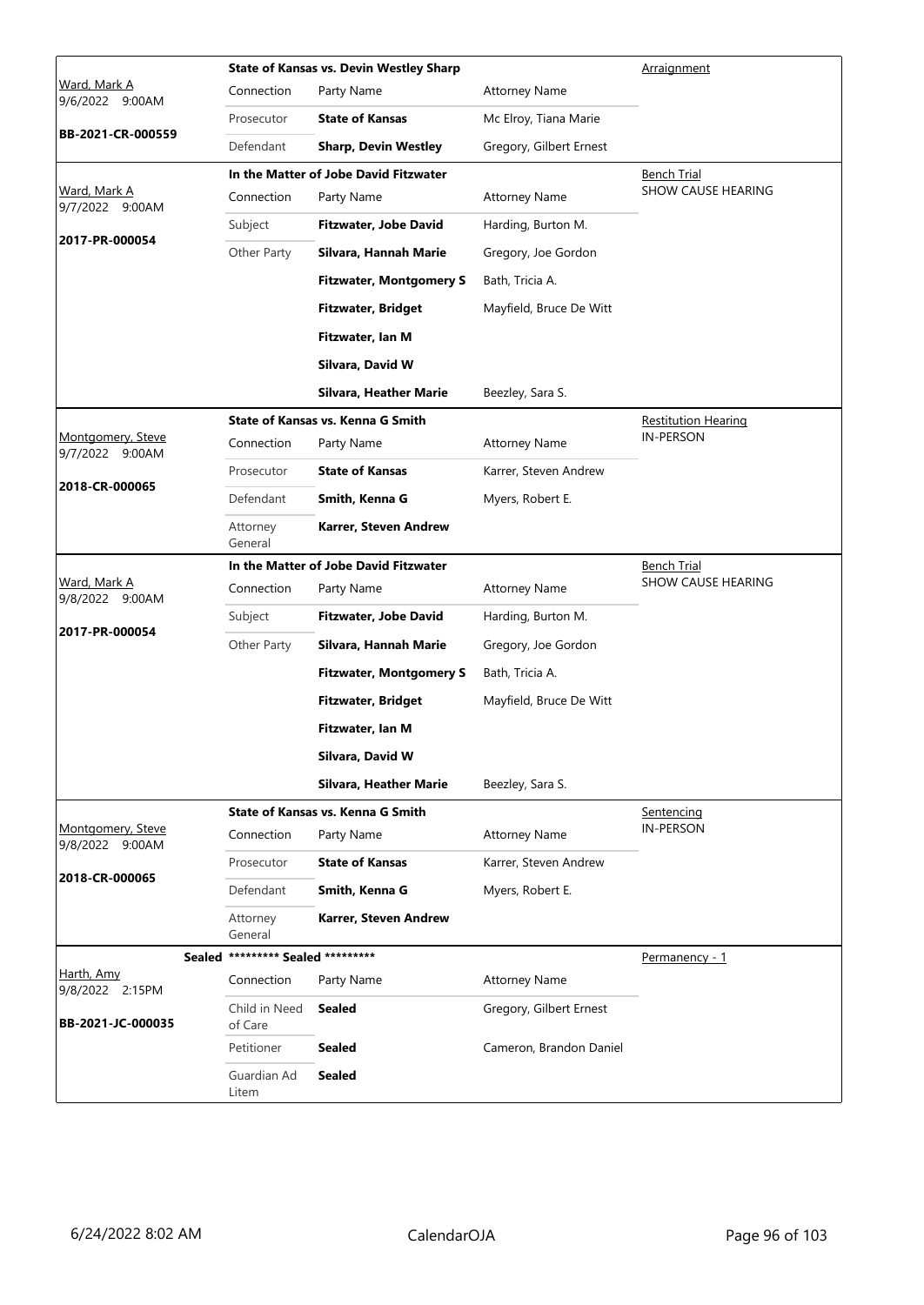| Judge / Date / Case | Connection | Party Name | Attorney Name | Hearing |
|---|---|---|---|---|
| Ward, Mark A | **State of Kansas vs. Devin Westley Sharp** | | | Arraignment |
| 9/6/2022 9:00AM | Connection | Party Name | Attorney Name | |
| **BB-2021-CR-000559** | Prosecutor | **State of Kansas** | Mc Elroy, Tiana Marie | |
| | Defendant | **Sharp, Devin Westley** | Gregory, Gilbert Ernest | |

| Judge / Date / Case | Connection | Party Name | Attorney Name | Hearing |
|---|---|---|---|---|
| Ward, Mark A | **In the Matter of Jobe David Fitzwater** | | | Bench Trial<br>SHOW CAUSE HEARING |
| 9/7/2022 9:00AM | Connection | Party Name | Attorney Name | |
| **2017-PR-000054** | Subject | **Fitzwater, Jobe David** | Harding, Burton M. | |
| | Other Party | **Silvara, Hannah Marie** | Gregory, Joe Gordon | |
| | | **Fitzwater, Montgomery S** | Bath, Tricia A. | |
| | | **Fitzwater, Bridget** | Mayfield, Bruce De Witt | |
| | | **Fitzwater, Ian M** | | |
| | | **Silvara, David W** | | |
| | | **Silvara, Heather Marie** | Beezley, Sara S. | |

| Judge / Date / Case | Connection | Party Name | Attorney Name | Hearing |
|---|---|---|---|---|
| Montgomery, Steve | **State of Kansas vs. Kenna G Smith** | | | Restitution Hearing<br>IN-PERSON |
| 9/7/2022 9:00AM | Connection | Party Name | Attorney Name | |
| **2018-CR-000065** | Prosecutor | **State of Kansas** | Karrer, Steven Andrew | |
| | Defendant | **Smith, Kenna G** | Myers, Robert E. | |
| | Attorney General | **Karrer, Steven Andrew** | | |

| Judge / Date / Case | Connection | Party Name | Attorney Name | Hearing |
|---|---|---|---|---|
| Ward, Mark A | **In the Matter of Jobe David Fitzwater** | | | Bench Trial<br>SHOW CAUSE HEARING |
| 9/8/2022 9:00AM | Connection | Party Name | Attorney Name | |
| **2017-PR-000054** | Subject | **Fitzwater, Jobe David** | Harding, Burton M. | |
| | Other Party | **Silvara, Hannah Marie** | Gregory, Joe Gordon | |
| | | **Fitzwater, Montgomery S** | Bath, Tricia A. | |
| | | **Fitzwater, Bridget** | Mayfield, Bruce De Witt | |
| | | **Fitzwater, Ian M** | | |
| | | **Silvara, David W** | | |
| | | **Silvara, Heather Marie** | Beezley, Sara S. | |

| Judge / Date / Case | Connection | Party Name | Attorney Name | Hearing |
|---|---|---|---|---|
| Montgomery, Steve | **State of Kansas vs. Kenna G Smith** | | | Sentencing<br>IN-PERSON |
| 9/8/2022 9:00AM | Connection | Party Name | Attorney Name | |
| **2018-CR-000065** | Prosecutor | **State of Kansas** | Karrer, Steven Andrew | |
| | Defendant | **Smith, Kenna G** | Myers, Robert E. | |
| | Attorney General | **Karrer, Steven Andrew** | | |

| Judge / Date / Case | Connection | Party Name | Attorney Name | Hearing |
|---|---|---|---|---|
| Harth, Amy | **Sealed \*\*\*\*\*\*\*\*\* Sealed \*\*\*\*\*\*\*\*\*** | | | Permanency - 1 |
| 9/8/2022 2:15PM | Connection | Party Name | Attorney Name | |
| **BB-2021-JC-000035** | Child in Need of Care | **Sealed** | Gregory, Gilbert Ernest | |
| | Petitioner | **Sealed** | Cameron, Brandon Daniel | |
| | Guardian Ad Litem | **Sealed** | | |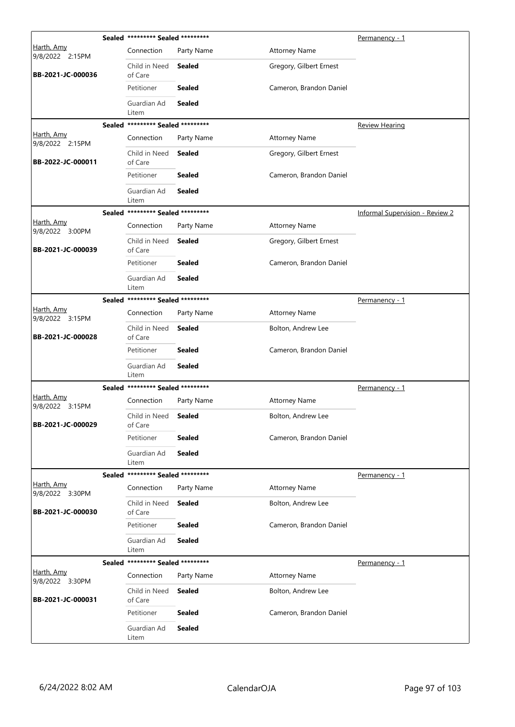| Judge / Date / Case | Sealed | Connection | Party Name | Attorney Name | Hearing Type |
|---|---|---|---|---|---|
| Harth, Amy 9/8/2022 2:15PM BB-2021-JC-000036 | Sealed | ********* Sealed ********* | | | Permanency - 1 |
| | | Connection | Party Name | Attorney Name | |
| | | Child in Need of Care | **Sealed** | Gregory, Gilbert Ernest | |
| | | Petitioner | **Sealed** | Cameron, Brandon Daniel | |
| | | Guardian Ad Litem | **Sealed** | | |
| Harth, Amy 9/8/2022 2:15PM BB-2022-JC-000011 | Sealed | ********* Sealed ********* | | | Review Hearing |
| | | Connection | Party Name | Attorney Name | |
| | | Child in Need of Care | **Sealed** | Gregory, Gilbert Ernest | |
| | | Petitioner | **Sealed** | Cameron, Brandon Daniel | |
| | | Guardian Ad Litem | **Sealed** | | |
| Harth, Amy 9/8/2022 3:00PM BB-2021-JC-000039 | Sealed | ********* Sealed ********* | | | Informal Supervision - Review 2 |
| | | Connection | Party Name | Attorney Name | |
| | | Child in Need of Care | **Sealed** | Gregory, Gilbert Ernest | |
| | | Petitioner | **Sealed** | Cameron, Brandon Daniel | |
| | | Guardian Ad Litem | **Sealed** | | |
| Harth, Amy 9/8/2022 3:15PM BB-2021-JC-000028 | Sealed | ********* Sealed ********* | | | Permanency - 1 |
| | | Connection | Party Name | Attorney Name | |
| | | Child in Need of Care | **Sealed** | Bolton, Andrew Lee | |
| | | Petitioner | **Sealed** | Cameron, Brandon Daniel | |
| | | Guardian Ad Litem | **Sealed** | | |
| Harth, Amy 9/8/2022 3:15PM BB-2021-JC-000029 | Sealed | ********* Sealed ********* | | | Permanency - 1 |
| | | Connection | Party Name | Attorney Name | |
| | | Child in Need of Care | **Sealed** | Bolton, Andrew Lee | |
| | | Petitioner | **Sealed** | Cameron, Brandon Daniel | |
| | | Guardian Ad Litem | **Sealed** | | |
| Harth, Amy 9/8/2022 3:30PM BB-2021-JC-000030 | Sealed | ********* Sealed ********* | | | Permanency - 1 |
| | | Connection | Party Name | Attorney Name | |
| | | Child in Need of Care | **Sealed** | Bolton, Andrew Lee | |
| | | Petitioner | **Sealed** | Cameron, Brandon Daniel | |
| | | Guardian Ad Litem | **Sealed** | | |
| Harth, Amy 9/8/2022 3:30PM BB-2021-JC-000031 | Sealed | ********* Sealed ********* | | | Permanency - 1 |
| | | Connection | Party Name | Attorney Name | |
| | | Child in Need of Care | **Sealed** | Bolton, Andrew Lee | |
| | | Petitioner | **Sealed** | Cameron, Brandon Daniel | |
| | | Guardian Ad Litem | **Sealed** | | |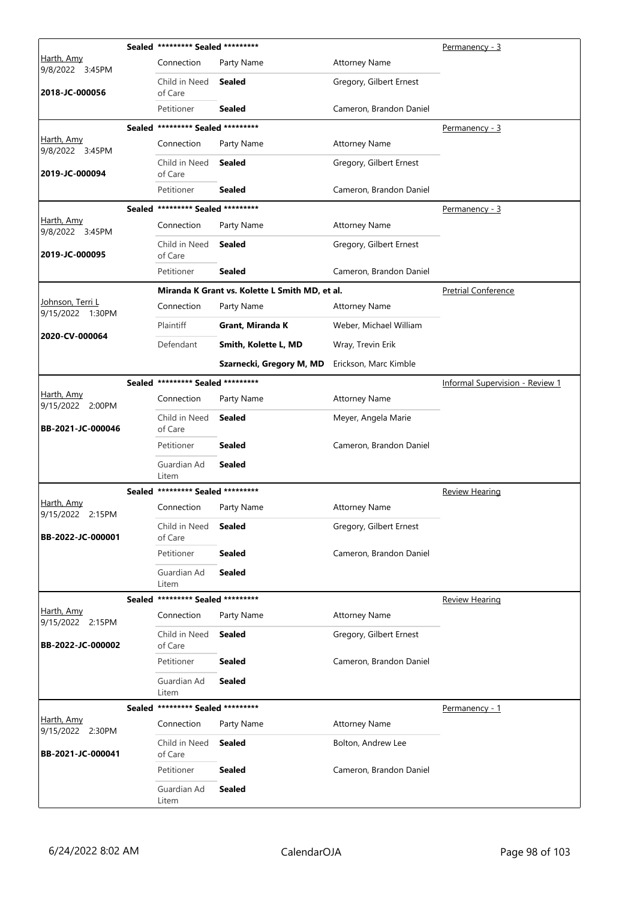| Judge / Date / Case | Case Title | | | Hearing Type |
|---|---|---|---|---|
| Harth, Amy<br>9/8/2022 3:45PM<br>**2018-JC-000056** | **Sealed** ********* **Sealed** ********* | | | Permanency - 3 |
| | Connection | Party Name | Attorney Name | |
| | Child in Need of Care | **Sealed** | Gregory, Gilbert Ernest | |
| | Petitioner | **Sealed** | Cameron, Brandon Daniel | |
| Harth, Amy<br>9/8/2022 3:45PM<br>**2019-JC-000094** | **Sealed** ********* **Sealed** ********* | | | Permanency - 3 |
| | Connection | Party Name | Attorney Name | |
| | Child in Need of Care | **Sealed** | Gregory, Gilbert Ernest | |
| | Petitioner | **Sealed** | Cameron, Brandon Daniel | |
| Harth, Amy<br>9/8/2022 3:45PM<br>**2019-JC-000095** | **Sealed** ********* **Sealed** ********* | | | Permanency - 3 |
| | Connection | Party Name | Attorney Name | |
| | Child in Need of Care | **Sealed** | Gregory, Gilbert Ernest | |
| | Petitioner | **Sealed** | Cameron, Brandon Daniel | |
| Johnson, Terri L<br>9/15/2022 1:30PM<br>**2020-CV-000064** | **Miranda K Grant vs. Kolette L Smith MD, et al.** | | | Pretrial Conference |
| | Connection | Party Name | Attorney Name | |
| | Plaintiff | **Grant, Miranda K** | Weber, Michael William | |
| | Defendant | **Smith, Kolette L, MD** | Wray, Trevin Erik | |
| | | **Szarnecki, Gregory M, MD** | Erickson, Marc Kimble | |
| Harth, Amy<br>9/15/2022 2:00PM<br>**BB-2021-JC-000046** | **Sealed** ********* **Sealed** ********* | | | Informal Supervision - Review 1 |
| | Connection | Party Name | Attorney Name | |
| | Child in Need of Care | **Sealed** | Meyer, Angela Marie | |
| | Petitioner | **Sealed** | Cameron, Brandon Daniel | |
| | Guardian Ad Litem | **Sealed** | | |
| Harth, Amy<br>9/15/2022 2:15PM<br>**BB-2022-JC-000001** | **Sealed** ********* **Sealed** ********* | | | Review Hearing |
| | Connection | Party Name | Attorney Name | |
| | Child in Need of Care | **Sealed** | Gregory, Gilbert Ernest | |
| | Petitioner | **Sealed** | Cameron, Brandon Daniel | |
| | Guardian Ad Litem | **Sealed** | | |
| Harth, Amy<br>9/15/2022 2:15PM<br>**BB-2022-JC-000002** | **Sealed** ********* **Sealed** ********* | | | Review Hearing |
| | Connection | Party Name | Attorney Name | |
| | Child in Need of Care | **Sealed** | Gregory, Gilbert Ernest | |
| | Petitioner | **Sealed** | Cameron, Brandon Daniel | |
| | Guardian Ad Litem | **Sealed** | | |
| Harth, Amy<br>9/15/2022 2:30PM<br>**BB-2021-JC-000041** | **Sealed** ********* **Sealed** ********* | | | Permanency - 1 |
| | Connection | Party Name | Attorney Name | |
| | Child in Need of Care | **Sealed** | Bolton, Andrew Lee | |
| | Petitioner | **Sealed** | Cameron, Brandon Daniel | |
| | Guardian Ad Litem | **Sealed** | | |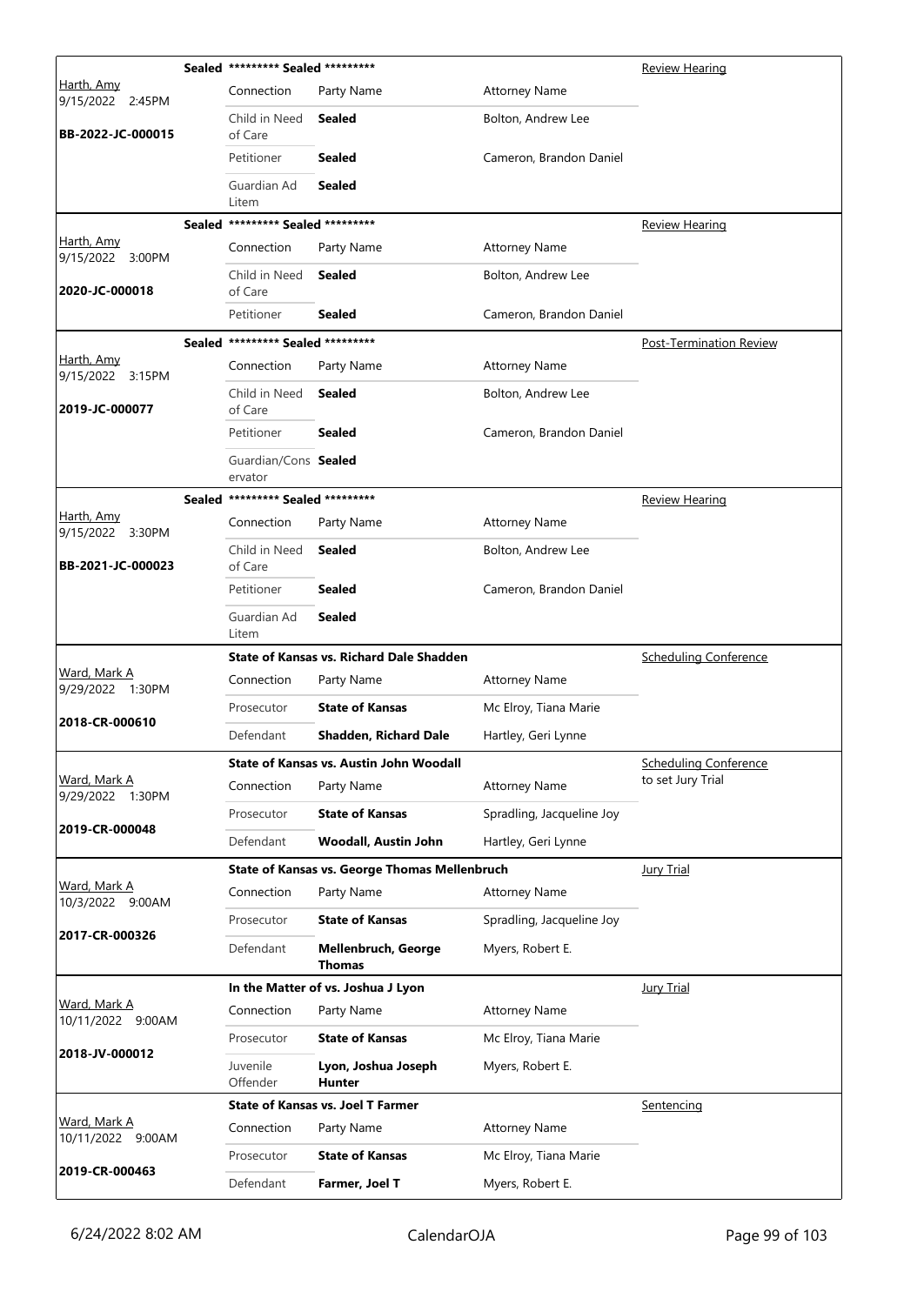| Judge / Date / Case | Case Title | Connection | Party Name | Attorney Name | Hearing Type |
|---|---|---|---|---|---|
| Harth, Amy<br>9/15/2022 2:45PM<br>**BB-2022-JC-000015** | **Sealed** ********* Sealed ********* | Child in Need of Care | **Sealed** | Bolton, Andrew Lee | Review Hearing |
| | | Petitioner | **Sealed** | Cameron, Brandon Daniel | |
| | | Guardian Ad Litem | **Sealed** | | |
| Harth, Amy<br>9/15/2022 3:00PM<br>**2020-JC-000018** | **Sealed** ********* Sealed ********* | Child in Need of Care | **Sealed** | Bolton, Andrew Lee | Review Hearing |
| | | Petitioner | **Sealed** | Cameron, Brandon Daniel | |
| Harth, Amy<br>9/15/2022 3:15PM<br>**2019-JC-000077** | **Sealed** ********* Sealed ********* | Child in Need of Care | **Sealed** | Bolton, Andrew Lee | Post-Termination Review |
| | | Petitioner | **Sealed** | Cameron, Brandon Daniel | |
| | | Guardian/Conservator | **Sealed** | | |
| Harth, Amy<br>9/15/2022 3:30PM<br>**BB-2021-JC-000023** | **Sealed** ********* Sealed ********* | Child in Need of Care | **Sealed** | Bolton, Andrew Lee | Review Hearing |
| | | Petitioner | **Sealed** | Cameron, Brandon Daniel | |
| | | Guardian Ad Litem | **Sealed** | | |
| Ward, Mark A<br>9/29/2022 1:30PM<br>**2018-CR-000610** | **State of Kansas vs. Richard Dale Shadden** | Prosecutor | **State of Kansas** | Mc Elroy, Tiana Marie | Scheduling Conference |
| | | Defendant | **Shadden, Richard Dale** | Hartley, Geri Lynne | |
| Ward, Mark A<br>9/29/2022 1:30PM<br>**2019-CR-000048** | **State of Kansas vs. Austin John Woodall** | Prosecutor | **State of Kansas** | Spradling, Jacqueline Joy | Scheduling Conference to set Jury Trial |
| | | Defendant | **Woodall, Austin John** | Hartley, Geri Lynne | |
| Ward, Mark A<br>10/3/2022 9:00AM<br>**2017-CR-000326** | **State of Kansas vs. George Thomas Mellenbruch** | Prosecutor | **State of Kansas** | Spradling, Jacqueline Joy | Jury Trial |
| | | Defendant | **Mellenbruch, George Thomas** | Myers, Robert E. | |
| Ward, Mark A<br>10/11/2022 9:00AM<br>**2018-JV-000012** | **In the Matter of vs. Joshua J Lyon** | Prosecutor | **State of Kansas** | Mc Elroy, Tiana Marie | Jury Trial |
| | | Juvenile Offender | **Lyon, Joshua Joseph Hunter** | Myers, Robert E. | |
| Ward, Mark A<br>10/11/2022 9:00AM<br>**2019-CR-000463** | **State of Kansas vs. Joel T Farmer** | Prosecutor | **State of Kansas** | Mc Elroy, Tiana Marie | Sentencing |
| | | Defendant | **Farmer, Joel T** | Myers, Robert E. | |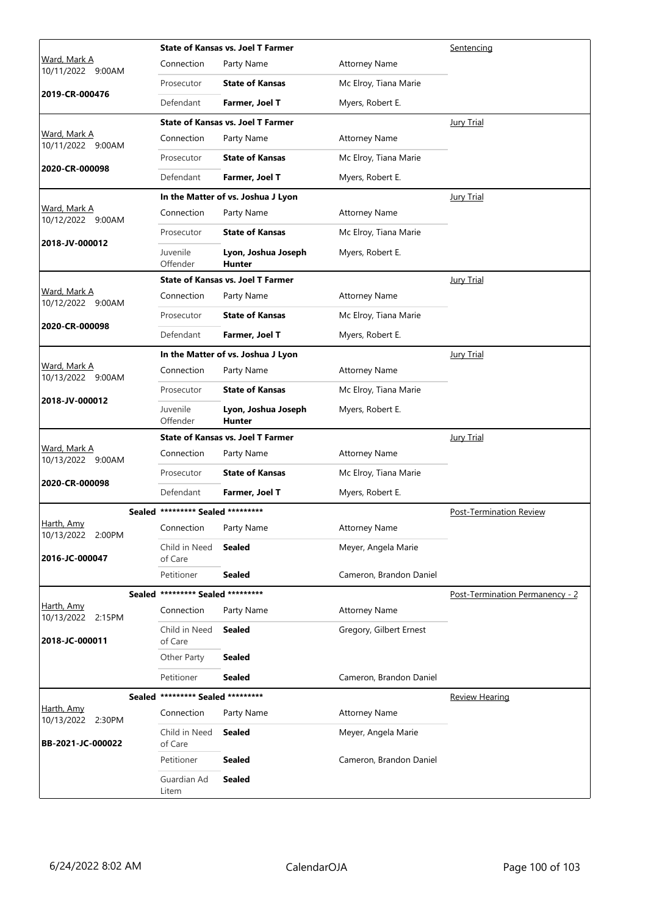| Judge / Date / Case | Connection | Party Name | Attorney Name | Hearing Type |
|---|---|---|---|---|
| Ward, Mark A 10/11/2022 9:00AM **2019-CR-000476** | **State of Kansas vs. Joel T Farmer** | | | Sentencing |
| | Prosecutor | **State of Kansas** | Mc Elroy, Tiana Marie | |
| | Defendant | **Farmer, Joel T** | Myers, Robert E. | |
| Ward, Mark A 10/11/2022 9:00AM **2020-CR-000098** | **State of Kansas vs. Joel T Farmer** | | | Jury Trial |
| | Prosecutor | **State of Kansas** | Mc Elroy, Tiana Marie | |
| | Defendant | **Farmer, Joel T** | Myers, Robert E. | |
| Ward, Mark A 10/12/2022 9:00AM **2018-JV-000012** | **In the Matter of vs. Joshua J Lyon** | | | Jury Trial |
| | Prosecutor | **State of Kansas** | Mc Elroy, Tiana Marie | |
| | Juvenile Offender | **Lyon, Joshua Joseph Hunter** | Myers, Robert E. | |
| Ward, Mark A 10/12/2022 9:00AM **2020-CR-000098** | **State of Kansas vs. Joel T Farmer** | | | Jury Trial |
| | Prosecutor | **State of Kansas** | Mc Elroy, Tiana Marie | |
| | Defendant | **Farmer, Joel T** | Myers, Robert E. | |
| Ward, Mark A 10/13/2022 9:00AM **2018-JV-000012** | **In the Matter of vs. Joshua J Lyon** | | | Jury Trial |
| | Prosecutor | **State of Kansas** | Mc Elroy, Tiana Marie | |
| | Juvenile Offender | **Lyon, Joshua Joseph Hunter** | Myers, Robert E. | |
| Ward, Mark A 10/13/2022 9:00AM **2020-CR-000098** | **State of Kansas vs. Joel T Farmer** | | | Jury Trial |
| | Prosecutor | **State of Kansas** | Mc Elroy, Tiana Marie | |
| | Defendant | **Farmer, Joel T** | Myers, Robert E. | |
| Harth, Amy 10/13/2022 2:00PM **2016-JC-000047** | **Sealed \*\*\*\*\*\*\*\*\* Sealed \*\*\*\*\*\*\*\*\*** | | | Post-Termination Review |
| | Child in Need of Care | **Sealed** | Meyer, Angela Marie | |
| | Petitioner | **Sealed** | Cameron, Brandon Daniel | |
| Harth, Amy 10/13/2022 2:15PM **2018-JC-000011** | **Sealed \*\*\*\*\*\*\*\*\* Sealed \*\*\*\*\*\*\*\*\*** | | | Post-Termination Permanency - 2 |
| | Child in Need of Care | **Sealed** | Gregory, Gilbert Ernest | |
| | Other Party | **Sealed** | | |
| | Petitioner | **Sealed** | Cameron, Brandon Daniel | |
| Harth, Amy 10/13/2022 2:30PM **BB-2021-JC-000022** | **Sealed \*\*\*\*\*\*\*\*\* Sealed \*\*\*\*\*\*\*\*\*** | | | Review Hearing |
| | Child in Need of Care | **Sealed** | Meyer, Angela Marie | |
| | Petitioner | **Sealed** | Cameron, Brandon Daniel | |
| | Guardian Ad Litem | **Sealed** | | |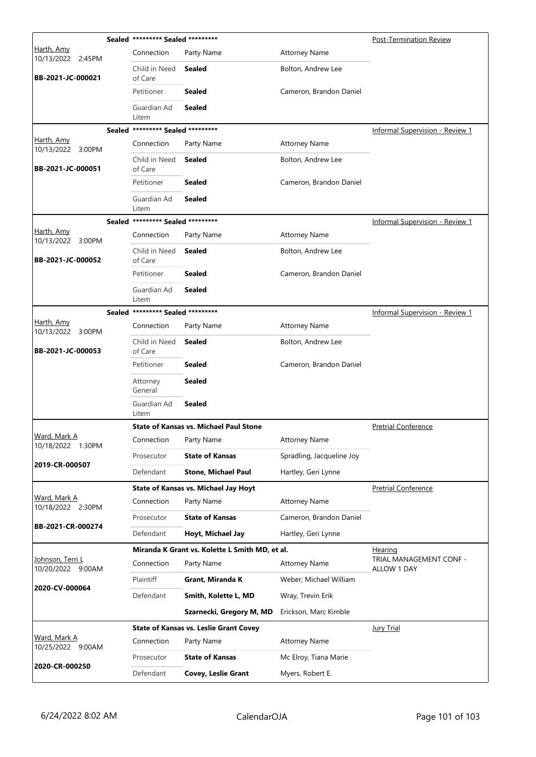| Judge / Date / Case | Case Title | | | Hearing Type |
|---|---|---|---|---|
| Harth, Amy<br>10/13/2022 2:45PM<br>**BB-2021-JC-000021** | **Sealed \*\*\*\*\*\*\*\*\* Sealed \*\*\*\*\*\*\*\*\*** | | | Post-Termination Review |
| | Connection | Party Name | Attorney Name | |
| | Child in Need of Care | **Sealed** | Bolton, Andrew Lee | |
| | Petitioner | **Sealed** | Cameron, Brandon Daniel | |
| | Guardian Ad Litem | **Sealed** | | |
| Harth, Amy<br>10/13/2022 3:00PM<br>**BB-2021-JC-000051** | **Sealed \*\*\*\*\*\*\*\*\* Sealed \*\*\*\*\*\*\*\*\*** | | | Informal Supervision - Review 1 |
| | Connection | Party Name | Attorney Name | |
| | Child in Need of Care | **Sealed** | Bolton, Andrew Lee | |
| | Petitioner | **Sealed** | Cameron, Brandon Daniel | |
| | Guardian Ad Litem | **Sealed** | | |
| Harth, Amy<br>10/13/2022 3:00PM<br>**BB-2021-JC-000052** | **Sealed \*\*\*\*\*\*\*\*\* Sealed \*\*\*\*\*\*\*\*\*** | | | Informal Supervision - Review 1 |
| | Connection | Party Name | Attorney Name | |
| | Child in Need of Care | **Sealed** | Bolton, Andrew Lee | |
| | Petitioner | **Sealed** | Cameron, Brandon Daniel | |
| | Guardian Ad Litem | **Sealed** | | |
| Harth, Amy<br>10/13/2022 3:00PM<br>**BB-2021-JC-000053** | **Sealed \*\*\*\*\*\*\*\*\* Sealed \*\*\*\*\*\*\*\*\*** | | | Informal Supervision - Review 1 |
| | Connection | Party Name | Attorney Name | |
| | Child in Need of Care | **Sealed** | Bolton, Andrew Lee | |
| | Petitioner | **Sealed** | Cameron, Brandon Daniel | |
| | Attorney General | **Sealed** | | |
| | Guardian Ad Litem | **Sealed** | | |
| Ward, Mark A<br>10/18/2022 1:30PM<br>**2019-CR-000507** | **State of Kansas vs. Michael Paul Stone** | | | Pretrial Conference |
| | Connection | Party Name | Attorney Name | |
| | Prosecutor | **State of Kansas** | Spradling, Jacqueline Joy | |
| | Defendant | **Stone, Michael Paul** | Hartley, Geri Lynne | |
| Ward, Mark A<br>10/18/2022 2:30PM<br>**BB-2021-CR-000274** | **State of Kansas vs. Michael Jay Hoyt** | | | Pretrial Conference |
| | Connection | Party Name | Attorney Name | |
| | Prosecutor | **State of Kansas** | Cameron, Brandon Daniel | |
| | Defendant | **Hoyt, Michael Jay** | Hartley, Geri Lynne | |
| Johnson, Terri L<br>10/20/2022 9:00AM<br>**2020-CV-000064** | **Miranda K Grant vs. Kolette L Smith MD, et al.** | | | Hearing<br>TRIAL MANAGEMENT CONF - ALLOW 1 DAY |
| | Connection | Party Name | Attorney Name | |
| | Plaintiff | **Grant, Miranda K** | Weber, Michael William | |
| | Defendant | **Smith, Kolette L, MD** | Wray, Trevin Erik | |
| | | **Szarnecki, Gregory M, MD** | Erickson, Marc Kimble | |
| Ward, Mark A<br>10/25/2022 9:00AM<br>**2020-CR-000250** | **State of Kansas vs. Leslie Grant Covey** | | | Jury Trial |
| | Connection | Party Name | Attorney Name | |
| | Prosecutor | **State of Kansas** | Mc Elroy, Tiana Marie | |
| | Defendant | **Covey, Leslie Grant** | Myers, Robert E. | |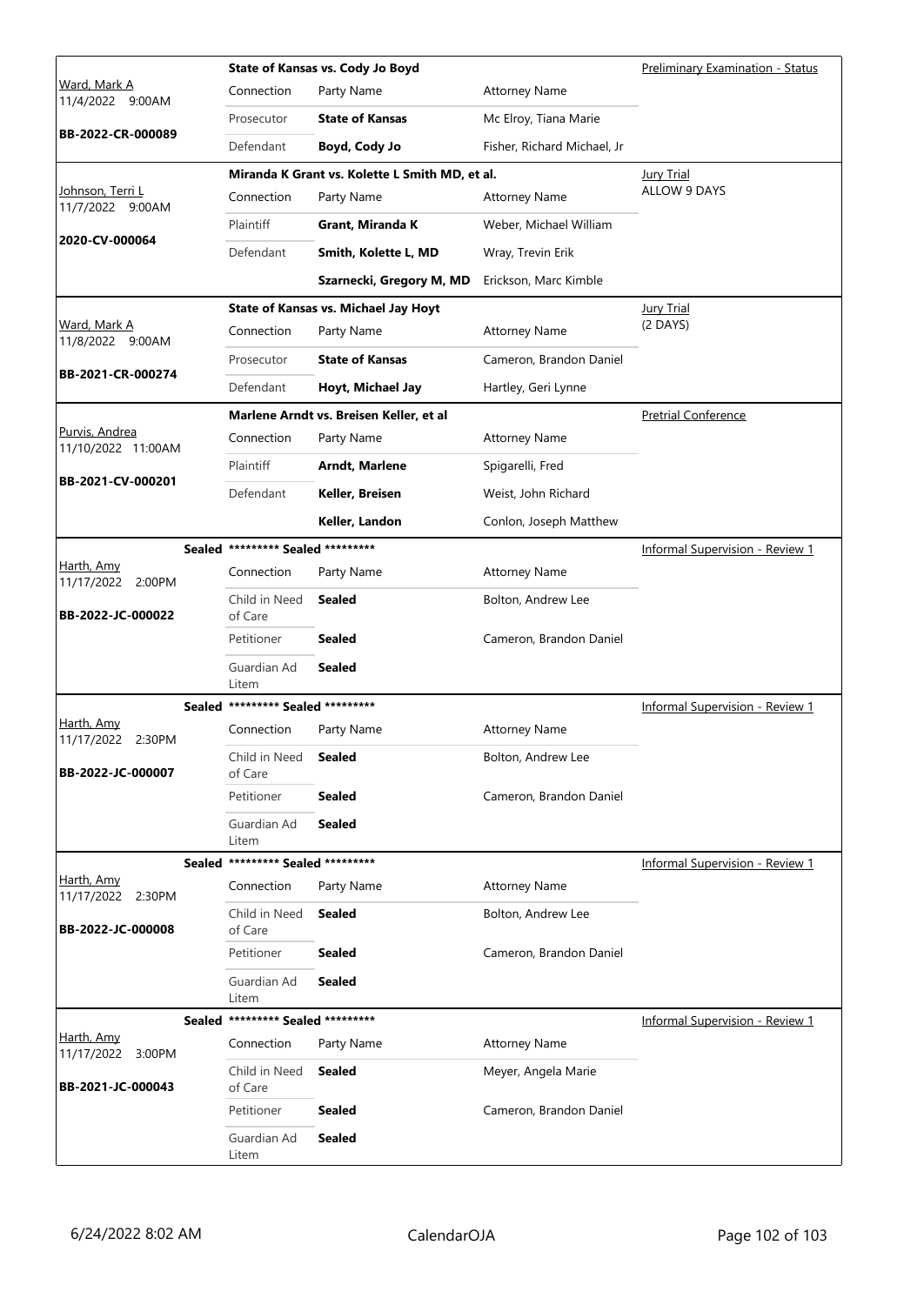| Judge / Date / Case | Connection | Party Name | Attorney Name | Hearing Type |
|---|---|---|---|---|
| Ward, Mark A<br>11/4/2022 9:00AM<br>**BB-2022-CR-000089** | **State of Kansas vs. Cody Jo Boyd** | | | Preliminary Examination - Status |
| | Prosecutor | **State of Kansas** | Mc Elroy, Tiana Marie | |
| | Defendant | **Boyd, Cody Jo** | Fisher, Richard Michael, Jr | |
| Johnson, Terri L<br>11/7/2022 9:00AM<br>**2020-CV-000064** | **Miranda K Grant vs. Kolette L Smith MD, et al.** | | | Jury Trial<br>ALLOW 9 DAYS |
| | Plaintiff | **Grant, Miranda K** | Weber, Michael William | |
| | Defendant | **Smith, Kolette L, MD** | Wray, Trevin Erik | |
| | | **Szarnecki, Gregory M, MD** | Erickson, Marc Kimble | |
| Ward, Mark A<br>11/8/2022 9:00AM<br>**BB-2021-CR-000274** | **State of Kansas vs. Michael Jay Hoyt** | | | Jury Trial<br>(2 DAYS) |
| | Prosecutor | **State of Kansas** | Cameron, Brandon Daniel | |
| | Defendant | **Hoyt, Michael Jay** | Hartley, Geri Lynne | |
| Purvis, Andrea<br>11/10/2022 11:00AM<br>**BB-2021-CV-000201** | **Marlene Arndt vs. Breisen Keller, et al** | | | Pretrial Conference |
| | Plaintiff | **Arndt, Marlene** | Spigarelli, Fred | |
| | Defendant | **Keller, Breisen** | Weist, John Richard | |
| | | **Keller, Landon** | Conlon, Joseph Matthew | |
| Harth, Amy<br>11/17/2022 2:00PM<br>**BB-2022-JC-000022** | Sealed ********* Sealed ********* | | | Informal Supervision - Review 1 |
| | Child in Need of Care | **Sealed** | Bolton, Andrew Lee | |
| | Petitioner | **Sealed** | Cameron, Brandon Daniel | |
| | Guardian Ad Litem | **Sealed** | | |
| Harth, Amy<br>11/17/2022 2:30PM<br>**BB-2022-JC-000007** | Sealed ********* Sealed ********* | | | Informal Supervision - Review 1 |
| | Child in Need of Care | **Sealed** | Bolton, Andrew Lee | |
| | Petitioner | **Sealed** | Cameron, Brandon Daniel | |
| | Guardian Ad Litem | **Sealed** | | |
| Harth, Amy<br>11/17/2022 2:30PM<br>**BB-2022-JC-000008** | Sealed ********* Sealed ********* | | | Informal Supervision - Review 1 |
| | Child in Need of Care | **Sealed** | Bolton, Andrew Lee | |
| | Petitioner | **Sealed** | Cameron, Brandon Daniel | |
| | Guardian Ad Litem | **Sealed** | | |
| Harth, Amy<br>11/17/2022 3:00PM<br>**BB-2021-JC-000043** | Sealed ********* Sealed ********* | | | Informal Supervision - Review 1 |
| | Child in Need of Care | **Sealed** | Meyer, Angela Marie | |
| | Petitioner | **Sealed** | Cameron, Brandon Daniel | |
| | Guardian Ad Litem | **Sealed** | | |

6/24/2022 8:02 AM CalendarOJA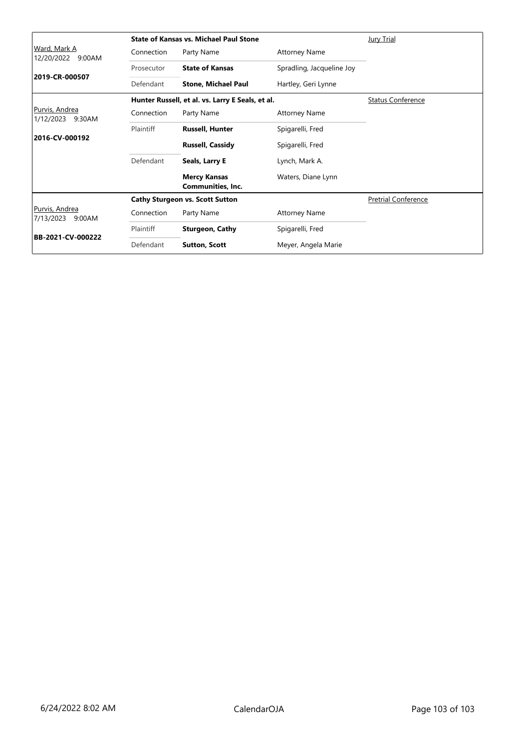| | | | | |
|---|---|---|---|---|
| Ward, Mark A<br>12/20/2022 9:00AM<br><br>**2019-CR-000507** | **State of Kansas vs. Michael Paul Stone** | | | Jury Trial |
| | Connection | Party Name | Attorney Name | |
| | Prosecutor | **State of Kansas** | Spradling, Jacqueline Joy | |
| | Defendant | **Stone, Michael Paul** | Hartley, Geri Lynne | |
| Purvis, Andrea<br>1/12/2023 9:30AM<br><br>**2016-CV-000192** | **Hunter Russell, et al. vs. Larry E Seals, et al.** | | | Status Conference |
| | Connection | Party Name | Attorney Name | |
| | Plaintiff | **Russell, Hunter** | Spigarelli, Fred | |
| | | **Russell, Cassidy** | Spigarelli, Fred | |
| | Defendant | **Seals, Larry E** | Lynch, Mark A. | |
| | | **Mercy Kansas Communities, Inc.** | Waters, Diane Lynn | |
| Purvis, Andrea<br>7/13/2023 9:00AM<br><br>**BB-2021-CV-000222** | **Cathy Sturgeon vs. Scott Sutton** | | | Pretrial Conference |
| | Connection | Party Name | Attorney Name | |
| | Plaintiff | **Sturgeon, Cathy** | Spigarelli, Fred | |
| | Defendant | **Sutton, Scott** | Meyer, Angela Marie | |